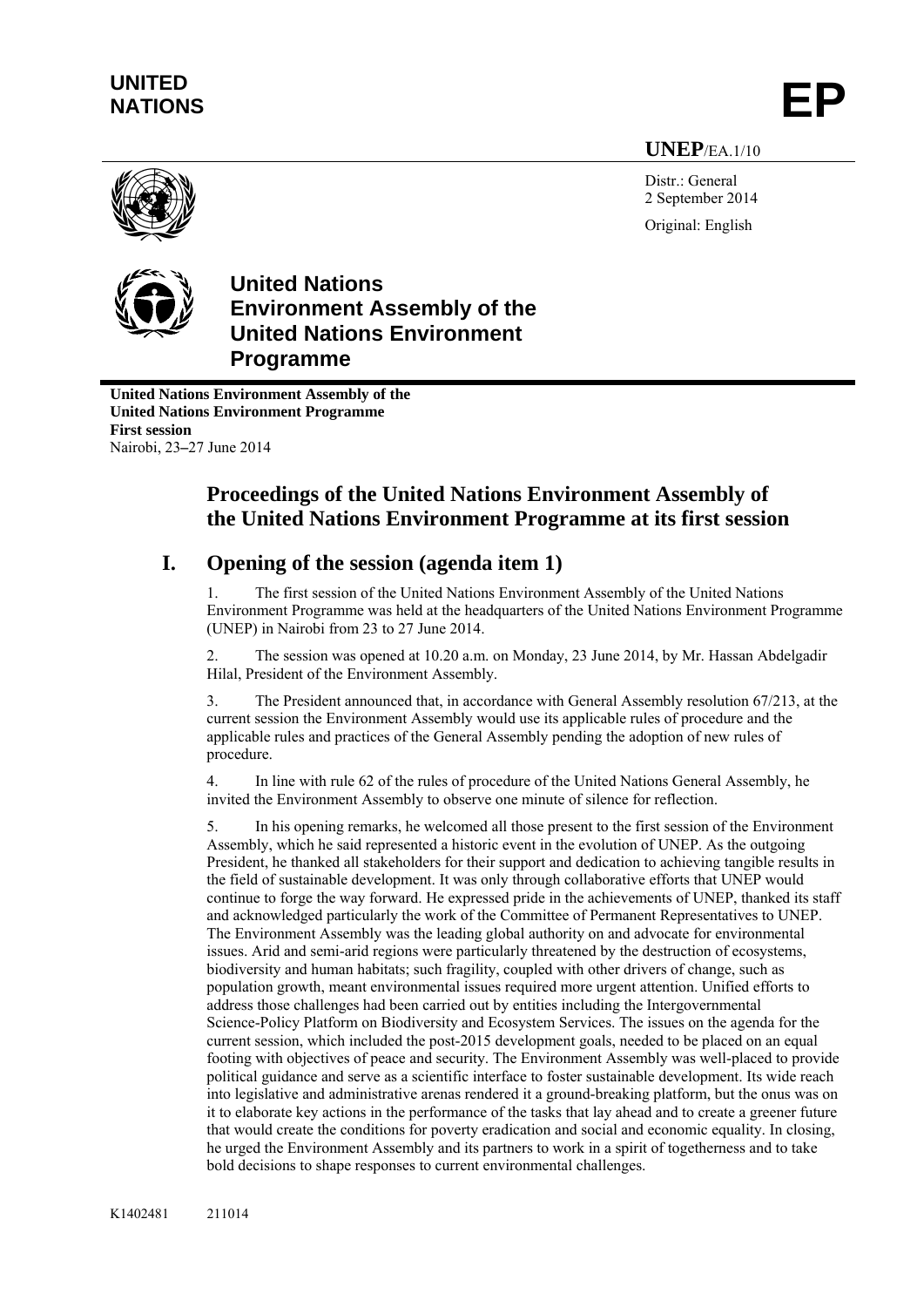**UNITED NATIONS**

**EP**

**UNEP**/EA.1/10

Distr.: General
2 September 2014

Original: English

**United Nations Environment Assembly of the United Nations Environment Programme**

**United Nations Environment Assembly of the United Nations Environment Programme**
**First session**
Nairobi, 23–27 June 2014

# Proceedings of the United Nations Environment Assembly of the United Nations Environment Programme at its first session

## I. Opening of the session (agenda item 1)

1. The first session of the United Nations Environment Assembly of the United Nations Environment Programme was held at the headquarters of the United Nations Environment Programme (UNEP) in Nairobi from 23 to 27 June 2014.

2. The session was opened at 10.20 a.m. on Monday, 23 June 2014, by Mr. Hassan Abdelgadir Hilal, President of the Environment Assembly.

3. The President announced that, in accordance with General Assembly resolution 67/213, at the current session the Environment Assembly would use its applicable rules of procedure and the applicable rules and practices of the General Assembly pending the adoption of new rules of procedure.

4. In line with rule 62 of the rules of procedure of the United Nations General Assembly, he invited the Environment Assembly to observe one minute of silence for reflection.

5. In his opening remarks, he welcomed all those present to the first session of the Environment Assembly, which he said represented a historic event in the evolution of UNEP. As the outgoing President, he thanked all stakeholders for their support and dedication to achieving tangible results in the field of sustainable development. It was only through collaborative efforts that UNEP would continue to forge the way forward. He expressed pride in the achievements of UNEP, thanked its staff and acknowledged particularly the work of the Committee of Permanent Representatives to UNEP. The Environment Assembly was the leading global authority on and advocate for environmental issues. Arid and semi-arid regions were particularly threatened by the destruction of ecosystems, biodiversity and human habitats; such fragility, coupled with other drivers of change, such as population growth, meant environmental issues required more urgent attention. Unified efforts to address those challenges had been carried out by entities including the Intergovernmental Science-Policy Platform on Biodiversity and Ecosystem Services. The issues on the agenda for the current session, which included the post-2015 development goals, needed to be placed on an equal footing with objectives of peace and security. The Environment Assembly was well-placed to provide political guidance and serve as a scientific interface to foster sustainable development. Its wide reach into legislative and administrative arenas rendered it a ground-breaking platform, but the onus was on it to elaborate key actions in the performance of the tasks that lay ahead and to create a greener future that would create the conditions for poverty eradication and social and economic equality. In closing, he urged the Environment Assembly and its partners to work in a spirit of togetherness and to take bold decisions to shape responses to current environmental challenges.

K1402481 211014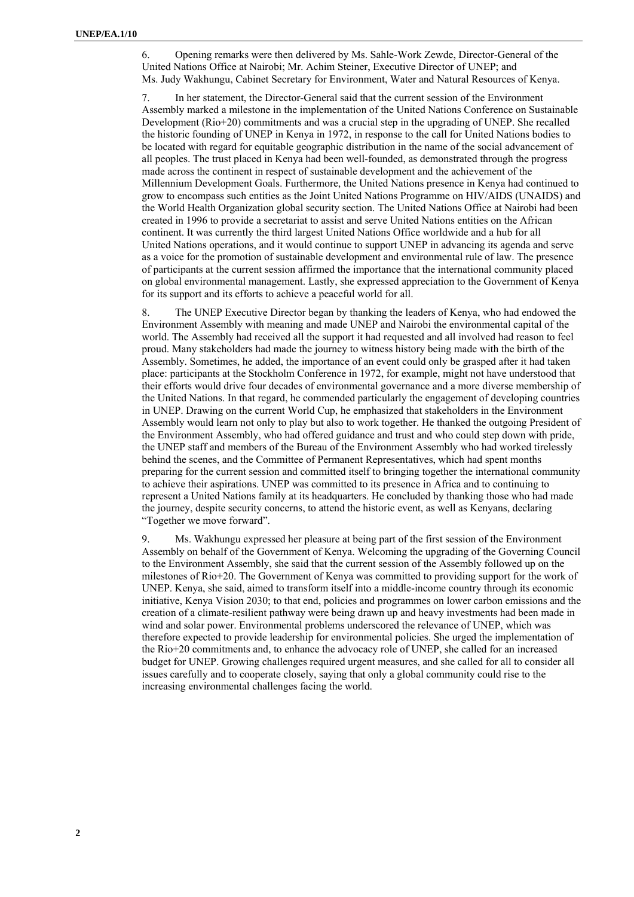6. Opening remarks were then delivered by Ms. Sahle-Work Zewde, Director-General of the United Nations Office at Nairobi; Mr. Achim Steiner, Executive Director of UNEP; and Ms. Judy Wakhungu, Cabinet Secretary for Environment, Water and Natural Resources of Kenya.

7. In her statement, the Director-General said that the current session of the Environment Assembly marked a milestone in the implementation of the United Nations Conference on Sustainable Development (Rio+20) commitments and was a crucial step in the upgrading of UNEP. She recalled the historic founding of UNEP in Kenya in 1972, in response to the call for United Nations bodies to be located with regard for equitable geographic distribution in the name of the social advancement of all peoples. The trust placed in Kenya had been well-founded, as demonstrated through the progress made across the continent in respect of sustainable development and the achievement of the Millennium Development Goals. Furthermore, the United Nations presence in Kenya had continued to grow to encompass such entities as the Joint United Nations Programme on HIV/AIDS (UNAIDS) and the World Health Organization global security section. The United Nations Office at Nairobi had been created in 1996 to provide a secretariat to assist and serve United Nations entities on the African continent. It was currently the third largest United Nations Office worldwide and a hub for all United Nations operations, and it would continue to support UNEP in advancing its agenda and serve as a voice for the promotion of sustainable development and environmental rule of law. The presence of participants at the current session affirmed the importance that the international community placed on global environmental management. Lastly, she expressed appreciation to the Government of Kenya for its support and its efforts to achieve a peaceful world for all.

8. The UNEP Executive Director began by thanking the leaders of Kenya, who had endowed the Environment Assembly with meaning and made UNEP and Nairobi the environmental capital of the world. The Assembly had received all the support it had requested and all involved had reason to feel proud. Many stakeholders had made the journey to witness history being made with the birth of the Assembly. Sometimes, he added, the importance of an event could only be grasped after it had taken place: participants at the Stockholm Conference in 1972, for example, might not have understood that their efforts would drive four decades of environmental governance and a more diverse membership of the United Nations. In that regard, he commended particularly the engagement of developing countries in UNEP. Drawing on the current World Cup, he emphasized that stakeholders in the Environment Assembly would learn not only to play but also to work together. He thanked the outgoing President of the Environment Assembly, who had offered guidance and trust and who could step down with pride, the UNEP staff and members of the Bureau of the Environment Assembly who had worked tirelessly behind the scenes, and the Committee of Permanent Representatives, which had spent months preparing for the current session and committed itself to bringing together the international community to achieve their aspirations. UNEP was committed to its presence in Africa and to continuing to represent a United Nations family at its headquarters. He concluded by thanking those who had made the journey, despite security concerns, to attend the historic event, as well as Kenyans, declaring "Together we move forward".

9. Ms. Wakhungu expressed her pleasure at being part of the first session of the Environment Assembly on behalf of the Government of Kenya. Welcoming the upgrading of the Governing Council to the Environment Assembly, she said that the current session of the Assembly followed up on the milestones of Rio+20. The Government of Kenya was committed to providing support for the work of UNEP. Kenya, she said, aimed to transform itself into a middle-income country through its economic initiative, Kenya Vision 2030; to that end, policies and programmes on lower carbon emissions and the creation of a climate-resilient pathway were being drawn up and heavy investments had been made in wind and solar power. Environmental problems underscored the relevance of UNEP, which was therefore expected to provide leadership for environmental policies. She urged the implementation of the Rio+20 commitments and, to enhance the advocacy role of UNEP, she called for an increased budget for UNEP. Growing challenges required urgent measures, and she called for all to consider all issues carefully and to cooperate closely, saying that only a global community could rise to the increasing environmental challenges facing the world.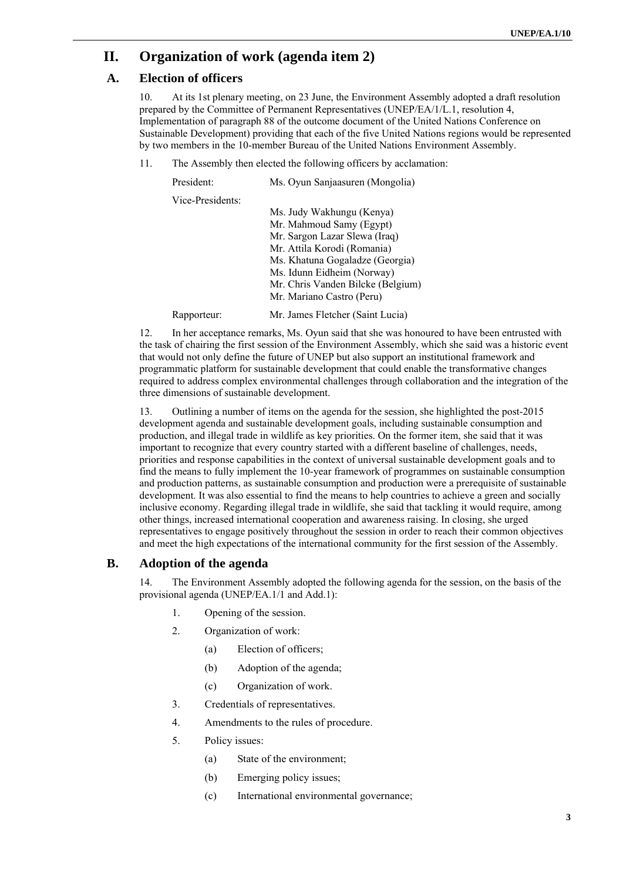# II. Organization of work (agenda item 2)

## A. Election of officers

10. At its 1st plenary meeting, on 23 June, the Environment Assembly adopted a draft resolution prepared by the Committee of Permanent Representatives (UNEP/EA/1/L.1, resolution 4, Implementation of paragraph 88 of the outcome document of the United Nations Conference on Sustainable Development) providing that each of the five United Nations regions would be represented by two members in the 10-member Bureau of the United Nations Environment Assembly.

11. The Assembly then elected the following officers by acclamation:

| | |
|---|---|
| President: | Ms. Oyun Sanjaasuren (Mongolia) |
| Vice-Presidents: | Ms. Judy Wakhungu (Kenya)<br>Mr. Mahmoud Samy (Egypt)<br>Mr. Sargon Lazar Slewa (Iraq)<br>Mr. Attila Korodi (Romania)<br>Ms. Khatuna Gogaladze (Georgia)<br>Ms. Idunn Eidheim (Norway)<br>Mr. Chris Vanden Bilcke (Belgium)<br>Mr. Mariano Castro (Peru) |
| Rapporteur: | Mr. James Fletcher (Saint Lucia) |

12. In her acceptance remarks, Ms. Oyun said that she was honoured to have been entrusted with the task of chairing the first session of the Environment Assembly, which she said was a historic event that would not only define the future of UNEP but also support an institutional framework and programmatic platform for sustainable development that could enable the transformative changes required to address complex environmental challenges through collaboration and the integration of the three dimensions of sustainable development.

13. Outlining a number of items on the agenda for the session, she highlighted the post-2015 development agenda and sustainable development goals, including sustainable consumption and production, and illegal trade in wildlife as key priorities. On the former item, she said that it was important to recognize that every country started with a different baseline of challenges, needs, priorities and response capabilities in the context of universal sustainable development goals and to find the means to fully implement the 10-year framework of programmes on sustainable consumption and production patterns, as sustainable consumption and production were a prerequisite of sustainable development. It was also essential to find the means to help countries to achieve a green and socially inclusive economy. Regarding illegal trade in wildlife, she said that tackling it would require, among other things, increased international cooperation and awareness raising. In closing, she urged representatives to engage positively throughout the session in order to reach their common objectives and meet the high expectations of the international community for the first session of the Assembly.

## B. Adoption of the agenda

14. The Environment Assembly adopted the following agenda for the session, on the basis of the provisional agenda (UNEP/EA.1/1 and Add.1):

1. Opening of the session.
2. Organization of work:
    - (a) Election of officers;
    - (b) Adoption of the agenda;
    - (c) Organization of work.
3. Credentials of representatives.
4. Amendments to the rules of procedure.
5. Policy issues:
    - (a) State of the environment;
    - (b) Emerging policy issues;
    - (c) International environmental governance;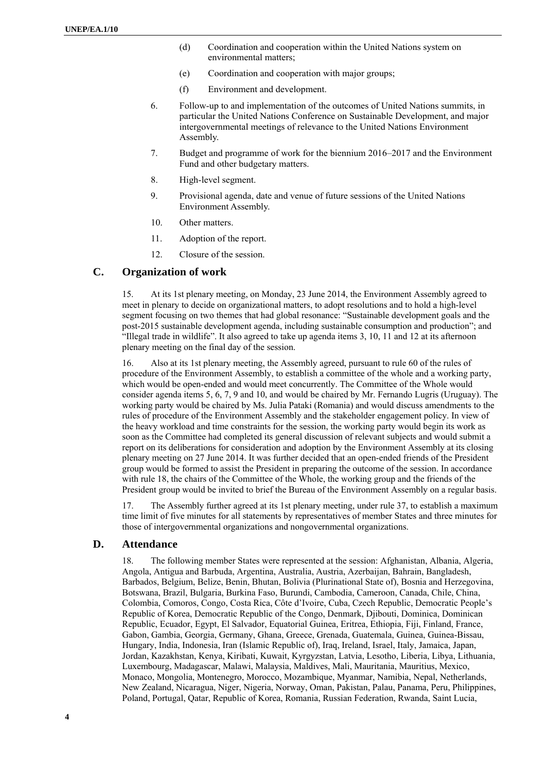(d) Coordination and cooperation within the United Nations system on environmental matters;

(e) Coordination and cooperation with major groups;

(f) Environment and development.

6. Follow-up to and implementation of the outcomes of United Nations summits, in particular the United Nations Conference on Sustainable Development, and major intergovernmental meetings of relevance to the United Nations Environment Assembly.

7. Budget and programme of work for the biennium 2016–2017 and the Environment Fund and other budgetary matters.

8. High-level segment.

9. Provisional agenda, date and venue of future sessions of the United Nations Environment Assembly.

10. Other matters.

11. Adoption of the report.

12. Closure of the session.

## C. Organization of work

15. At its 1st plenary meeting, on Monday, 23 June 2014, the Environment Assembly agreed to meet in plenary to decide on organizational matters, to adopt resolutions and to hold a high-level segment focusing on two themes that had global resonance: "Sustainable development goals and the post-2015 sustainable development agenda, including sustainable consumption and production"; and "Illegal trade in wildlife". It also agreed to take up agenda items 3, 10, 11 and 12 at its afternoon plenary meeting on the final day of the session.

16. Also at its 1st plenary meeting, the Assembly agreed, pursuant to rule 60 of the rules of procedure of the Environment Assembly, to establish a committee of the whole and a working party, which would be open-ended and would meet concurrently. The Committee of the Whole would consider agenda items 5, 6, 7, 9 and 10, and would be chaired by Mr. Fernando Lugris (Uruguay). The working party would be chaired by Ms. Julia Pataki (Romania) and would discuss amendments to the rules of procedure of the Environment Assembly and the stakeholder engagement policy. In view of the heavy workload and time constraints for the session, the working party would begin its work as soon as the Committee had completed its general discussion of relevant subjects and would submit a report on its deliberations for consideration and adoption by the Environment Assembly at its closing plenary meeting on 27 June 2014. It was further decided that an open-ended friends of the President group would be formed to assist the President in preparing the outcome of the session. In accordance with rule 18, the chairs of the Committee of the Whole, the working group and the friends of the President group would be invited to brief the Bureau of the Environment Assembly on a regular basis.

17. The Assembly further agreed at its 1st plenary meeting, under rule 37, to establish a maximum time limit of five minutes for all statements by representatives of member States and three minutes for those of intergovernmental organizations and nongovernmental organizations.

## D. Attendance

18. The following member States were represented at the session: Afghanistan, Albania, Algeria, Angola, Antigua and Barbuda, Argentina, Australia, Austria, Azerbaijan, Bahrain, Bangladesh, Barbados, Belgium, Belize, Benin, Bhutan, Bolivia (Plurinational State of), Bosnia and Herzegovina, Botswana, Brazil, Bulgaria, Burkina Faso, Burundi, Cambodia, Cameroon, Canada, Chile, China, Colombia, Comoros, Congo, Costa Rica, Côte d'Ivoire, Cuba, Czech Republic, Democratic People's Republic of Korea, Democratic Republic of the Congo, Denmark, Djibouti, Dominica, Dominican Republic, Ecuador, Egypt, El Salvador, Equatorial Guinea, Eritrea, Ethiopia, Fiji, Finland, France, Gabon, Gambia, Georgia, Germany, Ghana, Greece, Grenada, Guatemala, Guinea, Guinea-Bissau, Hungary, India, Indonesia, Iran (Islamic Republic of), Iraq, Ireland, Israel, Italy, Jamaica, Japan, Jordan, Kazakhstan, Kenya, Kiribati, Kuwait, Kyrgyzstan, Latvia, Lesotho, Liberia, Libya, Lithuania, Luxembourg, Madagascar, Malawi, Malaysia, Maldives, Mali, Mauritania, Mauritius, Mexico, Monaco, Mongolia, Montenegro, Morocco, Mozambique, Myanmar, Namibia, Nepal, Netherlands, New Zealand, Nicaragua, Niger, Nigeria, Norway, Oman, Pakistan, Palau, Panama, Peru, Philippines, Poland, Portugal, Qatar, Republic of Korea, Romania, Russian Federation, Rwanda, Saint Lucia,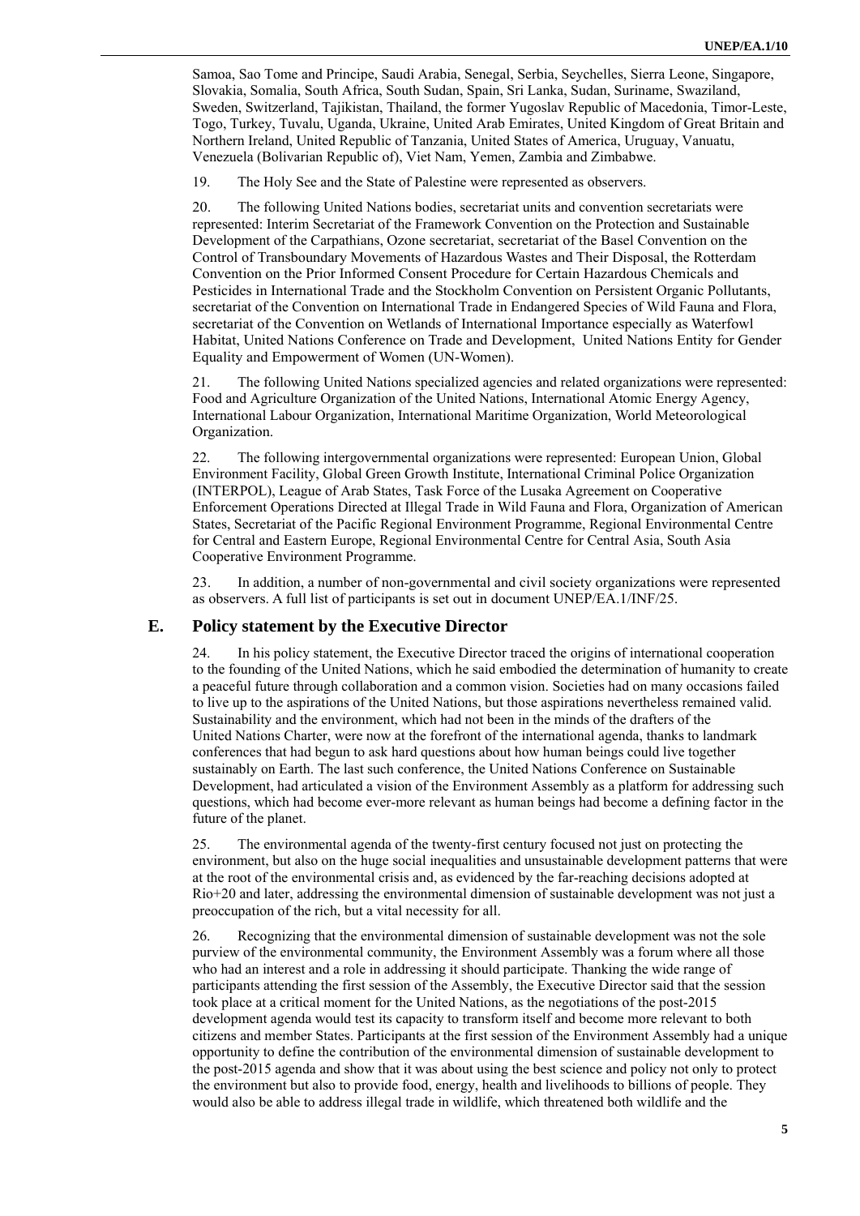Samoa, Sao Tome and Principe, Saudi Arabia, Senegal, Serbia, Seychelles, Sierra Leone, Singapore, Slovakia, Somalia, South Africa, South Sudan, Spain, Sri Lanka, Sudan, Suriname, Swaziland, Sweden, Switzerland, Tajikistan, Thailand, the former Yugoslav Republic of Macedonia, Timor-Leste, Togo, Turkey, Tuvalu, Uganda, Ukraine, United Arab Emirates, United Kingdom of Great Britain and Northern Ireland, United Republic of Tanzania, United States of America, Uruguay, Vanuatu, Venezuela (Bolivarian Republic of), Viet Nam, Yemen, Zambia and Zimbabwe.

19. The Holy See and the State of Palestine were represented as observers.

20. The following United Nations bodies, secretariat units and convention secretariats were represented: Interim Secretariat of the Framework Convention on the Protection and Sustainable Development of the Carpathians, Ozone secretariat, secretariat of the Basel Convention on the Control of Transboundary Movements of Hazardous Wastes and Their Disposal, the Rotterdam Convention on the Prior Informed Consent Procedure for Certain Hazardous Chemicals and Pesticides in International Trade and the Stockholm Convention on Persistent Organic Pollutants, secretariat of the Convention on International Trade in Endangered Species of Wild Fauna and Flora, secretariat of the Convention on Wetlands of International Importance especially as Waterfowl Habitat, United Nations Conference on Trade and Development, United Nations Entity for Gender Equality and Empowerment of Women (UN-Women).

21. The following United Nations specialized agencies and related organizations were represented: Food and Agriculture Organization of the United Nations, International Atomic Energy Agency, International Labour Organization, International Maritime Organization, World Meteorological Organization.

22. The following intergovernmental organizations were represented: European Union, Global Environment Facility, Global Green Growth Institute, International Criminal Police Organization (INTERPOL), League of Arab States, Task Force of the Lusaka Agreement on Cooperative Enforcement Operations Directed at Illegal Trade in Wild Fauna and Flora, Organization of American States, Secretariat of the Pacific Regional Environment Programme, Regional Environmental Centre for Central and Eastern Europe, Regional Environmental Centre for Central Asia, South Asia Cooperative Environment Programme.

23. In addition, a number of non-governmental and civil society organizations were represented as observers. A full list of participants is set out in document UNEP/EA.1/INF/25.

## E. Policy statement by the Executive Director

24. In his policy statement, the Executive Director traced the origins of international cooperation to the founding of the United Nations, which he said embodied the determination of humanity to create a peaceful future through collaboration and a common vision. Societies had on many occasions failed to live up to the aspirations of the United Nations, but those aspirations nevertheless remained valid. Sustainability and the environment, which had not been in the minds of the drafters of the United Nations Charter, were now at the forefront of the international agenda, thanks to landmark conferences that had begun to ask hard questions about how human beings could live together sustainably on Earth. The last such conference, the United Nations Conference on Sustainable Development, had articulated a vision of the Environment Assembly as a platform for addressing such questions, which had become ever-more relevant as human beings had become a defining factor in the future of the planet.

25. The environmental agenda of the twenty-first century focused not just on protecting the environment, but also on the huge social inequalities and unsustainable development patterns that were at the root of the environmental crisis and, as evidenced by the far-reaching decisions adopted at Rio+20 and later, addressing the environmental dimension of sustainable development was not just a preoccupation of the rich, but a vital necessity for all.

26. Recognizing that the environmental dimension of sustainable development was not the sole purview of the environmental community, the Environment Assembly was a forum where all those who had an interest and a role in addressing it should participate. Thanking the wide range of participants attending the first session of the Assembly, the Executive Director said that the session took place at a critical moment for the United Nations, as the negotiations of the post-2015 development agenda would test its capacity to transform itself and become more relevant to both citizens and member States. Participants at the first session of the Environment Assembly had a unique opportunity to define the contribution of the environmental dimension of sustainable development to the post-2015 agenda and show that it was about using the best science and policy not only to protect the environment but also to provide food, energy, health and livelihoods to billions of people. They would also be able to address illegal trade in wildlife, which threatened both wildlife and the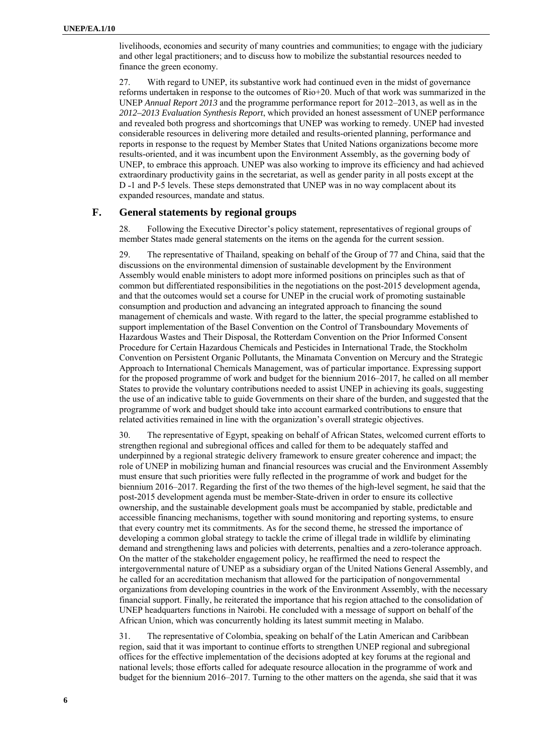livelihoods, economies and security of many countries and communities; to engage with the judiciary and other legal practitioners; and to discuss how to mobilize the substantial resources needed to finance the green economy.

27. With regard to UNEP, its substantive work had continued even in the midst of governance reforms undertaken in response to the outcomes of Rio+20. Much of that work was summarized in the UNEP *Annual Report 2013* and the programme performance report for 2012–2013, as well as in the *2012–2013 Evaluation Synthesis Report*, which provided an honest assessment of UNEP performance and revealed both progress and shortcomings that UNEP was working to remedy. UNEP had invested considerable resources in delivering more detailed and results-oriented planning, performance and reports in response to the request by Member States that United Nations organizations become more results-oriented, and it was incumbent upon the Environment Assembly, as the governing body of UNEP, to embrace this approach. UNEP was also working to improve its efficiency and had achieved extraordinary productivity gains in the secretariat, as well as gender parity in all posts except at the D -1 and P-5 levels. These steps demonstrated that UNEP was in no way complacent about its expanded resources, mandate and status.

## F. General statements by regional groups

28. Following the Executive Director's policy statement, representatives of regional groups of member States made general statements on the items on the agenda for the current session.

29. The representative of Thailand, speaking on behalf of the Group of 77 and China, said that the discussions on the environmental dimension of sustainable development by the Environment Assembly would enable ministers to adopt more informed positions on principles such as that of common but differentiated responsibilities in the negotiations on the post-2015 development agenda, and that the outcomes would set a course for UNEP in the crucial work of promoting sustainable consumption and production and advancing an integrated approach to financing the sound management of chemicals and waste. With regard to the latter, the special programme established to support implementation of the Basel Convention on the Control of Transboundary Movements of Hazardous Wastes and Their Disposal, the Rotterdam Convention on the Prior Informed Consent Procedure for Certain Hazardous Chemicals and Pesticides in International Trade, the Stockholm Convention on Persistent Organic Pollutants, the Minamata Convention on Mercury and the Strategic Approach to International Chemicals Management, was of particular importance. Expressing support for the proposed programme of work and budget for the biennium 2016–2017, he called on all member States to provide the voluntary contributions needed to assist UNEP in achieving its goals, suggesting the use of an indicative table to guide Governments on their share of the burden, and suggested that the programme of work and budget should take into account earmarked contributions to ensure that related activities remained in line with the organization's overall strategic objectives.

30. The representative of Egypt, speaking on behalf of African States, welcomed current efforts to strengthen regional and subregional offices and called for them to be adequately staffed and underpinned by a regional strategic delivery framework to ensure greater coherence and impact; the role of UNEP in mobilizing human and financial resources was crucial and the Environment Assembly must ensure that such priorities were fully reflected in the programme of work and budget for the biennium 2016–2017. Regarding the first of the two themes of the high-level segment, he said that the post-2015 development agenda must be member-State-driven in order to ensure its collective ownership, and the sustainable development goals must be accompanied by stable, predictable and accessible financing mechanisms, together with sound monitoring and reporting systems, to ensure that every country met its commitments. As for the second theme, he stressed the importance of developing a common global strategy to tackle the crime of illegal trade in wildlife by eliminating demand and strengthening laws and policies with deterrents, penalties and a zero-tolerance approach. On the matter of the stakeholder engagement policy, he reaffirmed the need to respect the intergovernmental nature of UNEP as a subsidiary organ of the United Nations General Assembly, and he called for an accreditation mechanism that allowed for the participation of nongovernmental organizations from developing countries in the work of the Environment Assembly, with the necessary financial support. Finally, he reiterated the importance that his region attached to the consolidation of UNEP headquarters functions in Nairobi. He concluded with a message of support on behalf of the African Union, which was concurrently holding its latest summit meeting in Malabo.

31. The representative of Colombia, speaking on behalf of the Latin American and Caribbean region, said that it was important to continue efforts to strengthen UNEP regional and subregional offices for the effective implementation of the decisions adopted at key forums at the regional and national levels; those efforts called for adequate resource allocation in the programme of work and budget for the biennium 2016–2017. Turning to the other matters on the agenda, she said that it was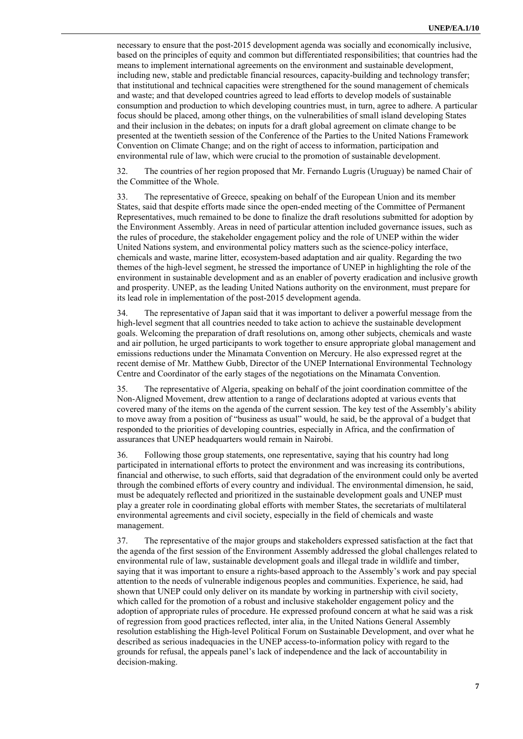necessary to ensure that the post-2015 development agenda was socially and economically inclusive, based on the principles of equity and common but differentiated responsibilities; that countries had the means to implement international agreements on the environment and sustainable development, including new, stable and predictable financial resources, capacity-building and technology transfer; that institutional and technical capacities were strengthened for the sound management of chemicals and waste; and that developed countries agreed to lead efforts to develop models of sustainable consumption and production to which developing countries must, in turn, agree to adhere. A particular focus should be placed, among other things, on the vulnerabilities of small island developing States and their inclusion in the debates; on inputs for a draft global agreement on climate change to be presented at the twentieth session of the Conference of the Parties to the United Nations Framework Convention on Climate Change; and on the right of access to information, participation and environmental rule of law, which were crucial to the promotion of sustainable development.

32. The countries of her region proposed that Mr. Fernando Lugris (Uruguay) be named Chair of the Committee of the Whole.

33. The representative of Greece, speaking on behalf of the European Union and its member States, said that despite efforts made since the open-ended meeting of the Committee of Permanent Representatives, much remained to be done to finalize the draft resolutions submitted for adoption by the Environment Assembly. Areas in need of particular attention included governance issues, such as the rules of procedure, the stakeholder engagement policy and the role of UNEP within the wider United Nations system, and environmental policy matters such as the science-policy interface, chemicals and waste, marine litter, ecosystem-based adaptation and air quality. Regarding the two themes of the high-level segment, he stressed the importance of UNEP in highlighting the role of the environment in sustainable development and as an enabler of poverty eradication and inclusive growth and prosperity. UNEP, as the leading United Nations authority on the environment, must prepare for its lead role in implementation of the post-2015 development agenda.

34. The representative of Japan said that it was important to deliver a powerful message from the high-level segment that all countries needed to take action to achieve the sustainable development goals. Welcoming the preparation of draft resolutions on, among other subjects, chemicals and waste and air pollution, he urged participants to work together to ensure appropriate global management and emissions reductions under the Minamata Convention on Mercury. He also expressed regret at the recent demise of Mr. Matthew Gubb, Director of the UNEP International Environmental Technology Centre and Coordinator of the early stages of the negotiations on the Minamata Convention.

35. The representative of Algeria, speaking on behalf of the joint coordination committee of the Non-Aligned Movement, drew attention to a range of declarations adopted at various events that covered many of the items on the agenda of the current session. The key test of the Assembly's ability to move away from a position of "business as usual" would, he said, be the approval of a budget that responded to the priorities of developing countries, especially in Africa, and the confirmation of assurances that UNEP headquarters would remain in Nairobi.

36. Following those group statements, one representative, saying that his country had long participated in international efforts to protect the environment and was increasing its contributions, financial and otherwise, to such efforts, said that degradation of the environment could only be averted through the combined efforts of every country and individual. The environmental dimension, he said, must be adequately reflected and prioritized in the sustainable development goals and UNEP must play a greater role in coordinating global efforts with member States, the secretariats of multilateral environmental agreements and civil society, especially in the field of chemicals and waste management.

37. The representative of the major groups and stakeholders expressed satisfaction at the fact that the agenda of the first session of the Environment Assembly addressed the global challenges related to environmental rule of law, sustainable development goals and illegal trade in wildlife and timber, saying that it was important to ensure a rights-based approach to the Assembly's work and pay special attention to the needs of vulnerable indigenous peoples and communities. Experience, he said, had shown that UNEP could only deliver on its mandate by working in partnership with civil society, which called for the promotion of a robust and inclusive stakeholder engagement policy and the adoption of appropriate rules of procedure. He expressed profound concern at what he said was a risk of regression from good practices reflected, inter alia, in the United Nations General Assembly resolution establishing the High-level Political Forum on Sustainable Development, and over what he described as serious inadequacies in the UNEP access-to-information policy with regard to the grounds for refusal, the appeals panel's lack of independence and the lack of accountability in decision-making.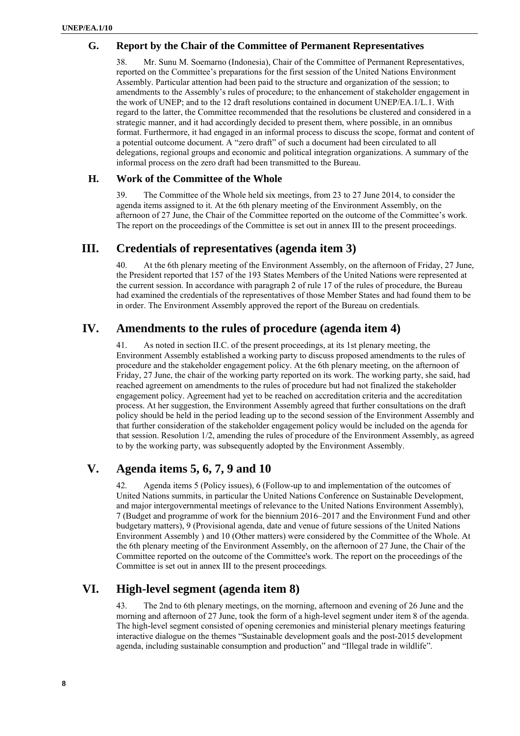### G. Report by the Chair of the Committee of Permanent Representatives

38. Mr. Sunu M. Soemarno (Indonesia), Chair of the Committee of Permanent Representatives, reported on the Committee's preparations for the first session of the United Nations Environment Assembly. Particular attention had been paid to the structure and organization of the session; to amendments to the Assembly's rules of procedure; to the enhancement of stakeholder engagement in the work of UNEP; and to the 12 draft resolutions contained in document UNEP/EA.1/L.1. With regard to the latter, the Committee recommended that the resolutions be clustered and considered in a strategic manner, and it had accordingly decided to present them, where possible, in an omnibus format. Furthermore, it had engaged in an informal process to discuss the scope, format and content of a potential outcome document. A "zero draft" of such a document had been circulated to all delegations, regional groups and economic and political integration organizations. A summary of the informal process on the zero draft had been transmitted to the Bureau.

### H. Work of the Committee of the Whole

39. The Committee of the Whole held six meetings, from 23 to 27 June 2014, to consider the agenda items assigned to it. At the 6th plenary meeting of the Environment Assembly, on the afternoon of 27 June, the Chair of the Committee reported on the outcome of the Committee's work. The report on the proceedings of the Committee is set out in annex III to the present proceedings.

## III. Credentials of representatives (agenda item 3)

40. At the 6th plenary meeting of the Environment Assembly, on the afternoon of Friday, 27 June, the President reported that 157 of the 193 States Members of the United Nations were represented at the current session. In accordance with paragraph 2 of rule 17 of the rules of procedure, the Bureau had examined the credentials of the representatives of those Member States and had found them to be in order. The Environment Assembly approved the report of the Bureau on credentials.

## IV. Amendments to the rules of procedure (agenda item 4)

41. As noted in section II.C. of the present proceedings, at its 1st plenary meeting, the Environment Assembly established a working party to discuss proposed amendments to the rules of procedure and the stakeholder engagement policy. At the 6th plenary meeting, on the afternoon of Friday, 27 June, the chair of the working party reported on its work. The working party, she said, had reached agreement on amendments to the rules of procedure but had not finalized the stakeholder engagement policy. Agreement had yet to be reached on accreditation criteria and the accreditation process. At her suggestion, the Environment Assembly agreed that further consultations on the draft policy should be held in the period leading up to the second session of the Environment Assembly and that further consideration of the stakeholder engagement policy would be included on the agenda for that session. Resolution 1/2, amending the rules of procedure of the Environment Assembly, as agreed to by the working party, was subsequently adopted by the Environment Assembly.

## V. Agenda items 5, 6, 7, 9 and 10

42. Agenda items 5 (Policy issues), 6 (Follow-up to and implementation of the outcomes of United Nations summits, in particular the United Nations Conference on Sustainable Development, and major intergovernmental meetings of relevance to the United Nations Environment Assembly), 7 (Budget and programme of work for the biennium 2016–2017 and the Environment Fund and other budgetary matters), 9 (Provisional agenda, date and venue of future sessions of the United Nations Environment Assembly ) and 10 (Other matters) were considered by the Committee of the Whole. At the 6th plenary meeting of the Environment Assembly, on the afternoon of 27 June, the Chair of the Committee reported on the outcome of the Committee's work. The report on the proceedings of the Committee is set out in annex III to the present proceedings.

## VI. High-level segment (agenda item 8)

43. The 2nd to 6th plenary meetings, on the morning, afternoon and evening of 26 June and the morning and afternoon of 27 June, took the form of a high-level segment under item 8 of the agenda. The high-level segment consisted of opening ceremonies and ministerial plenary meetings featuring interactive dialogue on the themes "Sustainable development goals and the post-2015 development agenda, including sustainable consumption and production" and "Illegal trade in wildlife".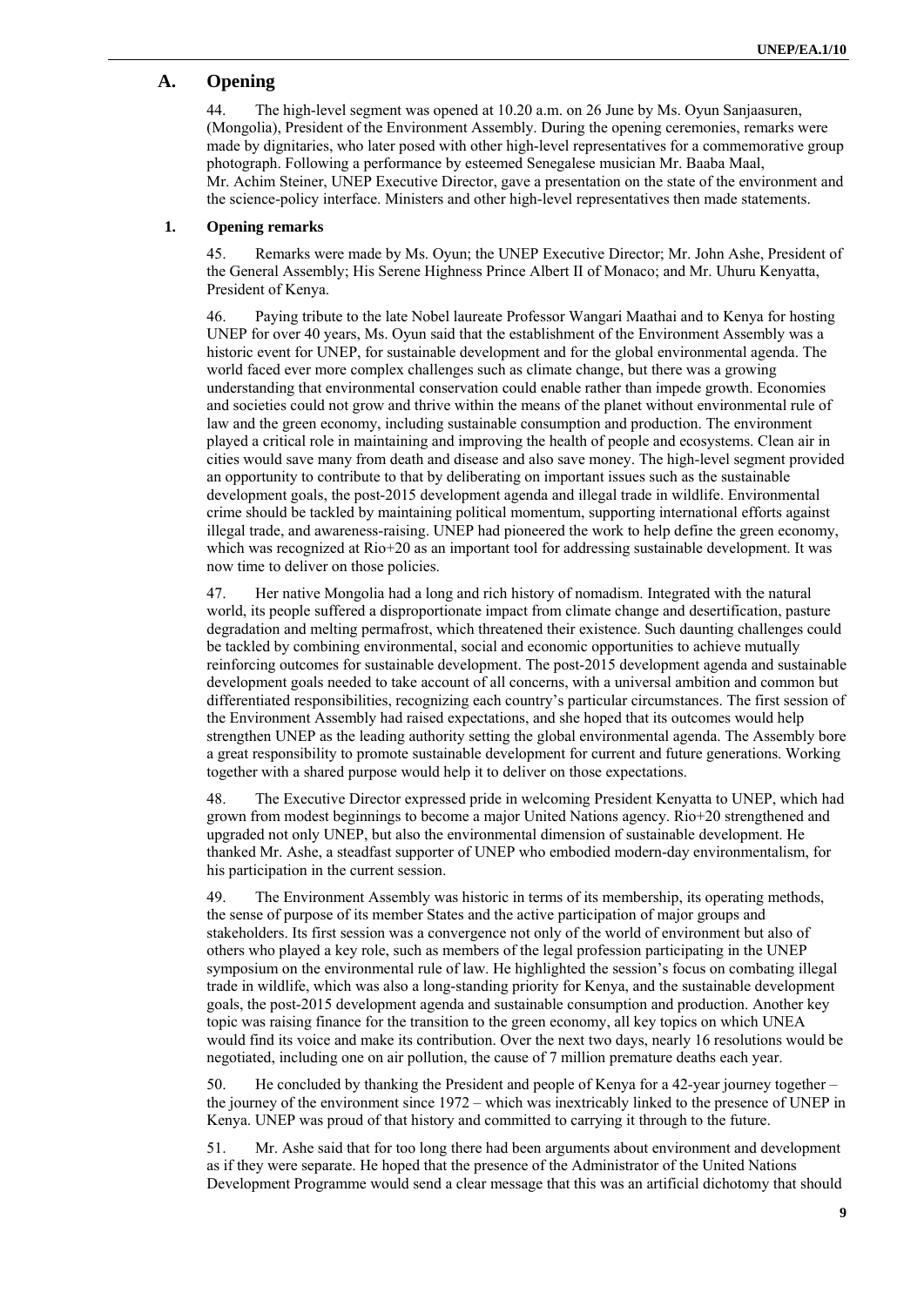## A. Opening

44. The high-level segment was opened at 10.20 a.m. on 26 June by Ms. Oyun Sanjaasuren, (Mongolia), President of the Environment Assembly. During the opening ceremonies, remarks were made by dignitaries, who later posed with other high-level representatives for a commemorative group photograph. Following a performance by esteemed Senegalese musician Mr. Baaba Maal, Mr. Achim Steiner, UNEP Executive Director, gave a presentation on the state of the environment and the science-policy interface. Ministers and other high-level representatives then made statements.

### 1. Opening remarks

45. Remarks were made by Ms. Oyun; the UNEP Executive Director; Mr. John Ashe, President of the General Assembly; His Serene Highness Prince Albert II of Monaco; and Mr. Uhuru Kenyatta, President of Kenya.

46. Paying tribute to the late Nobel laureate Professor Wangari Maathai and to Kenya for hosting UNEP for over 40 years, Ms. Oyun said that the establishment of the Environment Assembly was a historic event for UNEP, for sustainable development and for the global environmental agenda. The world faced ever more complex challenges such as climate change, but there was a growing understanding that environmental conservation could enable rather than impede growth. Economies and societies could not grow and thrive within the means of the planet without environmental rule of law and the green economy, including sustainable consumption and production. The environment played a critical role in maintaining and improving the health of people and ecosystems. Clean air in cities would save many from death and disease and also save money. The high-level segment provided an opportunity to contribute to that by deliberating on important issues such as the sustainable development goals, the post-2015 development agenda and illegal trade in wildlife. Environmental crime should be tackled by maintaining political momentum, supporting international efforts against illegal trade, and awareness-raising. UNEP had pioneered the work to help define the green economy, which was recognized at Rio+20 as an important tool for addressing sustainable development. It was now time to deliver on those policies.

47. Her native Mongolia had a long and rich history of nomadism. Integrated with the natural world, its people suffered a disproportionate impact from climate change and desertification, pasture degradation and melting permafrost, which threatened their existence. Such daunting challenges could be tackled by combining environmental, social and economic opportunities to achieve mutually reinforcing outcomes for sustainable development. The post-2015 development agenda and sustainable development goals needed to take account of all concerns, with a universal ambition and common but differentiated responsibilities, recognizing each country's particular circumstances. The first session of the Environment Assembly had raised expectations, and she hoped that its outcomes would help strengthen UNEP as the leading authority setting the global environmental agenda. The Assembly bore a great responsibility to promote sustainable development for current and future generations. Working together with a shared purpose would help it to deliver on those expectations.

48. The Executive Director expressed pride in welcoming President Kenyatta to UNEP, which had grown from modest beginnings to become a major United Nations agency. Rio+20 strengthened and upgraded not only UNEP, but also the environmental dimension of sustainable development. He thanked Mr. Ashe, a steadfast supporter of UNEP who embodied modern-day environmentalism, for his participation in the current session.

49. The Environment Assembly was historic in terms of its membership, its operating methods, the sense of purpose of its member States and the active participation of major groups and stakeholders. Its first session was a convergence not only of the world of environment but also of others who played a key role, such as members of the legal profession participating in the UNEP symposium on the environmental rule of law. He highlighted the session's focus on combating illegal trade in wildlife, which was also a long-standing priority for Kenya, and the sustainable development goals, the post-2015 development agenda and sustainable consumption and production. Another key topic was raising finance for the transition to the green economy, all key topics on which UNEA would find its voice and make its contribution. Over the next two days, nearly 16 resolutions would be negotiated, including one on air pollution, the cause of 7 million premature deaths each year.

50. He concluded by thanking the President and people of Kenya for a 42-year journey together – the journey of the environment since 1972 – which was inextricably linked to the presence of UNEP in Kenya. UNEP was proud of that history and committed to carrying it through to the future.

51. Mr. Ashe said that for too long there had been arguments about environment and development as if they were separate. He hoped that the presence of the Administrator of the United Nations Development Programme would send a clear message that this was an artificial dichotomy that should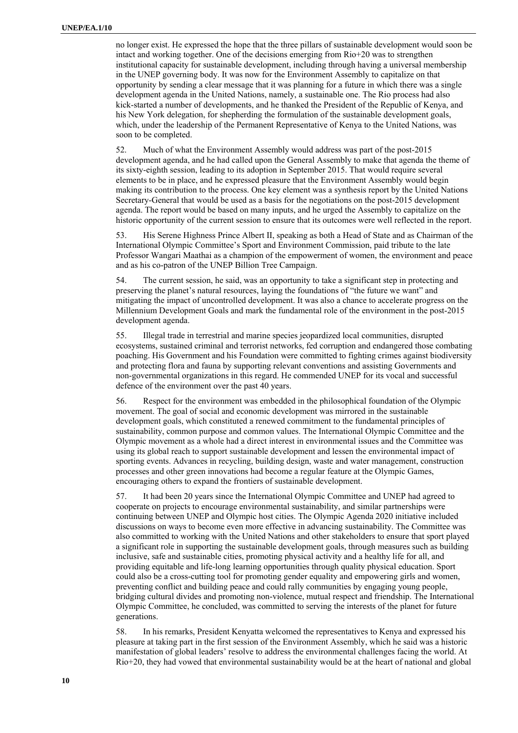no longer exist. He expressed the hope that the three pillars of sustainable development would soon be intact and working together. One of the decisions emerging from Rio+20 was to strengthen institutional capacity for sustainable development, including through having a universal membership in the UNEP governing body. It was now for the Environment Assembly to capitalize on that opportunity by sending a clear message that it was planning for a future in which there was a single development agenda in the United Nations, namely, a sustainable one. The Rio process had also kick-started a number of developments, and he thanked the President of the Republic of Kenya, and his New York delegation, for shepherding the formulation of the sustainable development goals, which, under the leadership of the Permanent Representative of Kenya to the United Nations, was soon to be completed.

52. Much of what the Environment Assembly would address was part of the post-2015 development agenda, and he had called upon the General Assembly to make that agenda the theme of its sixty-eighth session, leading to its adoption in September 2015. That would require several elements to be in place, and he expressed pleasure that the Environment Assembly would begin making its contribution to the process. One key element was a synthesis report by the United Nations Secretary-General that would be used as a basis for the negotiations on the post-2015 development agenda. The report would be based on many inputs, and he urged the Assembly to capitalize on the historic opportunity of the current session to ensure that its outcomes were well reflected in the report.

53. His Serene Highness Prince Albert II, speaking as both a Head of State and as Chairman of the International Olympic Committee's Sport and Environment Commission, paid tribute to the late Professor Wangari Maathai as a champion of the empowerment of women, the environment and peace and as his co-patron of the UNEP Billion Tree Campaign.

54. The current session, he said, was an opportunity to take a significant step in protecting and preserving the planet's natural resources, laying the foundations of "the future we want" and mitigating the impact of uncontrolled development. It was also a chance to accelerate progress on the Millennium Development Goals and mark the fundamental role of the environment in the post-2015 development agenda.

55. Illegal trade in terrestrial and marine species jeopardized local communities, disrupted ecosystems, sustained criminal and terrorist networks, fed corruption and endangered those combating poaching. His Government and his Foundation were committed to fighting crimes against biodiversity and protecting flora and fauna by supporting relevant conventions and assisting Governments and non-governmental organizations in this regard. He commended UNEP for its vocal and successful defence of the environment over the past 40 years.

56. Respect for the environment was embedded in the philosophical foundation of the Olympic movement. The goal of social and economic development was mirrored in the sustainable development goals, which constituted a renewed commitment to the fundamental principles of sustainability, common purpose and common values. The International Olympic Committee and the Olympic movement as a whole had a direct interest in environmental issues and the Committee was using its global reach to support sustainable development and lessen the environmental impact of sporting events. Advances in recycling, building design, waste and water management, construction processes and other green innovations had become a regular feature at the Olympic Games, encouraging others to expand the frontiers of sustainable development.

57. It had been 20 years since the International Olympic Committee and UNEP had agreed to cooperate on projects to encourage environmental sustainability, and similar partnerships were continuing between UNEP and Olympic host cities. The Olympic Agenda 2020 initiative included discussions on ways to become even more effective in advancing sustainability. The Committee was also committed to working with the United Nations and other stakeholders to ensure that sport played a significant role in supporting the sustainable development goals, through measures such as building inclusive, safe and sustainable cities, promoting physical activity and a healthy life for all, and providing equitable and life-long learning opportunities through quality physical education. Sport could also be a cross-cutting tool for promoting gender equality and empowering girls and women, preventing conflict and building peace and could rally communities by engaging young people, bridging cultural divides and promoting non-violence, mutual respect and friendship. The International Olympic Committee, he concluded, was committed to serving the interests of the planet for future generations.

58. In his remarks, President Kenyatta welcomed the representatives to Kenya and expressed his pleasure at taking part in the first session of the Environment Assembly, which he said was a historic manifestation of global leaders' resolve to address the environmental challenges facing the world. At Rio+20, they had vowed that environmental sustainability would be at the heart of national and global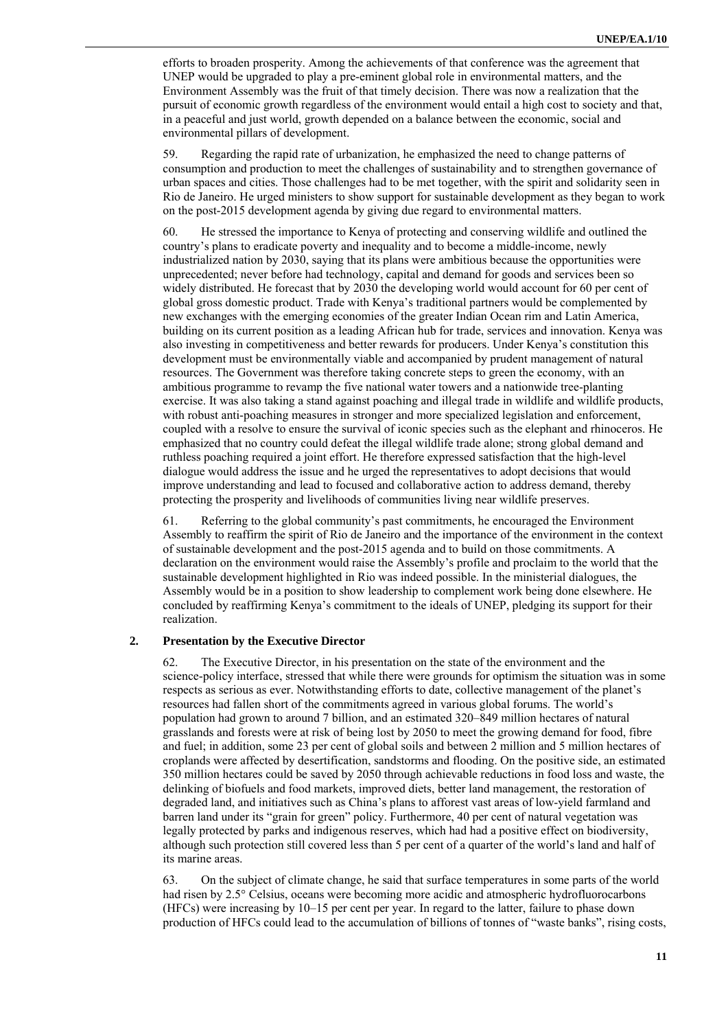efforts to broaden prosperity. Among the achievements of that conference was the agreement that UNEP would be upgraded to play a pre-eminent global role in environmental matters, and the Environment Assembly was the fruit of that timely decision. There was now a realization that the pursuit of economic growth regardless of the environment would entail a high cost to society and that, in a peaceful and just world, growth depended on a balance between the economic, social and environmental pillars of development.

59. Regarding the rapid rate of urbanization, he emphasized the need to change patterns of consumption and production to meet the challenges of sustainability and to strengthen governance of urban spaces and cities. Those challenges had to be met together, with the spirit and solidarity seen in Rio de Janeiro. He urged ministers to show support for sustainable development as they began to work on the post-2015 development agenda by giving due regard to environmental matters.

60. He stressed the importance to Kenya of protecting and conserving wildlife and outlined the country's plans to eradicate poverty and inequality and to become a middle-income, newly industrialized nation by 2030, saying that its plans were ambitious because the opportunities were unprecedented; never before had technology, capital and demand for goods and services been so widely distributed. He forecast that by 2030 the developing world would account for 60 per cent of global gross domestic product. Trade with Kenya's traditional partners would be complemented by new exchanges with the emerging economies of the greater Indian Ocean rim and Latin America, building on its current position as a leading African hub for trade, services and innovation. Kenya was also investing in competitiveness and better rewards for producers. Under Kenya's constitution this development must be environmentally viable and accompanied by prudent management of natural resources. The Government was therefore taking concrete steps to green the economy, with an ambitious programme to revamp the five national water towers and a nationwide tree-planting exercise. It was also taking a stand against poaching and illegal trade in wildlife and wildlife products, with robust anti-poaching measures in stronger and more specialized legislation and enforcement, coupled with a resolve to ensure the survival of iconic species such as the elephant and rhinoceros. He emphasized that no country could defeat the illegal wildlife trade alone; strong global demand and ruthless poaching required a joint effort. He therefore expressed satisfaction that the high-level dialogue would address the issue and he urged the representatives to adopt decisions that would improve understanding and lead to focused and collaborative action to address demand, thereby protecting the prosperity and livelihoods of communities living near wildlife preserves.

61. Referring to the global community's past commitments, he encouraged the Environment Assembly to reaffirm the spirit of Rio de Janeiro and the importance of the environment in the context of sustainable development and the post-2015 agenda and to build on those commitments. A declaration on the environment would raise the Assembly's profile and proclaim to the world that the sustainable development highlighted in Rio was indeed possible. In the ministerial dialogues, the Assembly would be in a position to show leadership to complement work being done elsewhere. He concluded by reaffirming Kenya's commitment to the ideals of UNEP, pledging its support for their realization.

### 2. Presentation by the Executive Director

62. The Executive Director, in his presentation on the state of the environment and the science-policy interface, stressed that while there were grounds for optimism the situation was in some respects as serious as ever. Notwithstanding efforts to date, collective management of the planet's resources had fallen short of the commitments agreed in various global forums. The world's population had grown to around 7 billion, and an estimated 320–849 million hectares of natural grasslands and forests were at risk of being lost by 2050 to meet the growing demand for food, fibre and fuel; in addition, some 23 per cent of global soils and between 2 million and 5 million hectares of croplands were affected by desertification, sandstorms and flooding. On the positive side, an estimated 350 million hectares could be saved by 2050 through achievable reductions in food loss and waste, the delinking of biofuels and food markets, improved diets, better land management, the restoration of degraded land, and initiatives such as China's plans to afforest vast areas of low-yield farmland and barren land under its "grain for green" policy. Furthermore, 40 per cent of natural vegetation was legally protected by parks and indigenous reserves, which had had a positive effect on biodiversity, although such protection still covered less than 5 per cent of a quarter of the world's land and half of its marine areas.

63. On the subject of climate change, he said that surface temperatures in some parts of the world had risen by 2.5° Celsius, oceans were becoming more acidic and atmospheric hydrofluorocarbons (HFCs) were increasing by 10–15 per cent per year. In regard to the latter, failure to phase down production of HFCs could lead to the accumulation of billions of tonnes of "waste banks", rising costs,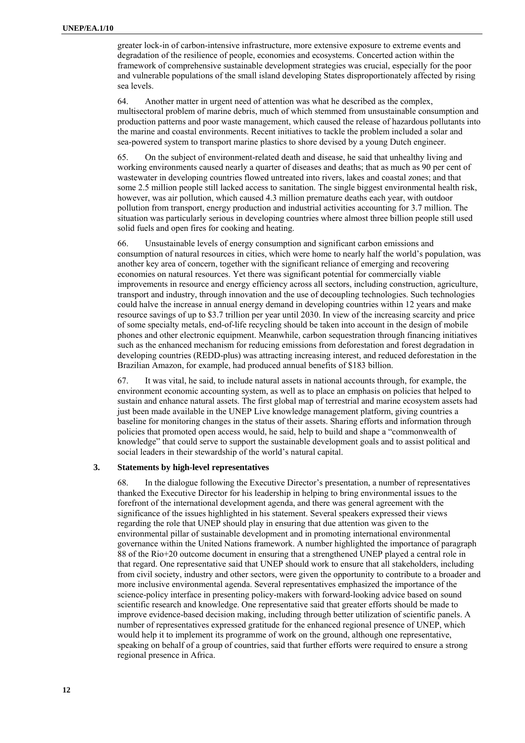greater lock-in of carbon-intensive infrastructure, more extensive exposure to extreme events and degradation of the resilience of people, economies and ecosystems. Concerted action within the framework of comprehensive sustainable development strategies was crucial, especially for the poor and vulnerable populations of the small island developing States disproportionately affected by rising sea levels.

64. Another matter in urgent need of attention was what he described as the complex, multisectoral problem of marine debris, much of which stemmed from unsustainable consumption and production patterns and poor waste management, which caused the release of hazardous pollutants into the marine and coastal environments. Recent initiatives to tackle the problem included a solar and sea-powered system to transport marine plastics to shore devised by a young Dutch engineer.

65. On the subject of environment-related death and disease, he said that unhealthy living and working environments caused nearly a quarter of diseases and deaths; that as much as 90 per cent of wastewater in developing countries flowed untreated into rivers, lakes and coastal zones; and that some 2.5 million people still lacked access to sanitation. The single biggest environmental health risk, however, was air pollution, which caused 4.3 million premature deaths each year, with outdoor pollution from transport, energy production and industrial activities accounting for 3.7 million. The situation was particularly serious in developing countries where almost three billion people still used solid fuels and open fires for cooking and heating.

66. Unsustainable levels of energy consumption and significant carbon emissions and consumption of natural resources in cities, which were home to nearly half the world's population, was another key area of concern, together with the significant reliance of emerging and recovering economies on natural resources. Yet there was significant potential for commercially viable improvements in resource and energy efficiency across all sectors, including construction, agriculture, transport and industry, through innovation and the use of decoupling technologies. Such technologies could halve the increase in annual energy demand in developing countries within 12 years and make resource savings of up to $3.7 trillion per year until 2030. In view of the increasing scarcity and price of some specialty metals, end-of-life recycling should be taken into account in the design of mobile phones and other electronic equipment. Meanwhile, carbon sequestration through financing initiatives such as the enhanced mechanism for reducing emissions from deforestation and forest degradation in developing countries (REDD-plus) was attracting increasing interest, and reduced deforestation in the Brazilian Amazon, for example, had produced annual benefits of $183 billion.

67. It was vital, he said, to include natural assets in national accounts through, for example, the environment economic accounting system, as well as to place an emphasis on policies that helped to sustain and enhance natural assets. The first global map of terrestrial and marine ecosystem assets had just been made available in the UNEP Live knowledge management platform, giving countries a baseline for monitoring changes in the status of their assets. Sharing efforts and information through policies that promoted open access would, he said, help to build and shape a "commonwealth of knowledge" that could serve to support the sustainable development goals and to assist political and social leaders in their stewardship of the world's natural capital.

### 3. Statements by high-level representatives

68. In the dialogue following the Executive Director's presentation, a number of representatives thanked the Executive Director for his leadership in helping to bring environmental issues to the forefront of the international development agenda, and there was general agreement with the significance of the issues highlighted in his statement. Several speakers expressed their views regarding the role that UNEP should play in ensuring that due attention was given to the environmental pillar of sustainable development and in promoting international environmental governance within the United Nations framework. A number highlighted the importance of paragraph 88 of the Rio+20 outcome document in ensuring that a strengthened UNEP played a central role in that regard. One representative said that UNEP should work to ensure that all stakeholders, including from civil society, industry and other sectors, were given the opportunity to contribute to a broader and more inclusive environmental agenda. Several representatives emphasized the importance of the science-policy interface in presenting policy-makers with forward-looking advice based on sound scientific research and knowledge. One representative said that greater efforts should be made to improve evidence-based decision making, including through better utilization of scientific panels. A number of representatives expressed gratitude for the enhanced regional presence of UNEP, which would help it to implement its programme of work on the ground, although one representative, speaking on behalf of a group of countries, said that further efforts were required to ensure a strong regional presence in Africa.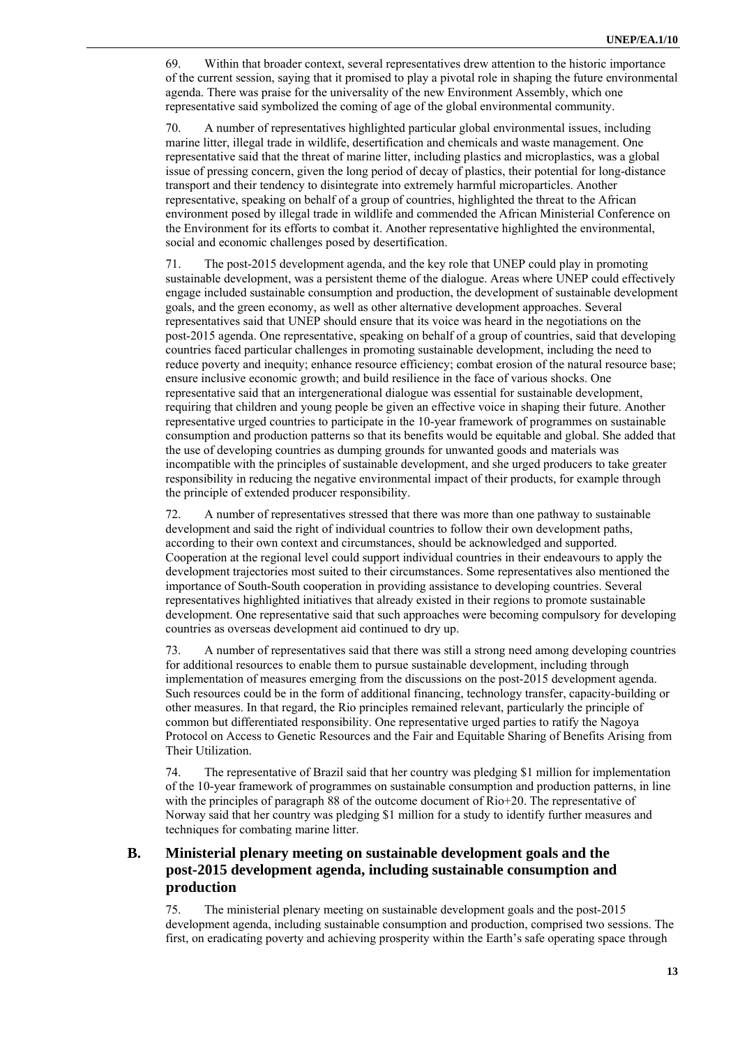69. Within that broader context, several representatives drew attention to the historic importance of the current session, saying that it promised to play a pivotal role in shaping the future environmental agenda. There was praise for the universality of the new Environment Assembly, which one representative said symbolized the coming of age of the global environmental community.

70. A number of representatives highlighted particular global environmental issues, including marine litter, illegal trade in wildlife, desertification and chemicals and waste management. One representative said that the threat of marine litter, including plastics and microplastics, was a global issue of pressing concern, given the long period of decay of plastics, their potential for long-distance transport and their tendency to disintegrate into extremely harmful microparticles. Another representative, speaking on behalf of a group of countries, highlighted the threat to the African environment posed by illegal trade in wildlife and commended the African Ministerial Conference on the Environment for its efforts to combat it. Another representative highlighted the environmental, social and economic challenges posed by desertification.

71. The post-2015 development agenda, and the key role that UNEP could play in promoting sustainable development, was a persistent theme of the dialogue. Areas where UNEP could effectively engage included sustainable consumption and production, the development of sustainable development goals, and the green economy, as well as other alternative development approaches. Several representatives said that UNEP should ensure that its voice was heard in the negotiations on the post-2015 agenda. One representative, speaking on behalf of a group of countries, said that developing countries faced particular challenges in promoting sustainable development, including the need to reduce poverty and inequity; enhance resource efficiency; combat erosion of the natural resource base; ensure inclusive economic growth; and build resilience in the face of various shocks. One representative said that an intergenerational dialogue was essential for sustainable development, requiring that children and young people be given an effective voice in shaping their future. Another representative urged countries to participate in the 10-year framework of programmes on sustainable consumption and production patterns so that its benefits would be equitable and global. She added that the use of developing countries as dumping grounds for unwanted goods and materials was incompatible with the principles of sustainable development, and she urged producers to take greater responsibility in reducing the negative environmental impact of their products, for example through the principle of extended producer responsibility.

72. A number of representatives stressed that there was more than one pathway to sustainable development and said the right of individual countries to follow their own development paths, according to their own context and circumstances, should be acknowledged and supported. Cooperation at the regional level could support individual countries in their endeavours to apply the development trajectories most suited to their circumstances. Some representatives also mentioned the importance of South-South cooperation in providing assistance to developing countries. Several representatives highlighted initiatives that already existed in their regions to promote sustainable development. One representative said that such approaches were becoming compulsory for developing countries as overseas development aid continued to dry up.

73. A number of representatives said that there was still a strong need among developing countries for additional resources to enable them to pursue sustainable development, including through implementation of measures emerging from the discussions on the post-2015 development agenda. Such resources could be in the form of additional financing, technology transfer, capacity-building or other measures. In that regard, the Rio principles remained relevant, particularly the principle of common but differentiated responsibility. One representative urged parties to ratify the Nagoya Protocol on Access to Genetic Resources and the Fair and Equitable Sharing of Benefits Arising from Their Utilization.

74. The representative of Brazil said that her country was pledging $1 million for implementation of the 10-year framework of programmes on sustainable consumption and production patterns, in line with the principles of paragraph 88 of the outcome document of Rio+20. The representative of Norway said that her country was pledging $1 million for a study to identify further measures and techniques for combating marine litter.

## B. Ministerial plenary meeting on sustainable development goals and the post-2015 development agenda, including sustainable consumption and production

75. The ministerial plenary meeting on sustainable development goals and the post-2015 development agenda, including sustainable consumption and production, comprised two sessions. The first, on eradicating poverty and achieving prosperity within the Earth's safe operating space through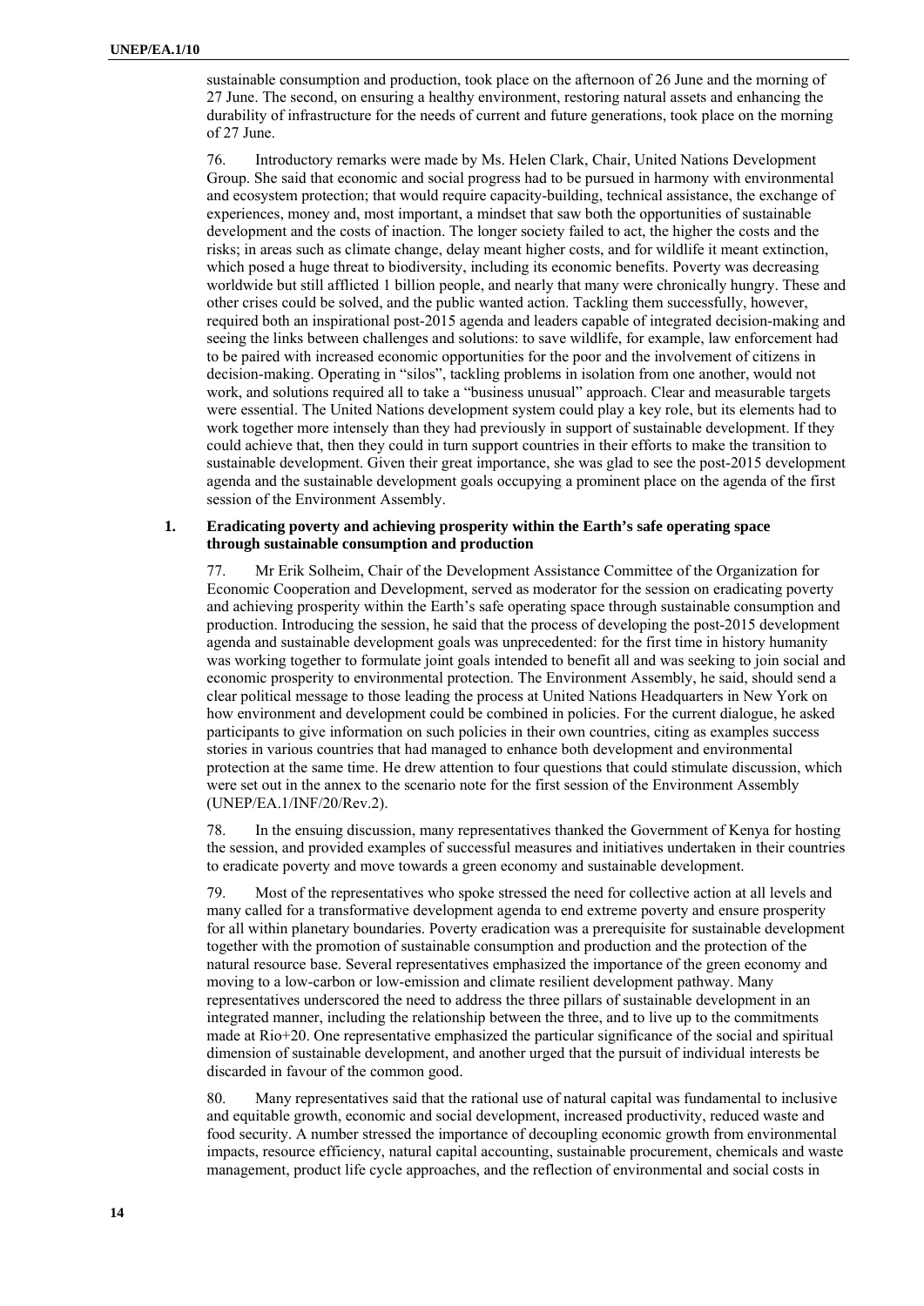sustainable consumption and production, took place on the afternoon of 26 June and the morning of 27 June. The second, on ensuring a healthy environment, restoring natural assets and enhancing the durability of infrastructure for the needs of current and future generations, took place on the morning of 27 June.

76. Introductory remarks were made by Ms. Helen Clark, Chair, United Nations Development Group. She said that economic and social progress had to be pursued in harmony with environmental and ecosystem protection; that would require capacity-building, technical assistance, the exchange of experiences, money and, most important, a mindset that saw both the opportunities of sustainable development and the costs of inaction. The longer society failed to act, the higher the costs and the risks; in areas such as climate change, delay meant higher costs, and for wildlife it meant extinction, which posed a huge threat to biodiversity, including its economic benefits. Poverty was decreasing worldwide but still afflicted 1 billion people, and nearly that many were chronically hungry. These and other crises could be solved, and the public wanted action. Tackling them successfully, however, required both an inspirational post-2015 agenda and leaders capable of integrated decision-making and seeing the links between challenges and solutions: to save wildlife, for example, law enforcement had to be paired with increased economic opportunities for the poor and the involvement of citizens in decision-making. Operating in "silos", tackling problems in isolation from one another, would not work, and solutions required all to take a "business unusual" approach. Clear and measurable targets were essential. The United Nations development system could play a key role, but its elements had to work together more intensely than they had previously in support of sustainable development. If they could achieve that, then they could in turn support countries in their efforts to make the transition to sustainable development. Given their great importance, she was glad to see the post-2015 development agenda and the sustainable development goals occupying a prominent place on the agenda of the first session of the Environment Assembly.

### 1. Eradicating poverty and achieving prosperity within the Earth's safe operating space through sustainable consumption and production

77. Mr Erik Solheim, Chair of the Development Assistance Committee of the Organization for Economic Cooperation and Development, served as moderator for the session on eradicating poverty and achieving prosperity within the Earth's safe operating space through sustainable consumption and production. Introducing the session, he said that the process of developing the post-2015 development agenda and sustainable development goals was unprecedented: for the first time in history humanity was working together to formulate joint goals intended to benefit all and was seeking to join social and economic prosperity to environmental protection. The Environment Assembly, he said, should send a clear political message to those leading the process at United Nations Headquarters in New York on how environment and development could be combined in policies. For the current dialogue, he asked participants to give information on such policies in their own countries, citing as examples success stories in various countries that had managed to enhance both development and environmental protection at the same time. He drew attention to four questions that could stimulate discussion, which were set out in the annex to the scenario note for the first session of the Environment Assembly (UNEP/EA.1/INF/20/Rev.2).

78. In the ensuing discussion, many representatives thanked the Government of Kenya for hosting the session, and provided examples of successful measures and initiatives undertaken in their countries to eradicate poverty and move towards a green economy and sustainable development.

79. Most of the representatives who spoke stressed the need for collective action at all levels and many called for a transformative development agenda to end extreme poverty and ensure prosperity for all within planetary boundaries. Poverty eradication was a prerequisite for sustainable development together with the promotion of sustainable consumption and production and the protection of the natural resource base. Several representatives emphasized the importance of the green economy and moving to a low-carbon or low-emission and climate resilient development pathway. Many representatives underscored the need to address the three pillars of sustainable development in an integrated manner, including the relationship between the three, and to live up to the commitments made at Rio+20. One representative emphasized the particular significance of the social and spiritual dimension of sustainable development, and another urged that the pursuit of individual interests be discarded in favour of the common good.

80. Many representatives said that the rational use of natural capital was fundamental to inclusive and equitable growth, economic and social development, increased productivity, reduced waste and food security. A number stressed the importance of decoupling economic growth from environmental impacts, resource efficiency, natural capital accounting, sustainable procurement, chemicals and waste management, product life cycle approaches, and the reflection of environmental and social costs in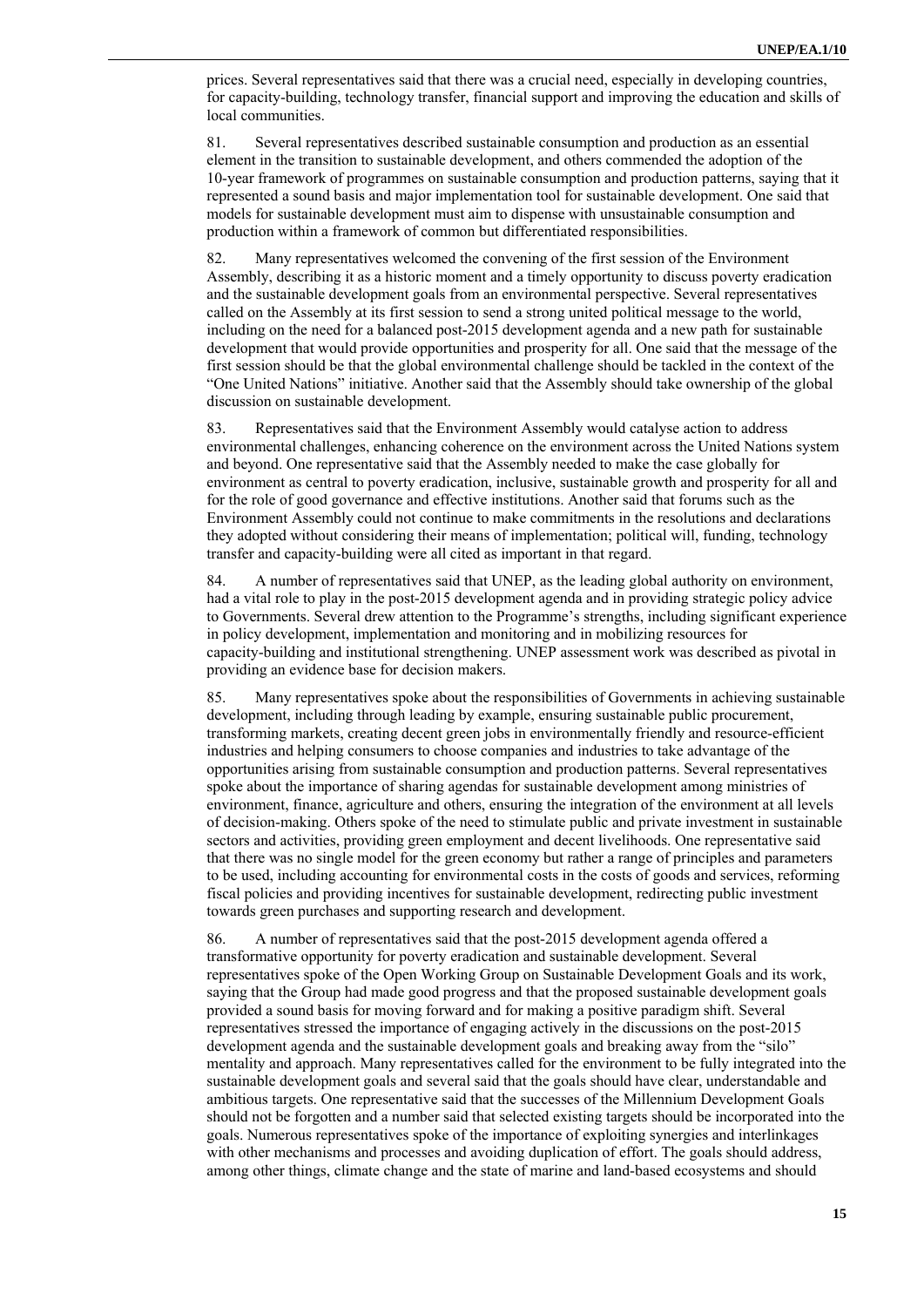prices. Several representatives said that there was a crucial need, especially in developing countries, for capacity-building, technology transfer, financial support and improving the education and skills of local communities.

81. Several representatives described sustainable consumption and production as an essential element in the transition to sustainable development, and others commended the adoption of the 10-year framework of programmes on sustainable consumption and production patterns, saying that it represented a sound basis and major implementation tool for sustainable development. One said that models for sustainable development must aim to dispense with unsustainable consumption and production within a framework of common but differentiated responsibilities.

82. Many representatives welcomed the convening of the first session of the Environment Assembly, describing it as a historic moment and a timely opportunity to discuss poverty eradication and the sustainable development goals from an environmental perspective. Several representatives called on the Assembly at its first session to send a strong united political message to the world, including on the need for a balanced post-2015 development agenda and a new path for sustainable development that would provide opportunities and prosperity for all. One said that the message of the first session should be that the global environmental challenge should be tackled in the context of the "One United Nations" initiative. Another said that the Assembly should take ownership of the global discussion on sustainable development.

83. Representatives said that the Environment Assembly would catalyse action to address environmental challenges, enhancing coherence on the environment across the United Nations system and beyond. One representative said that the Assembly needed to make the case globally for environment as central to poverty eradication, inclusive, sustainable growth and prosperity for all and for the role of good governance and effective institutions. Another said that forums such as the Environment Assembly could not continue to make commitments in the resolutions and declarations they adopted without considering their means of implementation; political will, funding, technology transfer and capacity-building were all cited as important in that regard.

84. A number of representatives said that UNEP, as the leading global authority on environment, had a vital role to play in the post-2015 development agenda and in providing strategic policy advice to Governments. Several drew attention to the Programme's strengths, including significant experience in policy development, implementation and monitoring and in mobilizing resources for capacity-building and institutional strengthening. UNEP assessment work was described as pivotal in providing an evidence base for decision makers.

85. Many representatives spoke about the responsibilities of Governments in achieving sustainable development, including through leading by example, ensuring sustainable public procurement, transforming markets, creating decent green jobs in environmentally friendly and resource-efficient industries and helping consumers to choose companies and industries to take advantage of the opportunities arising from sustainable consumption and production patterns. Several representatives spoke about the importance of sharing agendas for sustainable development among ministries of environment, finance, agriculture and others, ensuring the integration of the environment at all levels of decision-making. Others spoke of the need to stimulate public and private investment in sustainable sectors and activities, providing green employment and decent livelihoods. One representative said that there was no single model for the green economy but rather a range of principles and parameters to be used, including accounting for environmental costs in the costs of goods and services, reforming fiscal policies and providing incentives for sustainable development, redirecting public investment towards green purchases and supporting research and development.

86. A number of representatives said that the post-2015 development agenda offered a transformative opportunity for poverty eradication and sustainable development. Several representatives spoke of the Open Working Group on Sustainable Development Goals and its work, saying that the Group had made good progress and that the proposed sustainable development goals provided a sound basis for moving forward and for making a positive paradigm shift. Several representatives stressed the importance of engaging actively in the discussions on the post-2015 development agenda and the sustainable development goals and breaking away from the "silo" mentality and approach. Many representatives called for the environment to be fully integrated into the sustainable development goals and several said that the goals should have clear, understandable and ambitious targets. One representative said that the successes of the Millennium Development Goals should not be forgotten and a number said that selected existing targets should be incorporated into the goals. Numerous representatives spoke of the importance of exploiting synergies and interlinkages with other mechanisms and processes and avoiding duplication of effort. The goals should address, among other things, climate change and the state of marine and land-based ecosystems and should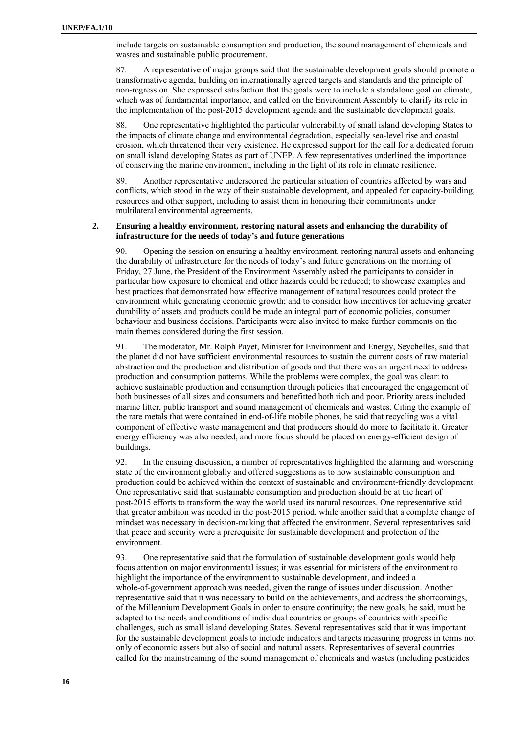include targets on sustainable consumption and production, the sound management of chemicals and wastes and sustainable public procurement.

87. A representative of major groups said that the sustainable development goals should promote a transformative agenda, building on internationally agreed targets and standards and the principle of non-regression. She expressed satisfaction that the goals were to include a standalone goal on climate, which was of fundamental importance, and called on the Environment Assembly to clarify its role in the implementation of the post-2015 development agenda and the sustainable development goals.

88. One representative highlighted the particular vulnerability of small island developing States to the impacts of climate change and environmental degradation, especially sea-level rise and coastal erosion, which threatened their very existence. He expressed support for the call for a dedicated forum on small island developing States as part of UNEP. A few representatives underlined the importance of conserving the marine environment, including in the light of its role in climate resilience.

89. Another representative underscored the particular situation of countries affected by wars and conflicts, which stood in the way of their sustainable development, and appealed for capacity-building, resources and other support, including to assist them in honouring their commitments under multilateral environmental agreements.

### 2. Ensuring a healthy environment, restoring natural assets and enhancing the durability of infrastructure for the needs of today's and future generations

90. Opening the session on ensuring a healthy environment, restoring natural assets and enhancing the durability of infrastructure for the needs of today's and future generations on the morning of Friday, 27 June, the President of the Environment Assembly asked the participants to consider in particular how exposure to chemical and other hazards could be reduced; to showcase examples and best practices that demonstrated how effective management of natural resources could protect the environment while generating economic growth; and to consider how incentives for achieving greater durability of assets and products could be made an integral part of economic policies, consumer behaviour and business decisions. Participants were also invited to make further comments on the main themes considered during the first session.

91. The moderator, Mr. Rolph Payet, Minister for Environment and Energy, Seychelles, said that the planet did not have sufficient environmental resources to sustain the current costs of raw material abstraction and the production and distribution of goods and that there was an urgent need to address production and consumption patterns. While the problems were complex, the goal was clear: to achieve sustainable production and consumption through policies that encouraged the engagement of both businesses of all sizes and consumers and benefitted both rich and poor. Priority areas included marine litter, public transport and sound management of chemicals and wastes. Citing the example of the rare metals that were contained in end-of-life mobile phones, he said that recycling was a vital component of effective waste management and that producers should do more to facilitate it. Greater energy efficiency was also needed, and more focus should be placed on energy-efficient design of buildings.

92. In the ensuing discussion, a number of representatives highlighted the alarming and worsening state of the environment globally and offered suggestions as to how sustainable consumption and production could be achieved within the context of sustainable and environment-friendly development. One representative said that sustainable consumption and production should be at the heart of post-2015 efforts to transform the way the world used its natural resources. One representative said that greater ambition was needed in the post-2015 period, while another said that a complete change of mindset was necessary in decision-making that affected the environment. Several representatives said that peace and security were a prerequisite for sustainable development and protection of the environment.

93. One representative said that the formulation of sustainable development goals would help focus attention on major environmental issues; it was essential for ministers of the environment to highlight the importance of the environment to sustainable development, and indeed a whole-of-government approach was needed, given the range of issues under discussion. Another representative said that it was necessary to build on the achievements, and address the shortcomings, of the Millennium Development Goals in order to ensure continuity; the new goals, he said, must be adapted to the needs and conditions of individual countries or groups of countries with specific challenges, such as small island developing States. Several representatives said that it was important for the sustainable development goals to include indicators and targets measuring progress in terms not only of economic assets but also of social and natural assets. Representatives of several countries called for the mainstreaming of the sound management of chemicals and wastes (including pesticides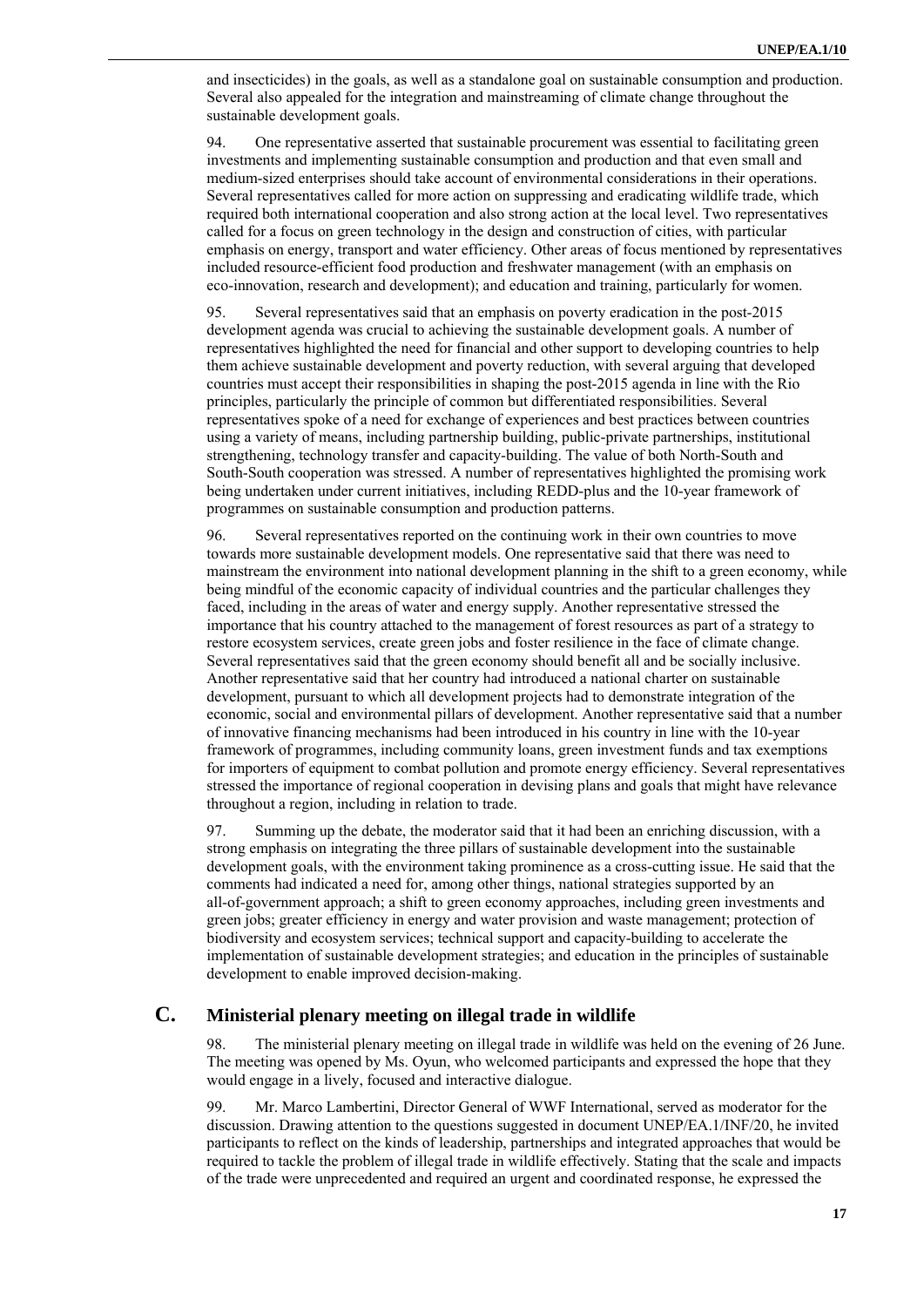and insecticides) in the goals, as well as a standalone goal on sustainable consumption and production. Several also appealed for the integration and mainstreaming of climate change throughout the sustainable development goals.

94. One representative asserted that sustainable procurement was essential to facilitating green investments and implementing sustainable consumption and production and that even small and medium-sized enterprises should take account of environmental considerations in their operations. Several representatives called for more action on suppressing and eradicating wildlife trade, which required both international cooperation and also strong action at the local level. Two representatives called for a focus on green technology in the design and construction of cities, with particular emphasis on energy, transport and water efficiency. Other areas of focus mentioned by representatives included resource-efficient food production and freshwater management (with an emphasis on eco-innovation, research and development); and education and training, particularly for women.

95. Several representatives said that an emphasis on poverty eradication in the post-2015 development agenda was crucial to achieving the sustainable development goals. A number of representatives highlighted the need for financial and other support to developing countries to help them achieve sustainable development and poverty reduction, with several arguing that developed countries must accept their responsibilities in shaping the post-2015 agenda in line with the Rio principles, particularly the principle of common but differentiated responsibilities. Several representatives spoke of a need for exchange of experiences and best practices between countries using a variety of means, including partnership building, public-private partnerships, institutional strengthening, technology transfer and capacity-building. The value of both North-South and South-South cooperation was stressed. A number of representatives highlighted the promising work being undertaken under current initiatives, including REDD-plus and the 10-year framework of programmes on sustainable consumption and production patterns.

96. Several representatives reported on the continuing work in their own countries to move towards more sustainable development models. One representative said that there was need to mainstream the environment into national development planning in the shift to a green economy, while being mindful of the economic capacity of individual countries and the particular challenges they faced, including in the areas of water and energy supply. Another representative stressed the importance that his country attached to the management of forest resources as part of a strategy to restore ecosystem services, create green jobs and foster resilience in the face of climate change. Several representatives said that the green economy should benefit all and be socially inclusive. Another representative said that her country had introduced a national charter on sustainable development, pursuant to which all development projects had to demonstrate integration of the economic, social and environmental pillars of development. Another representative said that a number of innovative financing mechanisms had been introduced in his country in line with the 10-year framework of programmes, including community loans, green investment funds and tax exemptions for importers of equipment to combat pollution and promote energy efficiency. Several representatives stressed the importance of regional cooperation in devising plans and goals that might have relevance throughout a region, including in relation to trade.

97. Summing up the debate, the moderator said that it had been an enriching discussion, with a strong emphasis on integrating the three pillars of sustainable development into the sustainable development goals, with the environment taking prominence as a cross-cutting issue. He said that the comments had indicated a need for, among other things, national strategies supported by an all-of-government approach; a shift to green economy approaches, including green investments and green jobs; greater efficiency in energy and water provision and waste management; protection of biodiversity and ecosystem services; technical support and capacity-building to accelerate the implementation of sustainable development strategies; and education in the principles of sustainable development to enable improved decision-making.

## C. Ministerial plenary meeting on illegal trade in wildlife

98. The ministerial plenary meeting on illegal trade in wildlife was held on the evening of 26 June. The meeting was opened by Ms. Oyun, who welcomed participants and expressed the hope that they would engage in a lively, focused and interactive dialogue.

99. Mr. Marco Lambertini, Director General of WWF International, served as moderator for the discussion. Drawing attention to the questions suggested in document UNEP/EA.1/INF/20, he invited participants to reflect on the kinds of leadership, partnerships and integrated approaches that would be required to tackle the problem of illegal trade in wildlife effectively. Stating that the scale and impacts of the trade were unprecedented and required an urgent and coordinated response, he expressed the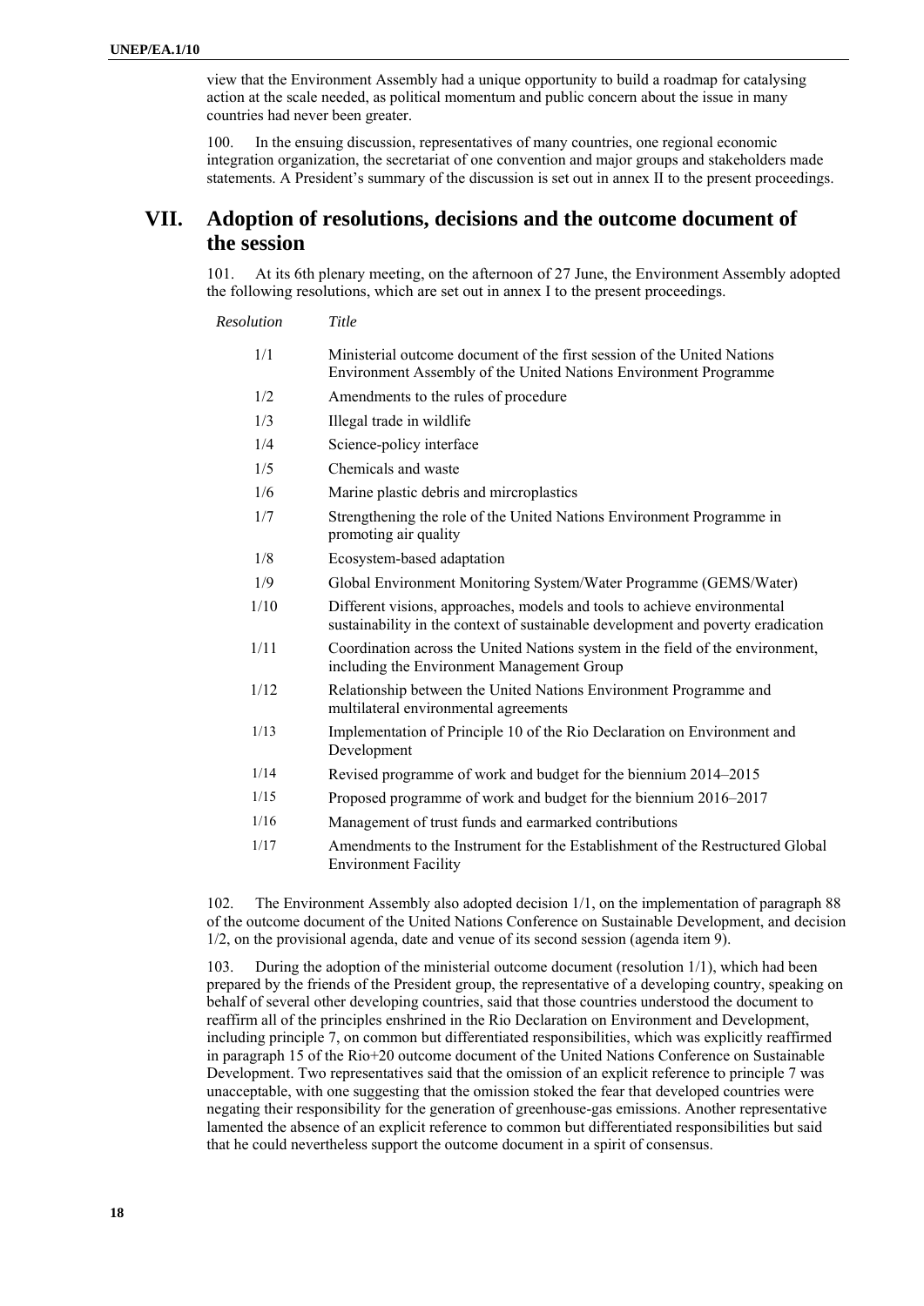view that the Environment Assembly had a unique opportunity to build a roadmap for catalysing action at the scale needed, as political momentum and public concern about the issue in many countries had never been greater.

100. In the ensuing discussion, representatives of many countries, one regional economic integration organization, the secretariat of one convention and major groups and stakeholders made statements. A President's summary of the discussion is set out in annex II to the present proceedings.

## VII. Adoption of resolutions, decisions and the outcome document of the session

101. At its 6th plenary meeting, on the afternoon of 27 June, the Environment Assembly adopted the following resolutions, which are set out in annex I to the present proceedings.

| *Resolution* | *Title* |
|---|---|
| 1/1 | Ministerial outcome document of the first session of the United Nations Environment Assembly of the United Nations Environment Programme |
| 1/2 | Amendments to the rules of procedure |
| 1/3 | Illegal trade in wildlife |
| 1/4 | Science-policy interface |
| 1/5 | Chemicals and waste |
| 1/6 | Marine plastic debris and mircroplastics |
| 1/7 | Strengthening the role of the United Nations Environment Programme in promoting air quality |
| 1/8 | Ecosystem-based adaptation |
| 1/9 | Global Environment Monitoring System/Water Programme (GEMS/Water) |
| 1/10 | Different visions, approaches, models and tools to achieve environmental sustainability in the context of sustainable development and poverty eradication |
| 1/11 | Coordination across the United Nations system in the field of the environment, including the Environment Management Group |
| 1/12 | Relationship between the United Nations Environment Programme and multilateral environmental agreements |
| 1/13 | Implementation of Principle 10 of the Rio Declaration on Environment and Development |
| 1/14 | Revised programme of work and budget for the biennium 2014–2015 |
| 1/15 | Proposed programme of work and budget for the biennium 2016–2017 |
| 1/16 | Management of trust funds and earmarked contributions |
| 1/17 | Amendments to the Instrument for the Establishment of the Restructured Global Environment Facility |

102. The Environment Assembly also adopted decision 1/1, on the implementation of paragraph 88 of the outcome document of the United Nations Conference on Sustainable Development, and decision 1/2, on the provisional agenda, date and venue of its second session (agenda item 9).

103. During the adoption of the ministerial outcome document (resolution 1/1), which had been prepared by the friends of the President group, the representative of a developing country, speaking on behalf of several other developing countries, said that those countries understood the document to reaffirm all of the principles enshrined in the Rio Declaration on Environment and Development, including principle 7, on common but differentiated responsibilities, which was explicitly reaffirmed in paragraph 15 of the Rio+20 outcome document of the United Nations Conference on Sustainable Development. Two representatives said that the omission of an explicit reference to principle 7 was unacceptable, with one suggesting that the omission stoked the fear that developed countries were negating their responsibility for the generation of greenhouse-gas emissions. Another representative lamented the absence of an explicit reference to common but differentiated responsibilities but said that he could nevertheless support the outcome document in a spirit of consensus.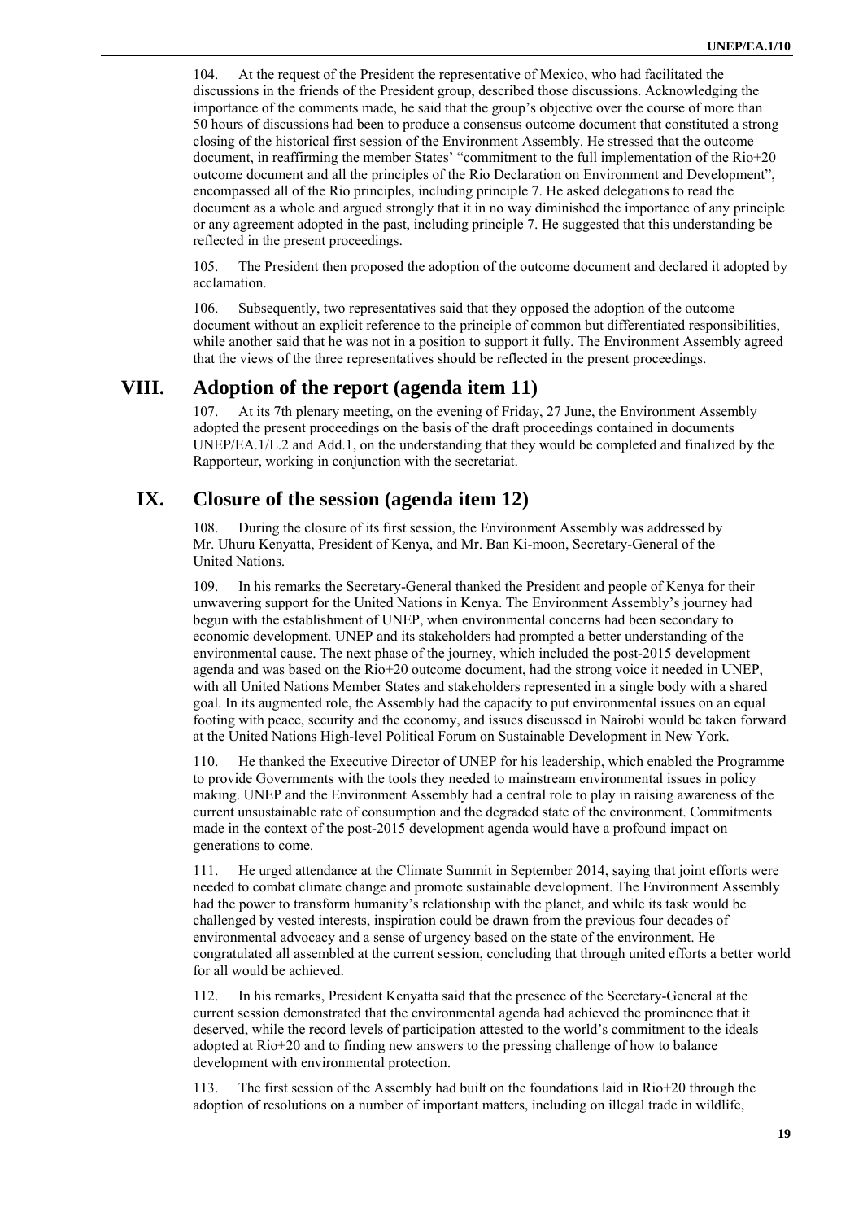104. At the request of the President the representative of Mexico, who had facilitated the discussions in the friends of the President group, described those discussions. Acknowledging the importance of the comments made, he said that the group's objective over the course of more than 50 hours of discussions had been to produce a consensus outcome document that constituted a strong closing of the historical first session of the Environment Assembly. He stressed that the outcome document, in reaffirming the member States' "commitment to the full implementation of the Rio+20 outcome document and all the principles of the Rio Declaration on Environment and Development", encompassed all of the Rio principles, including principle 7. He asked delegations to read the document as a whole and argued strongly that it in no way diminished the importance of any principle or any agreement adopted in the past, including principle 7. He suggested that this understanding be reflected in the present proceedings.

105. The President then proposed the adoption of the outcome document and declared it adopted by acclamation.

106. Subsequently, two representatives said that they opposed the adoption of the outcome document without an explicit reference to the principle of common but differentiated responsibilities, while another said that he was not in a position to support it fully. The Environment Assembly agreed that the views of the three representatives should be reflected in the present proceedings.

# VIII. Adoption of the report (agenda item 11)

107. At its 7th plenary meeting, on the evening of Friday, 27 June, the Environment Assembly adopted the present proceedings on the basis of the draft proceedings contained in documents UNEP/EA.1/L.2 and Add.1, on the understanding that they would be completed and finalized by the Rapporteur, working in conjunction with the secretariat.

# IX. Closure of the session (agenda item 12)

108. During the closure of its first session, the Environment Assembly was addressed by Mr. Uhuru Kenyatta, President of Kenya, and Mr. Ban Ki-moon, Secretary-General of the United Nations.

109. In his remarks the Secretary-General thanked the President and people of Kenya for their unwavering support for the United Nations in Kenya. The Environment Assembly's journey had begun with the establishment of UNEP, when environmental concerns had been secondary to economic development. UNEP and its stakeholders had prompted a better understanding of the environmental cause. The next phase of the journey, which included the post-2015 development agenda and was based on the Rio+20 outcome document, had the strong voice it needed in UNEP, with all United Nations Member States and stakeholders represented in a single body with a shared goal. In its augmented role, the Assembly had the capacity to put environmental issues on an equal footing with peace, security and the economy, and issues discussed in Nairobi would be taken forward at the United Nations High-level Political Forum on Sustainable Development in New York.

110. He thanked the Executive Director of UNEP for his leadership, which enabled the Programme to provide Governments with the tools they needed to mainstream environmental issues in policy making. UNEP and the Environment Assembly had a central role to play in raising awareness of the current unsustainable rate of consumption and the degraded state of the environment. Commitments made in the context of the post-2015 development agenda would have a profound impact on generations to come.

111. He urged attendance at the Climate Summit in September 2014, saying that joint efforts were needed to combat climate change and promote sustainable development. The Environment Assembly had the power to transform humanity's relationship with the planet, and while its task would be challenged by vested interests, inspiration could be drawn from the previous four decades of environmental advocacy and a sense of urgency based on the state of the environment. He congratulated all assembled at the current session, concluding that through united efforts a better world for all would be achieved.

112. In his remarks, President Kenyatta said that the presence of the Secretary-General at the current session demonstrated that the environmental agenda had achieved the prominence that it deserved, while the record levels of participation attested to the world's commitment to the ideals adopted at Rio+20 and to finding new answers to the pressing challenge of how to balance development with environmental protection.

113. The first session of the Assembly had built on the foundations laid in Rio+20 through the adoption of resolutions on a number of important matters, including on illegal trade in wildlife,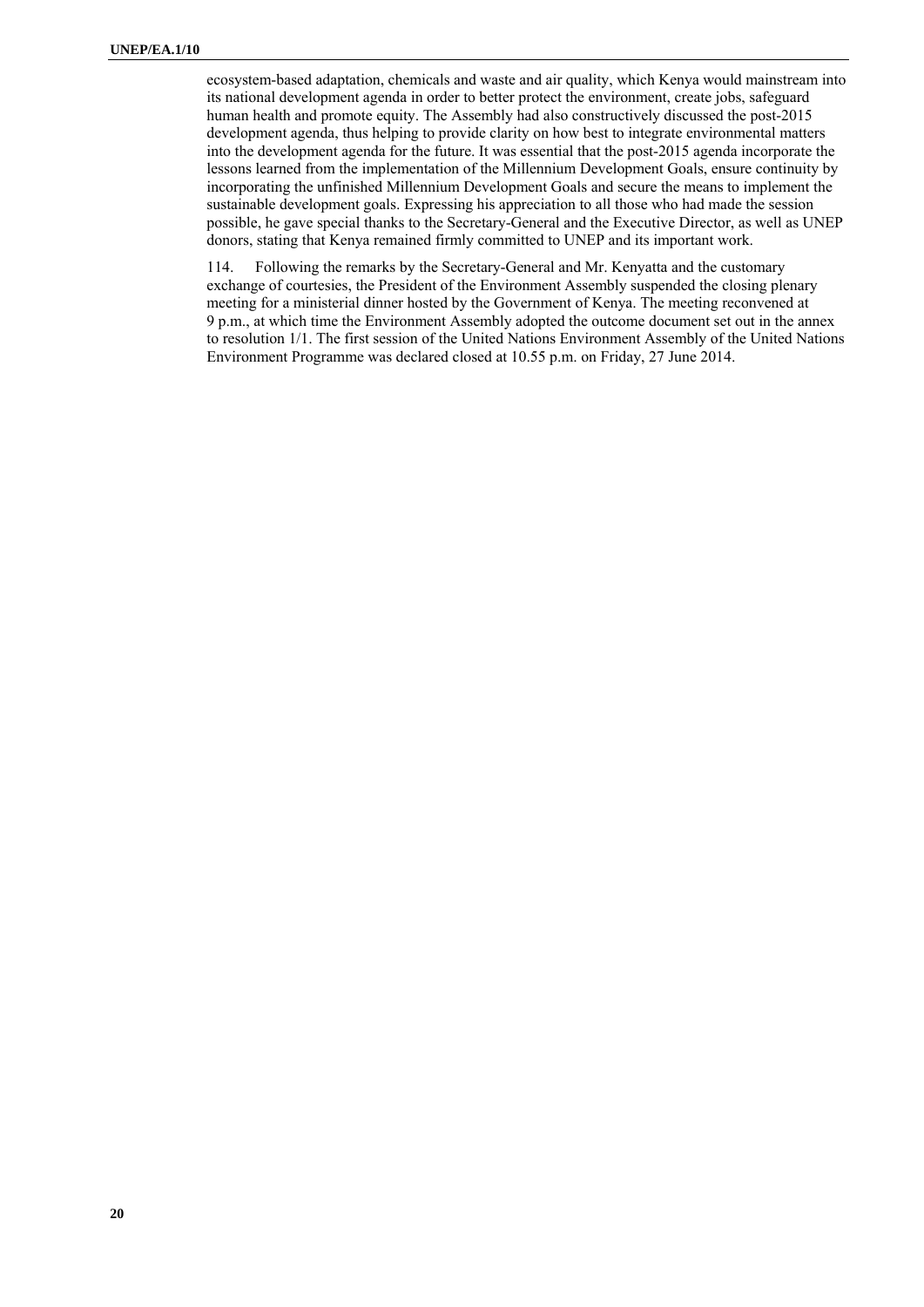ecosystem-based adaptation, chemicals and waste and air quality, which Kenya would mainstream into its national development agenda in order to better protect the environment, create jobs, safeguard human health and promote equity. The Assembly had also constructively discussed the post-2015 development agenda, thus helping to provide clarity on how best to integrate environmental matters into the development agenda for the future. It was essential that the post-2015 agenda incorporate the lessons learned from the implementation of the Millennium Development Goals, ensure continuity by incorporating the unfinished Millennium Development Goals and secure the means to implement the sustainable development goals. Expressing his appreciation to all those who had made the session possible, he gave special thanks to the Secretary-General and the Executive Director, as well as UNEP donors, stating that Kenya remained firmly committed to UNEP and its important work.

114. Following the remarks by the Secretary-General and Mr. Kenyatta and the customary exchange of courtesies, the President of the Environment Assembly suspended the closing plenary meeting for a ministerial dinner hosted by the Government of Kenya. The meeting reconvened at 9 p.m., at which time the Environment Assembly adopted the outcome document set out in the annex to resolution 1/1. The first session of the United Nations Environment Assembly of the United Nations Environment Programme was declared closed at 10.55 p.m. on Friday, 27 June 2014.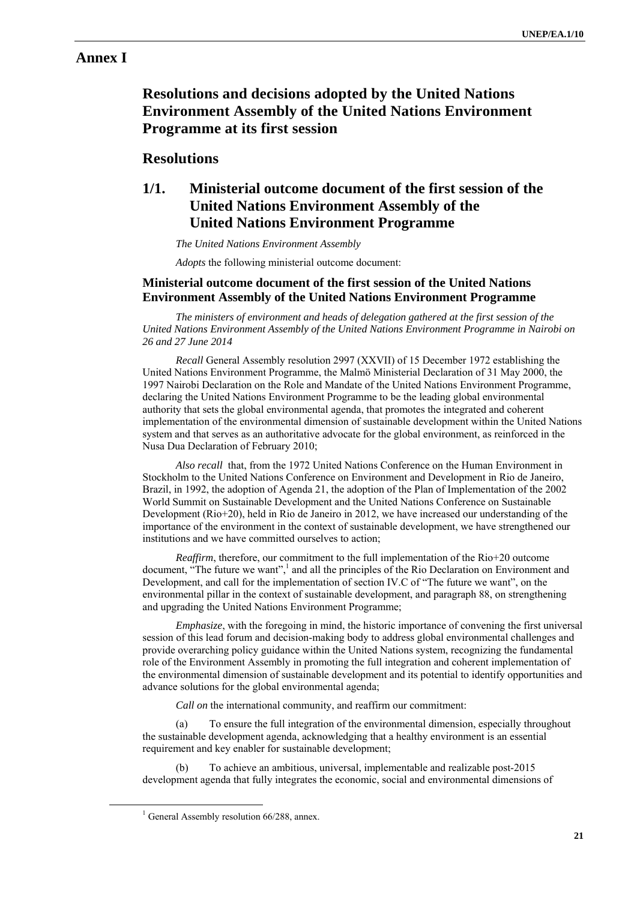# Annex I

## Resolutions and decisions adopted by the United Nations Environment Assembly of the United Nations Environment Programme at its first session

## Resolutions

## 1/1. Ministerial outcome document of the first session of the United Nations Environment Assembly of the United Nations Environment Programme

*The United Nations Environment Assembly*

*Adopts* the following ministerial outcome document:

### Ministerial outcome document of the first session of the United Nations Environment Assembly of the United Nations Environment Programme

*The ministers of environment and heads of delegation gathered at the first session of the United Nations Environment Assembly of the United Nations Environment Programme in Nairobi on 26 and 27 June 2014*

*Recall* General Assembly resolution 2997 (XXVII) of 15 December 1972 establishing the United Nations Environment Programme, the Malmö Ministerial Declaration of 31 May 2000, the 1997 Nairobi Declaration on the Role and Mandate of the United Nations Environment Programme, declaring the United Nations Environment Programme to be the leading global environmental authority that sets the global environmental agenda, that promotes the integrated and coherent implementation of the environmental dimension of sustainable development within the United Nations system and that serves as an authoritative advocate for the global environment, as reinforced in the Nusa Dua Declaration of February 2010;

*Also recall* that, from the 1972 United Nations Conference on the Human Environment in Stockholm to the United Nations Conference on Environment and Development in Rio de Janeiro, Brazil, in 1992, the adoption of Agenda 21, the adoption of the Plan of Implementation of the 2002 World Summit on Sustainable Development and the United Nations Conference on Sustainable Development (Rio+20), held in Rio de Janeiro in 2012, we have increased our understanding of the importance of the environment in the context of sustainable development, we have strengthened our institutions and we have committed ourselves to action;

*Reaffirm*, therefore, our commitment to the full implementation of the Rio+20 outcome document, "The future we want",[1] and all the principles of the Rio Declaration on Environment and Development, and call for the implementation of section IV.C of "The future we want", on the environmental pillar in the context of sustainable development, and paragraph 88, on strengthening and upgrading the United Nations Environment Programme;

*Emphasize*, with the foregoing in mind, the historic importance of convening the first universal session of this lead forum and decision-making body to address global environmental challenges and provide overarching policy guidance within the United Nations system, recognizing the fundamental role of the Environment Assembly in promoting the full integration and coherent implementation of the environmental dimension of sustainable development and its potential to identify opportunities and advance solutions for the global environmental agenda;

*Call on* the international community, and reaffirm our commitment:

(a) To ensure the full integration of the environmental dimension, especially throughout the sustainable development agenda, acknowledging that a healthy environment is an essential requirement and key enabler for sustainable development;

(b) To achieve an ambitious, universal, implementable and realizable post-2015 development agenda that fully integrates the economic, social and environmental dimensions of

[1] General Assembly resolution 66/288, annex.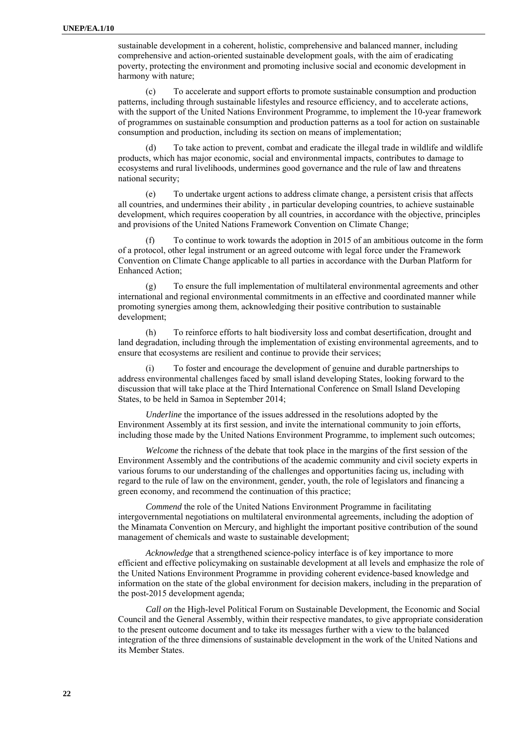sustainable development in a coherent, holistic, comprehensive and balanced manner, including comprehensive and action-oriented sustainable development goals, with the aim of eradicating poverty, protecting the environment and promoting inclusive social and economic development in harmony with nature;

(c) To accelerate and support efforts to promote sustainable consumption and production patterns, including through sustainable lifestyles and resource efficiency, and to accelerate actions, with the support of the United Nations Environment Programme, to implement the 10-year framework of programmes on sustainable consumption and production patterns as a tool for action on sustainable consumption and production, including its section on means of implementation;

(d) To take action to prevent, combat and eradicate the illegal trade in wildlife and wildlife products, which has major economic, social and environmental impacts, contributes to damage to ecosystems and rural livelihoods, undermines good governance and the rule of law and threatens national security;

(e) To undertake urgent actions to address climate change, a persistent crisis that affects all countries, and undermines their ability , in particular developing countries, to achieve sustainable development, which requires cooperation by all countries, in accordance with the objective, principles and provisions of the United Nations Framework Convention on Climate Change;

(f) To continue to work towards the adoption in 2015 of an ambitious outcome in the form of a protocol, other legal instrument or an agreed outcome with legal force under the Framework Convention on Climate Change applicable to all parties in accordance with the Durban Platform for Enhanced Action;

(g) To ensure the full implementation of multilateral environmental agreements and other international and regional environmental commitments in an effective and coordinated manner while promoting synergies among them, acknowledging their positive contribution to sustainable development;

(h) To reinforce efforts to halt biodiversity loss and combat desertification, drought and land degradation, including through the implementation of existing environmental agreements, and to ensure that ecosystems are resilient and continue to provide their services;

(i) To foster and encourage the development of genuine and durable partnerships to address environmental challenges faced by small island developing States, looking forward to the discussion that will take place at the Third International Conference on Small Island Developing States, to be held in Samoa in September 2014;

*Underline* the importance of the issues addressed in the resolutions adopted by the Environment Assembly at its first session, and invite the international community to join efforts, including those made by the United Nations Environment Programme, to implement such outcomes;

*Welcome* the richness of the debate that took place in the margins of the first session of the Environment Assembly and the contributions of the academic community and civil society experts in various forums to our understanding of the challenges and opportunities facing us, including with regard to the rule of law on the environment, gender, youth, the role of legislators and financing a green economy, and recommend the continuation of this practice;

*Commend* the role of the United Nations Environment Programme in facilitating intergovernmental negotiations on multilateral environmental agreements, including the adoption of the Minamata Convention on Mercury, and highlight the important positive contribution of the sound management of chemicals and waste to sustainable development;

*Acknowledge* that a strengthened science-policy interface is of key importance to more efficient and effective policymaking on sustainable development at all levels and emphasize the role of the United Nations Environment Programme in providing coherent evidence-based knowledge and information on the state of the global environment for decision makers, including in the preparation of the post-2015 development agenda;

*Call on* the High-level Political Forum on Sustainable Development, the Economic and Social Council and the General Assembly, within their respective mandates, to give appropriate consideration to the present outcome document and to take its messages further with a view to the balanced integration of the three dimensions of sustainable development in the work of the United Nations and its Member States.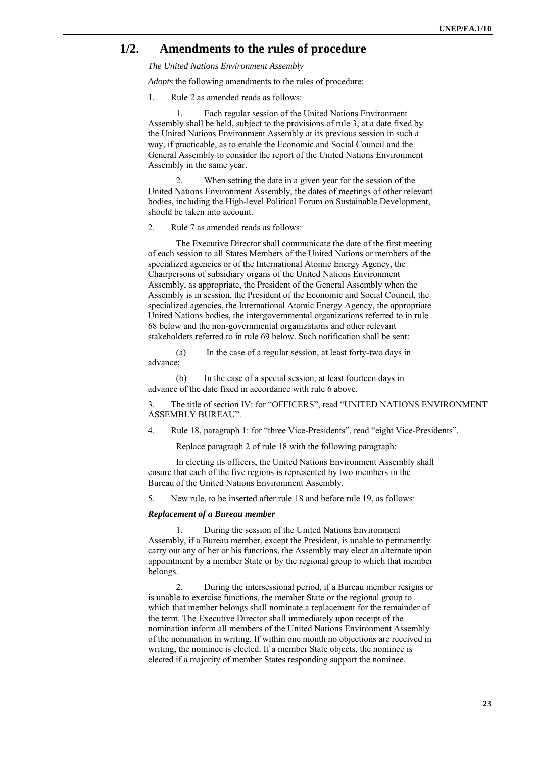## 1/2. Amendments to the rules of procedure

*The United Nations Environment Assembly*

*Adopts* the following amendments to the rules of procedure:

1. Rule 2 as amended reads as follows:

   1. Each regular session of the United Nations Environment Assembly shall be held, subject to the provisions of rule 3, at a date fixed by the United Nations Environment Assembly at its previous session in such a way, if practicable, as to enable the Economic and Social Council and the General Assembly to consider the report of the United Nations Environment Assembly in the same year.

   2. When setting the date in a given year for the session of the United Nations Environment Assembly, the dates of meetings of other relevant bodies, including the High-level Political Forum on Sustainable Development, should be taken into account.

2. Rule 7 as amended reads as follows:

   The Executive Director shall communicate the date of the first meeting of each session to all States Members of the United Nations or members of the specialized agencies or of the International Atomic Energy Agency, the Chairpersons of subsidiary organs of the United Nations Environment Assembly, as appropriate, the President of the General Assembly when the Assembly is in session, the President of the Economic and Social Council, the specialized agencies, the International Atomic Energy Agency, the appropriate United Nations bodies, the intergovernmental organizations referred to in rule 68 below and the non-governmental organizations and other relevant stakeholders referred to in rule 69 below. Such notification shall be sent:

   (a) In the case of a regular session, at least forty-two days in advance;

   (b) In the case of a special session, at least fourteen days in advance of the date fixed in accordance with rule 6 above.

3. The title of section IV: for "OFFICERS", read "UNITED NATIONS ENVIRONMENT ASSEMBLY BUREAU".

4. Rule 18, paragraph 1: for "three Vice-Presidents", read "eight Vice-Presidents".

   Replace paragraph 2 of rule 18 with the following paragraph:

   In electing its officers, the United Nations Environment Assembly shall ensure that each of the five regions is represented by two members in the Bureau of the United Nations Environment Assembly.

5. New rule, to be inserted after rule 18 and before rule 19, as follows:

***Replacement of a Bureau member***

   1. During the session of the United Nations Environment Assembly, if a Bureau member, except the President, is unable to permanently carry out any of her or his functions, the Assembly may elect an alternate upon appointment by a member State or by the regional group to which that member belongs.

   2. During the intersessional period, if a Bureau member resigns or is unable to exercise functions, the member State or the regional group to which that member belongs shall nominate a replacement for the remainder of the term. The Executive Director shall immediately upon receipt of the nomination inform all members of the United Nations Environment Assembly of the nomination in writing. If within one month no objections are received in writing, the nominee is elected. If a member State objects, the nominee is elected if a majority of member States responding support the nominee.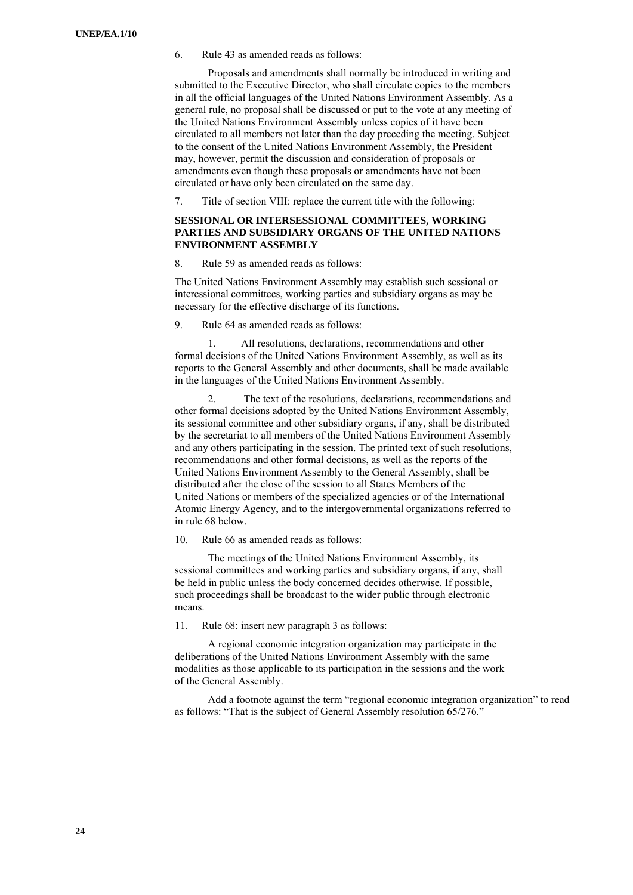6. Rule 43 as amended reads as follows:

Proposals and amendments shall normally be introduced in writing and submitted to the Executive Director, who shall circulate copies to the members in all the official languages of the United Nations Environment Assembly. As a general rule, no proposal shall be discussed or put to the vote at any meeting of the United Nations Environment Assembly unless copies of it have been circulated to all members not later than the day preceding the meeting. Subject to the consent of the United Nations Environment Assembly, the President may, however, permit the discussion and consideration of proposals or amendments even though these proposals or amendments have not been circulated or have only been circulated on the same day.

7. Title of section VIII: replace the current title with the following:

**SESSIONAL OR INTERSESSIONAL COMMITTEES, WORKING PARTIES AND SUBSIDIARY ORGANS OF THE UNITED NATIONS ENVIRONMENT ASSEMBLY**

8. Rule 59 as amended reads as follows:

The United Nations Environment Assembly may establish such sessional or interessional committees, working parties and subsidiary organs as may be necessary for the effective discharge of its functions.

9. Rule 64 as amended reads as follows:

1. All resolutions, declarations, recommendations and other formal decisions of the United Nations Environment Assembly, as well as its reports to the General Assembly and other documents, shall be made available in the languages of the United Nations Environment Assembly.

2. The text of the resolutions, declarations, recommendations and other formal decisions adopted by the United Nations Environment Assembly, its sessional committee and other subsidiary organs, if any, shall be distributed by the secretariat to all members of the United Nations Environment Assembly and any others participating in the session. The printed text of such resolutions, recommendations and other formal decisions, as well as the reports of the United Nations Environment Assembly to the General Assembly, shall be distributed after the close of the session to all States Members of the United Nations or members of the specialized agencies or of the International Atomic Energy Agency, and to the intergovernmental organizations referred to in rule 68 below.

10. Rule 66 as amended reads as follows:

The meetings of the United Nations Environment Assembly, its sessional committees and working parties and subsidiary organs, if any, shall be held in public unless the body concerned decides otherwise. If possible, such proceedings shall be broadcast to the wider public through electronic means.

11. Rule 68: insert new paragraph 3 as follows:

A regional economic integration organization may participate in the deliberations of the United Nations Environment Assembly with the same modalities as those applicable to its participation in the sessions and the work of the General Assembly.

Add a footnote against the term "regional economic integration organization" to read as follows: "That is the subject of General Assembly resolution 65/276."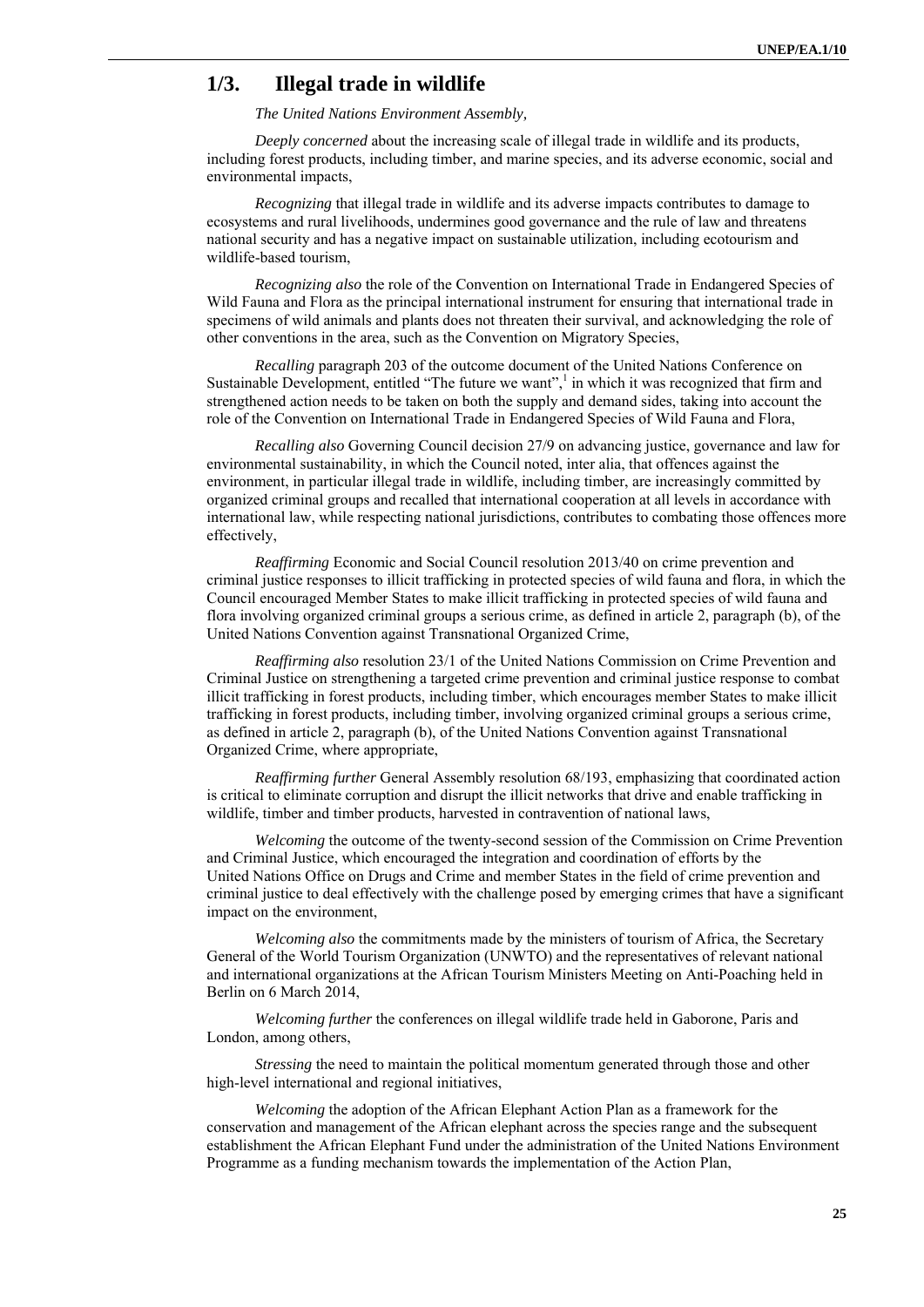## 1/3. Illegal trade in wildlife

*The United Nations Environment Assembly,*

*Deeply concerned* about the increasing scale of illegal trade in wildlife and its products, including forest products, including timber, and marine species, and its adverse economic, social and environmental impacts,

*Recognizing* that illegal trade in wildlife and its adverse impacts contributes to damage to ecosystems and rural livelihoods, undermines good governance and the rule of law and threatens national security and has a negative impact on sustainable utilization, including ecotourism and wildlife-based tourism,

*Recognizing also* the role of the Convention on International Trade in Endangered Species of Wild Fauna and Flora as the principal international instrument for ensuring that international trade in specimens of wild animals and plants does not threaten their survival, and acknowledging the role of other conventions in the area, such as the Convention on Migratory Species,

*Recalling* paragraph 203 of the outcome document of the United Nations Conference on Sustainable Development, entitled "The future we want",[1] in which it was recognized that firm and strengthened action needs to be taken on both the supply and demand sides, taking into account the role of the Convention on International Trade in Endangered Species of Wild Fauna and Flora,

*Recalling also* Governing Council decision 27/9 on advancing justice, governance and law for environmental sustainability, in which the Council noted, inter alia, that offences against the environment, in particular illegal trade in wildlife, including timber, are increasingly committed by organized criminal groups and recalled that international cooperation at all levels in accordance with international law, while respecting national jurisdictions, contributes to combating those offences more effectively,

*Reaffirming* Economic and Social Council resolution 2013/40 on crime prevention and criminal justice responses to illicit trafficking in protected species of wild fauna and flora, in which the Council encouraged Member States to make illicit trafficking in protected species of wild fauna and flora involving organized criminal groups a serious crime, as defined in article 2, paragraph (b), of the United Nations Convention against Transnational Organized Crime,

*Reaffirming also* resolution 23/1 of the United Nations Commission on Crime Prevention and Criminal Justice on strengthening a targeted crime prevention and criminal justice response to combat illicit trafficking in forest products, including timber, which encourages member States to make illicit trafficking in forest products, including timber, involving organized criminal groups a serious crime, as defined in article 2, paragraph (b), of the United Nations Convention against Transnational Organized Crime, where appropriate,

*Reaffirming further* General Assembly resolution 68/193, emphasizing that coordinated action is critical to eliminate corruption and disrupt the illicit networks that drive and enable trafficking in wildlife, timber and timber products, harvested in contravention of national laws,

*Welcoming* the outcome of the twenty-second session of the Commission on Crime Prevention and Criminal Justice, which encouraged the integration and coordination of efforts by the United Nations Office on Drugs and Crime and member States in the field of crime prevention and criminal justice to deal effectively with the challenge posed by emerging crimes that have a significant impact on the environment,

*Welcoming also* the commitments made by the ministers of tourism of Africa, the Secretary General of the World Tourism Organization (UNWTO) and the representatives of relevant national and international organizations at the African Tourism Ministers Meeting on Anti-Poaching held in Berlin on 6 March 2014,

*Welcoming further* the conferences on illegal wildlife trade held in Gaborone, Paris and London, among others,

*Stressing* the need to maintain the political momentum generated through those and other high-level international and regional initiatives,

*Welcoming* the adoption of the African Elephant Action Plan as a framework for the conservation and management of the African elephant across the species range and the subsequent establishment the African Elephant Fund under the administration of the United Nations Environment Programme as a funding mechanism towards the implementation of the Action Plan,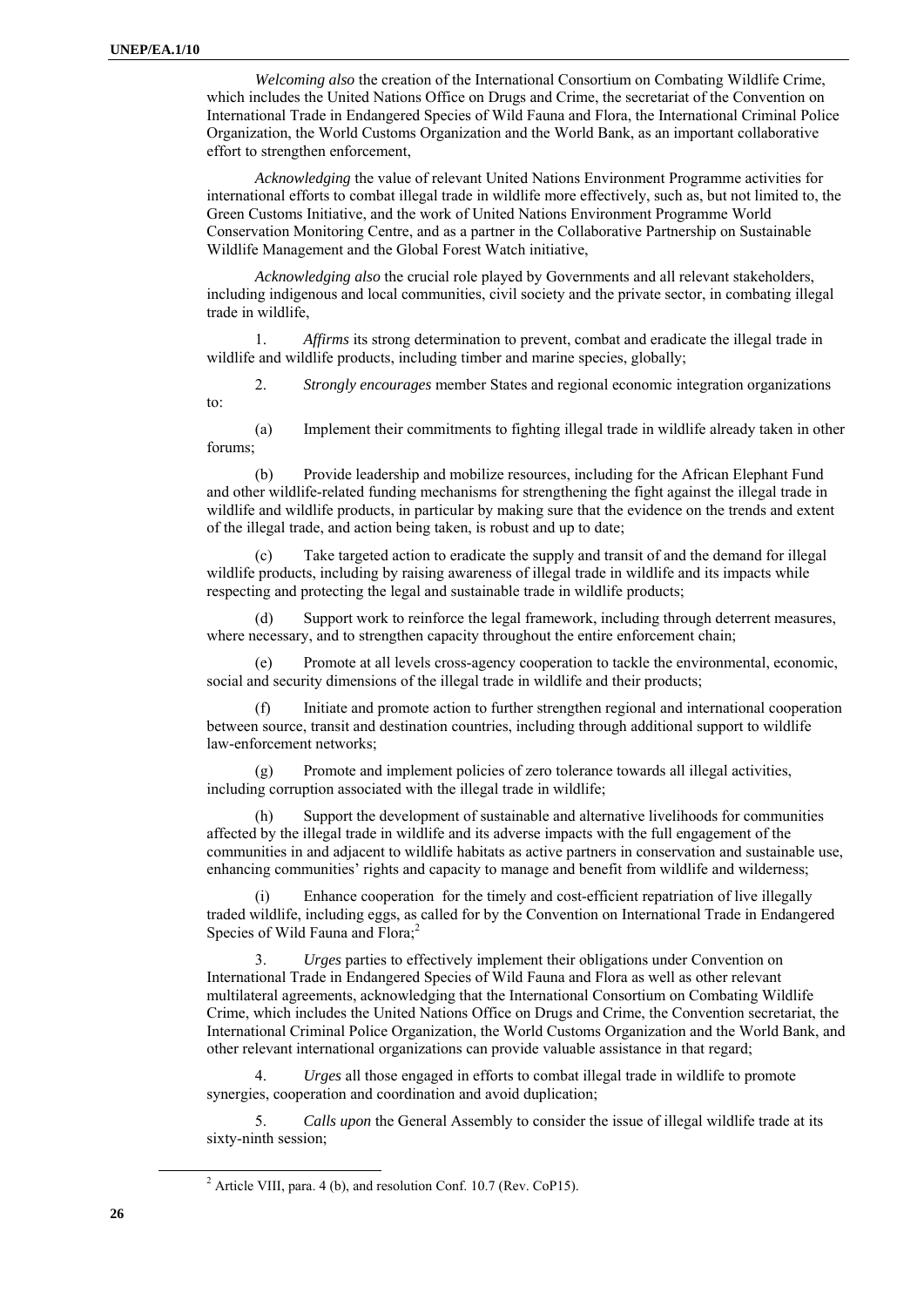*Welcoming also* the creation of the International Consortium on Combating Wildlife Crime, which includes the United Nations Office on Drugs and Crime, the secretariat of the Convention on International Trade in Endangered Species of Wild Fauna and Flora, the International Criminal Police Organization, the World Customs Organization and the World Bank, as an important collaborative effort to strengthen enforcement,

*Acknowledging* the value of relevant United Nations Environment Programme activities for international efforts to combat illegal trade in wildlife more effectively, such as, but not limited to, the Green Customs Initiative, and the work of United Nations Environment Programme World Conservation Monitoring Centre, and as a partner in the Collaborative Partnership on Sustainable Wildlife Management and the Global Forest Watch initiative,

*Acknowledging also* the crucial role played by Governments and all relevant stakeholders, including indigenous and local communities, civil society and the private sector, in combating illegal trade in wildlife,

1. *Affirms* its strong determination to prevent, combat and eradicate the illegal trade in wildlife and wildlife products, including timber and marine species, globally;

2. *Strongly encourages* member States and regional economic integration organizations to:

(a) Implement their commitments to fighting illegal trade in wildlife already taken in other forums;

(b) Provide leadership and mobilize resources, including for the African Elephant Fund and other wildlife-related funding mechanisms for strengthening the fight against the illegal trade in wildlife and wildlife products, in particular by making sure that the evidence on the trends and extent of the illegal trade, and action being taken, is robust and up to date;

(c) Take targeted action to eradicate the supply and transit of and the demand for illegal wildlife products, including by raising awareness of illegal trade in wildlife and its impacts while respecting and protecting the legal and sustainable trade in wildlife products;

(d) Support work to reinforce the legal framework, including through deterrent measures, where necessary, and to strengthen capacity throughout the entire enforcement chain;

(e) Promote at all levels cross-agency cooperation to tackle the environmental, economic, social and security dimensions of the illegal trade in wildlife and their products;

(f) Initiate and promote action to further strengthen regional and international cooperation between source, transit and destination countries, including through additional support to wildlife law-enforcement networks;

(g) Promote and implement policies of zero tolerance towards all illegal activities, including corruption associated with the illegal trade in wildlife;

(h) Support the development of sustainable and alternative livelihoods for communities affected by the illegal trade in wildlife and its adverse impacts with the full engagement of the communities in and adjacent to wildlife habitats as active partners in conservation and sustainable use, enhancing communities' rights and capacity to manage and benefit from wildlife and wilderness;

(i) Enhance cooperation for the timely and cost-efficient repatriation of live illegally traded wildlife, including eggs, as called for by the Convention on International Trade in Endangered Species of Wild Fauna and Flora;[2]

3. *Urges* parties to effectively implement their obligations under Convention on International Trade in Endangered Species of Wild Fauna and Flora as well as other relevant multilateral agreements, acknowledging that the International Consortium on Combating Wildlife Crime, which includes the United Nations Office on Drugs and Crime, the Convention secretariat, the International Criminal Police Organization, the World Customs Organization and the World Bank, and other relevant international organizations can provide valuable assistance in that regard;

4. *Urges* all those engaged in efforts to combat illegal trade in wildlife to promote synergies, cooperation and coordination and avoid duplication;

5. *Calls upon* the General Assembly to consider the issue of illegal wildlife trade at its sixty-ninth session;

[2] Article VIII, para. 4 (b), and resolution Conf. 10.7 (Rev. CoP15).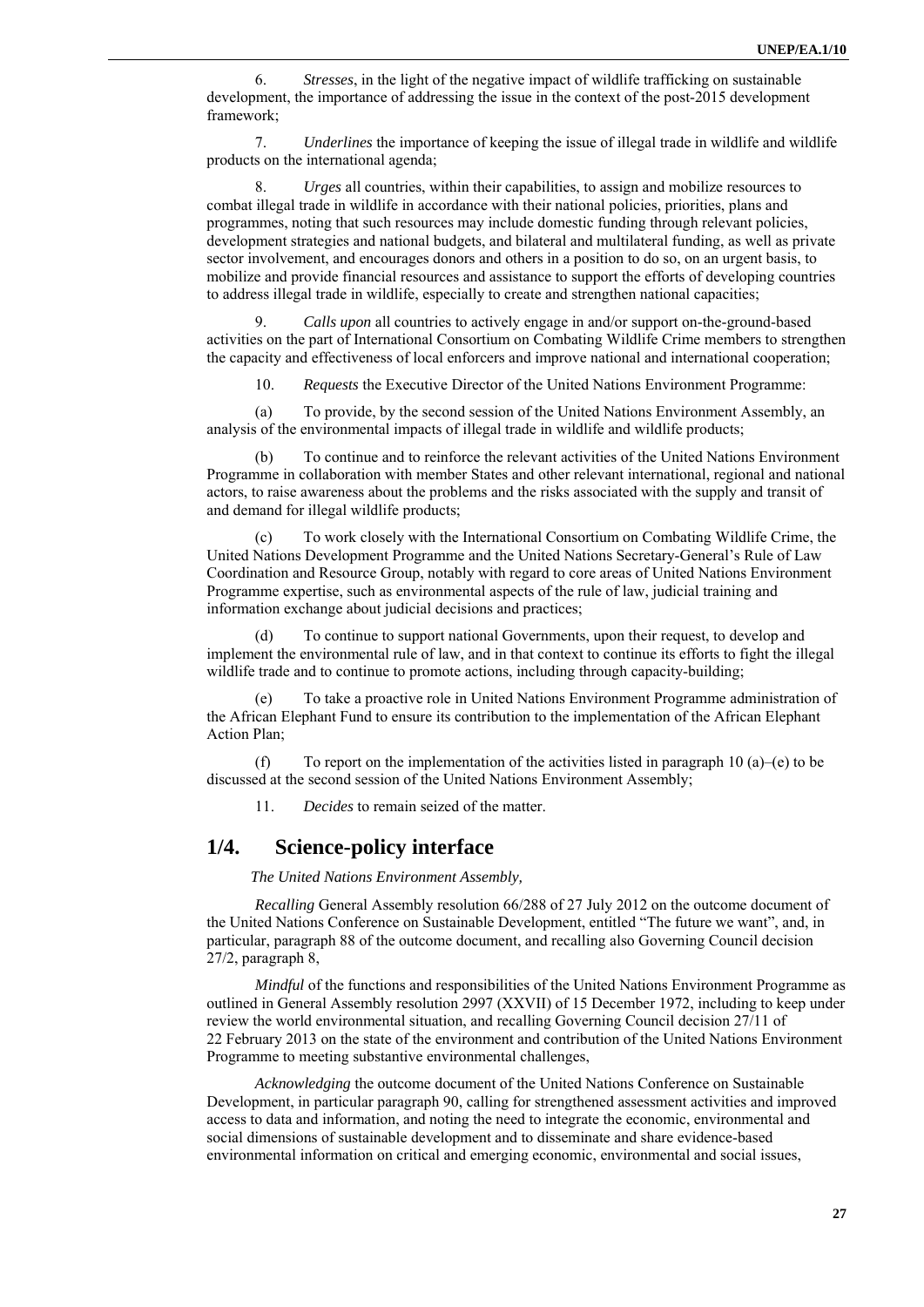6. *Stresses*, in the light of the negative impact of wildlife trafficking on sustainable development, the importance of addressing the issue in the context of the post-2015 development framework;

7. *Underlines* the importance of keeping the issue of illegal trade in wildlife and wildlife products on the international agenda;

8. *Urges* all countries, within their capabilities, to assign and mobilize resources to combat illegal trade in wildlife in accordance with their national policies, priorities, plans and programmes, noting that such resources may include domestic funding through relevant policies, development strategies and national budgets, and bilateral and multilateral funding, as well as private sector involvement, and encourages donors and others in a position to do so, on an urgent basis, to mobilize and provide financial resources and assistance to support the efforts of developing countries to address illegal trade in wildlife, especially to create and strengthen national capacities;

9. *Calls upon* all countries to actively engage in and/or support on-the-ground-based activities on the part of International Consortium on Combating Wildlife Crime members to strengthen the capacity and effectiveness of local enforcers and improve national and international cooperation;

10. *Requests* the Executive Director of the United Nations Environment Programme:

(a) To provide, by the second session of the United Nations Environment Assembly, an analysis of the environmental impacts of illegal trade in wildlife and wildlife products;

(b) To continue and to reinforce the relevant activities of the United Nations Environment Programme in collaboration with member States and other relevant international, regional and national actors, to raise awareness about the problems and the risks associated with the supply and transit of and demand for illegal wildlife products;

(c) To work closely with the International Consortium on Combating Wildlife Crime, the United Nations Development Programme and the United Nations Secretary-General's Rule of Law Coordination and Resource Group, notably with regard to core areas of United Nations Environment Programme expertise, such as environmental aspects of the rule of law, judicial training and information exchange about judicial decisions and practices;

(d) To continue to support national Governments, upon their request, to develop and implement the environmental rule of law, and in that context to continue its efforts to fight the illegal wildlife trade and to continue to promote actions, including through capacity-building;

(e) To take a proactive role in United Nations Environment Programme administration of the African Elephant Fund to ensure its contribution to the implementation of the African Elephant Action Plan;

(f) To report on the implementation of the activities listed in paragraph 10 (a)–(e) to be discussed at the second session of the United Nations Environment Assembly;

11. *Decides* to remain seized of the matter.

## 1/4. Science-policy interface

*The United Nations Environment Assembly,*

*Recalling* General Assembly resolution 66/288 of 27 July 2012 on the outcome document of the United Nations Conference on Sustainable Development, entitled "The future we want", and, in particular, paragraph 88 of the outcome document, and recalling also Governing Council decision 27/2, paragraph 8,

*Mindful* of the functions and responsibilities of the United Nations Environment Programme as outlined in General Assembly resolution 2997 (XXVII) of 15 December 1972, including to keep under review the world environmental situation, and recalling Governing Council decision 27/11 of 22 February 2013 on the state of the environment and contribution of the United Nations Environment Programme to meeting substantive environmental challenges,

*Acknowledging* the outcome document of the United Nations Conference on Sustainable Development, in particular paragraph 90, calling for strengthened assessment activities and improved access to data and information, and noting the need to integrate the economic, environmental and social dimensions of sustainable development and to disseminate and share evidence-based environmental information on critical and emerging economic, environmental and social issues,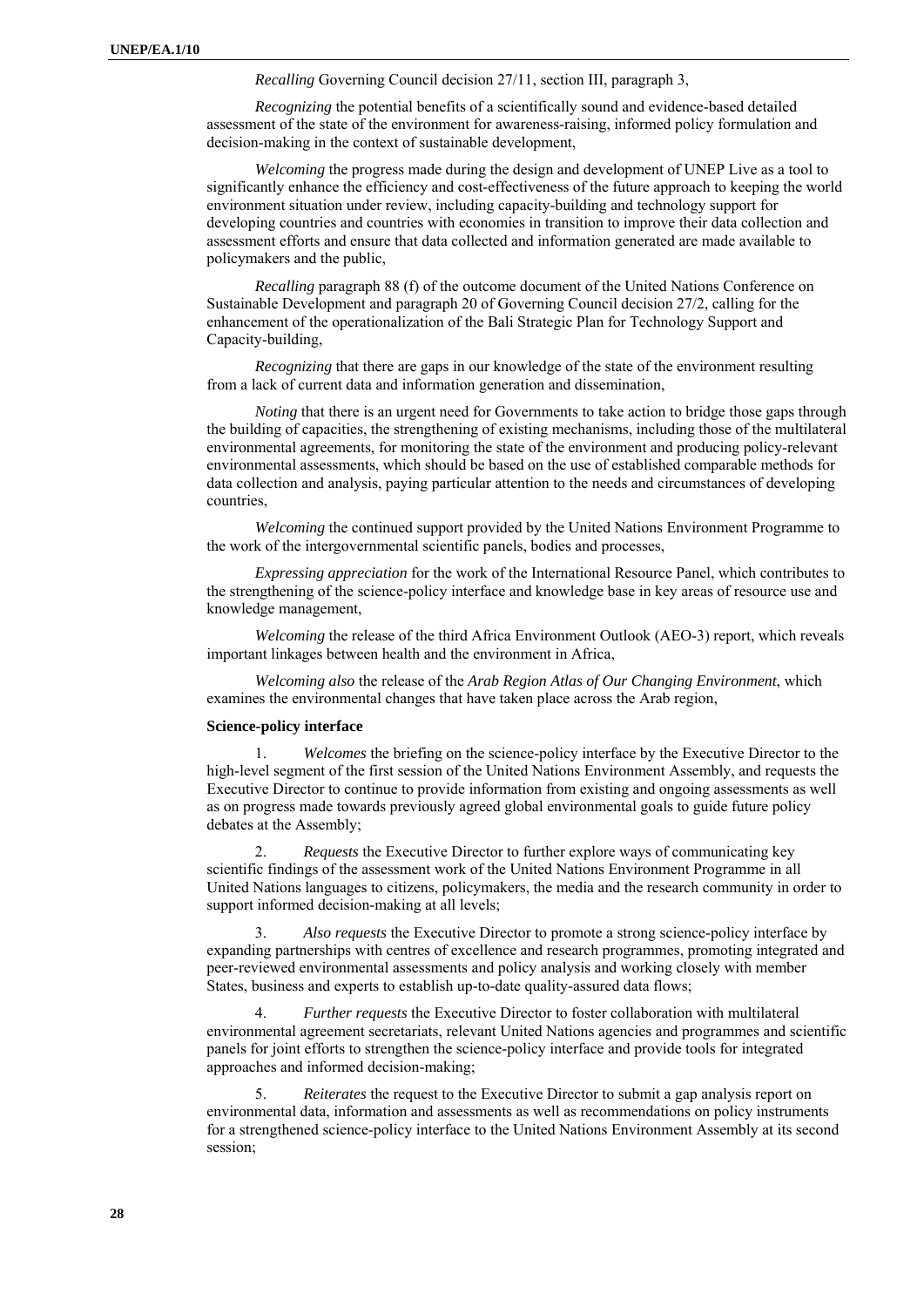*Recalling* Governing Council decision 27/11, section III, paragraph 3,

*Recognizing* the potential benefits of a scientifically sound and evidence-based detailed assessment of the state of the environment for awareness-raising, informed policy formulation and decision-making in the context of sustainable development,

*Welcoming* the progress made during the design and development of UNEP Live as a tool to significantly enhance the efficiency and cost-effectiveness of the future approach to keeping the world environment situation under review, including capacity-building and technology support for developing countries and countries with economies in transition to improve their data collection and assessment efforts and ensure that data collected and information generated are made available to policymakers and the public,

*Recalling* paragraph 88 (f) of the outcome document of the United Nations Conference on Sustainable Development and paragraph 20 of Governing Council decision 27/2, calling for the enhancement of the operationalization of the Bali Strategic Plan for Technology Support and Capacity-building,

*Recognizing* that there are gaps in our knowledge of the state of the environment resulting from a lack of current data and information generation and dissemination,

*Noting* that there is an urgent need for Governments to take action to bridge those gaps through the building of capacities, the strengthening of existing mechanisms, including those of the multilateral environmental agreements, for monitoring the state of the environment and producing policy-relevant environmental assessments, which should be based on the use of established comparable methods for data collection and analysis, paying particular attention to the needs and circumstances of developing countries,

*Welcoming* the continued support provided by the United Nations Environment Programme to the work of the intergovernmental scientific panels, bodies and processes,

*Expressing appreciation* for the work of the International Resource Panel, which contributes to the strengthening of the science-policy interface and knowledge base in key areas of resource use and knowledge management,

*Welcoming* the release of the third Africa Environment Outlook (AEO-3) report, which reveals important linkages between health and the environment in Africa,

*Welcoming also* the release of the *Arab Region Atlas of Our Changing Environment*, which examines the environmental changes that have taken place across the Arab region,

**Science-policy interface**

1. *Welcomes* the briefing on the science-policy interface by the Executive Director to the high-level segment of the first session of the United Nations Environment Assembly, and requests the Executive Director to continue to provide information from existing and ongoing assessments as well as on progress made towards previously agreed global environmental goals to guide future policy debates at the Assembly;

2. *Requests* the Executive Director to further explore ways of communicating key scientific findings of the assessment work of the United Nations Environment Programme in all United Nations languages to citizens, policymakers, the media and the research community in order to support informed decision-making at all levels;

3. *Also requests* the Executive Director to promote a strong science-policy interface by expanding partnerships with centres of excellence and research programmes, promoting integrated and peer-reviewed environmental assessments and policy analysis and working closely with member States, business and experts to establish up-to-date quality-assured data flows;

4. *Further requests* the Executive Director to foster collaboration with multilateral environmental agreement secretariats, relevant United Nations agencies and programmes and scientific panels for joint efforts to strengthen the science-policy interface and provide tools for integrated approaches and informed decision-making;

5. *Reiterates* the request to the Executive Director to submit a gap analysis report on environmental data, information and assessments as well as recommendations on policy instruments for a strengthened science-policy interface to the United Nations Environment Assembly at its second session;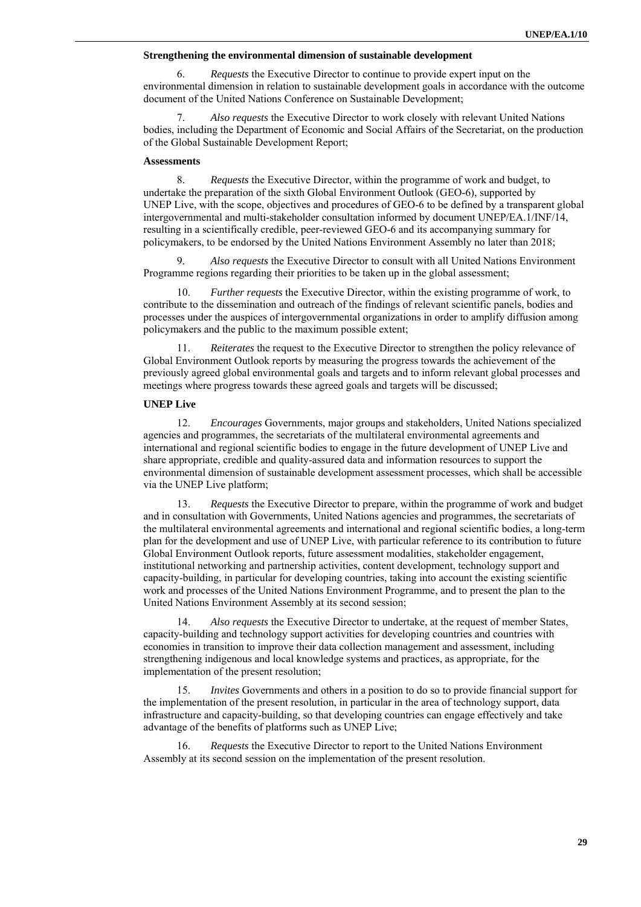**Strengthening the environmental dimension of sustainable development**

6. *Requests* the Executive Director to continue to provide expert input on the environmental dimension in relation to sustainable development goals in accordance with the outcome document of the United Nations Conference on Sustainable Development;

7. *Also requests* the Executive Director to work closely with relevant United Nations bodies, including the Department of Economic and Social Affairs of the Secretariat, on the production of the Global Sustainable Development Report;

**Assessments**

8. *Requests* the Executive Director, within the programme of work and budget, to undertake the preparation of the sixth Global Environment Outlook (GEO-6), supported by UNEP Live, with the scope, objectives and procedures of GEO-6 to be defined by a transparent global intergovernmental and multi-stakeholder consultation informed by document UNEP/EA.1/INF/14, resulting in a scientifically credible, peer-reviewed GEO-6 and its accompanying summary for policymakers, to be endorsed by the United Nations Environment Assembly no later than 2018;

9. *Also requests* the Executive Director to consult with all United Nations Environment Programme regions regarding their priorities to be taken up in the global assessment;

10. *Further requests* the Executive Director, within the existing programme of work, to contribute to the dissemination and outreach of the findings of relevant scientific panels, bodies and processes under the auspices of intergovernmental organizations in order to amplify diffusion among policymakers and the public to the maximum possible extent;

11. *Reiterates* the request to the Executive Director to strengthen the policy relevance of Global Environment Outlook reports by measuring the progress towards the achievement of the previously agreed global environmental goals and targets and to inform relevant global processes and meetings where progress towards these agreed goals and targets will be discussed;

**UNEP Live**

12. *Encourages* Governments, major groups and stakeholders, United Nations specialized agencies and programmes, the secretariats of the multilateral environmental agreements and international and regional scientific bodies to engage in the future development of UNEP Live and share appropriate, credible and quality-assured data and information resources to support the environmental dimension of sustainable development assessment processes, which shall be accessible via the UNEP Live platform;

13. *Requests* the Executive Director to prepare, within the programme of work and budget and in consultation with Governments, United Nations agencies and programmes, the secretariats of the multilateral environmental agreements and international and regional scientific bodies, a long-term plan for the development and use of UNEP Live, with particular reference to its contribution to future Global Environment Outlook reports, future assessment modalities, stakeholder engagement, institutional networking and partnership activities, content development, technology support and capacity-building, in particular for developing countries, taking into account the existing scientific work and processes of the United Nations Environment Programme, and to present the plan to the United Nations Environment Assembly at its second session;

14. *Also requests* the Executive Director to undertake, at the request of member States, capacity-building and technology support activities for developing countries and countries with economies in transition to improve their data collection management and assessment, including strengthening indigenous and local knowledge systems and practices, as appropriate, for the implementation of the present resolution;

15. *Invites* Governments and others in a position to do so to provide financial support for the implementation of the present resolution, in particular in the area of technology support, data infrastructure and capacity-building, so that developing countries can engage effectively and take advantage of the benefits of platforms such as UNEP Live;

16. *Requests* the Executive Director to report to the United Nations Environment Assembly at its second session on the implementation of the present resolution.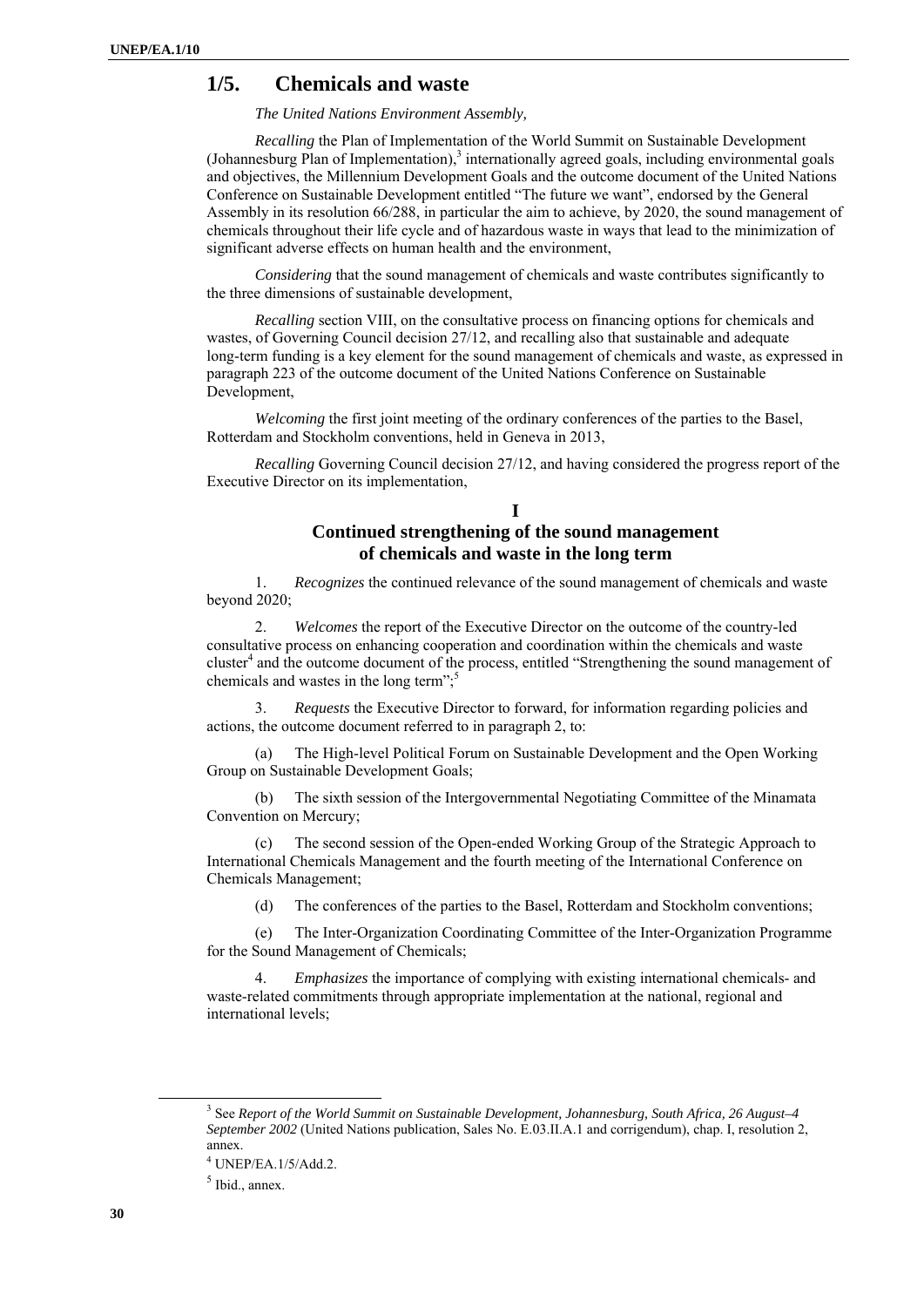## 1/5. Chemicals and waste

*The United Nations Environment Assembly,*

*Recalling* the Plan of Implementation of the World Summit on Sustainable Development (Johannesburg Plan of Implementation),[3] internationally agreed goals, including environmental goals and objectives, the Millennium Development Goals and the outcome document of the United Nations Conference on Sustainable Development entitled "The future we want", endorsed by the General Assembly in its resolution 66/288, in particular the aim to achieve, by 2020, the sound management of chemicals throughout their life cycle and of hazardous waste in ways that lead to the minimization of significant adverse effects on human health and the environment,

*Considering* that the sound management of chemicals and waste contributes significantly to the three dimensions of sustainable development,

*Recalling* section VIII, on the consultative process on financing options for chemicals and wastes, of Governing Council decision 27/12, and recalling also that sustainable and adequate long-term funding is a key element for the sound management of chemicals and waste, as expressed in paragraph 223 of the outcome document of the United Nations Conference on Sustainable Development,

*Welcoming* the first joint meeting of the ordinary conferences of the parties to the Basel, Rotterdam and Stockholm conventions, held in Geneva in 2013,

*Recalling* Governing Council decision 27/12, and having considered the progress report of the Executive Director on its implementation,

### I
### Continued strengthening of the sound management of chemicals and waste in the long term

1. *Recognizes* the continued relevance of the sound management of chemicals and waste beyond 2020;

2. *Welcomes* the report of the Executive Director on the outcome of the country-led consultative process on enhancing cooperation and coordination within the chemicals and waste cluster[4] and the outcome document of the process, entitled "Strengthening the sound management of chemicals and wastes in the long term";[5]

3. *Requests* the Executive Director to forward, for information regarding policies and actions, the outcome document referred to in paragraph 2, to:

(a) The High-level Political Forum on Sustainable Development and the Open Working Group on Sustainable Development Goals;

(b) The sixth session of the Intergovernmental Negotiating Committee of the Minamata Convention on Mercury;

(c) The second session of the Open-ended Working Group of the Strategic Approach to International Chemicals Management and the fourth meeting of the International Conference on Chemicals Management;

(d) The conferences of the parties to the Basel, Rotterdam and Stockholm conventions;

(e) The Inter-Organization Coordinating Committee of the Inter-Organization Programme for the Sound Management of Chemicals;

4. *Emphasizes* the importance of complying with existing international chemicals- and waste-related commitments through appropriate implementation at the national, regional and international levels;

---

[3] See *Report of the World Summit on Sustainable Development, Johannesburg, South Africa, 26 August–4 September 2002* (United Nations publication, Sales No. E.03.II.A.1 and corrigendum), chap. I, resolution 2, annex.

[4] UNEP/EA.1/5/Add.2.

[5] Ibid., annex.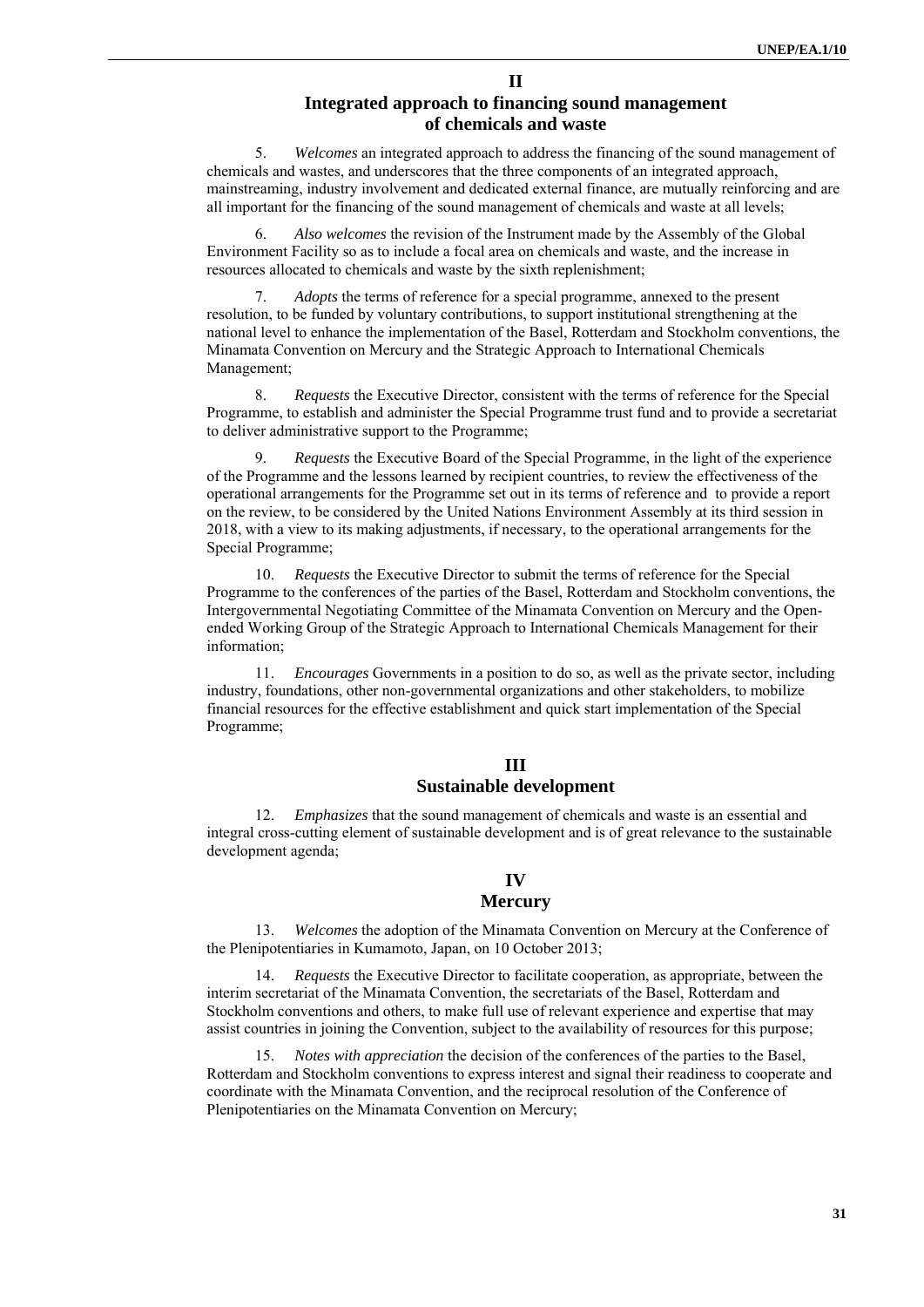## II

## Integrated approach to financing sound management of chemicals and waste

5. *Welcomes* an integrated approach to address the financing of the sound management of chemicals and wastes, and underscores that the three components of an integrated approach, mainstreaming, industry involvement and dedicated external finance, are mutually reinforcing and are all important for the financing of the sound management of chemicals and waste at all levels;

6. *Also welcomes* the revision of the Instrument made by the Assembly of the Global Environment Facility so as to include a focal area on chemicals and waste, and the increase in resources allocated to chemicals and waste by the sixth replenishment;

7. *Adopts* the terms of reference for a special programme, annexed to the present resolution, to be funded by voluntary contributions, to support institutional strengthening at the national level to enhance the implementation of the Basel, Rotterdam and Stockholm conventions, the Minamata Convention on Mercury and the Strategic Approach to International Chemicals Management;

8. *Requests* the Executive Director, consistent with the terms of reference for the Special Programme, to establish and administer the Special Programme trust fund and to provide a secretariat to deliver administrative support to the Programme;

9. *Requests* the Executive Board of the Special Programme, in the light of the experience of the Programme and the lessons learned by recipient countries, to review the effectiveness of the operational arrangements for the Programme set out in its terms of reference and to provide a report on the review, to be considered by the United Nations Environment Assembly at its third session in 2018, with a view to its making adjustments, if necessary, to the operational arrangements for the Special Programme;

10. *Requests* the Executive Director to submit the terms of reference for the Special Programme to the conferences of the parties of the Basel, Rotterdam and Stockholm conventions, the Intergovernmental Negotiating Committee of the Minamata Convention on Mercury and the Open-ended Working Group of the Strategic Approach to International Chemicals Management for their information;

11. *Encourages* Governments in a position to do so, as well as the private sector, including industry, foundations, other non-governmental organizations and other stakeholders, to mobilize financial resources for the effective establishment and quick start implementation of the Special Programme;

## III

## Sustainable development

12. *Emphasizes* that the sound management of chemicals and waste is an essential and integral cross-cutting element of sustainable development and is of great relevance to the sustainable development agenda;

## IV

## Mercury

13. *Welcomes* the adoption of the Minamata Convention on Mercury at the Conference of the Plenipotentiaries in Kumamoto, Japan, on 10 October 2013;

14. *Requests* the Executive Director to facilitate cooperation, as appropriate, between the interim secretariat of the Minamata Convention, the secretariats of the Basel, Rotterdam and Stockholm conventions and others, to make full use of relevant experience and expertise that may assist countries in joining the Convention, subject to the availability of resources for this purpose;

15. *Notes with appreciation* the decision of the conferences of the parties to the Basel, Rotterdam and Stockholm conventions to express interest and signal their readiness to cooperate and coordinate with the Minamata Convention, and the reciprocal resolution of the Conference of Plenipotentiaries on the Minamata Convention on Mercury;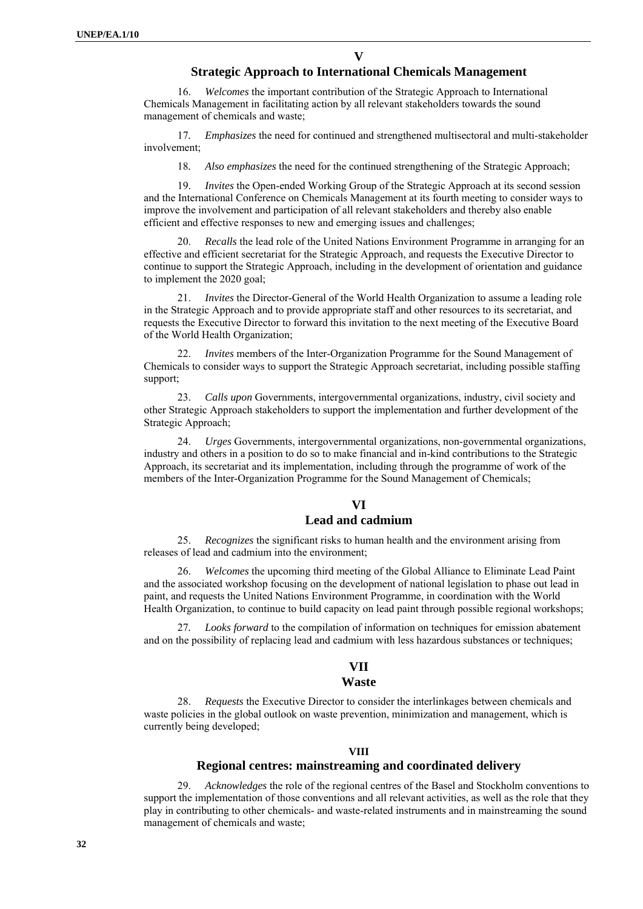## V

## Strategic Approach to International Chemicals Management

16. *Welcomes* the important contribution of the Strategic Approach to International Chemicals Management in facilitating action by all relevant stakeholders towards the sound management of chemicals and waste;

17. *Emphasizes* the need for continued and strengthened multisectoral and multi-stakeholder involvement;

18. *Also emphasizes* the need for the continued strengthening of the Strategic Approach;

19. *Invites* the Open-ended Working Group of the Strategic Approach at its second session and the International Conference on Chemicals Management at its fourth meeting to consider ways to improve the involvement and participation of all relevant stakeholders and thereby also enable efficient and effective responses to new and emerging issues and challenges;

20. *Recalls* the lead role of the United Nations Environment Programme in arranging for an effective and efficient secretariat for the Strategic Approach, and requests the Executive Director to continue to support the Strategic Approach, including in the development of orientation and guidance to implement the 2020 goal;

21. *Invites* the Director-General of the World Health Organization to assume a leading role in the Strategic Approach and to provide appropriate staff and other resources to its secretariat, and requests the Executive Director to forward this invitation to the next meeting of the Executive Board of the World Health Organization;

22. *Invites* members of the Inter-Organization Programme for the Sound Management of Chemicals to consider ways to support the Strategic Approach secretariat, including possible staffing support;

23. *Calls upon* Governments, intergovernmental organizations, industry, civil society and other Strategic Approach stakeholders to support the implementation and further development of the Strategic Approach;

24. *Urges* Governments, intergovernmental organizations, non-governmental organizations, industry and others in a position to do so to make financial and in-kind contributions to the Strategic Approach, its secretariat and its implementation, including through the programme of work of the members of the Inter-Organization Programme for the Sound Management of Chemicals;

## VI

## Lead and cadmium

25. *Recognizes* the significant risks to human health and the environment arising from releases of lead and cadmium into the environment;

26. *Welcomes* the upcoming third meeting of the Global Alliance to Eliminate Lead Paint and the associated workshop focusing on the development of national legislation to phase out lead in paint, and requests the United Nations Environment Programme, in coordination with the World Health Organization, to continue to build capacity on lead paint through possible regional workshops;

27. *Looks forward* to the compilation of information on techniques for emission abatement and on the possibility of replacing lead and cadmium with less hazardous substances or techniques;

## VII

## Waste

28. *Requests* the Executive Director to consider the interlinkages between chemicals and waste policies in the global outlook on waste prevention, minimization and management, which is currently being developed;

## VIII

## Regional centres: mainstreaming and coordinated delivery

29. *Acknowledges* the role of the regional centres of the Basel and Stockholm conventions to support the implementation of those conventions and all relevant activities, as well as the role that they play in contributing to other chemicals- and waste-related instruments and in mainstreaming the sound management of chemicals and waste;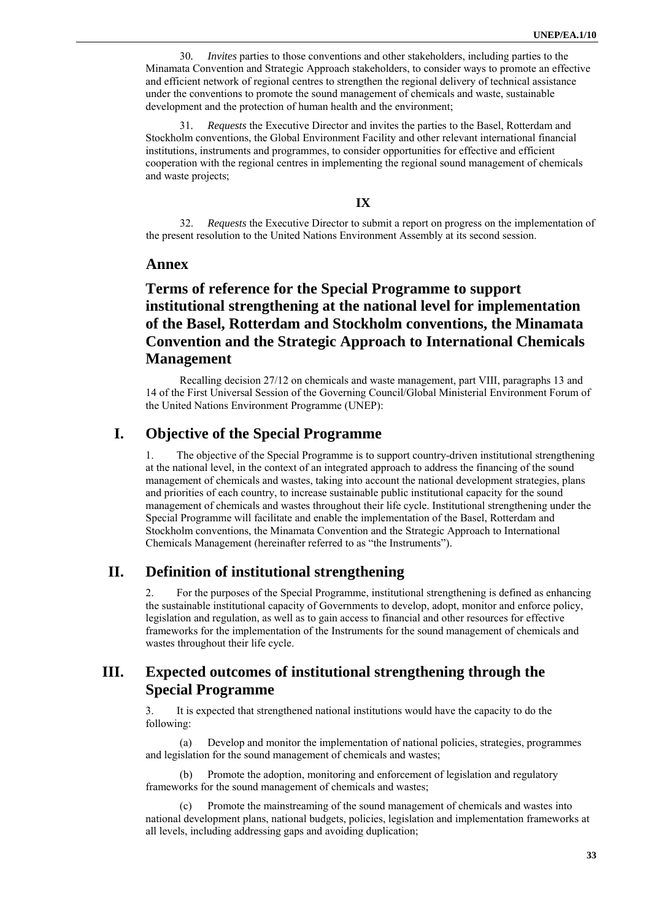30. *Invites* parties to those conventions and other stakeholders, including parties to the Minamata Convention and Strategic Approach stakeholders, to consider ways to promote an effective and efficient network of regional centres to strengthen the regional delivery of technical assistance under the conventions to promote the sound management of chemicals and waste, sustainable development and the protection of human health and the environment;

31. *Requests* the Executive Director and invites the parties to the Basel, Rotterdam and Stockholm conventions, the Global Environment Facility and other relevant international financial institutions, instruments and programmes, to consider opportunities for effective and efficient cooperation with the regional centres in implementing the regional sound management of chemicals and waste projects;

**IX**

32. *Requests* the Executive Director to submit a report on progress on the implementation of the present resolution to the United Nations Environment Assembly at its second session.

## Annex

## Terms of reference for the Special Programme to support institutional strengthening at the national level for implementation of the Basel, Rotterdam and Stockholm conventions, the Minamata Convention and the Strategic Approach to International Chemicals Management

Recalling decision 27/12 on chemicals and waste management, part VIII, paragraphs 13 and 14 of the First Universal Session of the Governing Council/Global Ministerial Environment Forum of the United Nations Environment Programme (UNEP):

## I. Objective of the Special Programme

1. The objective of the Special Programme is to support country-driven institutional strengthening at the national level, in the context of an integrated approach to address the financing of the sound management of chemicals and wastes, taking into account the national development strategies, plans and priorities of each country, to increase sustainable public institutional capacity for the sound management of chemicals and wastes throughout their life cycle. Institutional strengthening under the Special Programme will facilitate and enable the implementation of the Basel, Rotterdam and Stockholm conventions, the Minamata Convention and the Strategic Approach to International Chemicals Management (hereinafter referred to as "the Instruments").

## II. Definition of institutional strengthening

2. For the purposes of the Special Programme, institutional strengthening is defined as enhancing the sustainable institutional capacity of Governments to develop, adopt, monitor and enforce policy, legislation and regulation, as well as to gain access to financial and other resources for effective frameworks for the implementation of the Instruments for the sound management of chemicals and wastes throughout their life cycle.

## III. Expected outcomes of institutional strengthening through the Special Programme

3. It is expected that strengthened national institutions would have the capacity to do the following:

(a) Develop and monitor the implementation of national policies, strategies, programmes and legislation for the sound management of chemicals and wastes;

(b) Promote the adoption, monitoring and enforcement of legislation and regulatory frameworks for the sound management of chemicals and wastes;

(c) Promote the mainstreaming of the sound management of chemicals and wastes into national development plans, national budgets, policies, legislation and implementation frameworks at all levels, including addressing gaps and avoiding duplication;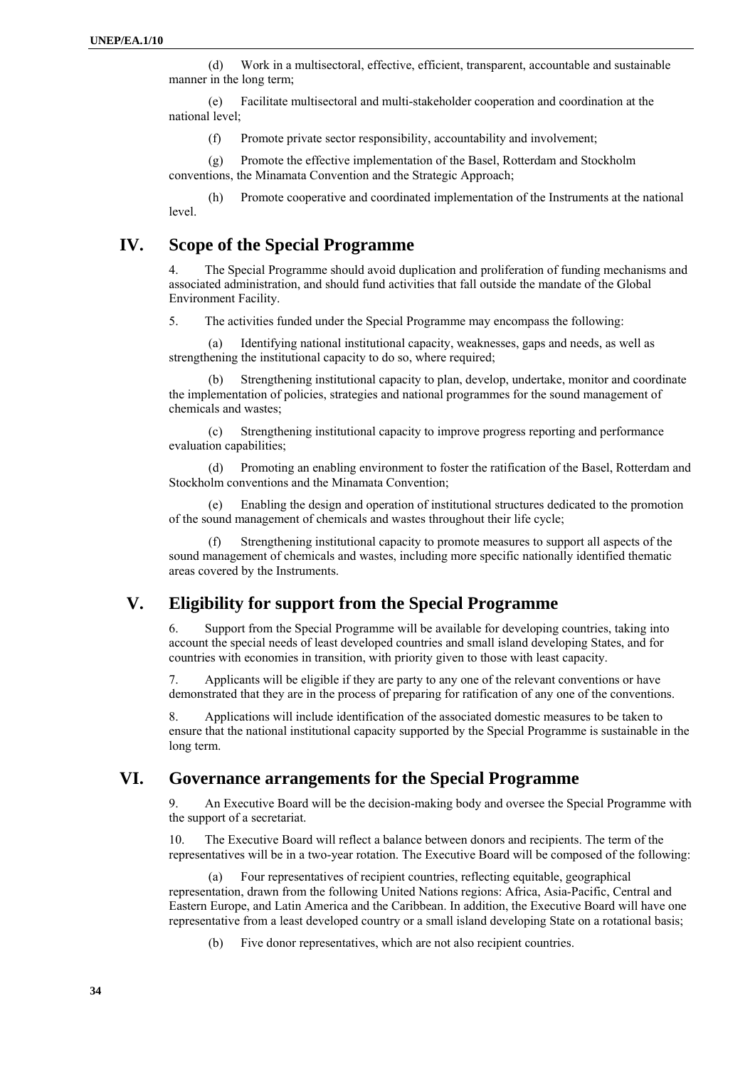(d) Work in a multisectoral, effective, efficient, transparent, accountable and sustainable manner in the long term;

(e) Facilitate multisectoral and multi-stakeholder cooperation and coordination at the national level;

(f) Promote private sector responsibility, accountability and involvement;

(g) Promote the effective implementation of the Basel, Rotterdam and Stockholm conventions, the Minamata Convention and the Strategic Approach;

(h) Promote cooperative and coordinated implementation of the Instruments at the national level.

## IV. Scope of the Special Programme

4. The Special Programme should avoid duplication and proliferation of funding mechanisms and associated administration, and should fund activities that fall outside the mandate of the Global Environment Facility.

5. The activities funded under the Special Programme may encompass the following:

(a) Identifying national institutional capacity, weaknesses, gaps and needs, as well as strengthening the institutional capacity to do so, where required;

(b) Strengthening institutional capacity to plan, develop, undertake, monitor and coordinate the implementation of policies, strategies and national programmes for the sound management of chemicals and wastes;

(c) Strengthening institutional capacity to improve progress reporting and performance evaluation capabilities;

(d) Promoting an enabling environment to foster the ratification of the Basel, Rotterdam and Stockholm conventions and the Minamata Convention;

(e) Enabling the design and operation of institutional structures dedicated to the promotion of the sound management of chemicals and wastes throughout their life cycle;

(f) Strengthening institutional capacity to promote measures to support all aspects of the sound management of chemicals and wastes, including more specific nationally identified thematic areas covered by the Instruments.

## V. Eligibility for support from the Special Programme

6. Support from the Special Programme will be available for developing countries, taking into account the special needs of least developed countries and small island developing States, and for countries with economies in transition, with priority given to those with least capacity.

7. Applicants will be eligible if they are party to any one of the relevant conventions or have demonstrated that they are in the process of preparing for ratification of any one of the conventions.

8. Applications will include identification of the associated domestic measures to be taken to ensure that the national institutional capacity supported by the Special Programme is sustainable in the long term.

## VI. Governance arrangements for the Special Programme

9. An Executive Board will be the decision-making body and oversee the Special Programme with the support of a secretariat.

10. The Executive Board will reflect a balance between donors and recipients. The term of the representatives will be in a two-year rotation. The Executive Board will be composed of the following:

(a) Four representatives of recipient countries, reflecting equitable, geographical representation, drawn from the following United Nations regions: Africa, Asia-Pacific, Central and Eastern Europe, and Latin America and the Caribbean. In addition, the Executive Board will have one representative from a least developed country or a small island developing State on a rotational basis;

(b) Five donor representatives, which are not also recipient countries.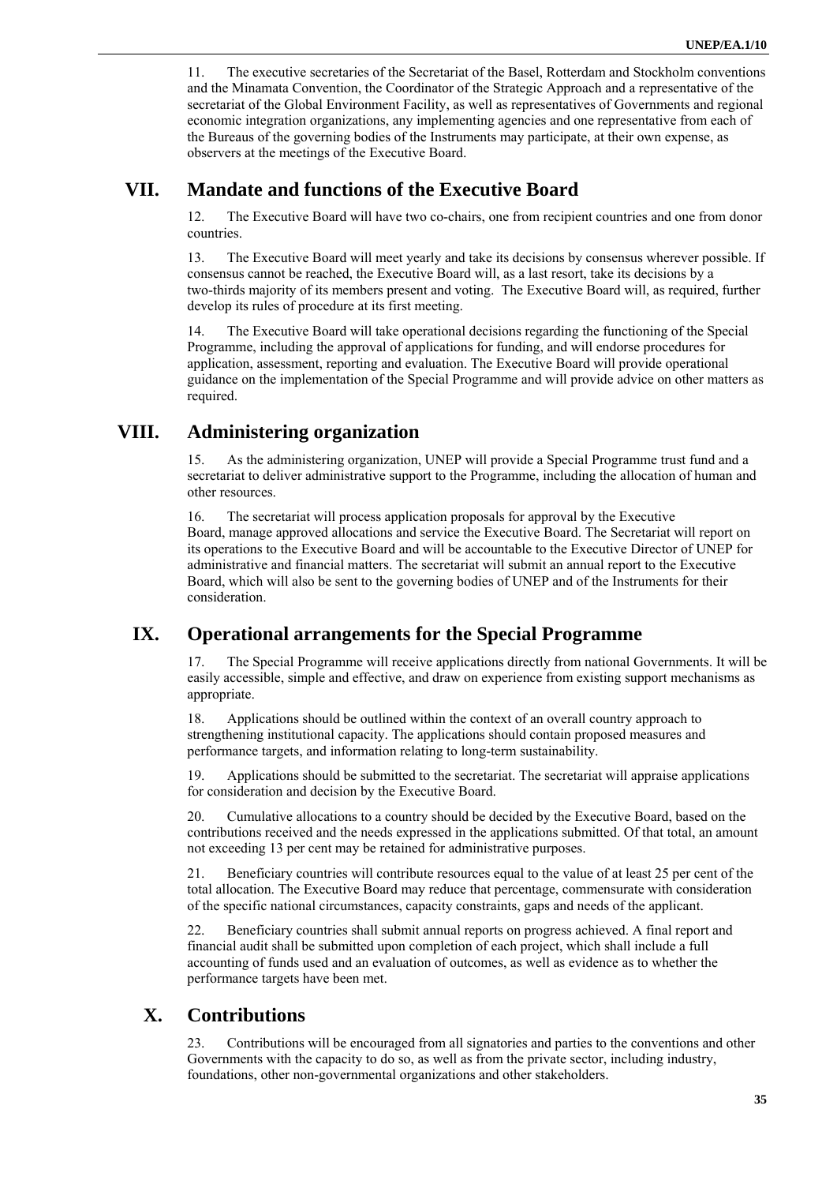11. The executive secretaries of the Secretariat of the Basel, Rotterdam and Stockholm conventions and the Minamata Convention, the Coordinator of the Strategic Approach and a representative of the secretariat of the Global Environment Facility, as well as representatives of Governments and regional economic integration organizations, any implementing agencies and one representative from each of the Bureaus of the governing bodies of the Instruments may participate, at their own expense, as observers at the meetings of the Executive Board.

## VII. Mandate and functions of the Executive Board

12. The Executive Board will have two co-chairs, one from recipient countries and one from donor countries.

13. The Executive Board will meet yearly and take its decisions by consensus wherever possible. If consensus cannot be reached, the Executive Board will, as a last resort, take its decisions by a two-thirds majority of its members present and voting. The Executive Board will, as required, further develop its rules of procedure at its first meeting.

14. The Executive Board will take operational decisions regarding the functioning of the Special Programme, including the approval of applications for funding, and will endorse procedures for application, assessment, reporting and evaluation. The Executive Board will provide operational guidance on the implementation of the Special Programme and will provide advice on other matters as required.

## VIII. Administering organization

15. As the administering organization, UNEP will provide a Special Programme trust fund and a secretariat to deliver administrative support to the Programme, including the allocation of human and other resources.

16. The secretariat will process application proposals for approval by the Executive Board, manage approved allocations and service the Executive Board. The Secretariat will report on its operations to the Executive Board and will be accountable to the Executive Director of UNEP for administrative and financial matters. The secretariat will submit an annual report to the Executive Board, which will also be sent to the governing bodies of UNEP and of the Instruments for their consideration.

## IX. Operational arrangements for the Special Programme

17. The Special Programme will receive applications directly from national Governments. It will be easily accessible, simple and effective, and draw on experience from existing support mechanisms as appropriate.

18. Applications should be outlined within the context of an overall country approach to strengthening institutional capacity. The applications should contain proposed measures and performance targets, and information relating to long-term sustainability.

19. Applications should be submitted to the secretariat. The secretariat will appraise applications for consideration and decision by the Executive Board.

20. Cumulative allocations to a country should be decided by the Executive Board, based on the contributions received and the needs expressed in the applications submitted. Of that total, an amount not exceeding 13 per cent may be retained for administrative purposes.

21. Beneficiary countries will contribute resources equal to the value of at least 25 per cent of the total allocation. The Executive Board may reduce that percentage, commensurate with consideration of the specific national circumstances, capacity constraints, gaps and needs of the applicant.

22. Beneficiary countries shall submit annual reports on progress achieved. A final report and financial audit shall be submitted upon completion of each project, which shall include a full accounting of funds used and an evaluation of outcomes, as well as evidence as to whether the performance targets have been met.

## X. Contributions

23. Contributions will be encouraged from all signatories and parties to the conventions and other Governments with the capacity to do so, as well as from the private sector, including industry, foundations, other non-governmental organizations and other stakeholders.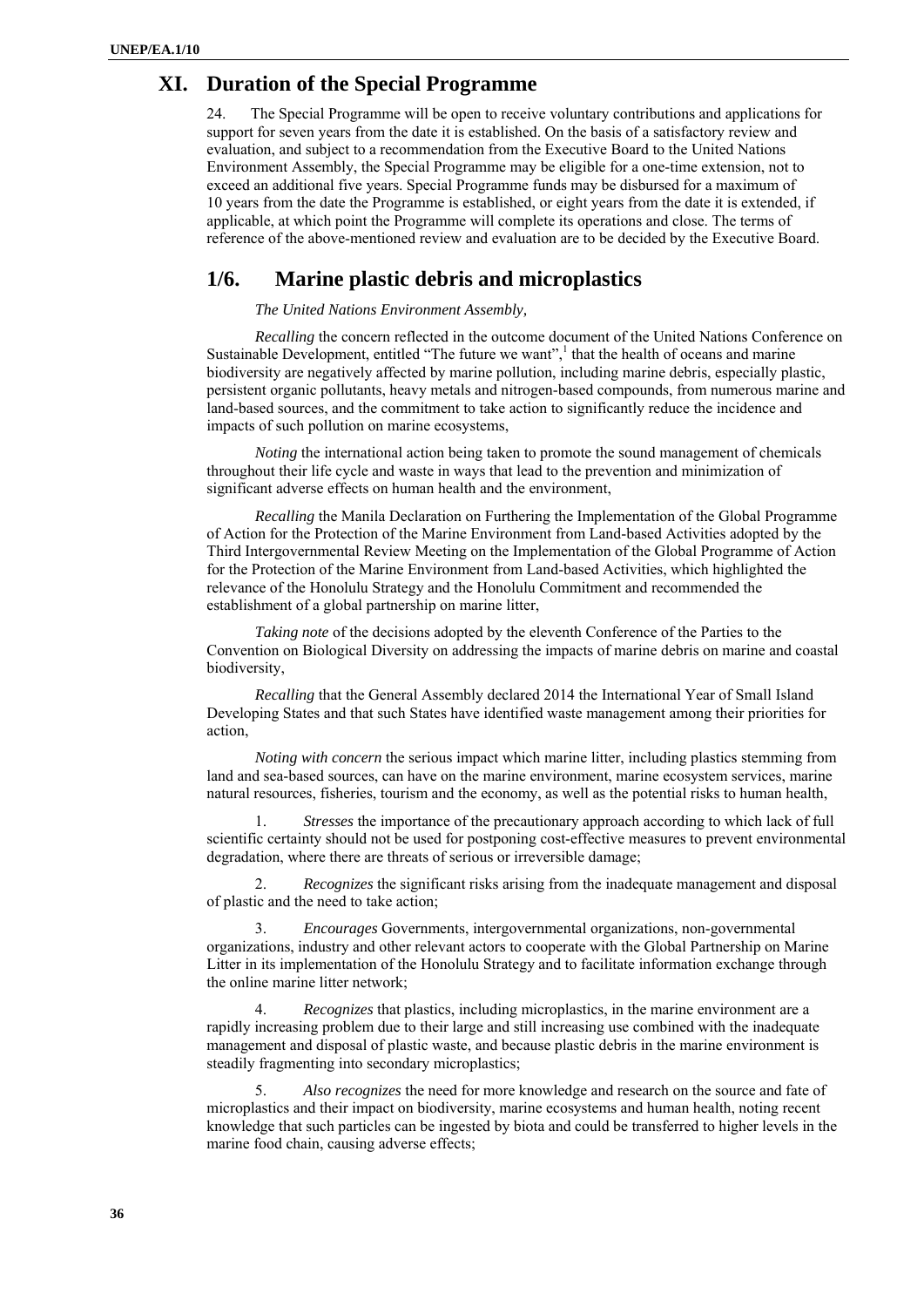## XI. Duration of the Special Programme

24. The Special Programme will be open to receive voluntary contributions and applications for support for seven years from the date it is established. On the basis of a satisfactory review and evaluation, and subject to a recommendation from the Executive Board to the United Nations Environment Assembly, the Special Programme may be eligible for a one-time extension, not to exceed an additional five years. Special Programme funds may be disbursed for a maximum of 10 years from the date the Programme is established, or eight years from the date it is extended, if applicable, at which point the Programme will complete its operations and close. The terms of reference of the above-mentioned review and evaluation are to be decided by the Executive Board.

## 1/6. Marine plastic debris and microplastics

*The United Nations Environment Assembly,*

*Recalling* the concern reflected in the outcome document of the United Nations Conference on Sustainable Development, entitled "The future we want",[1] that the health of oceans and marine biodiversity are negatively affected by marine pollution, including marine debris, especially plastic, persistent organic pollutants, heavy metals and nitrogen-based compounds, from numerous marine and land-based sources, and the commitment to take action to significantly reduce the incidence and impacts of such pollution on marine ecosystems,

*Noting* the international action being taken to promote the sound management of chemicals throughout their life cycle and waste in ways that lead to the prevention and minimization of significant adverse effects on human health and the environment,

*Recalling* the Manila Declaration on Furthering the Implementation of the Global Programme of Action for the Protection of the Marine Environment from Land-based Activities adopted by the Third Intergovernmental Review Meeting on the Implementation of the Global Programme of Action for the Protection of the Marine Environment from Land-based Activities, which highlighted the relevance of the Honolulu Strategy and the Honolulu Commitment and recommended the establishment of a global partnership on marine litter,

*Taking note* of the decisions adopted by the eleventh Conference of the Parties to the Convention on Biological Diversity on addressing the impacts of marine debris on marine and coastal biodiversity,

*Recalling* that the General Assembly declared 2014 the International Year of Small Island Developing States and that such States have identified waste management among their priorities for action,

*Noting with concern* the serious impact which marine litter, including plastics stemming from land and sea-based sources, can have on the marine environment, marine ecosystem services, marine natural resources, fisheries, tourism and the economy, as well as the potential risks to human health,

1. *Stresses* the importance of the precautionary approach according to which lack of full scientific certainty should not be used for postponing cost-effective measures to prevent environmental degradation, where there are threats of serious or irreversible damage;

2. *Recognizes* the significant risks arising from the inadequate management and disposal of plastic and the need to take action;

3. *Encourages* Governments, intergovernmental organizations, non-governmental organizations, industry and other relevant actors to cooperate with the Global Partnership on Marine Litter in its implementation of the Honolulu Strategy and to facilitate information exchange through the online marine litter network;

4. *Recognizes* that plastics, including microplastics, in the marine environment are a rapidly increasing problem due to their large and still increasing use combined with the inadequate management and disposal of plastic waste, and because plastic debris in the marine environment is steadily fragmenting into secondary microplastics;

5. *Also recognizes* the need for more knowledge and research on the source and fate of microplastics and their impact on biodiversity, marine ecosystems and human health, noting recent knowledge that such particles can be ingested by biota and could be transferred to higher levels in the marine food chain, causing adverse effects;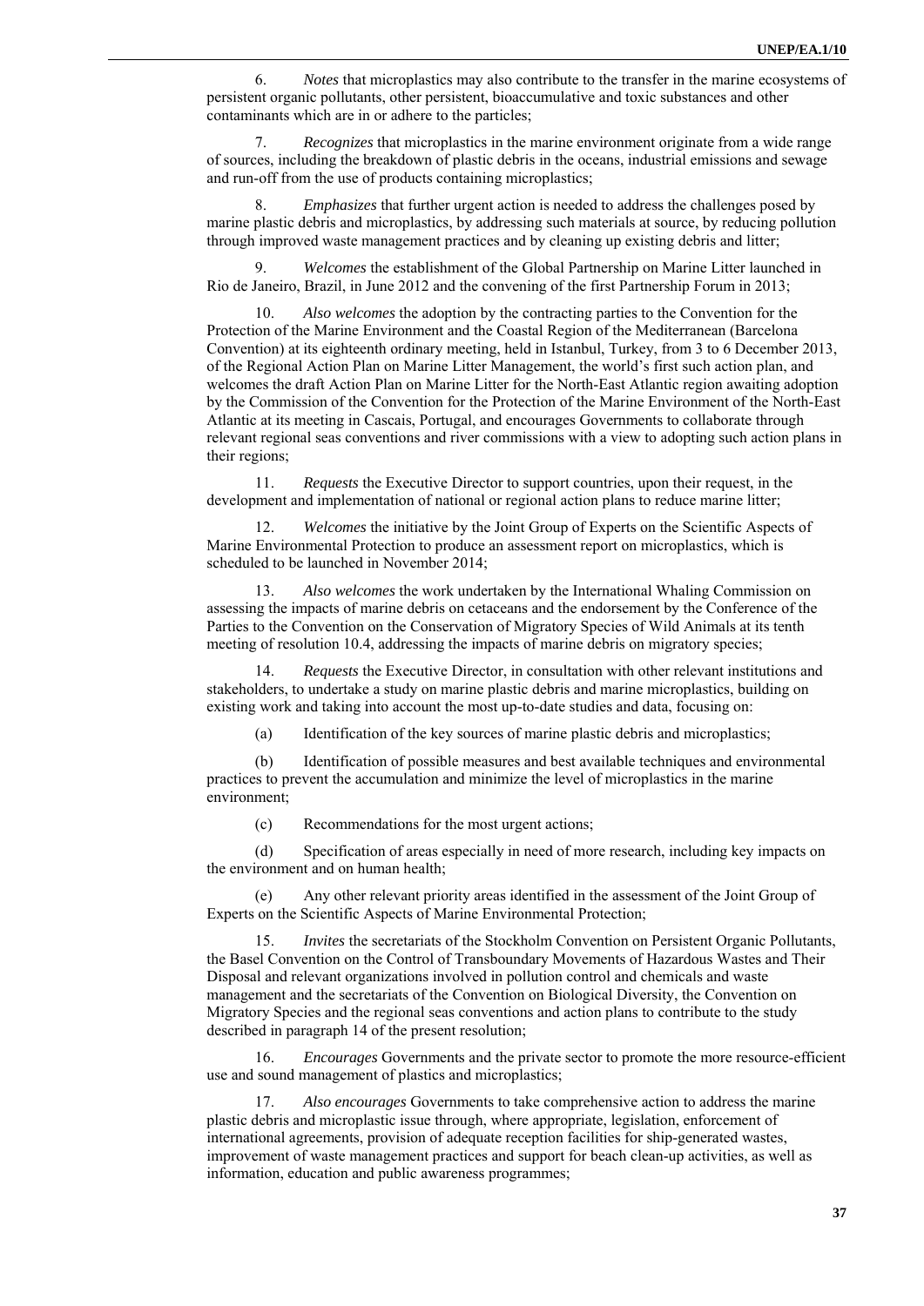6. *Notes* that microplastics may also contribute to the transfer in the marine ecosystems of persistent organic pollutants, other persistent, bioaccumulative and toxic substances and other contaminants which are in or adhere to the particles;

7. *Recognizes* that microplastics in the marine environment originate from a wide range of sources, including the breakdown of plastic debris in the oceans, industrial emissions and sewage and run-off from the use of products containing microplastics;

8. *Emphasizes* that further urgent action is needed to address the challenges posed by marine plastic debris and microplastics, by addressing such materials at source, by reducing pollution through improved waste management practices and by cleaning up existing debris and litter;

9. *Welcomes* the establishment of the Global Partnership on Marine Litter launched in Rio de Janeiro, Brazil, in June 2012 and the convening of the first Partnership Forum in 2013;

10. *Also welcomes* the adoption by the contracting parties to the Convention for the Protection of the Marine Environment and the Coastal Region of the Mediterranean (Barcelona Convention) at its eighteenth ordinary meeting, held in Istanbul, Turkey, from 3 to 6 December 2013, of the Regional Action Plan on Marine Litter Management, the world's first such action plan, and welcomes the draft Action Plan on Marine Litter for the North-East Atlantic region awaiting adoption by the Commission of the Convention for the Protection of the Marine Environment of the North-East Atlantic at its meeting in Cascais, Portugal, and encourages Governments to collaborate through relevant regional seas conventions and river commissions with a view to adopting such action plans in their regions;

11. *Requests* the Executive Director to support countries, upon their request, in the development and implementation of national or regional action plans to reduce marine litter;

12. *Welcomes* the initiative by the Joint Group of Experts on the Scientific Aspects of Marine Environmental Protection to produce an assessment report on microplastics, which is scheduled to be launched in November 2014;

13. *Also welcomes* the work undertaken by the International Whaling Commission on assessing the impacts of marine debris on cetaceans and the endorsement by the Conference of the Parties to the Convention on the Conservation of Migratory Species of Wild Animals at its tenth meeting of resolution 10.4, addressing the impacts of marine debris on migratory species;

14. *Requests* the Executive Director, in consultation with other relevant institutions and stakeholders, to undertake a study on marine plastic debris and marine microplastics, building on existing work and taking into account the most up-to-date studies and data, focusing on:

(a) Identification of the key sources of marine plastic debris and microplastics;

(b) Identification of possible measures and best available techniques and environmental practices to prevent the accumulation and minimize the level of microplastics in the marine environment;

(c) Recommendations for the most urgent actions;

(d) Specification of areas especially in need of more research, including key impacts on the environment and on human health;

(e) Any other relevant priority areas identified in the assessment of the Joint Group of Experts on the Scientific Aspects of Marine Environmental Protection;

15. *Invites* the secretariats of the Stockholm Convention on Persistent Organic Pollutants, the Basel Convention on the Control of Transboundary Movements of Hazardous Wastes and Their Disposal and relevant organizations involved in pollution control and chemicals and waste management and the secretariats of the Convention on Biological Diversity, the Convention on Migratory Species and the regional seas conventions and action plans to contribute to the study described in paragraph 14 of the present resolution;

16. *Encourages* Governments and the private sector to promote the more resource-efficient use and sound management of plastics and microplastics;

17. *Also encourages* Governments to take comprehensive action to address the marine plastic debris and microplastic issue through, where appropriate, legislation, enforcement of international agreements, provision of adequate reception facilities for ship-generated wastes, improvement of waste management practices and support for beach clean-up activities, as well as information, education and public awareness programmes;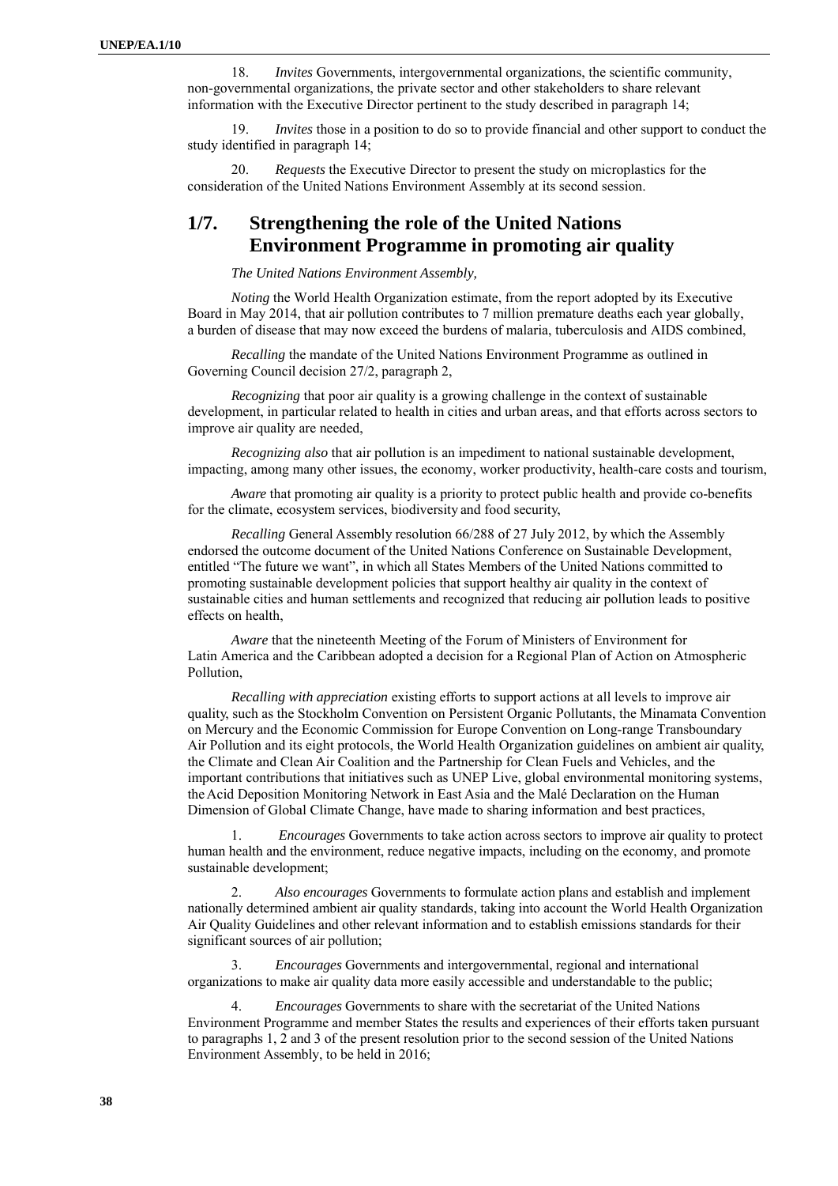18. *Invites* Governments, intergovernmental organizations, the scientific community, non-governmental organizations, the private sector and other stakeholders to share relevant information with the Executive Director pertinent to the study described in paragraph 14;

19. *Invites* those in a position to do so to provide financial and other support to conduct the study identified in paragraph 14;

20. *Requests* the Executive Director to present the study on microplastics for the consideration of the United Nations Environment Assembly at its second session.

## 1/7. Strengthening the role of the United Nations Environment Programme in promoting air quality

*The United Nations Environment Assembly,*

*Noting* the World Health Organization estimate, from the report adopted by its Executive Board in May 2014, that air pollution contributes to 7 million premature deaths each year globally, a burden of disease that may now exceed the burdens of malaria, tuberculosis and AIDS combined,

*Recalling* the mandate of the United Nations Environment Programme as outlined in Governing Council decision 27/2, paragraph 2,

*Recognizing* that poor air quality is a growing challenge in the context of sustainable development, in particular related to health in cities and urban areas, and that efforts across sectors to improve air quality are needed,

*Recognizing also* that air pollution is an impediment to national sustainable development, impacting, among many other issues, the economy, worker productivity, health-care costs and tourism,

*Aware* that promoting air quality is a priority to protect public health and provide co-benefits for the climate, ecosystem services, biodiversity and food security,

*Recalling* General Assembly resolution 66/288 of 27 July 2012, by which the Assembly endorsed the outcome document of the United Nations Conference on Sustainable Development, entitled "The future we want", in which all States Members of the United Nations committed to promoting sustainable development policies that support healthy air quality in the context of sustainable cities and human settlements and recognized that reducing air pollution leads to positive effects on health,

*Aware* that the nineteenth Meeting of the Forum of Ministers of Environment for Latin America and the Caribbean adopted a decision for a Regional Plan of Action on Atmospheric Pollution,

*Recalling with appreciation* existing efforts to support actions at all levels to improve air quality, such as the Stockholm Convention on Persistent Organic Pollutants, the Minamata Convention on Mercury and the Economic Commission for Europe Convention on Long-range Transboundary Air Pollution and its eight protocols, the World Health Organization guidelines on ambient air quality, the Climate and Clean Air Coalition and the Partnership for Clean Fuels and Vehicles, and the important contributions that initiatives such as UNEP Live, global environmental monitoring systems, the Acid Deposition Monitoring Network in East Asia and the Malé Declaration on the Human Dimension of Global Climate Change, have made to sharing information and best practices,

1. *Encourages* Governments to take action across sectors to improve air quality to protect human health and the environment, reduce negative impacts, including on the economy, and promote sustainable development;

2. *Also encourages* Governments to formulate action plans and establish and implement nationally determined ambient air quality standards, taking into account the World Health Organization Air Quality Guidelines and other relevant information and to establish emissions standards for their significant sources of air pollution;

3. *Encourages* Governments and intergovernmental, regional and international organizations to make air quality data more easily accessible and understandable to the public;

4. *Encourages* Governments to share with the secretariat of the United Nations Environment Programme and member States the results and experiences of their efforts taken pursuant to paragraphs 1, 2 and 3 of the present resolution prior to the second session of the United Nations Environment Assembly, to be held in 2016;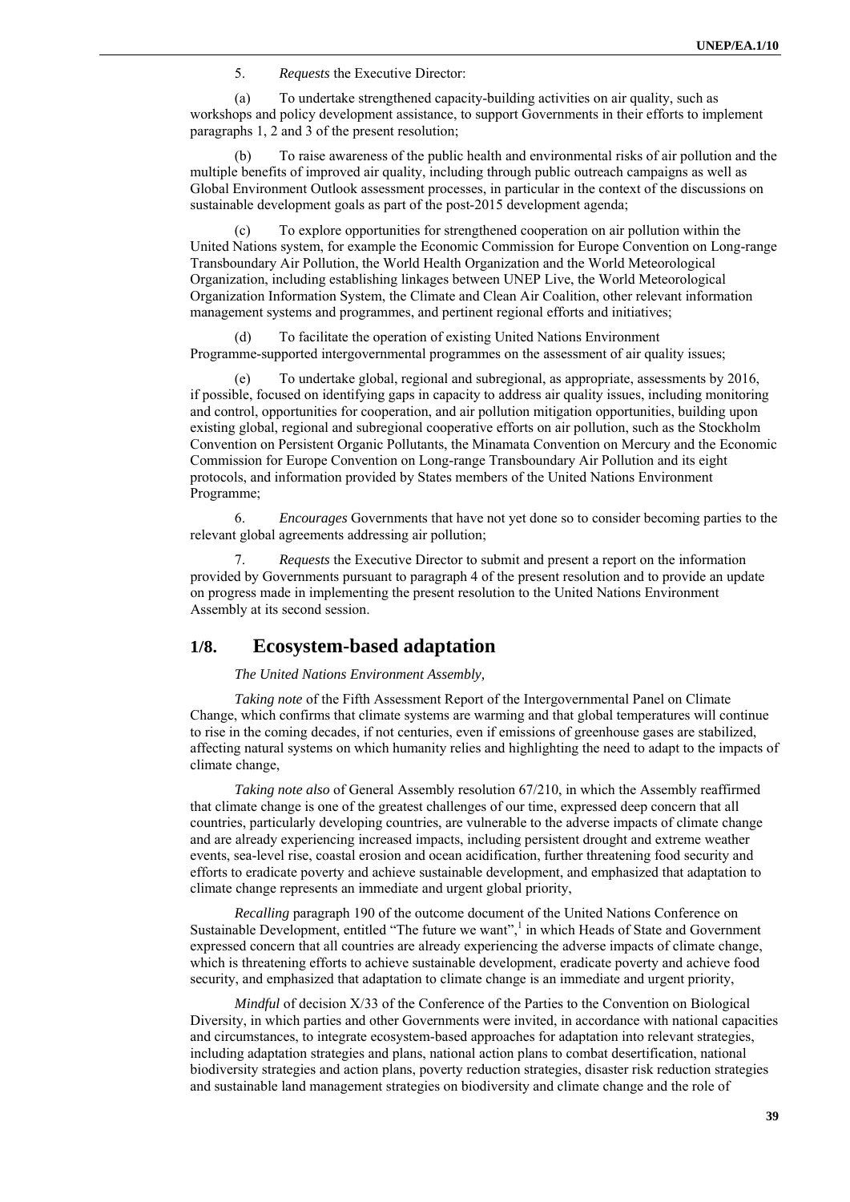5. *Requests* the Executive Director:

(a) To undertake strengthened capacity-building activities on air quality, such as workshops and policy development assistance, to support Governments in their efforts to implement paragraphs 1, 2 and 3 of the present resolution;

(b) To raise awareness of the public health and environmental risks of air pollution and the multiple benefits of improved air quality, including through public outreach campaigns as well as Global Environment Outlook assessment processes, in particular in the context of the discussions on sustainable development goals as part of the post-2015 development agenda;

(c) To explore opportunities for strengthened cooperation on air pollution within the United Nations system, for example the Economic Commission for Europe Convention on Long-range Transboundary Air Pollution, the World Health Organization and the World Meteorological Organization, including establishing linkages between UNEP Live, the World Meteorological Organization Information System, the Climate and Clean Air Coalition, other relevant information management systems and programmes, and pertinent regional efforts and initiatives;

(d) To facilitate the operation of existing United Nations Environment Programme-supported intergovernmental programmes on the assessment of air quality issues;

(e) To undertake global, regional and subregional, as appropriate, assessments by 2016, if possible, focused on identifying gaps in capacity to address air quality issues, including monitoring and control, opportunities for cooperation, and air pollution mitigation opportunities, building upon existing global, regional and subregional cooperative efforts on air pollution, such as the Stockholm Convention on Persistent Organic Pollutants, the Minamata Convention on Mercury and the Economic Commission for Europe Convention on Long-range Transboundary Air Pollution and its eight protocols, and information provided by States members of the United Nations Environment Programme;

6. *Encourages* Governments that have not yet done so to consider becoming parties to the relevant global agreements addressing air pollution;

7. *Requests* the Executive Director to submit and present a report on the information provided by Governments pursuant to paragraph 4 of the present resolution and to provide an update on progress made in implementing the present resolution to the United Nations Environment Assembly at its second session.

## 1/8. Ecosystem-based adaptation

*The United Nations Environment Assembly,*

*Taking note* of the Fifth Assessment Report of the Intergovernmental Panel on Climate Change, which confirms that climate systems are warming and that global temperatures will continue to rise in the coming decades, if not centuries, even if emissions of greenhouse gases are stabilized, affecting natural systems on which humanity relies and highlighting the need to adapt to the impacts of climate change,

*Taking note also* of General Assembly resolution 67/210, in which the Assembly reaffirmed that climate change is one of the greatest challenges of our time, expressed deep concern that all countries, particularly developing countries, are vulnerable to the adverse impacts of climate change and are already experiencing increased impacts, including persistent drought and extreme weather events, sea-level rise, coastal erosion and ocean acidification, further threatening food security and efforts to eradicate poverty and achieve sustainable development, and emphasized that adaptation to climate change represents an immediate and urgent global priority,

*Recalling* paragraph 190 of the outcome document of the United Nations Conference on Sustainable Development, entitled "The future we want",[1] in which Heads of State and Government expressed concern that all countries are already experiencing the adverse impacts of climate change, which is threatening efforts to achieve sustainable development, eradicate poverty and achieve food security, and emphasized that adaptation to climate change is an immediate and urgent priority,

*Mindful* of decision X/33 of the Conference of the Parties to the Convention on Biological Diversity, in which parties and other Governments were invited, in accordance with national capacities and circumstances, to integrate ecosystem-based approaches for adaptation into relevant strategies, including adaptation strategies and plans, national action plans to combat desertification, national biodiversity strategies and action plans, poverty reduction strategies, disaster risk reduction strategies and sustainable land management strategies on biodiversity and climate change and the role of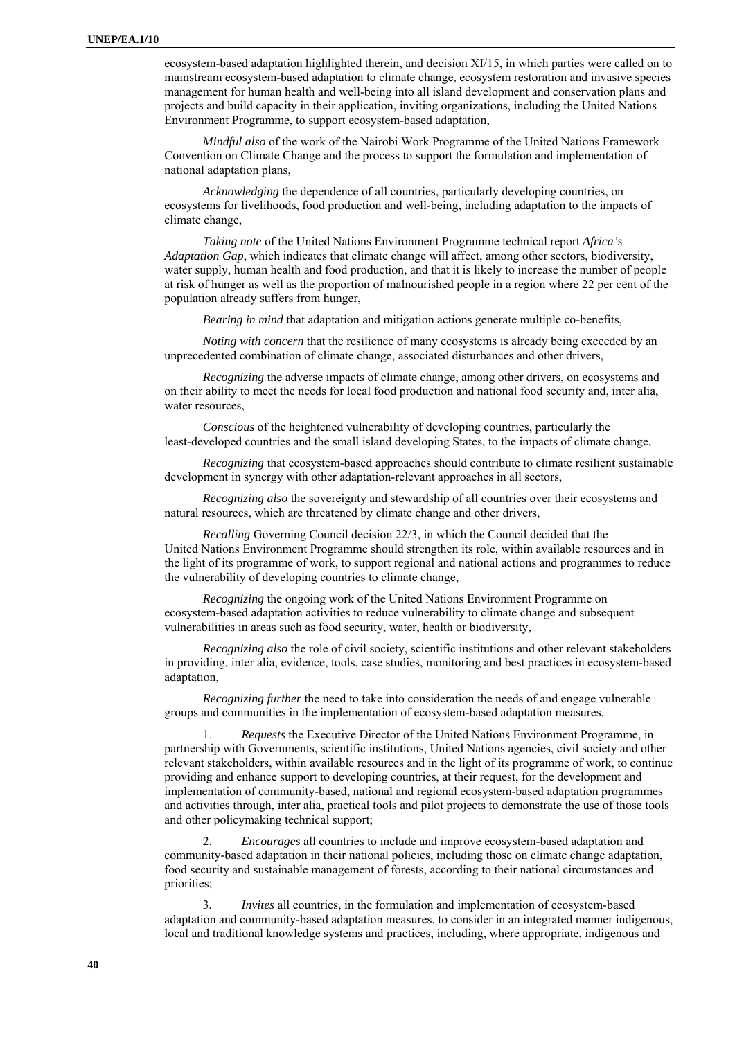ecosystem-based adaptation highlighted therein, and decision XI/15, in which parties were called on to mainstream ecosystem-based adaptation to climate change, ecosystem restoration and invasive species management for human health and well-being into all island development and conservation plans and projects and build capacity in their application, inviting organizations, including the United Nations Environment Programme, to support ecosystem-based adaptation,

*Mindful also* of the work of the Nairobi Work Programme of the United Nations Framework Convention on Climate Change and the process to support the formulation and implementation of national adaptation plans,

*Acknowledging* the dependence of all countries, particularly developing countries, on ecosystems for livelihoods, food production and well-being, including adaptation to the impacts of climate change,

*Taking note* of the United Nations Environment Programme technical report *Africa's Adaptation Gap*, which indicates that climate change will affect, among other sectors, biodiversity, water supply, human health and food production, and that it is likely to increase the number of people at risk of hunger as well as the proportion of malnourished people in a region where 22 per cent of the population already suffers from hunger,

*Bearing in mind* that adaptation and mitigation actions generate multiple co-benefits,

*Noting with concern* that the resilience of many ecosystems is already being exceeded by an unprecedented combination of climate change, associated disturbances and other drivers,

*Recognizing* the adverse impacts of climate change, among other drivers, on ecosystems and on their ability to meet the needs for local food production and national food security and, inter alia, water resources,

*Conscious* of the heightened vulnerability of developing countries, particularly the least-developed countries and the small island developing States, to the impacts of climate change,

*Recognizing* that ecosystem-based approaches should contribute to climate resilient sustainable development in synergy with other adaptation-relevant approaches in all sectors,

*Recognizing also* the sovereignty and stewardship of all countries over their ecosystems and natural resources, which are threatened by climate change and other drivers,

*Recalling* Governing Council decision 22/3, in which the Council decided that the United Nations Environment Programme should strengthen its role, within available resources and in the light of its programme of work, to support regional and national actions and programmes to reduce the vulnerability of developing countries to climate change,

*Recognizing* the ongoing work of the United Nations Environment Programme on ecosystem-based adaptation activities to reduce vulnerability to climate change and subsequent vulnerabilities in areas such as food security, water, health or biodiversity,

*Recognizing also* the role of civil society, scientific institutions and other relevant stakeholders in providing, inter alia, evidence, tools, case studies, monitoring and best practices in ecosystem-based adaptation,

*Recognizing further* the need to take into consideration the needs of and engage vulnerable groups and communities in the implementation of ecosystem-based adaptation measures,

1. *Requests* the Executive Director of the United Nations Environment Programme, in partnership with Governments, scientific institutions, United Nations agencies, civil society and other relevant stakeholders, within available resources and in the light of its programme of work, to continue providing and enhance support to developing countries, at their request, for the development and implementation of community-based, national and regional ecosystem-based adaptation programmes and activities through, inter alia, practical tools and pilot projects to demonstrate the use of those tools and other policymaking technical support;

2. *Encourages* all countries to include and improve ecosystem-based adaptation and community-based adaptation in their national policies, including those on climate change adaptation, food security and sustainable management of forests, according to their national circumstances and priorities;

3. *Invites* all countries, in the formulation and implementation of ecosystem-based adaptation and community-based adaptation measures, to consider in an integrated manner indigenous, local and traditional knowledge systems and practices, including, where appropriate, indigenous and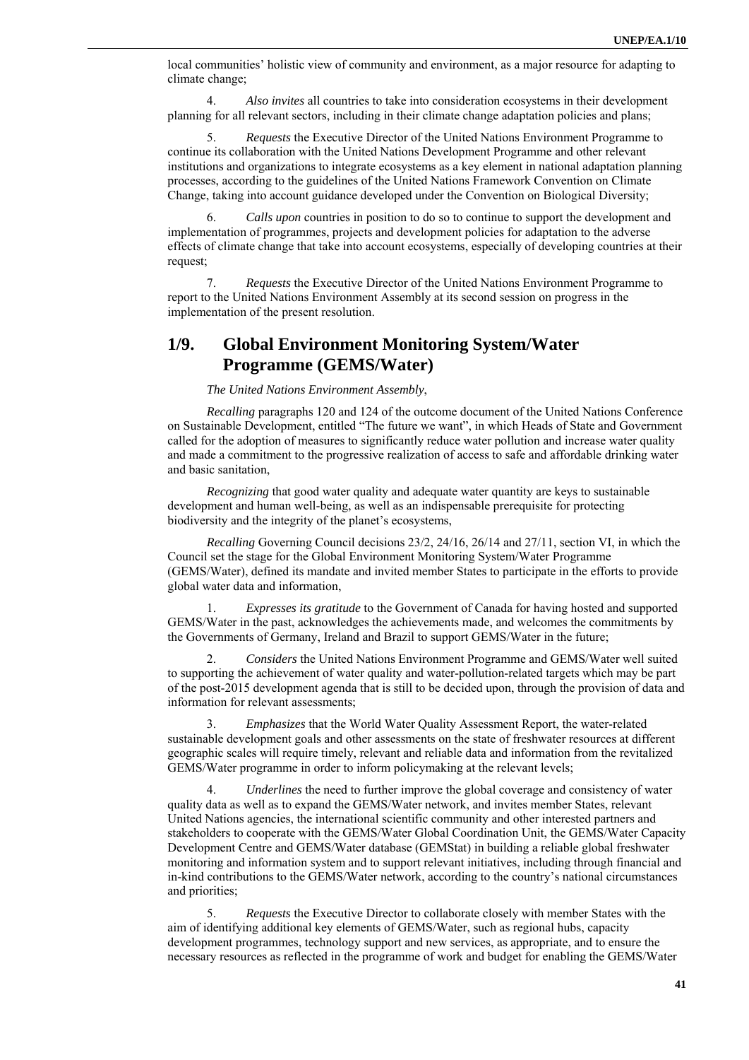local communities' holistic view of community and environment, as a major resource for adapting to climate change;

4. *Also invites* all countries to take into consideration ecosystems in their development planning for all relevant sectors, including in their climate change adaptation policies and plans;

5. *Requests* the Executive Director of the United Nations Environment Programme to continue its collaboration with the United Nations Development Programme and other relevant institutions and organizations to integrate ecosystems as a key element in national adaptation planning processes, according to the guidelines of the United Nations Framework Convention on Climate Change, taking into account guidance developed under the Convention on Biological Diversity;

6. *Calls upon* countries in position to do so to continue to support the development and implementation of programmes, projects and development policies for adaptation to the adverse effects of climate change that take into account ecosystems, especially of developing countries at their request;

7. *Requests* the Executive Director of the United Nations Environment Programme to report to the United Nations Environment Assembly at its second session on progress in the implementation of the present resolution.

## 1/9. Global Environment Monitoring System/Water Programme (GEMS/Water)

*The United Nations Environment Assembly*,

*Recalling* paragraphs 120 and 124 of the outcome document of the United Nations Conference on Sustainable Development, entitled "The future we want", in which Heads of State and Government called for the adoption of measures to significantly reduce water pollution and increase water quality and made a commitment to the progressive realization of access to safe and affordable drinking water and basic sanitation,

*Recognizing* that good water quality and adequate water quantity are keys to sustainable development and human well-being, as well as an indispensable prerequisite for protecting biodiversity and the integrity of the planet's ecosystems,

*Recalling* Governing Council decisions 23/2, 24/16, 26/14 and 27/11, section VI, in which the Council set the stage for the Global Environment Monitoring System/Water Programme (GEMS/Water), defined its mandate and invited member States to participate in the efforts to provide global water data and information,

1. *Expresses its gratitude* to the Government of Canada for having hosted and supported GEMS/Water in the past, acknowledges the achievements made, and welcomes the commitments by the Governments of Germany, Ireland and Brazil to support GEMS/Water in the future;

2. *Considers* the United Nations Environment Programme and GEMS/Water well suited to supporting the achievement of water quality and water-pollution-related targets which may be part of the post-2015 development agenda that is still to be decided upon, through the provision of data and information for relevant assessments;

3. *Emphasizes* that the World Water Quality Assessment Report, the water-related sustainable development goals and other assessments on the state of freshwater resources at different geographic scales will require timely, relevant and reliable data and information from the revitalized GEMS/Water programme in order to inform policymaking at the relevant levels;

4. *Underlines* the need to further improve the global coverage and consistency of water quality data as well as to expand the GEMS/Water network, and invites member States, relevant United Nations agencies, the international scientific community and other interested partners and stakeholders to cooperate with the GEMS/Water Global Coordination Unit, the GEMS/Water Capacity Development Centre and GEMS/Water database (GEMStat) in building a reliable global freshwater monitoring and information system and to support relevant initiatives, including through financial and in-kind contributions to the GEMS/Water network, according to the country's national circumstances and priorities;

5. *Requests* the Executive Director to collaborate closely with member States with the aim of identifying additional key elements of GEMS/Water, such as regional hubs, capacity development programmes, technology support and new services, as appropriate, and to ensure the necessary resources as reflected in the programme of work and budget for enabling the GEMS/Water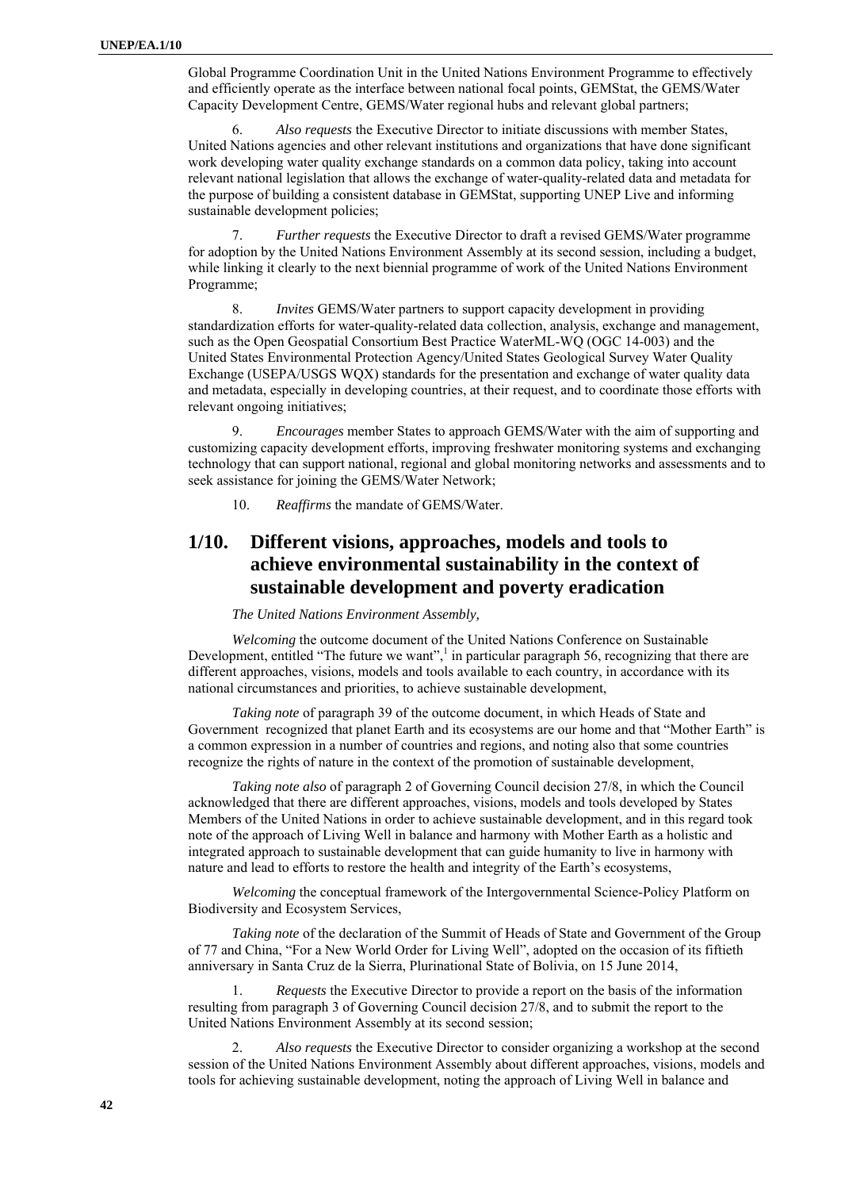Global Programme Coordination Unit in the United Nations Environment Programme to effectively and efficiently operate as the interface between national focal points, GEMStat, the GEMS/Water Capacity Development Centre, GEMS/Water regional hubs and relevant global partners;

6. *Also requests* the Executive Director to initiate discussions with member States, United Nations agencies and other relevant institutions and organizations that have done significant work developing water quality exchange standards on a common data policy, taking into account relevant national legislation that allows the exchange of water-quality-related data and metadata for the purpose of building a consistent database in GEMStat, supporting UNEP Live and informing sustainable development policies;

7. *Further requests* the Executive Director to draft a revised GEMS/Water programme for adoption by the United Nations Environment Assembly at its second session, including a budget, while linking it clearly to the next biennial programme of work of the United Nations Environment Programme;

8. *Invites* GEMS/Water partners to support capacity development in providing standardization efforts for water-quality-related data collection, analysis, exchange and management, such as the Open Geospatial Consortium Best Practice WaterML-WQ (OGC 14-003) and the United States Environmental Protection Agency/United States Geological Survey Water Quality Exchange (USEPA/USGS WQX) standards for the presentation and exchange of water quality data and metadata, especially in developing countries, at their request, and to coordinate those efforts with relevant ongoing initiatives;

9. *Encourages* member States to approach GEMS/Water with the aim of supporting and customizing capacity development efforts, improving freshwater monitoring systems and exchanging technology that can support national, regional and global monitoring networks and assessments and to seek assistance for joining the GEMS/Water Network;

10. *Reaffirms* the mandate of GEMS/Water.

## 1/10. Different visions, approaches, models and tools to achieve environmental sustainability in the context of sustainable development and poverty eradication

*The United Nations Environment Assembly,*

*Welcoming* the outcome document of the United Nations Conference on Sustainable Development, entitled "The future we want",[1] in particular paragraph 56, recognizing that there are different approaches, visions, models and tools available to each country, in accordance with its national circumstances and priorities, to achieve sustainable development,

*Taking note* of paragraph 39 of the outcome document, in which Heads of State and Government recognized that planet Earth and its ecosystems are our home and that "Mother Earth" is a common expression in a number of countries and regions, and noting also that some countries recognize the rights of nature in the context of the promotion of sustainable development,

*Taking note also* of paragraph 2 of Governing Council decision 27/8, in which the Council acknowledged that there are different approaches, visions, models and tools developed by States Members of the United Nations in order to achieve sustainable development, and in this regard took note of the approach of Living Well in balance and harmony with Mother Earth as a holistic and integrated approach to sustainable development that can guide humanity to live in harmony with nature and lead to efforts to restore the health and integrity of the Earth's ecosystems,

*Welcoming* the conceptual framework of the Intergovernmental Science-Policy Platform on Biodiversity and Ecosystem Services,

*Taking note* of the declaration of the Summit of Heads of State and Government of the Group of 77 and China, "For a New World Order for Living Well", adopted on the occasion of its fiftieth anniversary in Santa Cruz de la Sierra, Plurinational State of Bolivia, on 15 June 2014,

1. *Requests* the Executive Director to provide a report on the basis of the information resulting from paragraph 3 of Governing Council decision 27/8, and to submit the report to the United Nations Environment Assembly at its second session;

2. *Also requests* the Executive Director to consider organizing a workshop at the second session of the United Nations Environment Assembly about different approaches, visions, models and tools for achieving sustainable development, noting the approach of Living Well in balance and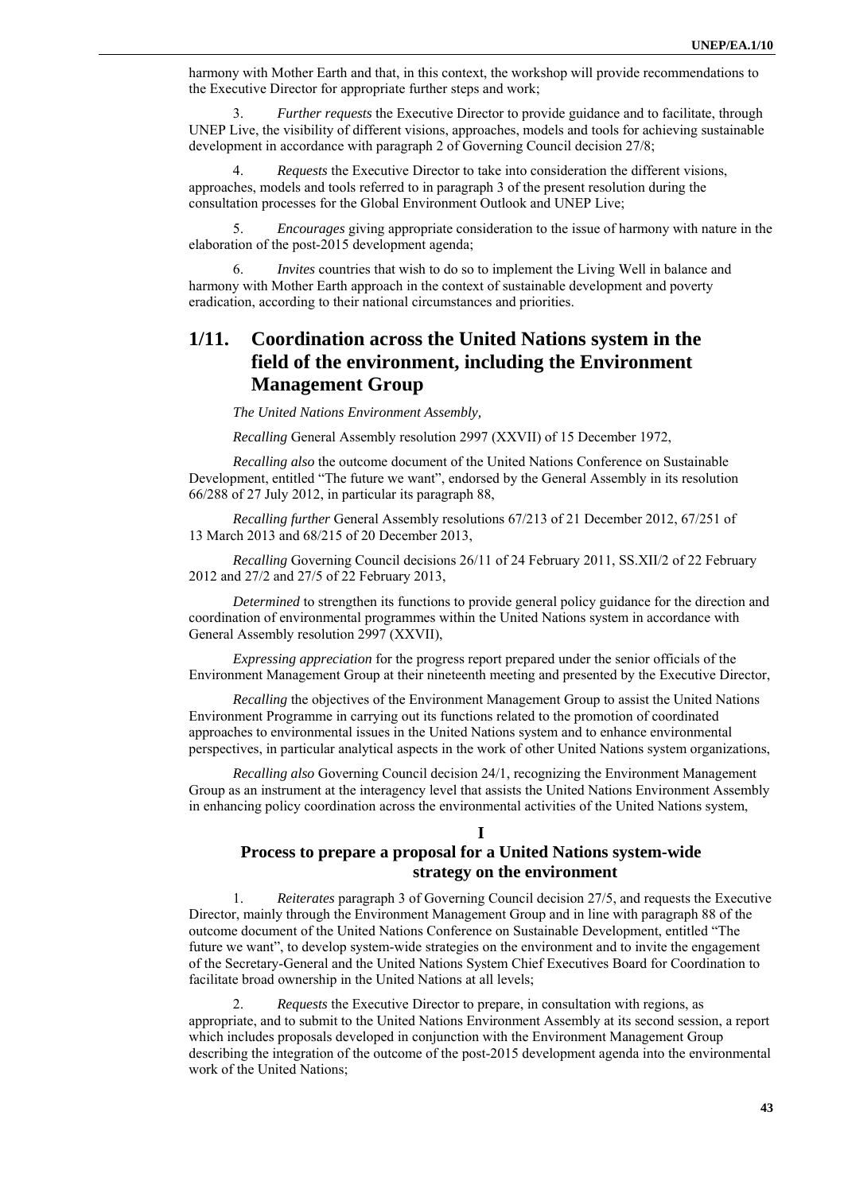harmony with Mother Earth and that, in this context, the workshop will provide recommendations to the Executive Director for appropriate further steps and work;

3. *Further requests* the Executive Director to provide guidance and to facilitate, through UNEP Live, the visibility of different visions, approaches, models and tools for achieving sustainable development in accordance with paragraph 2 of Governing Council decision 27/8;

4. *Requests* the Executive Director to take into consideration the different visions, approaches, models and tools referred to in paragraph 3 of the present resolution during the consultation processes for the Global Environment Outlook and UNEP Live;

5. *Encourages* giving appropriate consideration to the issue of harmony with nature in the elaboration of the post-2015 development agenda;

6. *Invites* countries that wish to do so to implement the Living Well in balance and harmony with Mother Earth approach in the context of sustainable development and poverty eradication, according to their national circumstances and priorities.

## 1/11. Coordination across the United Nations system in the field of the environment, including the Environment Management Group

*The United Nations Environment Assembly,*

*Recalling* General Assembly resolution 2997 (XXVII) of 15 December 1972,

*Recalling also* the outcome document of the United Nations Conference on Sustainable Development, entitled "The future we want", endorsed by the General Assembly in its resolution 66/288 of 27 July 2012, in particular its paragraph 88,

*Recalling further* General Assembly resolutions 67/213 of 21 December 2012, 67/251 of 13 March 2013 and 68/215 of 20 December 2013,

*Recalling* Governing Council decisions 26/11 of 24 February 2011, SS.XII/2 of 22 February 2012 and 27/2 and 27/5 of 22 February 2013,

*Determined* to strengthen its functions to provide general policy guidance for the direction and coordination of environmental programmes within the United Nations system in accordance with General Assembly resolution 2997 (XXVII),

*Expressing appreciation* for the progress report prepared under the senior officials of the Environment Management Group at their nineteenth meeting and presented by the Executive Director,

*Recalling* the objectives of the Environment Management Group to assist the United Nations Environment Programme in carrying out its functions related to the promotion of coordinated approaches to environmental issues in the United Nations system and to enhance environmental perspectives, in particular analytical aspects in the work of other United Nations system organizations,

*Recalling also* Governing Council decision 24/1, recognizing the Environment Management Group as an instrument at the interagency level that assists the United Nations Environment Assembly in enhancing policy coordination across the environmental activities of the United Nations system,

### I
### Process to prepare a proposal for a United Nations system-wide strategy on the environment

1. *Reiterates* paragraph 3 of Governing Council decision 27/5, and requests the Executive Director, mainly through the Environment Management Group and in line with paragraph 88 of the outcome document of the United Nations Conference on Sustainable Development, entitled "The future we want", to develop system-wide strategies on the environment and to invite the engagement of the Secretary-General and the United Nations System Chief Executives Board for Coordination to facilitate broad ownership in the United Nations at all levels;

2. *Requests* the Executive Director to prepare, in consultation with regions, as appropriate, and to submit to the United Nations Environment Assembly at its second session, a report which includes proposals developed in conjunction with the Environment Management Group describing the integration of the outcome of the post-2015 development agenda into the environmental work of the United Nations;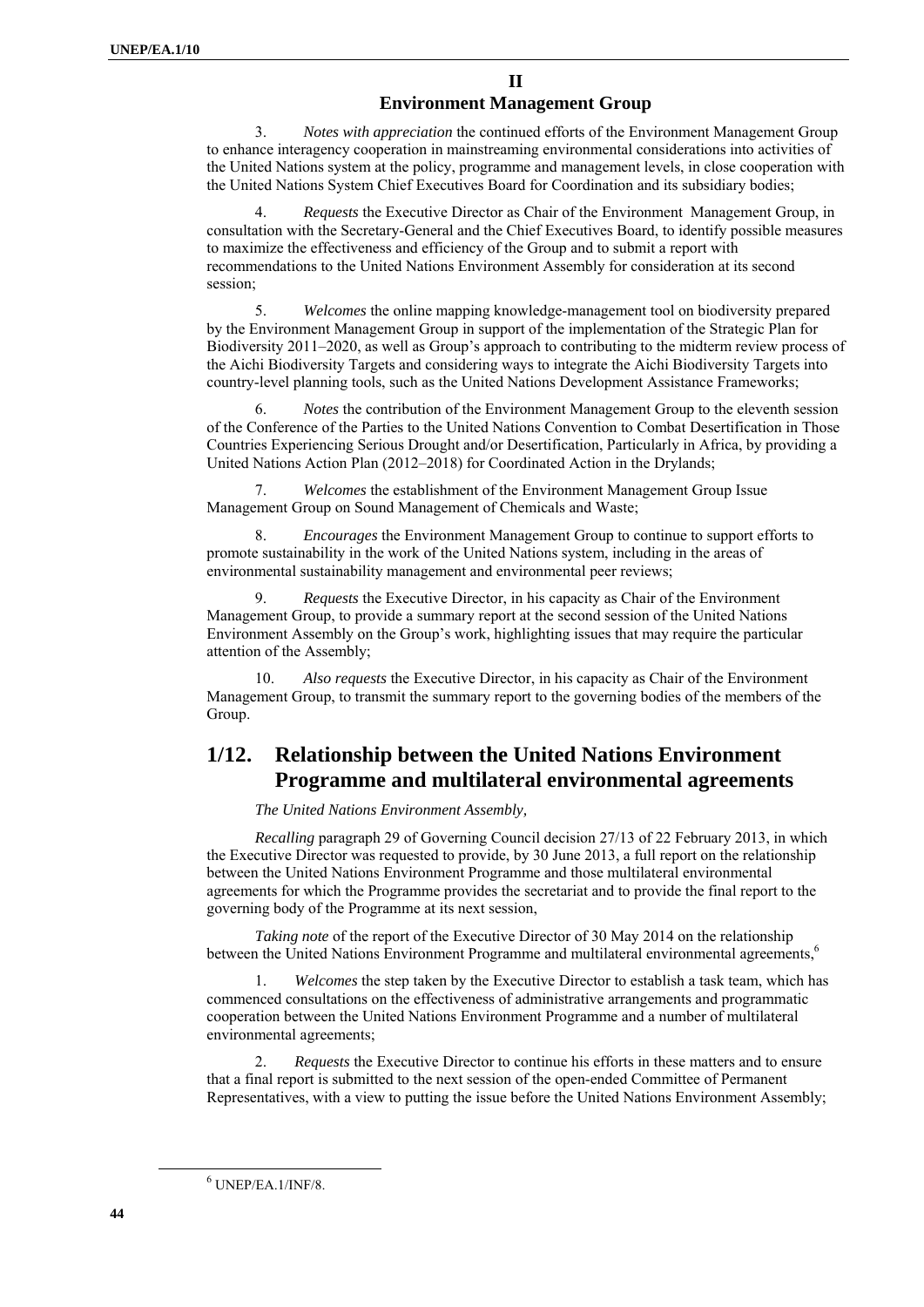## II

## Environment Management Group

3. *Notes with appreciation* the continued efforts of the Environment Management Group to enhance interagency cooperation in mainstreaming environmental considerations into activities of the United Nations system at the policy, programme and management levels, in close cooperation with the United Nations System Chief Executives Board for Coordination and its subsidiary bodies;

4. *Requests* the Executive Director as Chair of the Environment Management Group, in consultation with the Secretary-General and the Chief Executives Board, to identify possible measures to maximize the effectiveness and efficiency of the Group and to submit a report with recommendations to the United Nations Environment Assembly for consideration at its second session;

5. *Welcomes* the online mapping knowledge-management tool on biodiversity prepared by the Environment Management Group in support of the implementation of the Strategic Plan for Biodiversity 2011–2020, as well as Group's approach to contributing to the midterm review process of the Aichi Biodiversity Targets and considering ways to integrate the Aichi Biodiversity Targets into country-level planning tools, such as the United Nations Development Assistance Frameworks;

6. *Notes* the contribution of the Environment Management Group to the eleventh session of the Conference of the Parties to the United Nations Convention to Combat Desertification in Those Countries Experiencing Serious Drought and/or Desertification, Particularly in Africa, by providing a United Nations Action Plan (2012–2018) for Coordinated Action in the Drylands;

7. *Welcomes* the establishment of the Environment Management Group Issue Management Group on Sound Management of Chemicals and Waste;

8. *Encourages* the Environment Management Group to continue to support efforts to promote sustainability in the work of the United Nations system, including in the areas of environmental sustainability management and environmental peer reviews;

9. *Requests* the Executive Director, in his capacity as Chair of the Environment Management Group, to provide a summary report at the second session of the United Nations Environment Assembly on the Group's work, highlighting issues that may require the particular attention of the Assembly;

10. *Also requests* the Executive Director, in his capacity as Chair of the Environment Management Group, to transmit the summary report to the governing bodies of the members of the Group.

# 1/12. Relationship between the United Nations Environment Programme and multilateral environmental agreements

*The United Nations Environment Assembly,*

*Recalling* paragraph 29 of Governing Council decision 27/13 of 22 February 2013, in which the Executive Director was requested to provide, by 30 June 2013, a full report on the relationship between the United Nations Environment Programme and those multilateral environmental agreements for which the Programme provides the secretariat and to provide the final report to the governing body of the Programme at its next session,

*Taking note* of the report of the Executive Director of 30 May 2014 on the relationship between the United Nations Environment Programme and multilateral environmental agreements,[6]

1. *Welcomes* the step taken by the Executive Director to establish a task team, which has commenced consultations on the effectiveness of administrative arrangements and programmatic cooperation between the United Nations Environment Programme and a number of multilateral environmental agreements;

2. *Requests* the Executive Director to continue his efforts in these matters and to ensure that a final report is submitted to the next session of the open-ended Committee of Permanent Representatives, with a view to putting the issue before the United Nations Environment Assembly;

[6] UNEP/EA.1/INF/8.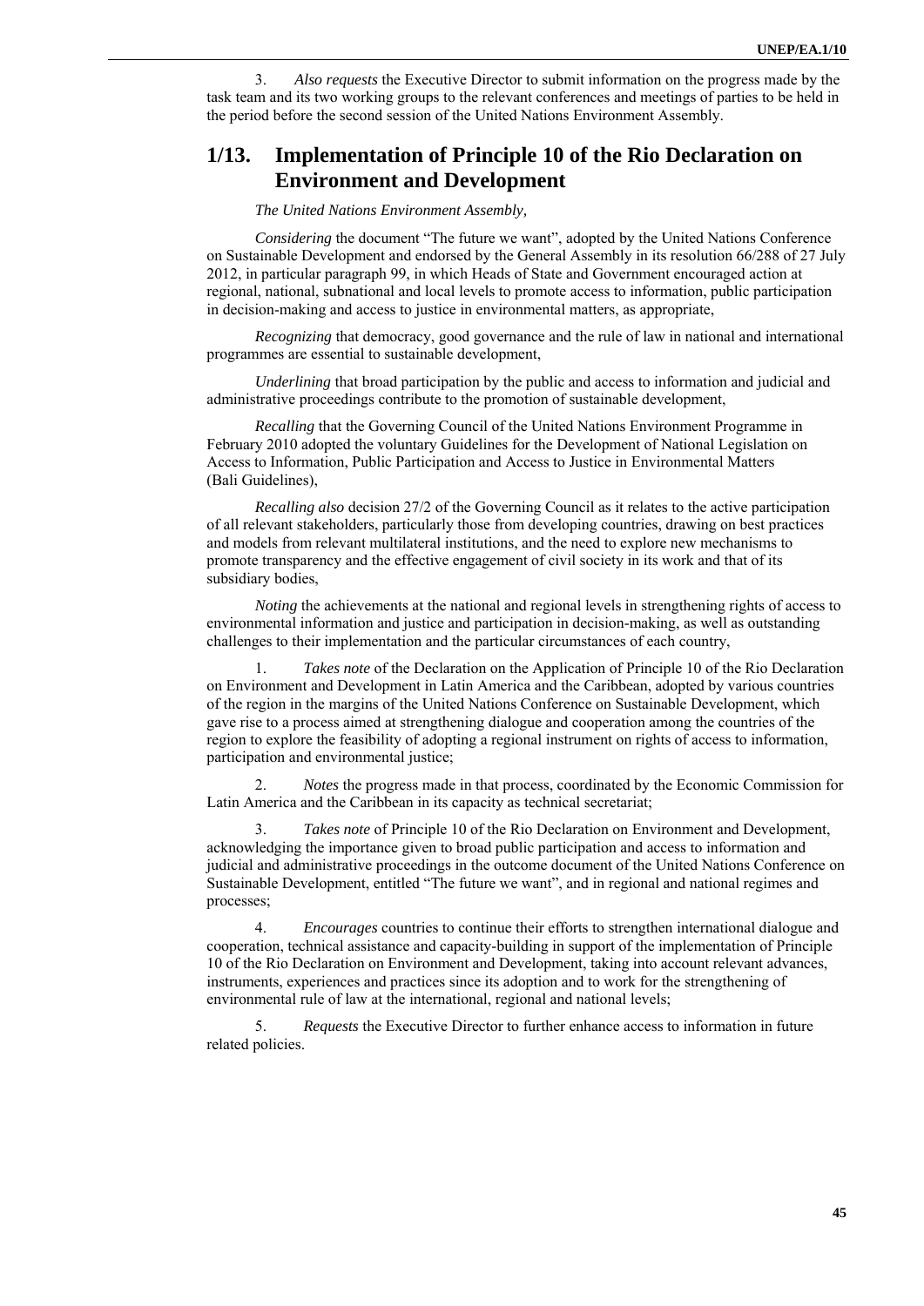3. *Also requests* the Executive Director to submit information on the progress made by the task team and its two working groups to the relevant conferences and meetings of parties to be held in the period before the second session of the United Nations Environment Assembly.

## 1/13. Implementation of Principle 10 of the Rio Declaration on Environment and Development

*The United Nations Environment Assembly,*

*Considering* the document "The future we want", adopted by the United Nations Conference on Sustainable Development and endorsed by the General Assembly in its resolution 66/288 of 27 July 2012, in particular paragraph 99, in which Heads of State and Government encouraged action at regional, national, subnational and local levels to promote access to information, public participation in decision-making and access to justice in environmental matters, as appropriate,

*Recognizing* that democracy, good governance and the rule of law in national and international programmes are essential to sustainable development,

*Underlining* that broad participation by the public and access to information and judicial and administrative proceedings contribute to the promotion of sustainable development,

*Recalling* that the Governing Council of the United Nations Environment Programme in February 2010 adopted the voluntary Guidelines for the Development of National Legislation on Access to Information, Public Participation and Access to Justice in Environmental Matters (Bali Guidelines),

*Recalling also* decision 27/2 of the Governing Council as it relates to the active participation of all relevant stakeholders, particularly those from developing countries, drawing on best practices and models from relevant multilateral institutions, and the need to explore new mechanisms to promote transparency and the effective engagement of civil society in its work and that of its subsidiary bodies,

*Noting* the achievements at the national and regional levels in strengthening rights of access to environmental information and justice and participation in decision-making, as well as outstanding challenges to their implementation and the particular circumstances of each country,

1. *Takes note* of the Declaration on the Application of Principle 10 of the Rio Declaration on Environment and Development in Latin America and the Caribbean, adopted by various countries of the region in the margins of the United Nations Conference on Sustainable Development, which gave rise to a process aimed at strengthening dialogue and cooperation among the countries of the region to explore the feasibility of adopting a regional instrument on rights of access to information, participation and environmental justice;

2. *Notes* the progress made in that process, coordinated by the Economic Commission for Latin America and the Caribbean in its capacity as technical secretariat;

3. *Takes note* of Principle 10 of the Rio Declaration on Environment and Development, acknowledging the importance given to broad public participation and access to information and judicial and administrative proceedings in the outcome document of the United Nations Conference on Sustainable Development, entitled "The future we want", and in regional and national regimes and processes;

4. *Encourages* countries to continue their efforts to strengthen international dialogue and cooperation, technical assistance and capacity-building in support of the implementation of Principle 10 of the Rio Declaration on Environment and Development, taking into account relevant advances, instruments, experiences and practices since its adoption and to work for the strengthening of environmental rule of law at the international, regional and national levels;

5. *Requests* the Executive Director to further enhance access to information in future related policies.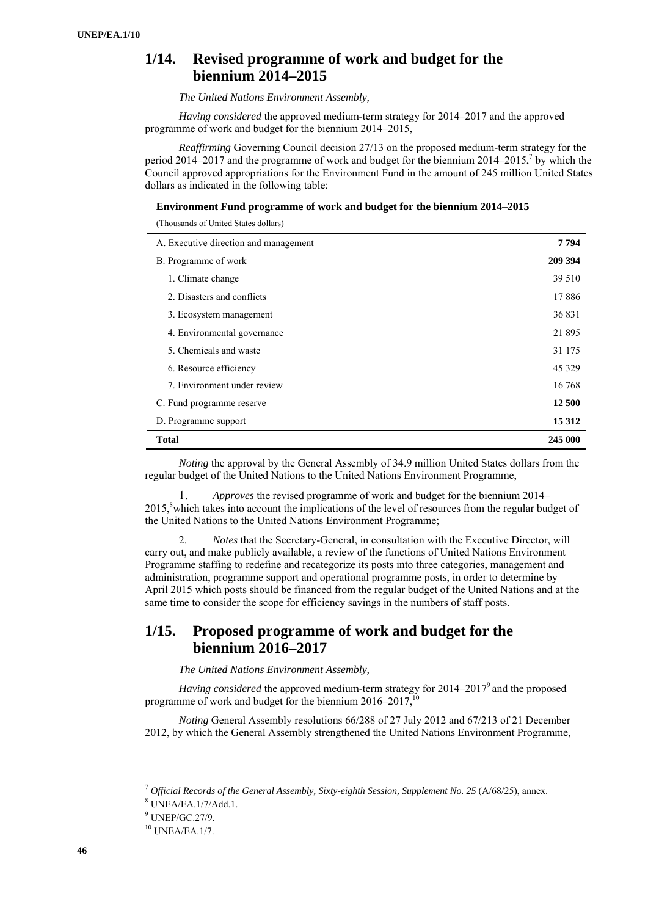## 1/14. Revised programme of work and budget for the biennium 2014–2015

*The United Nations Environment Assembly,*

*Having considered* the approved medium-term strategy for 2014–2017 and the approved programme of work and budget for the biennium 2014–2015,

*Reaffirming* Governing Council decision 27/13 on the proposed medium-term strategy for the period 2014–2017 and the programme of work and budget for the biennium 2014–2015,[7] by which the Council approved appropriations for the Environment Fund in the amount of 245 million United States dollars as indicated in the following table:

**Environment Fund programme of work and budget for the biennium 2014–2015**

(Thousands of United States dollars)

| | |
|---|---|
| A. Executive direction and management | **7 794** |
| B. Programme of work | **209 394** |
| 1. Climate change | 39 510 |
| 2. Disasters and conflicts | 17 886 |
| 3. Ecosystem management | 36 831 |
| 4. Environmental governance | 21 895 |
| 5. Chemicals and waste | 31 175 |
| 6. Resource efficiency | 45 329 |
| 7. Environment under review | 16 768 |
| C. Fund programme reserve | **12 500** |
| D. Programme support | **15 312** |
| **Total** | **245 000** |

*Noting* the approval by the General Assembly of 34.9 million United States dollars from the regular budget of the United Nations to the United Nations Environment Programme,

1. *Approves* the revised programme of work and budget for the biennium 2014–2015,[8] which takes into account the implications of the level of resources from the regular budget of the United Nations to the United Nations Environment Programme;

2. *Notes* that the Secretary-General, in consultation with the Executive Director, will carry out, and make publicly available, a review of the functions of United Nations Environment Programme staffing to redefine and recategorize its posts into three categories, management and administration, programme support and operational programme posts, in order to determine by April 2015 which posts should be financed from the regular budget of the United Nations and at the same time to consider the scope for efficiency savings in the numbers of staff posts.

## 1/15. Proposed programme of work and budget for the biennium 2016–2017

*The United Nations Environment Assembly,*

*Having considered* the approved medium-term strategy for 2014–2017[9] and the proposed programme of work and budget for the biennium 2016–2017,[10]

*Noting* General Assembly resolutions 66/288 of 27 July 2012 and 67/213 of 21 December 2012, by which the General Assembly strengthened the United Nations Environment Programme,

---

[7] *Official Records of the General Assembly, Sixty-eighth Session, Supplement No. 25* (A/68/25), annex.

[8] UNEA/EA.1/7/Add.1.

[9] UNEP/GC.27/9.

[10] UNEA/EA.1/7.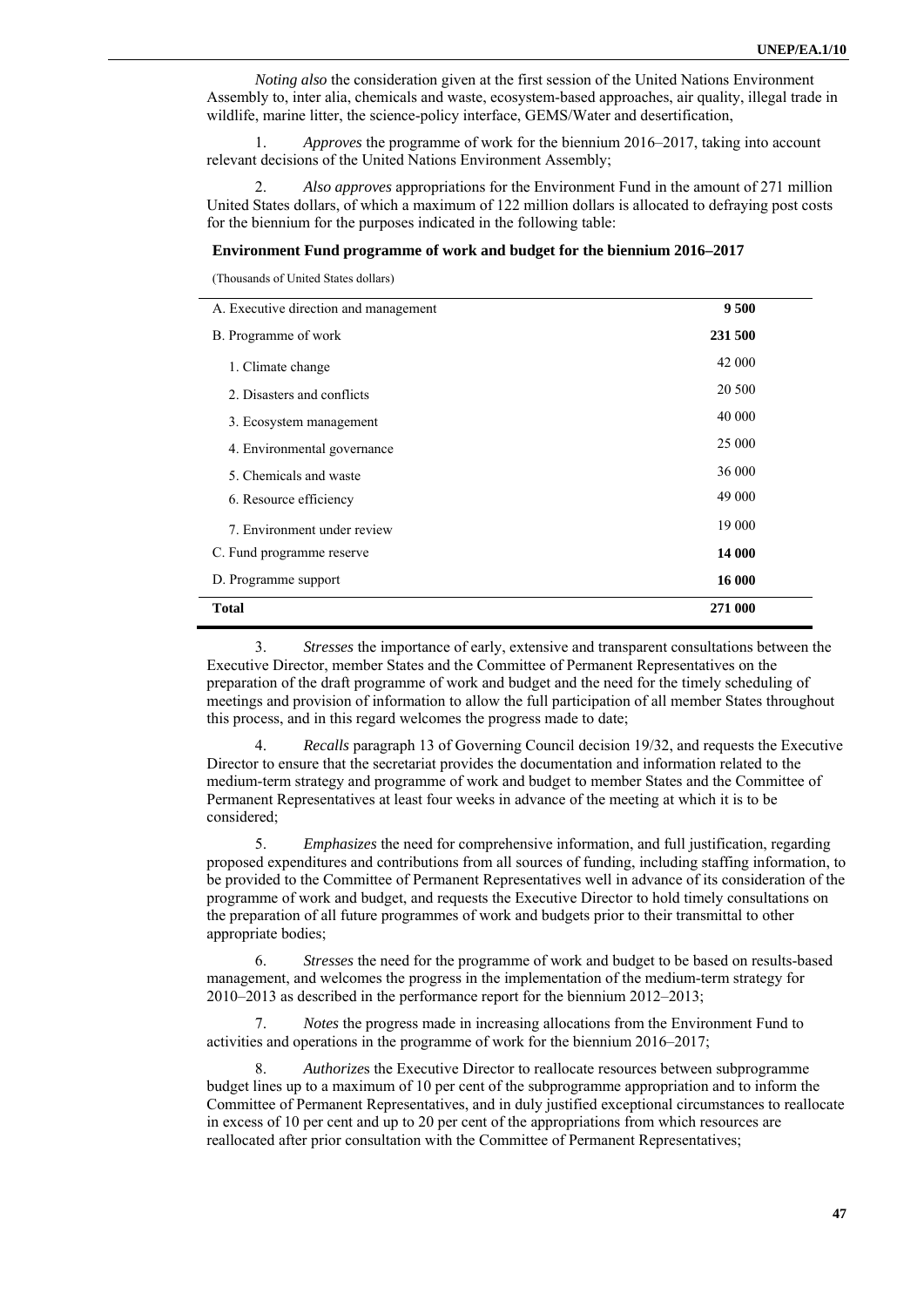*Noting also* the consideration given at the first session of the United Nations Environment Assembly to, inter alia, chemicals and waste, ecosystem-based approaches, air quality, illegal trade in wildlife, marine litter, the science-policy interface, GEMS/Water and desertification,

1. *Approves* the programme of work for the biennium 2016–2017, taking into account relevant decisions of the United Nations Environment Assembly;

2. *Also approves* appropriations for the Environment Fund in the amount of 271 million United States dollars, of which a maximum of 122 million dollars is allocated to defraying post costs for the biennium for the purposes indicated in the following table:

**Environment Fund programme of work and budget for the biennium 2016–2017**

(Thousands of United States dollars)

| | |
|---|---|
| A. Executive direction and management | **9 500** |
| B. Programme of work | **231 500** |
| 1. Climate change | 42 000 |
| 2. Disasters and conflicts | 20 500 |
| 3. Ecosystem management | 40 000 |
| 4. Environmental governance | 25 000 |
| 5. Chemicals and waste | 36 000 |
| 6. Resource efficiency | 49 000 |
| 7. Environment under review | 19 000 |
| C. Fund programme reserve | **14 000** |
| D. Programme support | **16 000** |
| **Total** | **271 000** |

3. *Stresses* the importance of early, extensive and transparent consultations between the Executive Director, member States and the Committee of Permanent Representatives on the preparation of the draft programme of work and budget and the need for the timely scheduling of meetings and provision of information to allow the full participation of all member States throughout this process, and in this regard welcomes the progress made to date;

4. *Recalls* paragraph 13 of Governing Council decision 19/32, and requests the Executive Director to ensure that the secretariat provides the documentation and information related to the medium-term strategy and programme of work and budget to member States and the Committee of Permanent Representatives at least four weeks in advance of the meeting at which it is to be considered;

5. *Emphasizes* the need for comprehensive information, and full justification, regarding proposed expenditures and contributions from all sources of funding, including staffing information, to be provided to the Committee of Permanent Representatives well in advance of its consideration of the programme of work and budget, and requests the Executive Director to hold timely consultations on the preparation of all future programmes of work and budgets prior to their transmittal to other appropriate bodies;

6. *Stresses* the need for the programme of work and budget to be based on results-based management, and welcomes the progress in the implementation of the medium-term strategy for 2010–2013 as described in the performance report for the biennium 2012–2013;

7. *Notes* the progress made in increasing allocations from the Environment Fund to activities and operations in the programme of work for the biennium 2016–2017;

8. *Authorizes* the Executive Director to reallocate resources between subprogramme budget lines up to a maximum of 10 per cent of the subprogramme appropriation and to inform the Committee of Permanent Representatives, and in duly justified exceptional circumstances to reallocate in excess of 10 per cent and up to 20 per cent of the appropriations from which resources are reallocated after prior consultation with the Committee of Permanent Representatives;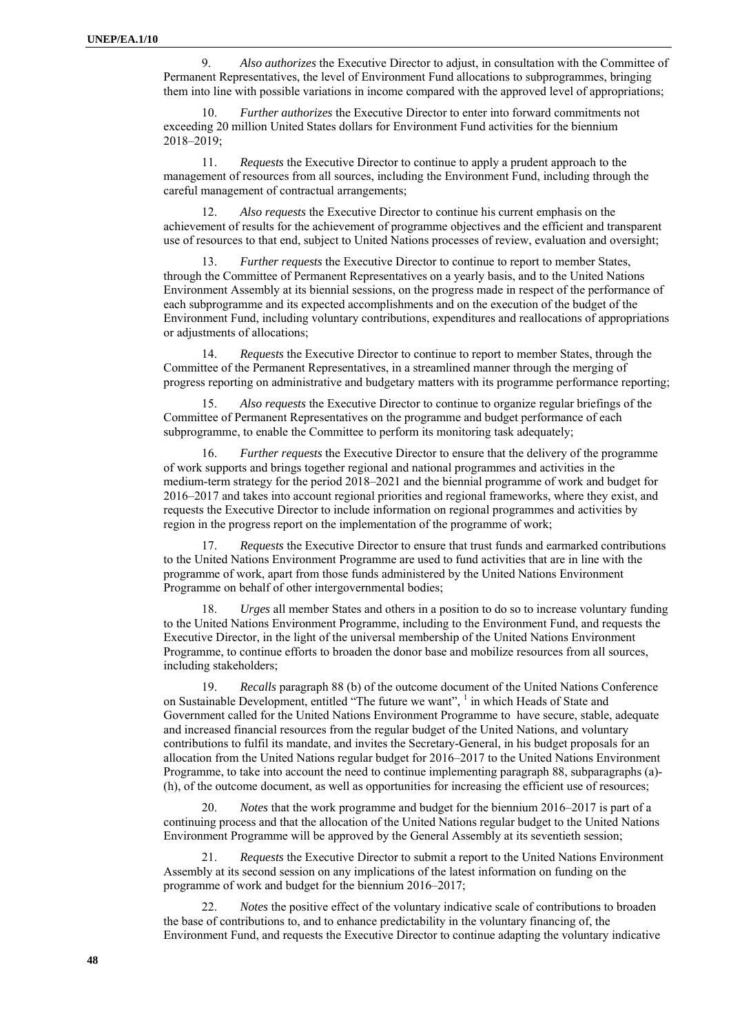9. *Also authorizes* the Executive Director to adjust, in consultation with the Committee of Permanent Representatives, the level of Environment Fund allocations to subprogrammes, bringing them into line with possible variations in income compared with the approved level of appropriations;

10. *Further authorizes* the Executive Director to enter into forward commitments not exceeding 20 million United States dollars for Environment Fund activities for the biennium 2018–2019;

11. *Requests* the Executive Director to continue to apply a prudent approach to the management of resources from all sources, including the Environment Fund, including through the careful management of contractual arrangements;

12. *Also requests* the Executive Director to continue his current emphasis on the achievement of results for the achievement of programme objectives and the efficient and transparent use of resources to that end, subject to United Nations processes of review, evaluation and oversight;

13. *Further requests* the Executive Director to continue to report to member States, through the Committee of Permanent Representatives on a yearly basis, and to the United Nations Environment Assembly at its biennial sessions, on the progress made in respect of the performance of each subprogramme and its expected accomplishments and on the execution of the budget of the Environment Fund, including voluntary contributions, expenditures and reallocations of appropriations or adjustments of allocations;

14. *Requests* the Executive Director to continue to report to member States, through the Committee of the Permanent Representatives, in a streamlined manner through the merging of progress reporting on administrative and budgetary matters with its programme performance reporting;

15. *Also requests* the Executive Director to continue to organize regular briefings of the Committee of Permanent Representatives on the programme and budget performance of each subprogramme, to enable the Committee to perform its monitoring task adequately;

16. *Further requests* the Executive Director to ensure that the delivery of the programme of work supports and brings together regional and national programmes and activities in the medium-term strategy for the period 2018–2021 and the biennial programme of work and budget for 2016–2017 and takes into account regional priorities and regional frameworks, where they exist, and requests the Executive Director to include information on regional programmes and activities by region in the progress report on the implementation of the programme of work;

17. *Requests* the Executive Director to ensure that trust funds and earmarked contributions to the United Nations Environment Programme are used to fund activities that are in line with the programme of work, apart from those funds administered by the United Nations Environment Programme on behalf of other intergovernmental bodies;

18. *Urges* all member States and others in a position to do so to increase voluntary funding to the United Nations Environment Programme, including to the Environment Fund, and requests the Executive Director, in the light of the universal membership of the United Nations Environment Programme, to continue efforts to broaden the donor base and mobilize resources from all sources, including stakeholders;

19. *Recalls* paragraph 88 (b) of the outcome document of the United Nations Conference on Sustainable Development, entitled "The future we want", [1] in which Heads of State and Government called for the United Nations Environment Programme to have secure, stable, adequate and increased financial resources from the regular budget of the United Nations, and voluntary contributions to fulfil its mandate, and invites the Secretary-General, in his budget proposals for an allocation from the United Nations regular budget for 2016–2017 to the United Nations Environment Programme, to take into account the need to continue implementing paragraph 88, subparagraphs (a)-(h), of the outcome document, as well as opportunities for increasing the efficient use of resources;

20. *Notes* that the work programme and budget for the biennium 2016–2017 is part of a continuing process and that the allocation of the United Nations regular budget to the United Nations Environment Programme will be approved by the General Assembly at its seventieth session;

21. *Requests* the Executive Director to submit a report to the United Nations Environment Assembly at its second session on any implications of the latest information on funding on the programme of work and budget for the biennium 2016–2017;

22. *Notes* the positive effect of the voluntary indicative scale of contributions to broaden the base of contributions to, and to enhance predictability in the voluntary financing of, the Environment Fund, and requests the Executive Director to continue adapting the voluntary indicative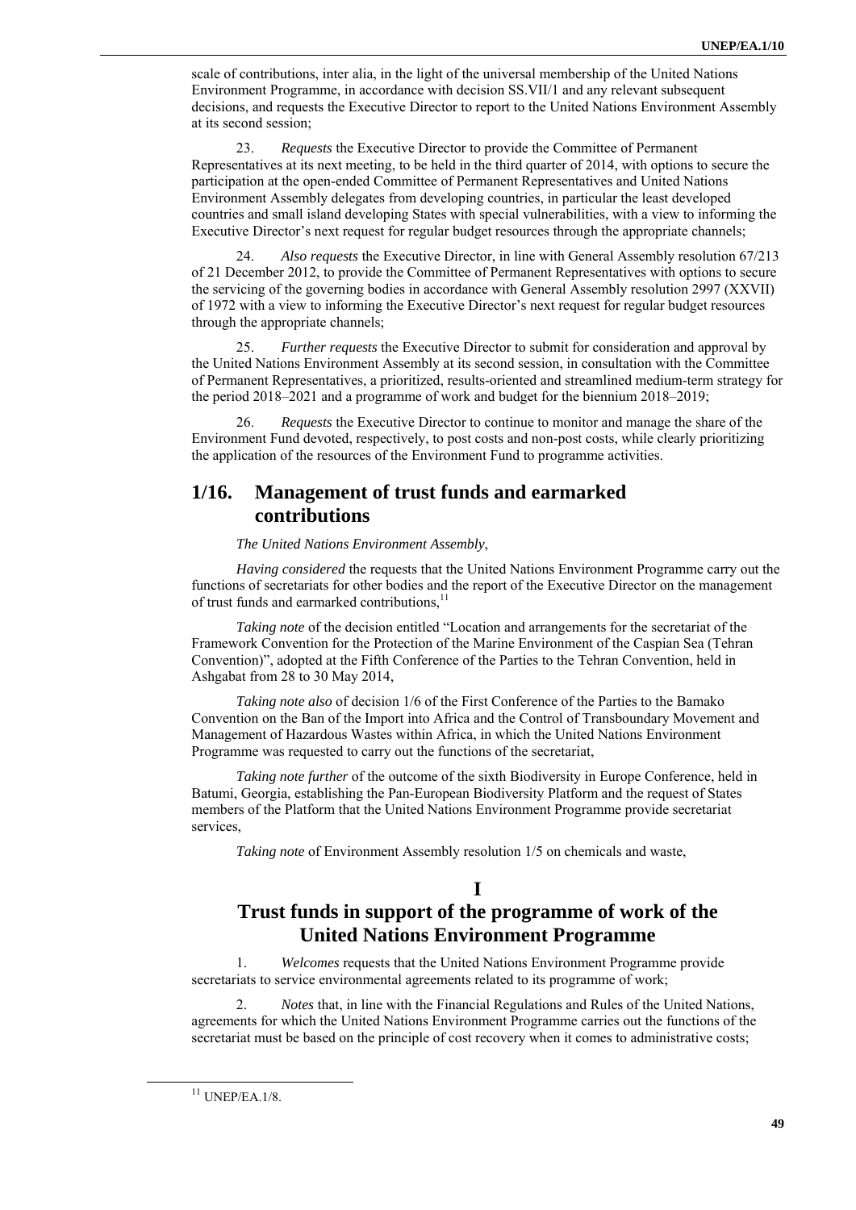scale of contributions, inter alia, in the light of the universal membership of the United Nations Environment Programme, in accordance with decision SS.VII/1 and any relevant subsequent decisions, and requests the Executive Director to report to the United Nations Environment Assembly at its second session;

23. *Requests* the Executive Director to provide the Committee of Permanent Representatives at its next meeting, to be held in the third quarter of 2014, with options to secure the participation at the open-ended Committee of Permanent Representatives and United Nations Environment Assembly delegates from developing countries, in particular the least developed countries and small island developing States with special vulnerabilities, with a view to informing the Executive Director's next request for regular budget resources through the appropriate channels;

24. *Also requests* the Executive Director, in line with General Assembly resolution 67/213 of 21 December 2012, to provide the Committee of Permanent Representatives with options to secure the servicing of the governing bodies in accordance with General Assembly resolution 2997 (XXVII) of 1972 with a view to informing the Executive Director's next request for regular budget resources through the appropriate channels;

25. *Further requests* the Executive Director to submit for consideration and approval by the United Nations Environment Assembly at its second session, in consultation with the Committee of Permanent Representatives, a prioritized, results-oriented and streamlined medium-term strategy for the period 2018–2021 and a programme of work and budget for the biennium 2018–2019;

26. *Requests* the Executive Director to continue to monitor and manage the share of the Environment Fund devoted, respectively, to post costs and non-post costs, while clearly prioritizing the application of the resources of the Environment Fund to programme activities.

## 1/16. Management of trust funds and earmarked contributions

*The United Nations Environment Assembly*,

*Having considered* the requests that the United Nations Environment Programme carry out the functions of secretariats for other bodies and the report of the Executive Director on the management of trust funds and earmarked contributions,[11]

*Taking note* of the decision entitled "Location and arrangements for the secretariat of the Framework Convention for the Protection of the Marine Environment of the Caspian Sea (Tehran Convention)", adopted at the Fifth Conference of the Parties to the Tehran Convention, held in Ashgabat from 28 to 30 May 2014,

*Taking note also* of decision 1/6 of the First Conference of the Parties to the Bamako Convention on the Ban of the Import into Africa and the Control of Transboundary Movement and Management of Hazardous Wastes within Africa, in which the United Nations Environment Programme was requested to carry out the functions of the secretariat,

*Taking note further* of the outcome of the sixth Biodiversity in Europe Conference, held in Batumi, Georgia, establishing the Pan-European Biodiversity Platform and the request of States members of the Platform that the United Nations Environment Programme provide secretariat services,

*Taking note* of Environment Assembly resolution 1/5 on chemicals and waste,

### I
### Trust funds in support of the programme of work of the United Nations Environment Programme

1. *Welcomes* requests that the United Nations Environment Programme provide secretariats to service environmental agreements related to its programme of work;

2. *Notes* that, in line with the Financial Regulations and Rules of the United Nations, agreements for which the United Nations Environment Programme carries out the functions of the secretariat must be based on the principle of cost recovery when it comes to administrative costs;

[11] UNEP/EA.1/8.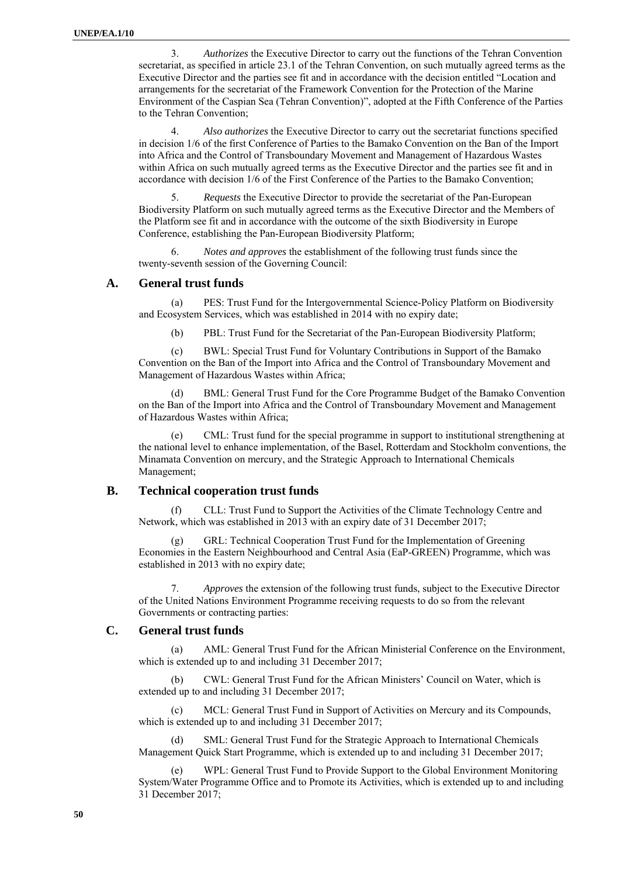3. *Authorizes* the Executive Director to carry out the functions of the Tehran Convention secretariat, as specified in article 23.1 of the Tehran Convention, on such mutually agreed terms as the Executive Director and the parties see fit and in accordance with the decision entitled "Location and arrangements for the secretariat of the Framework Convention for the Protection of the Marine Environment of the Caspian Sea (Tehran Convention)", adopted at the Fifth Conference of the Parties to the Tehran Convention;

4. *Also authorizes* the Executive Director to carry out the secretariat functions specified in decision 1/6 of the first Conference of Parties to the Bamako Convention on the Ban of the Import into Africa and the Control of Transboundary Movement and Management of Hazardous Wastes within Africa on such mutually agreed terms as the Executive Director and the parties see fit and in accordance with decision 1/6 of the First Conference of the Parties to the Bamako Convention;

5. *Requests* the Executive Director to provide the secretariat of the Pan-European Biodiversity Platform on such mutually agreed terms as the Executive Director and the Members of the Platform see fit and in accordance with the outcome of the sixth Biodiversity in Europe Conference, establishing the Pan-European Biodiversity Platform;

6. *Notes and approves* the establishment of the following trust funds since the twenty-seventh session of the Governing Council:

## A. General trust funds

(a) PES: Trust Fund for the Intergovernmental Science-Policy Platform on Biodiversity and Ecosystem Services, which was established in 2014 with no expiry date;

(b) PBL: Trust Fund for the Secretariat of the Pan-European Biodiversity Platform;

(c) BWL: Special Trust Fund for Voluntary Contributions in Support of the Bamako Convention on the Ban of the Import into Africa and the Control of Transboundary Movement and Management of Hazardous Wastes within Africa;

(d) BML: General Trust Fund for the Core Programme Budget of the Bamako Convention on the Ban of the Import into Africa and the Control of Transboundary Movement and Management of Hazardous Wastes within Africa;

(e) CML: Trust fund for the special programme in support to institutional strengthening at the national level to enhance implementation, of the Basel, Rotterdam and Stockholm conventions, the Minamata Convention on mercury, and the Strategic Approach to International Chemicals Management;

## B. Technical cooperation trust funds

(f) CLL: Trust Fund to Support the Activities of the Climate Technology Centre and Network, which was established in 2013 with an expiry date of 31 December 2017;

(g) GRL: Technical Cooperation Trust Fund for the Implementation of Greening Economies in the Eastern Neighbourhood and Central Asia (EaP-GREEN) Programme, which was established in 2013 with no expiry date;

7. *Approves* the extension of the following trust funds, subject to the Executive Director of the United Nations Environment Programme receiving requests to do so from the relevant Governments or contracting parties:

## C. General trust funds

(a) AML: General Trust Fund for the African Ministerial Conference on the Environment, which is extended up to and including 31 December 2017;

(b) CWL: General Trust Fund for the African Ministers' Council on Water, which is extended up to and including 31 December 2017;

(c) MCL: General Trust Fund in Support of Activities on Mercury and its Compounds, which is extended up to and including 31 December 2017;

(d) SML: General Trust Fund for the Strategic Approach to International Chemicals Management Quick Start Programme, which is extended up to and including 31 December 2017;

(e) WPL: General Trust Fund to Provide Support to the Global Environment Monitoring System/Water Programme Office and to Promote its Activities, which is extended up to and including 31 December 2017;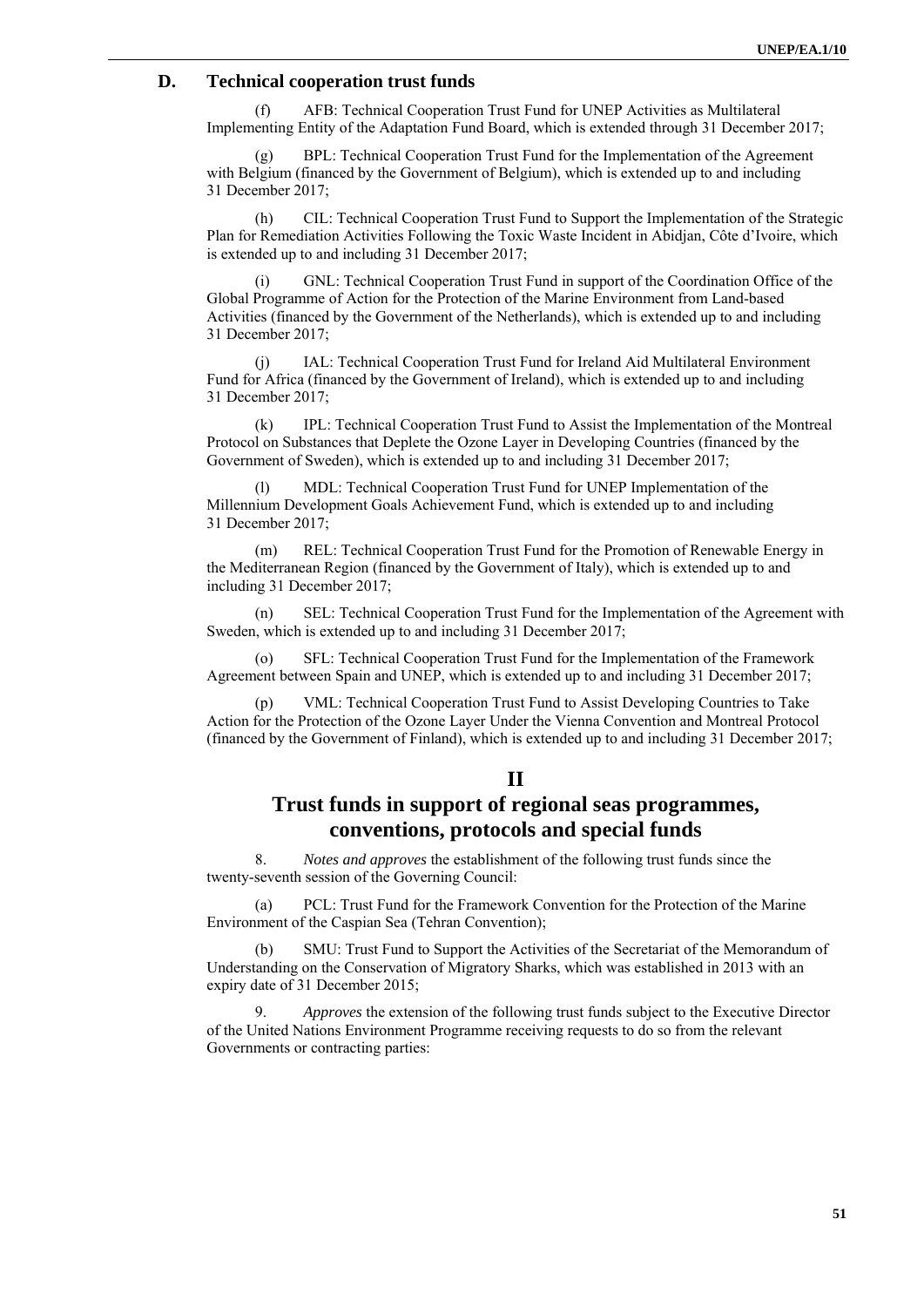## D. Technical cooperation trust funds

(f) AFB: Technical Cooperation Trust Fund for UNEP Activities as Multilateral Implementing Entity of the Adaptation Fund Board, which is extended through 31 December 2017;

(g) BPL: Technical Cooperation Trust Fund for the Implementation of the Agreement with Belgium (financed by the Government of Belgium), which is extended up to and including 31 December 2017;

(h) CIL: Technical Cooperation Trust Fund to Support the Implementation of the Strategic Plan for Remediation Activities Following the Toxic Waste Incident in Abidjan, Côte d'Ivoire, which is extended up to and including 31 December 2017;

(i) GNL: Technical Cooperation Trust Fund in support of the Coordination Office of the Global Programme of Action for the Protection of the Marine Environment from Land-based Activities (financed by the Government of the Netherlands), which is extended up to and including 31 December 2017;

(j) IAL: Technical Cooperation Trust Fund for Ireland Aid Multilateral Environment Fund for Africa (financed by the Government of Ireland), which is extended up to and including 31 December 2017;

(k) IPL: Technical Cooperation Trust Fund to Assist the Implementation of the Montreal Protocol on Substances that Deplete the Ozone Layer in Developing Countries (financed by the Government of Sweden), which is extended up to and including 31 December 2017;

(l) MDL: Technical Cooperation Trust Fund for UNEP Implementation of the Millennium Development Goals Achievement Fund, which is extended up to and including 31 December 2017;

(m) REL: Technical Cooperation Trust Fund for the Promotion of Renewable Energy in the Mediterranean Region (financed by the Government of Italy), which is extended up to and including 31 December 2017;

(n) SEL: Technical Cooperation Trust Fund for the Implementation of the Agreement with Sweden, which is extended up to and including 31 December 2017;

(o) SFL: Technical Cooperation Trust Fund for the Implementation of the Framework Agreement between Spain and UNEP, which is extended up to and including 31 December 2017;

(p) VML: Technical Cooperation Trust Fund to Assist Developing Countries to Take Action for the Protection of the Ozone Layer Under the Vienna Convention and Montreal Protocol (financed by the Government of Finland), which is extended up to and including 31 December 2017;

# II

# Trust funds in support of regional seas programmes, conventions, protocols and special funds

8. *Notes and approves* the establishment of the following trust funds since the twenty-seventh session of the Governing Council:

(a) PCL: Trust Fund for the Framework Convention for the Protection of the Marine Environment of the Caspian Sea (Tehran Convention);

(b) SMU: Trust Fund to Support the Activities of the Secretariat of the Memorandum of Understanding on the Conservation of Migratory Sharks, which was established in 2013 with an expiry date of 31 December 2015;

9. *Approves* the extension of the following trust funds subject to the Executive Director of the United Nations Environment Programme receiving requests to do so from the relevant Governments or contracting parties: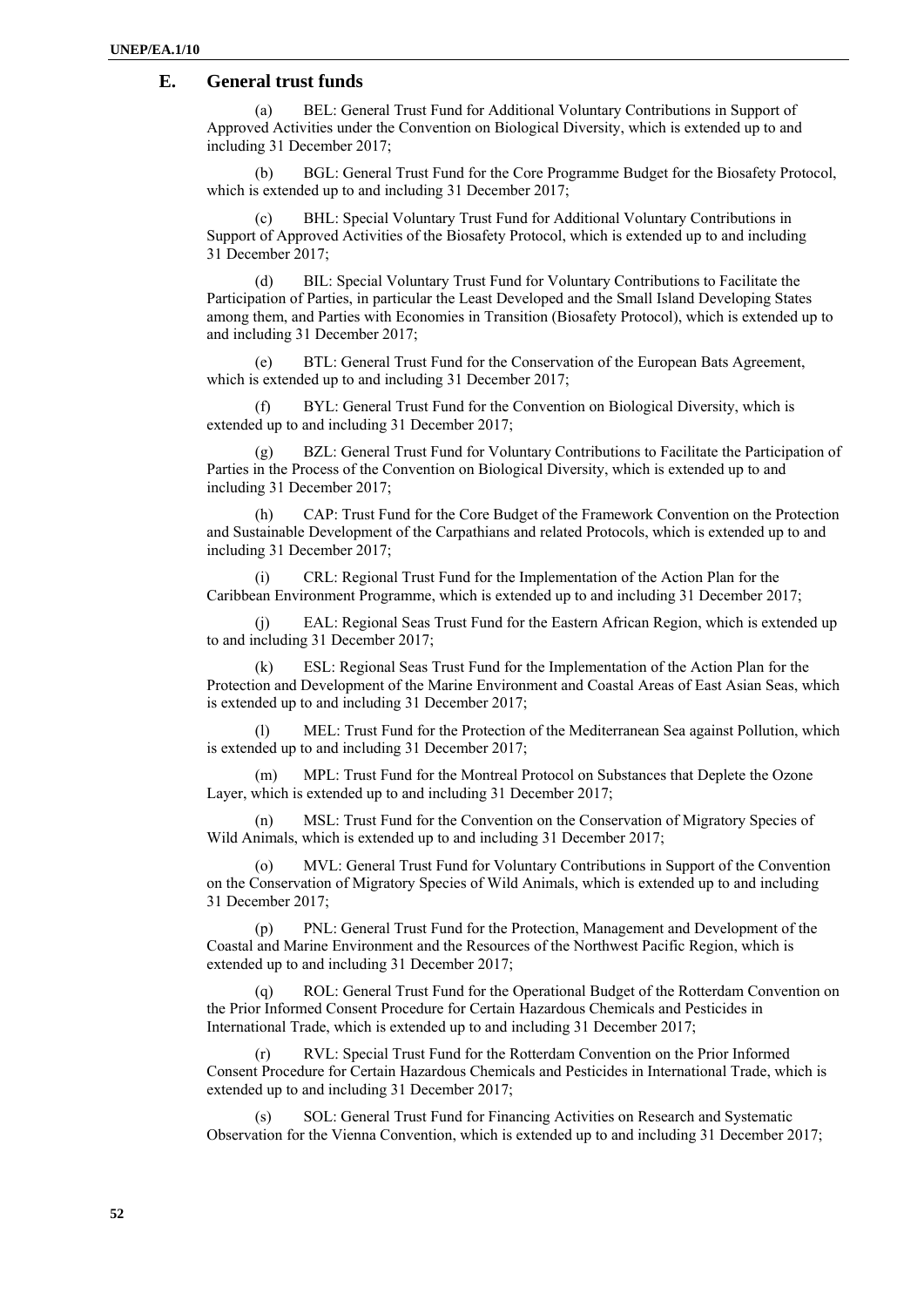## E. General trust funds

(a) BEL: General Trust Fund for Additional Voluntary Contributions in Support of Approved Activities under the Convention on Biological Diversity, which is extended up to and including 31 December 2017;

(b) BGL: General Trust Fund for the Core Programme Budget for the Biosafety Protocol, which is extended up to and including 31 December 2017;

(c) BHL: Special Voluntary Trust Fund for Additional Voluntary Contributions in Support of Approved Activities of the Biosafety Protocol, which is extended up to and including 31 December 2017;

(d) BIL: Special Voluntary Trust Fund for Voluntary Contributions to Facilitate the Participation of Parties, in particular the Least Developed and the Small Island Developing States among them, and Parties with Economies in Transition (Biosafety Protocol), which is extended up to and including 31 December 2017;

(e) BTL: General Trust Fund for the Conservation of the European Bats Agreement, which is extended up to and including 31 December 2017;

(f) BYL: General Trust Fund for the Convention on Biological Diversity, which is extended up to and including 31 December 2017;

(g) BZL: General Trust Fund for Voluntary Contributions to Facilitate the Participation of Parties in the Process of the Convention on Biological Diversity, which is extended up to and including 31 December 2017;

(h) CAP: Trust Fund for the Core Budget of the Framework Convention on the Protection and Sustainable Development of the Carpathians and related Protocols, which is extended up to and including 31 December 2017;

(i) CRL: Regional Trust Fund for the Implementation of the Action Plan for the Caribbean Environment Programme, which is extended up to and including 31 December 2017;

(j) EAL: Regional Seas Trust Fund for the Eastern African Region, which is extended up to and including 31 December 2017;

(k) ESL: Regional Seas Trust Fund for the Implementation of the Action Plan for the Protection and Development of the Marine Environment and Coastal Areas of East Asian Seas, which is extended up to and including 31 December 2017;

(l) MEL: Trust Fund for the Protection of the Mediterranean Sea against Pollution, which is extended up to and including 31 December 2017;

(m) MPL: Trust Fund for the Montreal Protocol on Substances that Deplete the Ozone Layer, which is extended up to and including 31 December 2017;

(n) MSL: Trust Fund for the Convention on the Conservation of Migratory Species of Wild Animals, which is extended up to and including 31 December 2017;

(o) MVL: General Trust Fund for Voluntary Contributions in Support of the Convention on the Conservation of Migratory Species of Wild Animals, which is extended up to and including 31 December 2017;

(p) PNL: General Trust Fund for the Protection, Management and Development of the Coastal and Marine Environment and the Resources of the Northwest Pacific Region, which is extended up to and including 31 December 2017;

(q) ROL: General Trust Fund for the Operational Budget of the Rotterdam Convention on the Prior Informed Consent Procedure for Certain Hazardous Chemicals and Pesticides in International Trade, which is extended up to and including 31 December 2017;

(r) RVL: Special Trust Fund for the Rotterdam Convention on the Prior Informed Consent Procedure for Certain Hazardous Chemicals and Pesticides in International Trade, which is extended up to and including 31 December 2017;

(s) SOL: General Trust Fund for Financing Activities on Research and Systematic Observation for the Vienna Convention, which is extended up to and including 31 December 2017;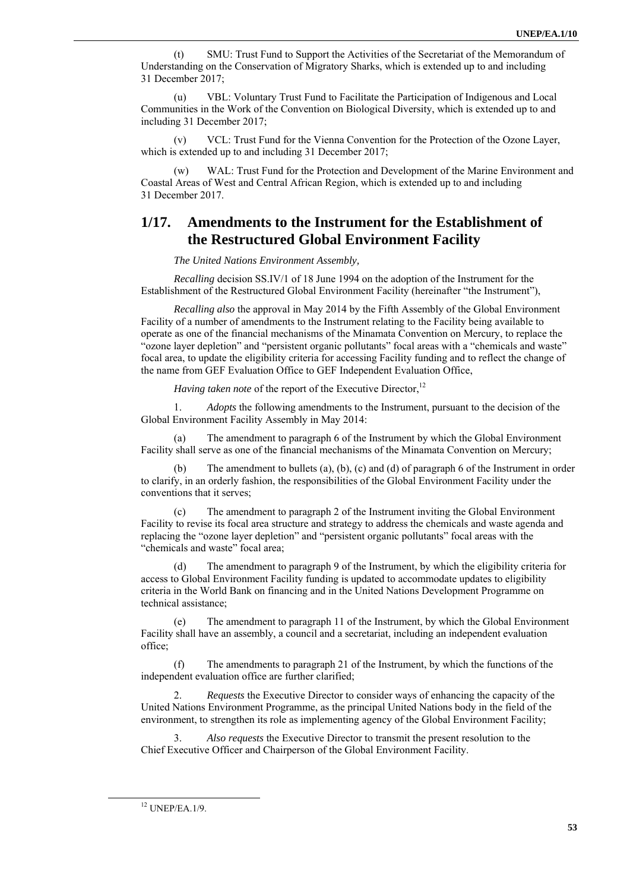(t) SMU: Trust Fund to Support the Activities of the Secretariat of the Memorandum of Understanding on the Conservation of Migratory Sharks, which is extended up to and including 31 December 2017;

(u) VBL: Voluntary Trust Fund to Facilitate the Participation of Indigenous and Local Communities in the Work of the Convention on Biological Diversity, which is extended up to and including 31 December 2017;

(v) VCL: Trust Fund for the Vienna Convention for the Protection of the Ozone Layer, which is extended up to and including 31 December 2017;

(w) WAL: Trust Fund for the Protection and Development of the Marine Environment and Coastal Areas of West and Central African Region, which is extended up to and including 31 December 2017.

## 1/17. Amendments to the Instrument for the Establishment of the Restructured Global Environment Facility

*The United Nations Environment Assembly,*

*Recalling* decision SS.IV/1 of 18 June 1994 on the adoption of the Instrument for the Establishment of the Restructured Global Environment Facility (hereinafter "the Instrument"),

*Recalling also* the approval in May 2014 by the Fifth Assembly of the Global Environment Facility of a number of amendments to the Instrument relating to the Facility being available to operate as one of the financial mechanisms of the Minamata Convention on Mercury, to replace the "ozone layer depletion" and "persistent organic pollutants" focal areas with a "chemicals and waste" focal area, to update the eligibility criteria for accessing Facility funding and to reflect the change of the name from GEF Evaluation Office to GEF Independent Evaluation Office,

*Having taken note* of the report of the Executive Director,[12]

1. *Adopts* the following amendments to the Instrument, pursuant to the decision of the Global Environment Facility Assembly in May 2014:

(a) The amendment to paragraph 6 of the Instrument by which the Global Environment Facility shall serve as one of the financial mechanisms of the Minamata Convention on Mercury;

(b) The amendment to bullets (a), (b), (c) and (d) of paragraph 6 of the Instrument in order to clarify, in an orderly fashion, the responsibilities of the Global Environment Facility under the conventions that it serves;

(c) The amendment to paragraph 2 of the Instrument inviting the Global Environment Facility to revise its focal area structure and strategy to address the chemicals and waste agenda and replacing the "ozone layer depletion" and "persistent organic pollutants" focal areas with the "chemicals and waste" focal area;

(d) The amendment to paragraph 9 of the Instrument, by which the eligibility criteria for access to Global Environment Facility funding is updated to accommodate updates to eligibility criteria in the World Bank on financing and in the United Nations Development Programme on technical assistance;

(e) The amendment to paragraph 11 of the Instrument, by which the Global Environment Facility shall have an assembly, a council and a secretariat, including an independent evaluation office;

(f) The amendments to paragraph 21 of the Instrument, by which the functions of the independent evaluation office are further clarified;

2. *Requests* the Executive Director to consider ways of enhancing the capacity of the United Nations Environment Programme, as the principal United Nations body in the field of the environment, to strengthen its role as implementing agency of the Global Environment Facility;

3. *Also requests* the Executive Director to transmit the present resolution to the Chief Executive Officer and Chairperson of the Global Environment Facility.

[12] UNEP/EA.1/9.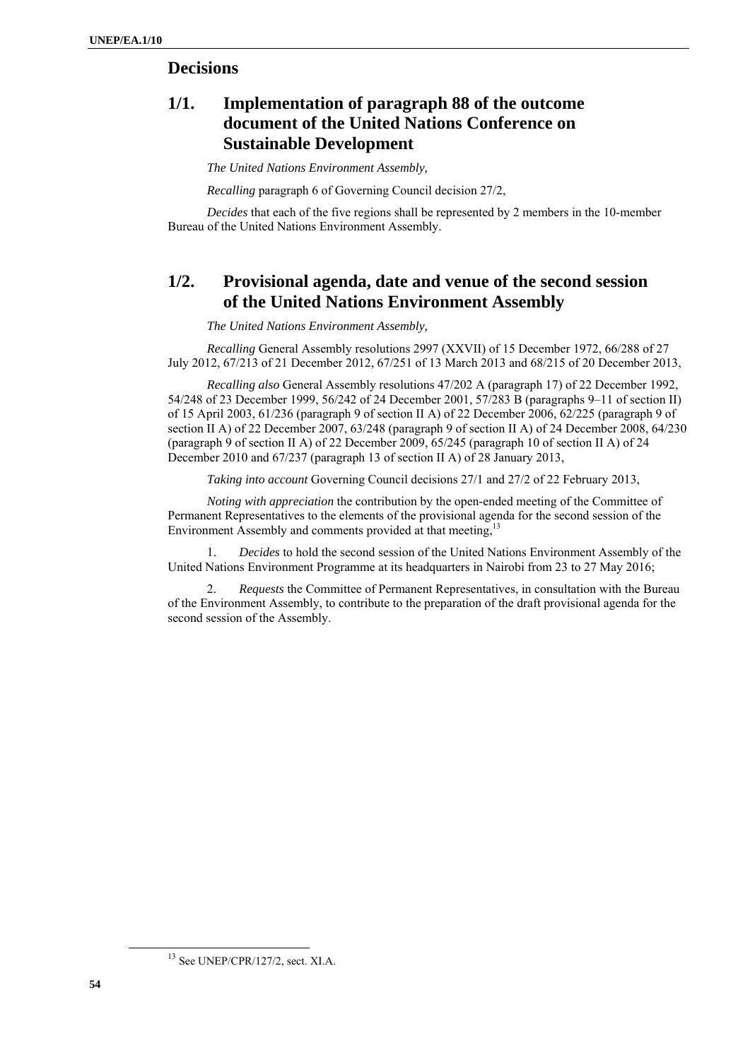## Decisions

### 1/1. Implementation of paragraph 88 of the outcome document of the United Nations Conference on Sustainable Development

*The United Nations Environment Assembly,*

*Recalling* paragraph 6 of Governing Council decision 27/2,

*Decides* that each of the five regions shall be represented by 2 members in the 10-member Bureau of the United Nations Environment Assembly.

### 1/2. Provisional agenda, date and venue of the second session of the United Nations Environment Assembly

*The United Nations Environment Assembly,*

*Recalling* General Assembly resolutions 2997 (XXVII) of 15 December 1972, 66/288 of 27 July 2012, 67/213 of 21 December 2012, 67/251 of 13 March 2013 and 68/215 of 20 December 2013,

*Recalling also* General Assembly resolutions 47/202 A (paragraph 17) of 22 December 1992, 54/248 of 23 December 1999, 56/242 of 24 December 2001, 57/283 B (paragraphs 9–11 of section II) of 15 April 2003, 61/236 (paragraph 9 of section II A) of 22 December 2006, 62/225 (paragraph 9 of section II A) of 22 December 2007, 63/248 (paragraph 9 of section II A) of 24 December 2008, 64/230 (paragraph 9 of section II A) of 22 December 2009, 65/245 (paragraph 10 of section II A) of 24 December 2010 and 67/237 (paragraph 13 of section II A) of 28 January 2013,

*Taking into account* Governing Council decisions 27/1 and 27/2 of 22 February 2013,

*Noting with appreciation* the contribution by the open-ended meeting of the Committee of Permanent Representatives to the elements of the provisional agenda for the second session of the Environment Assembly and comments provided at that meeting,[13]

1. *Decides* to hold the second session of the United Nations Environment Assembly of the United Nations Environment Programme at its headquarters in Nairobi from 23 to 27 May 2016;

2. *Requests* the Committee of Permanent Representatives, in consultation with the Bureau of the Environment Assembly, to contribute to the preparation of the draft provisional agenda for the second session of the Assembly.

[13] See UNEP/CPR/127/2, sect. XI.A.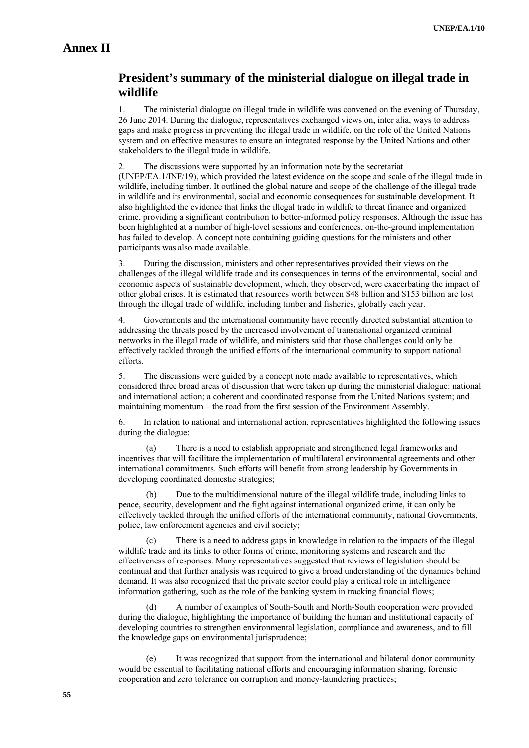# Annex II

## President's summary of the ministerial dialogue on illegal trade in wildlife

1. The ministerial dialogue on illegal trade in wildlife was convened on the evening of Thursday, 26 June 2014. During the dialogue, representatives exchanged views on, inter alia, ways to address gaps and make progress in preventing the illegal trade in wildlife, on the role of the United Nations system and on effective measures to ensure an integrated response by the United Nations and other stakeholders to the illegal trade in wildlife.

2. The discussions were supported by an information note by the secretariat (UNEP/EA.1/INF/19), which provided the latest evidence on the scope and scale of the illegal trade in wildlife, including timber. It outlined the global nature and scope of the challenge of the illegal trade in wildlife and its environmental, social and economic consequences for sustainable development. It also highlighted the evidence that links the illegal trade in wildlife to threat finance and organized crime, providing a significant contribution to better-informed policy responses. Although the issue has been highlighted at a number of high-level sessions and conferences, on-the-ground implementation has failed to develop. A concept note containing guiding questions for the ministers and other participants was also made available.

3. During the discussion, ministers and other representatives provided their views on the challenges of the illegal wildlife trade and its consequences in terms of the environmental, social and economic aspects of sustainable development, which, they observed, were exacerbating the impact of other global crises. It is estimated that resources worth between $48 billion and $153 billion are lost through the illegal trade of wildlife, including timber and fisheries, globally each year.

4. Governments and the international community have recently directed substantial attention to addressing the threats posed by the increased involvement of transnational organized criminal networks in the illegal trade of wildlife, and ministers said that those challenges could only be effectively tackled through the unified efforts of the international community to support national efforts.

5. The discussions were guided by a concept note made available to representatives, which considered three broad areas of discussion that were taken up during the ministerial dialogue: national and international action; a coherent and coordinated response from the United Nations system; and maintaining momentum – the road from the first session of the Environment Assembly.

6. In relation to national and international action, representatives highlighted the following issues during the dialogue:

(a) There is a need to establish appropriate and strengthened legal frameworks and incentives that will facilitate the implementation of multilateral environmental agreements and other international commitments. Such efforts will benefit from strong leadership by Governments in developing coordinated domestic strategies;

(b) Due to the multidimensional nature of the illegal wildlife trade, including links to peace, security, development and the fight against international organized crime, it can only be effectively tackled through the unified efforts of the international community, national Governments, police, law enforcement agencies and civil society;

(c) There is a need to address gaps in knowledge in relation to the impacts of the illegal wildlife trade and its links to other forms of crime, monitoring systems and research and the effectiveness of responses. Many representatives suggested that reviews of legislation should be continual and that further analysis was required to give a broad understanding of the dynamics behind demand. It was also recognized that the private sector could play a critical role in intelligence information gathering, such as the role of the banking system in tracking financial flows;

(d) A number of examples of South-South and North-South cooperation were provided during the dialogue, highlighting the importance of building the human and institutional capacity of developing countries to strengthen environmental legislation, compliance and awareness, and to fill the knowledge gaps on environmental jurisprudence;

(e) It was recognized that support from the international and bilateral donor community would be essential to facilitating national efforts and encouraging information sharing, forensic cooperation and zero tolerance on corruption and money-laundering practices;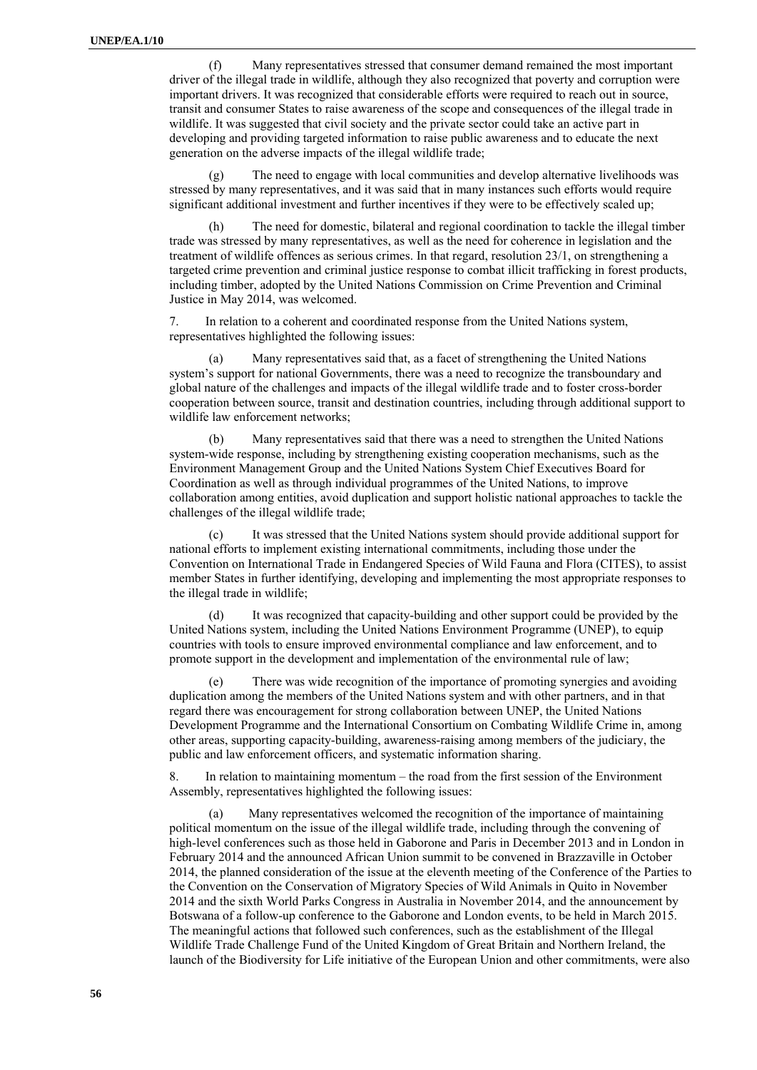(f) Many representatives stressed that consumer demand remained the most important driver of the illegal trade in wildlife, although they also recognized that poverty and corruption were important drivers. It was recognized that considerable efforts were required to reach out in source, transit and consumer States to raise awareness of the scope and consequences of the illegal trade in wildlife. It was suggested that civil society and the private sector could take an active part in developing and providing targeted information to raise public awareness and to educate the next generation on the adverse impacts of the illegal wildlife trade;

(g) The need to engage with local communities and develop alternative livelihoods was stressed by many representatives, and it was said that in many instances such efforts would require significant additional investment and further incentives if they were to be effectively scaled up;

(h) The need for domestic, bilateral and regional coordination to tackle the illegal timber trade was stressed by many representatives, as well as the need for coherence in legislation and the treatment of wildlife offences as serious crimes. In that regard, resolution 23/1, on strengthening a targeted crime prevention and criminal justice response to combat illicit trafficking in forest products, including timber, adopted by the United Nations Commission on Crime Prevention and Criminal Justice in May 2014, was welcomed.

7. In relation to a coherent and coordinated response from the United Nations system, representatives highlighted the following issues:

(a) Many representatives said that, as a facet of strengthening the United Nations system's support for national Governments, there was a need to recognize the transboundary and global nature of the challenges and impacts of the illegal wildlife trade and to foster cross-border cooperation between source, transit and destination countries, including through additional support to wildlife law enforcement networks;

(b) Many representatives said that there was a need to strengthen the United Nations system-wide response, including by strengthening existing cooperation mechanisms, such as the Environment Management Group and the United Nations System Chief Executives Board for Coordination as well as through individual programmes of the United Nations, to improve collaboration among entities, avoid duplication and support holistic national approaches to tackle the challenges of the illegal wildlife trade;

(c) It was stressed that the United Nations system should provide additional support for national efforts to implement existing international commitments, including those under the Convention on International Trade in Endangered Species of Wild Fauna and Flora (CITES), to assist member States in further identifying, developing and implementing the most appropriate responses to the illegal trade in wildlife;

(d) It was recognized that capacity-building and other support could be provided by the United Nations system, including the United Nations Environment Programme (UNEP), to equip countries with tools to ensure improved environmental compliance and law enforcement, and to promote support in the development and implementation of the environmental rule of law;

(e) There was wide recognition of the importance of promoting synergies and avoiding duplication among the members of the United Nations system and with other partners, and in that regard there was encouragement for strong collaboration between UNEP, the United Nations Development Programme and the International Consortium on Combating Wildlife Crime in, among other areas, supporting capacity-building, awareness-raising among members of the judiciary, the public and law enforcement officers, and systematic information sharing.

8. In relation to maintaining momentum – the road from the first session of the Environment Assembly, representatives highlighted the following issues:

(a) Many representatives welcomed the recognition of the importance of maintaining political momentum on the issue of the illegal wildlife trade, including through the convening of high-level conferences such as those held in Gaborone and Paris in December 2013 and in London in February 2014 and the announced African Union summit to be convened in Brazzaville in October 2014, the planned consideration of the issue at the eleventh meeting of the Conference of the Parties to the Convention on the Conservation of Migratory Species of Wild Animals in Quito in November 2014 and the sixth World Parks Congress in Australia in November 2014, and the announcement by Botswana of a follow-up conference to the Gaborone and London events, to be held in March 2015. The meaningful actions that followed such conferences, such as the establishment of the Illegal Wildlife Trade Challenge Fund of the United Kingdom of Great Britain and Northern Ireland, the launch of the Biodiversity for Life initiative of the European Union and other commitments, were also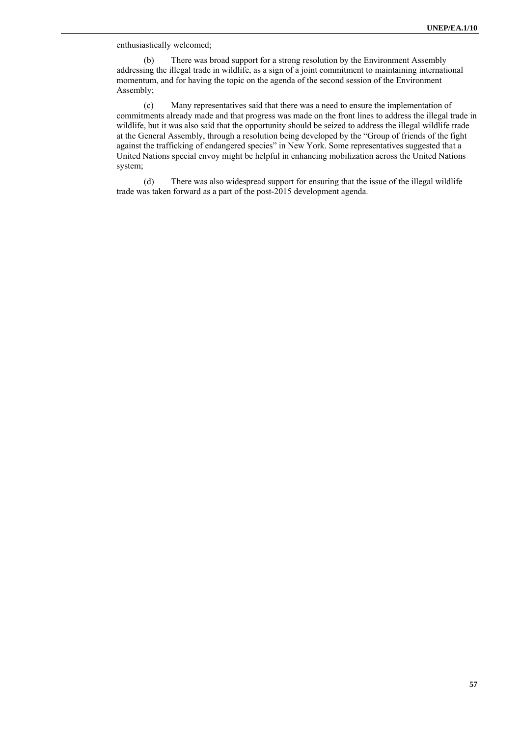enthusiastically welcomed;

(b) There was broad support for a strong resolution by the Environment Assembly addressing the illegal trade in wildlife, as a sign of a joint commitment to maintaining international momentum, and for having the topic on the agenda of the second session of the Environment Assembly;

(c) Many representatives said that there was a need to ensure the implementation of commitments already made and that progress was made on the front lines to address the illegal trade in wildlife, but it was also said that the opportunity should be seized to address the illegal wildlife trade at the General Assembly, through a resolution being developed by the "Group of friends of the fight against the trafficking of endangered species" in New York. Some representatives suggested that a United Nations special envoy might be helpful in enhancing mobilization across the United Nations system;

(d) There was also widespread support for ensuring that the issue of the illegal wildlife trade was taken forward as a part of the post-2015 development agenda.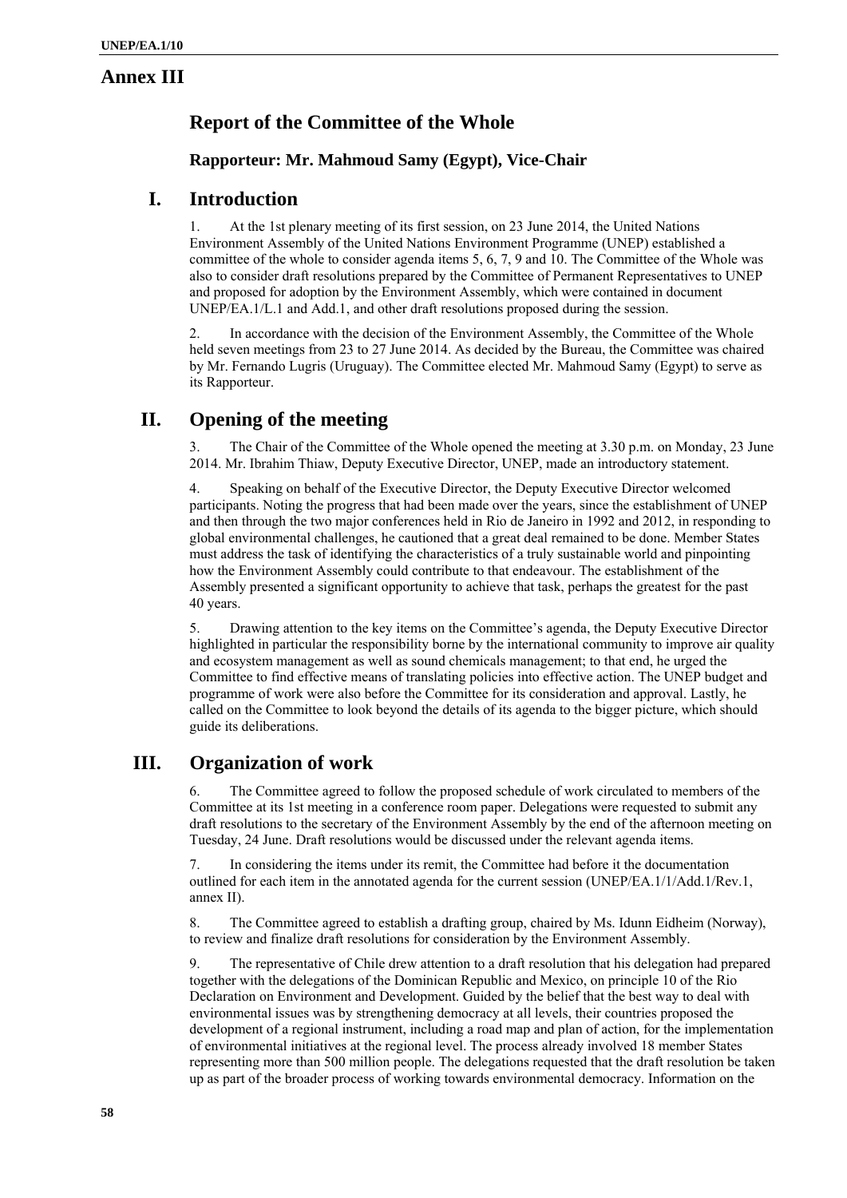# Annex III

## Report of the Committee of the Whole

### Rapporteur: Mr. Mahmoud Samy (Egypt), Vice-Chair

## I. Introduction

1. At the 1st plenary meeting of its first session, on 23 June 2014, the United Nations Environment Assembly of the United Nations Environment Programme (UNEP) established a committee of the whole to consider agenda items 5, 6, 7, 9 and 10. The Committee of the Whole was also to consider draft resolutions prepared by the Committee of Permanent Representatives to UNEP and proposed for adoption by the Environment Assembly, which were contained in document UNEP/EA.1/L.1 and Add.1, and other draft resolutions proposed during the session.

2. In accordance with the decision of the Environment Assembly, the Committee of the Whole held seven meetings from 23 to 27 June 2014. As decided by the Bureau, the Committee was chaired by Mr. Fernando Lugris (Uruguay). The Committee elected Mr. Mahmoud Samy (Egypt) to serve as its Rapporteur.

## II. Opening of the meeting

3. The Chair of the Committee of the Whole opened the meeting at 3.30 p.m. on Monday, 23 June 2014. Mr. Ibrahim Thiaw, Deputy Executive Director, UNEP, made an introductory statement.

4. Speaking on behalf of the Executive Director, the Deputy Executive Director welcomed participants. Noting the progress that had been made over the years, since the establishment of UNEP and then through the two major conferences held in Rio de Janeiro in 1992 and 2012, in responding to global environmental challenges, he cautioned that a great deal remained to be done. Member States must address the task of identifying the characteristics of a truly sustainable world and pinpointing how the Environment Assembly could contribute to that endeavour. The establishment of the Assembly presented a significant opportunity to achieve that task, perhaps the greatest for the past 40 years.

5. Drawing attention to the key items on the Committee's agenda, the Deputy Executive Director highlighted in particular the responsibility borne by the international community to improve air quality and ecosystem management as well as sound chemicals management; to that end, he urged the Committee to find effective means of translating policies into effective action. The UNEP budget and programme of work were also before the Committee for its consideration and approval. Lastly, he called on the Committee to look beyond the details of its agenda to the bigger picture, which should guide its deliberations.

## III. Organization of work

6. The Committee agreed to follow the proposed schedule of work circulated to members of the Committee at its 1st meeting in a conference room paper. Delegations were requested to submit any draft resolutions to the secretary of the Environment Assembly by the end of the afternoon meeting on Tuesday, 24 June. Draft resolutions would be discussed under the relevant agenda items.

7. In considering the items under its remit, the Committee had before it the documentation outlined for each item in the annotated agenda for the current session (UNEP/EA.1/1/Add.1/Rev.1, annex II).

8. The Committee agreed to establish a drafting group, chaired by Ms. Idunn Eidheim (Norway), to review and finalize draft resolutions for consideration by the Environment Assembly.

9. The representative of Chile drew attention to a draft resolution that his delegation had prepared together with the delegations of the Dominican Republic and Mexico, on principle 10 of the Rio Declaration on Environment and Development. Guided by the belief that the best way to deal with environmental issues was by strengthening democracy at all levels, their countries proposed the development of a regional instrument, including a road map and plan of action, for the implementation of environmental initiatives at the regional level. The process already involved 18 member States representing more than 500 million people. The delegations requested that the draft resolution be taken up as part of the broader process of working towards environmental democracy. Information on the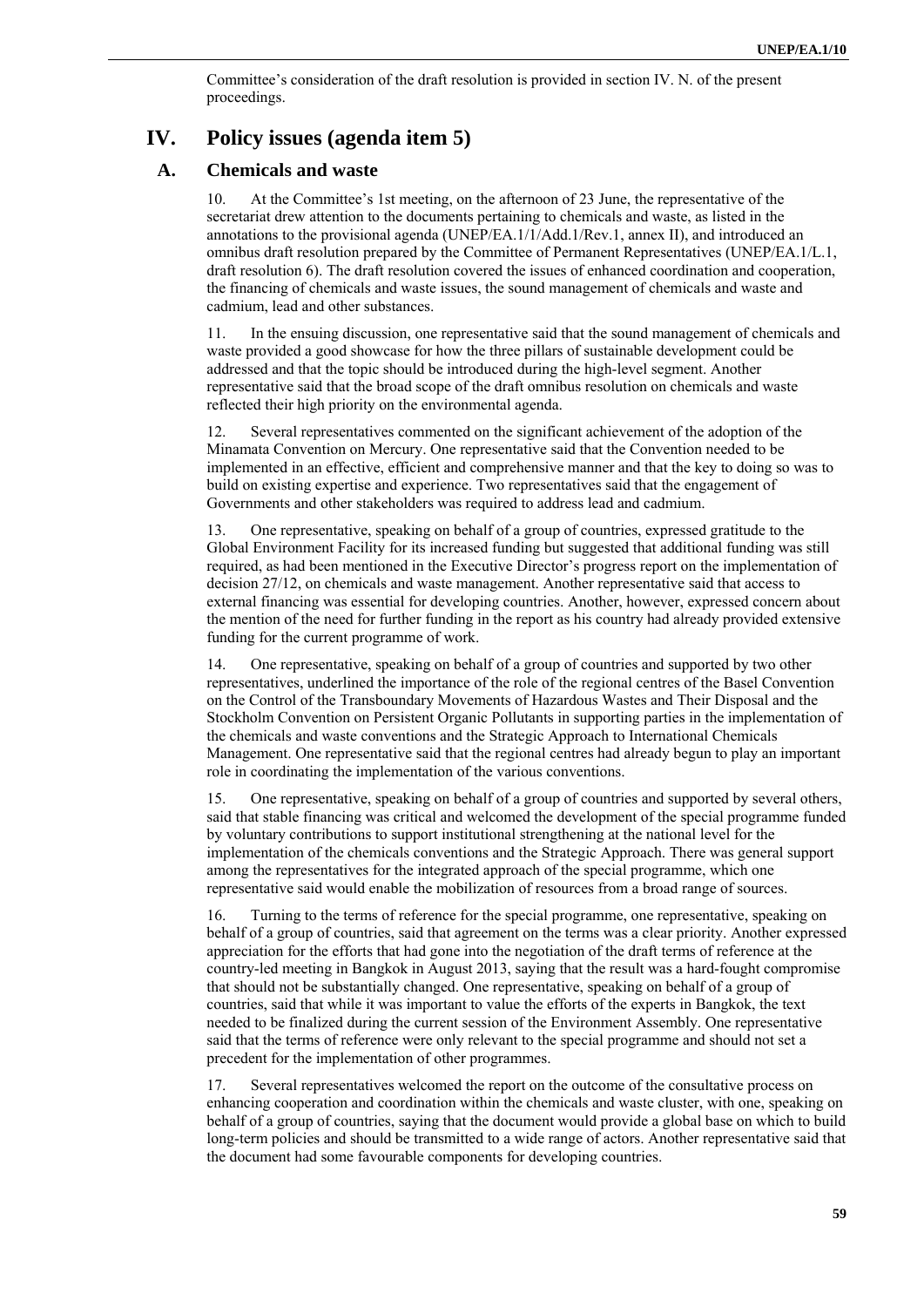Committee's consideration of the draft resolution is provided in section IV. N. of the present proceedings.

# IV. Policy issues (agenda item 5)

## A. Chemicals and waste

10. At the Committee's 1st meeting, on the afternoon of 23 June, the representative of the secretariat drew attention to the documents pertaining to chemicals and waste, as listed in the annotations to the provisional agenda (UNEP/EA.1/1/Add.1/Rev.1, annex II), and introduced an omnibus draft resolution prepared by the Committee of Permanent Representatives (UNEP/EA.1/L.1, draft resolution 6). The draft resolution covered the issues of enhanced coordination and cooperation, the financing of chemicals and waste issues, the sound management of chemicals and waste and cadmium, lead and other substances.

11. In the ensuing discussion, one representative said that the sound management of chemicals and waste provided a good showcase for how the three pillars of sustainable development could be addressed and that the topic should be introduced during the high-level segment. Another representative said that the broad scope of the draft omnibus resolution on chemicals and waste reflected their high priority on the environmental agenda.

12. Several representatives commented on the significant achievement of the adoption of the Minamata Convention on Mercury. One representative said that the Convention needed to be implemented in an effective, efficient and comprehensive manner and that the key to doing so was to build on existing expertise and experience. Two representatives said that the engagement of Governments and other stakeholders was required to address lead and cadmium.

13. One representative, speaking on behalf of a group of countries, expressed gratitude to the Global Environment Facility for its increased funding but suggested that additional funding was still required, as had been mentioned in the Executive Director's progress report on the implementation of decision 27/12, on chemicals and waste management. Another representative said that access to external financing was essential for developing countries. Another, however, expressed concern about the mention of the need for further funding in the report as his country had already provided extensive funding for the current programme of work.

14. One representative, speaking on behalf of a group of countries and supported by two other representatives, underlined the importance of the role of the regional centres of the Basel Convention on the Control of the Transboundary Movements of Hazardous Wastes and Their Disposal and the Stockholm Convention on Persistent Organic Pollutants in supporting parties in the implementation of the chemicals and waste conventions and the Strategic Approach to International Chemicals Management. One representative said that the regional centres had already begun to play an important role in coordinating the implementation of the various conventions.

15. One representative, speaking on behalf of a group of countries and supported by several others, said that stable financing was critical and welcomed the development of the special programme funded by voluntary contributions to support institutional strengthening at the national level for the implementation of the chemicals conventions and the Strategic Approach. There was general support among the representatives for the integrated approach of the special programme, which one representative said would enable the mobilization of resources from a broad range of sources.

16. Turning to the terms of reference for the special programme, one representative, speaking on behalf of a group of countries, said that agreement on the terms was a clear priority. Another expressed appreciation for the efforts that had gone into the negotiation of the draft terms of reference at the country-led meeting in Bangkok in August 2013, saying that the result was a hard-fought compromise that should not be substantially changed. One representative, speaking on behalf of a group of countries, said that while it was important to value the efforts of the experts in Bangkok, the text needed to be finalized during the current session of the Environment Assembly. One representative said that the terms of reference were only relevant to the special programme and should not set a precedent for the implementation of other programmes.

17. Several representatives welcomed the report on the outcome of the consultative process on enhancing cooperation and coordination within the chemicals and waste cluster, with one, speaking on behalf of a group of countries, saying that the document would provide a global base on which to build long-term policies and should be transmitted to a wide range of actors. Another representative said that the document had some favourable components for developing countries.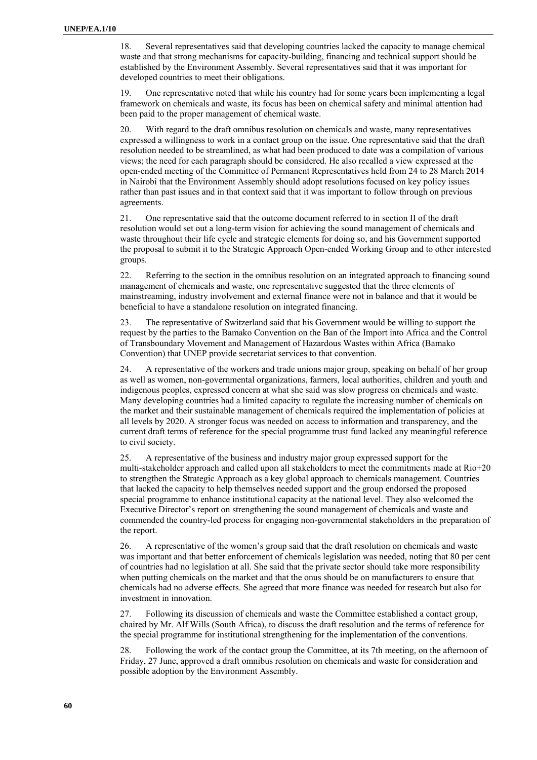18. Several representatives said that developing countries lacked the capacity to manage chemical waste and that strong mechanisms for capacity-building, financing and technical support should be established by the Environment Assembly. Several representatives said that it was important for developed countries to meet their obligations.

19. One representative noted that while his country had for some years been implementing a legal framework on chemicals and waste, its focus has been on chemical safety and minimal attention had been paid to the proper management of chemical waste.

20. With regard to the draft omnibus resolution on chemicals and waste, many representatives expressed a willingness to work in a contact group on the issue. One representative said that the draft resolution needed to be streamlined, as what had been produced to date was a compilation of various views; the need for each paragraph should be considered. He also recalled a view expressed at the open-ended meeting of the Committee of Permanent Representatives held from 24 to 28 March 2014 in Nairobi that the Environment Assembly should adopt resolutions focused on key policy issues rather than past issues and in that context said that it was important to follow through on previous agreements.

21. One representative said that the outcome document referred to in section II of the draft resolution would set out a long-term vision for achieving the sound management of chemicals and waste throughout their life cycle and strategic elements for doing so, and his Government supported the proposal to submit it to the Strategic Approach Open-ended Working Group and to other interested groups.

22. Referring to the section in the omnibus resolution on an integrated approach to financing sound management of chemicals and waste, one representative suggested that the three elements of mainstreaming, industry involvement and external finance were not in balance and that it would be beneficial to have a standalone resolution on integrated financing.

23. The representative of Switzerland said that his Government would be willing to support the request by the parties to the Bamako Convention on the Ban of the Import into Africa and the Control of Transboundary Movement and Management of Hazardous Wastes within Africa (Bamako Convention) that UNEP provide secretariat services to that convention.

24. A representative of the workers and trade unions major group, speaking on behalf of her group as well as women, non-governmental organizations, farmers, local authorities, children and youth and indigenous peoples, expressed concern at what she said was slow progress on chemicals and waste. Many developing countries had a limited capacity to regulate the increasing number of chemicals on the market and their sustainable management of chemicals required the implementation of policies at all levels by 2020. A stronger focus was needed on access to information and transparency, and the current draft terms of reference for the special programme trust fund lacked any meaningful reference to civil society.

25. A representative of the business and industry major group expressed support for the multi-stakeholder approach and called upon all stakeholders to meet the commitments made at Rio+20 to strengthen the Strategic Approach as a key global approach to chemicals management. Countries that lacked the capacity to help themselves needed support and the group endorsed the proposed special programme to enhance institutional capacity at the national level. They also welcomed the Executive Director's report on strengthening the sound management of chemicals and waste and commended the country-led process for engaging non-governmental stakeholders in the preparation of the report.

26. A representative of the women's group said that the draft resolution on chemicals and waste was important and that better enforcement of chemicals legislation was needed, noting that 80 per cent of countries had no legislation at all. She said that the private sector should take more responsibility when putting chemicals on the market and that the onus should be on manufacturers to ensure that chemicals had no adverse effects. She agreed that more finance was needed for research but also for investment in innovation.

27. Following its discussion of chemicals and waste the Committee established a contact group, chaired by Mr. Alf Wills (South Africa), to discuss the draft resolution and the terms of reference for the special programme for institutional strengthening for the implementation of the conventions.

28. Following the work of the contact group the Committee, at its 7th meeting, on the afternoon of Friday, 27 June, approved a draft omnibus resolution on chemicals and waste for consideration and possible adoption by the Environment Assembly.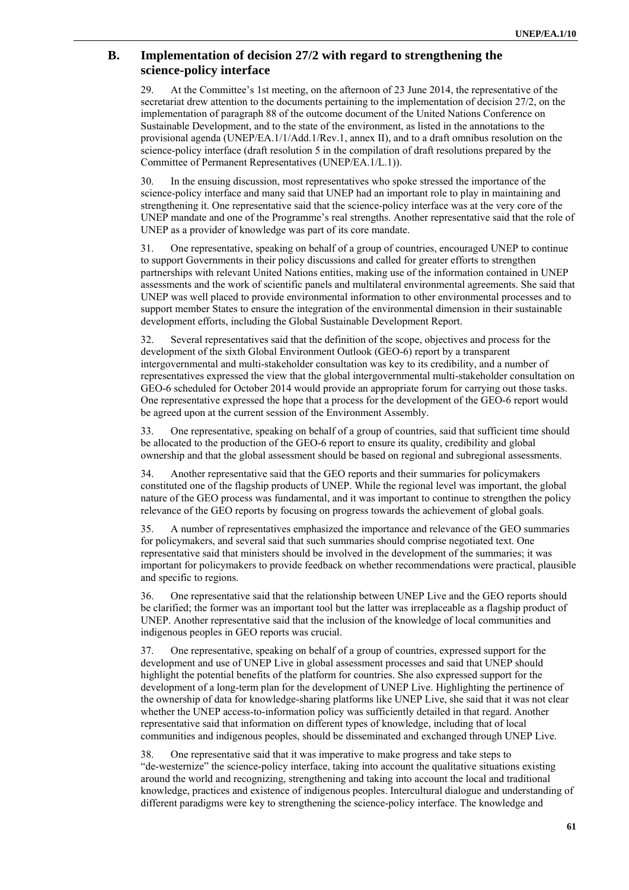## B. Implementation of decision 27/2 with regard to strengthening the science-policy interface

29. At the Committee's 1st meeting, on the afternoon of 23 June 2014, the representative of the secretariat drew attention to the documents pertaining to the implementation of decision 27/2, on the implementation of paragraph 88 of the outcome document of the United Nations Conference on Sustainable Development, and to the state of the environment, as listed in the annotations to the provisional agenda (UNEP/EA.1/1/Add.1/Rev.1, annex II), and to a draft omnibus resolution on the science-policy interface (draft resolution 5 in the compilation of draft resolutions prepared by the Committee of Permanent Representatives (UNEP/EA.1/L.1)).

30. In the ensuing discussion, most representatives who spoke stressed the importance of the science-policy interface and many said that UNEP had an important role to play in maintaining and strengthening it. One representative said that the science-policy interface was at the very core of the UNEP mandate and one of the Programme's real strengths. Another representative said that the role of UNEP as a provider of knowledge was part of its core mandate.

31. One representative, speaking on behalf of a group of countries, encouraged UNEP to continue to support Governments in their policy discussions and called for greater efforts to strengthen partnerships with relevant United Nations entities, making use of the information contained in UNEP assessments and the work of scientific panels and multilateral environmental agreements. She said that UNEP was well placed to provide environmental information to other environmental processes and to support member States to ensure the integration of the environmental dimension in their sustainable development efforts, including the Global Sustainable Development Report.

32. Several representatives said that the definition of the scope, objectives and process for the development of the sixth Global Environment Outlook (GEO-6) report by a transparent intergovernmental and multi-stakeholder consultation was key to its credibility, and a number of representatives expressed the view that the global intergovernmental multi-stakeholder consultation on GEO-6 scheduled for October 2014 would provide an appropriate forum for carrying out those tasks. One representative expressed the hope that a process for the development of the GEO-6 report would be agreed upon at the current session of the Environment Assembly.

33. One representative, speaking on behalf of a group of countries, said that sufficient time should be allocated to the production of the GEO-6 report to ensure its quality, credibility and global ownership and that the global assessment should be based on regional and subregional assessments.

34. Another representative said that the GEO reports and their summaries for policymakers constituted one of the flagship products of UNEP. While the regional level was important, the global nature of the GEO process was fundamental, and it was important to continue to strengthen the policy relevance of the GEO reports by focusing on progress towards the achievement of global goals.

35. A number of representatives emphasized the importance and relevance of the GEO summaries for policymakers, and several said that such summaries should comprise negotiated text. One representative said that ministers should be involved in the development of the summaries; it was important for policymakers to provide feedback on whether recommendations were practical, plausible and specific to regions.

36. One representative said that the relationship between UNEP Live and the GEO reports should be clarified; the former was an important tool but the latter was irreplaceable as a flagship product of UNEP. Another representative said that the inclusion of the knowledge of local communities and indigenous peoples in GEO reports was crucial.

37. One representative, speaking on behalf of a group of countries, expressed support for the development and use of UNEP Live in global assessment processes and said that UNEP should highlight the potential benefits of the platform for countries. She also expressed support for the development of a long-term plan for the development of UNEP Live. Highlighting the pertinence of the ownership of data for knowledge-sharing platforms like UNEP Live, she said that it was not clear whether the UNEP access-to-information policy was sufficiently detailed in that regard. Another representative said that information on different types of knowledge, including that of local communities and indigenous peoples, should be disseminated and exchanged through UNEP Live.

38. One representative said that it was imperative to make progress and take steps to "de-westernize" the science-policy interface, taking into account the qualitative situations existing around the world and recognizing, strengthening and taking into account the local and traditional knowledge, practices and existence of indigenous peoples. Intercultural dialogue and understanding of different paradigms were key to strengthening the science-policy interface. The knowledge and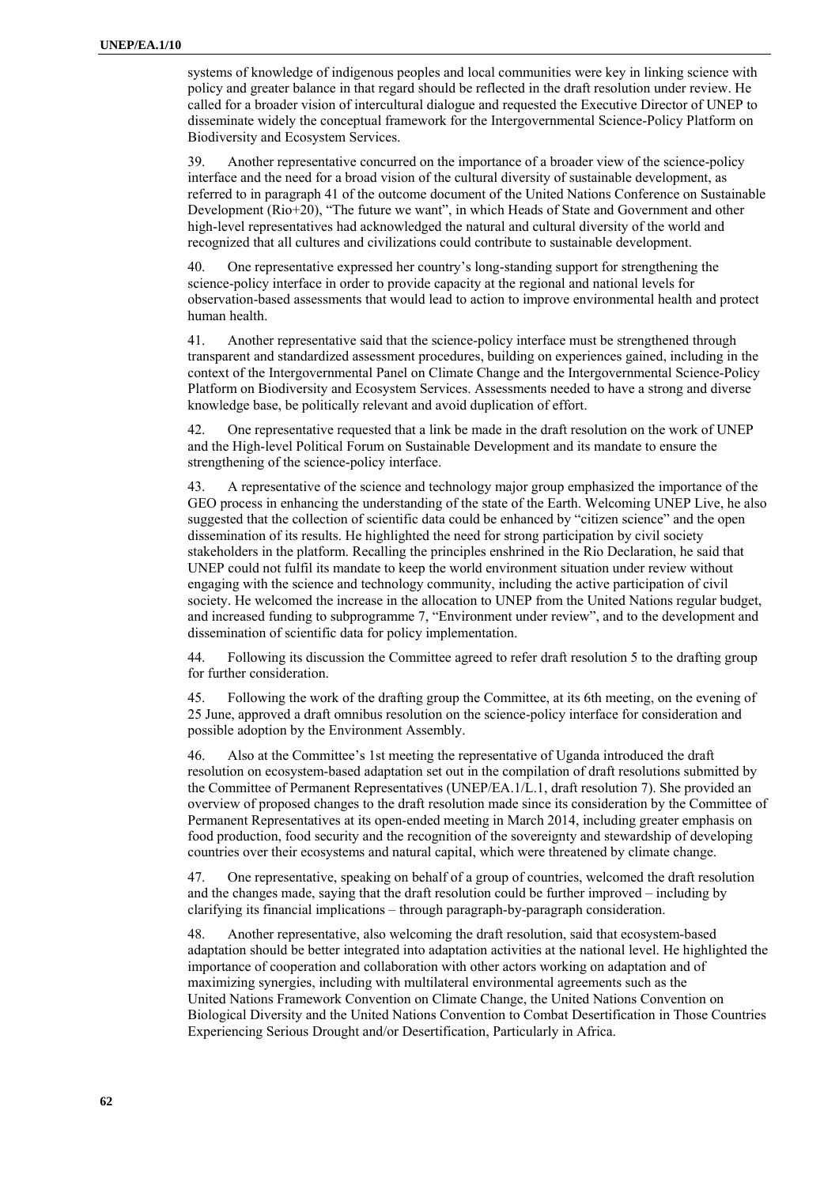systems of knowledge of indigenous peoples and local communities were key in linking science with policy and greater balance in that regard should be reflected in the draft resolution under review. He called for a broader vision of intercultural dialogue and requested the Executive Director of UNEP to disseminate widely the conceptual framework for the Intergovernmental Science-Policy Platform on Biodiversity and Ecosystem Services.

39. Another representative concurred on the importance of a broader view of the science-policy interface and the need for a broad vision of the cultural diversity of sustainable development, as referred to in paragraph 41 of the outcome document of the United Nations Conference on Sustainable Development (Rio+20), "The future we want", in which Heads of State and Government and other high-level representatives had acknowledged the natural and cultural diversity of the world and recognized that all cultures and civilizations could contribute to sustainable development.

40. One representative expressed her country's long-standing support for strengthening the science-policy interface in order to provide capacity at the regional and national levels for observation-based assessments that would lead to action to improve environmental health and protect human health.

41. Another representative said that the science-policy interface must be strengthened through transparent and standardized assessment procedures, building on experiences gained, including in the context of the Intergovernmental Panel on Climate Change and the Intergovernmental Science-Policy Platform on Biodiversity and Ecosystem Services. Assessments needed to have a strong and diverse knowledge base, be politically relevant and avoid duplication of effort.

42. One representative requested that a link be made in the draft resolution on the work of UNEP and the High-level Political Forum on Sustainable Development and its mandate to ensure the strengthening of the science-policy interface.

43. A representative of the science and technology major group emphasized the importance of the GEO process in enhancing the understanding of the state of the Earth. Welcoming UNEP Live, he also suggested that the collection of scientific data could be enhanced by "citizen science" and the open dissemination of its results. He highlighted the need for strong participation by civil society stakeholders in the platform. Recalling the principles enshrined in the Rio Declaration, he said that UNEP could not fulfil its mandate to keep the world environment situation under review without engaging with the science and technology community, including the active participation of civil society. He welcomed the increase in the allocation to UNEP from the United Nations regular budget, and increased funding to subprogramme 7, "Environment under review", and to the development and dissemination of scientific data for policy implementation.

44. Following its discussion the Committee agreed to refer draft resolution 5 to the drafting group for further consideration.

45. Following the work of the drafting group the Committee, at its 6th meeting, on the evening of 25 June, approved a draft omnibus resolution on the science-policy interface for consideration and possible adoption by the Environment Assembly.

46. Also at the Committee's 1st meeting the representative of Uganda introduced the draft resolution on ecosystem-based adaptation set out in the compilation of draft resolutions submitted by the Committee of Permanent Representatives (UNEP/EA.1/L.1, draft resolution 7). She provided an overview of proposed changes to the draft resolution made since its consideration by the Committee of Permanent Representatives at its open-ended meeting in March 2014, including greater emphasis on food production, food security and the recognition of the sovereignty and stewardship of developing countries over their ecosystems and natural capital, which were threatened by climate change.

47. One representative, speaking on behalf of a group of countries, welcomed the draft resolution and the changes made, saying that the draft resolution could be further improved – including by clarifying its financial implications – through paragraph-by-paragraph consideration.

48. Another representative, also welcoming the draft resolution, said that ecosystem-based adaptation should be better integrated into adaptation activities at the national level. He highlighted the importance of cooperation and collaboration with other actors working on adaptation and of maximizing synergies, including with multilateral environmental agreements such as the United Nations Framework Convention on Climate Change, the United Nations Convention on Biological Diversity and the United Nations Convention to Combat Desertification in Those Countries Experiencing Serious Drought and/or Desertification, Particularly in Africa.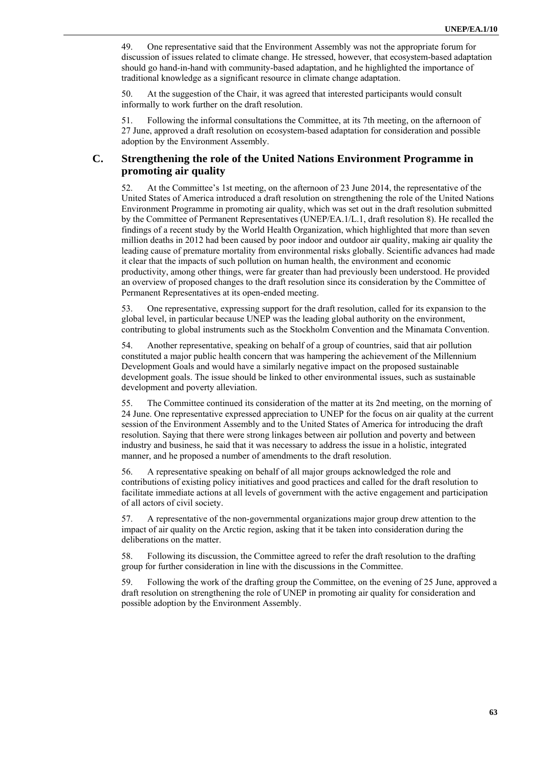49. One representative said that the Environment Assembly was not the appropriate forum for discussion of issues related to climate change. He stressed, however, that ecosystem-based adaptation should go hand-in-hand with community-based adaptation, and he highlighted the importance of traditional knowledge as a significant resource in climate change adaptation.

50. At the suggestion of the Chair, it was agreed that interested participants would consult informally to work further on the draft resolution.

51. Following the informal consultations the Committee, at its 7th meeting, on the afternoon of 27 June, approved a draft resolution on ecosystem-based adaptation for consideration and possible adoption by the Environment Assembly.

## C. Strengthening the role of the United Nations Environment Programme in promoting air quality

52. At the Committee's 1st meeting, on the afternoon of 23 June 2014, the representative of the United States of America introduced a draft resolution on strengthening the role of the United Nations Environment Programme in promoting air quality, which was set out in the draft resolution submitted by the Committee of Permanent Representatives (UNEP/EA.1/L.1, draft resolution 8). He recalled the findings of a recent study by the World Health Organization, which highlighted that more than seven million deaths in 2012 had been caused by poor indoor and outdoor air quality, making air quality the leading cause of premature mortality from environmental risks globally. Scientific advances had made it clear that the impacts of such pollution on human health, the environment and economic productivity, among other things, were far greater than had previously been understood. He provided an overview of proposed changes to the draft resolution since its consideration by the Committee of Permanent Representatives at its open-ended meeting.

53. One representative, expressing support for the draft resolution, called for its expansion to the global level, in particular because UNEP was the leading global authority on the environment, contributing to global instruments such as the Stockholm Convention and the Minamata Convention.

54. Another representative, speaking on behalf of a group of countries, said that air pollution constituted a major public health concern that was hampering the achievement of the Millennium Development Goals and would have a similarly negative impact on the proposed sustainable development goals. The issue should be linked to other environmental issues, such as sustainable development and poverty alleviation.

55. The Committee continued its consideration of the matter at its 2nd meeting, on the morning of 24 June. One representative expressed appreciation to UNEP for the focus on air quality at the current session of the Environment Assembly and to the United States of America for introducing the draft resolution. Saying that there were strong linkages between air pollution and poverty and between industry and business, he said that it was necessary to address the issue in a holistic, integrated manner, and he proposed a number of amendments to the draft resolution.

56. A representative speaking on behalf of all major groups acknowledged the role and contributions of existing policy initiatives and good practices and called for the draft resolution to facilitate immediate actions at all levels of government with the active engagement and participation of all actors of civil society.

57. A representative of the non-governmental organizations major group drew attention to the impact of air quality on the Arctic region, asking that it be taken into consideration during the deliberations on the matter.

58. Following its discussion, the Committee agreed to refer the draft resolution to the drafting group for further consideration in line with the discussions in the Committee.

59. Following the work of the drafting group the Committee, on the evening of 25 June, approved a draft resolution on strengthening the role of UNEP in promoting air quality for consideration and possible adoption by the Environment Assembly.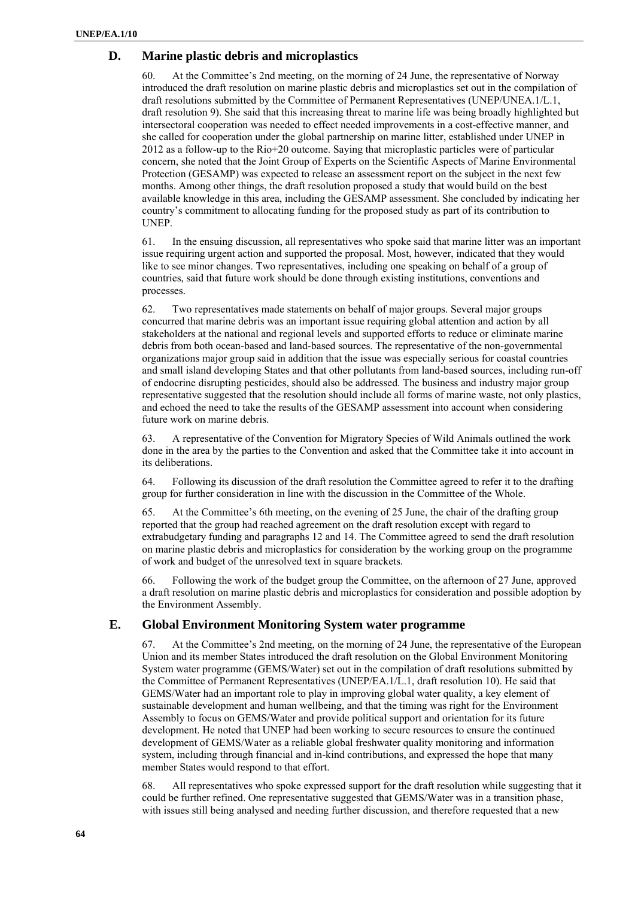## D. Marine plastic debris and microplastics

60. At the Committee's 2nd meeting, on the morning of 24 June, the representative of Norway introduced the draft resolution on marine plastic debris and microplastics set out in the compilation of draft resolutions submitted by the Committee of Permanent Representatives (UNEP/UNEA.1/L.1, draft resolution 9). She said that this increasing threat to marine life was being broadly highlighted but intersectoral cooperation was needed to effect needed improvements in a cost-effective manner, and she called for cooperation under the global partnership on marine litter, established under UNEP in 2012 as a follow-up to the Rio+20 outcome. Saying that microplastic particles were of particular concern, she noted that the Joint Group of Experts on the Scientific Aspects of Marine Environmental Protection (GESAMP) was expected to release an assessment report on the subject in the next few months. Among other things, the draft resolution proposed a study that would build on the best available knowledge in this area, including the GESAMP assessment. She concluded by indicating her country's commitment to allocating funding for the proposed study as part of its contribution to UNEP.

61. In the ensuing discussion, all representatives who spoke said that marine litter was an important issue requiring urgent action and supported the proposal. Most, however, indicated that they would like to see minor changes. Two representatives, including one speaking on behalf of a group of countries, said that future work should be done through existing institutions, conventions and processes.

62. Two representatives made statements on behalf of major groups. Several major groups concurred that marine debris was an important issue requiring global attention and action by all stakeholders at the national and regional levels and supported efforts to reduce or eliminate marine debris from both ocean-based and land-based sources. The representative of the non-governmental organizations major group said in addition that the issue was especially serious for coastal countries and small island developing States and that other pollutants from land-based sources, including run-off of endocrine disrupting pesticides, should also be addressed. The business and industry major group representative suggested that the resolution should include all forms of marine waste, not only plastics, and echoed the need to take the results of the GESAMP assessment into account when considering future work on marine debris.

63. A representative of the Convention for Migratory Species of Wild Animals outlined the work done in the area by the parties to the Convention and asked that the Committee take it into account in its deliberations.

64. Following its discussion of the draft resolution the Committee agreed to refer it to the drafting group for further consideration in line with the discussion in the Committee of the Whole.

65. At the Committee's 6th meeting, on the evening of 25 June, the chair of the drafting group reported that the group had reached agreement on the draft resolution except with regard to extrabudgetary funding and paragraphs 12 and 14. The Committee agreed to send the draft resolution on marine plastic debris and microplastics for consideration by the working group on the programme of work and budget of the unresolved text in square brackets.

66. Following the work of the budget group the Committee, on the afternoon of 27 June, approved a draft resolution on marine plastic debris and microplastics for consideration and possible adoption by the Environment Assembly.

## E. Global Environment Monitoring System water programme

67. At the Committee's 2nd meeting, on the morning of 24 June, the representative of the European Union and its member States introduced the draft resolution on the Global Environment Monitoring System water programme (GEMS/Water) set out in the compilation of draft resolutions submitted by the Committee of Permanent Representatives (UNEP/EA.1/L.1, draft resolution 10). He said that GEMS/Water had an important role to play in improving global water quality, a key element of sustainable development and human wellbeing, and that the timing was right for the Environment Assembly to focus on GEMS/Water and provide political support and orientation for its future development. He noted that UNEP had been working to secure resources to ensure the continued development of GEMS/Water as a reliable global freshwater quality monitoring and information system, including through financial and in-kind contributions, and expressed the hope that many member States would respond to that effort.

68. All representatives who spoke expressed support for the draft resolution while suggesting that it could be further refined. One representative suggested that GEMS/Water was in a transition phase, with issues still being analysed and needing further discussion, and therefore requested that a new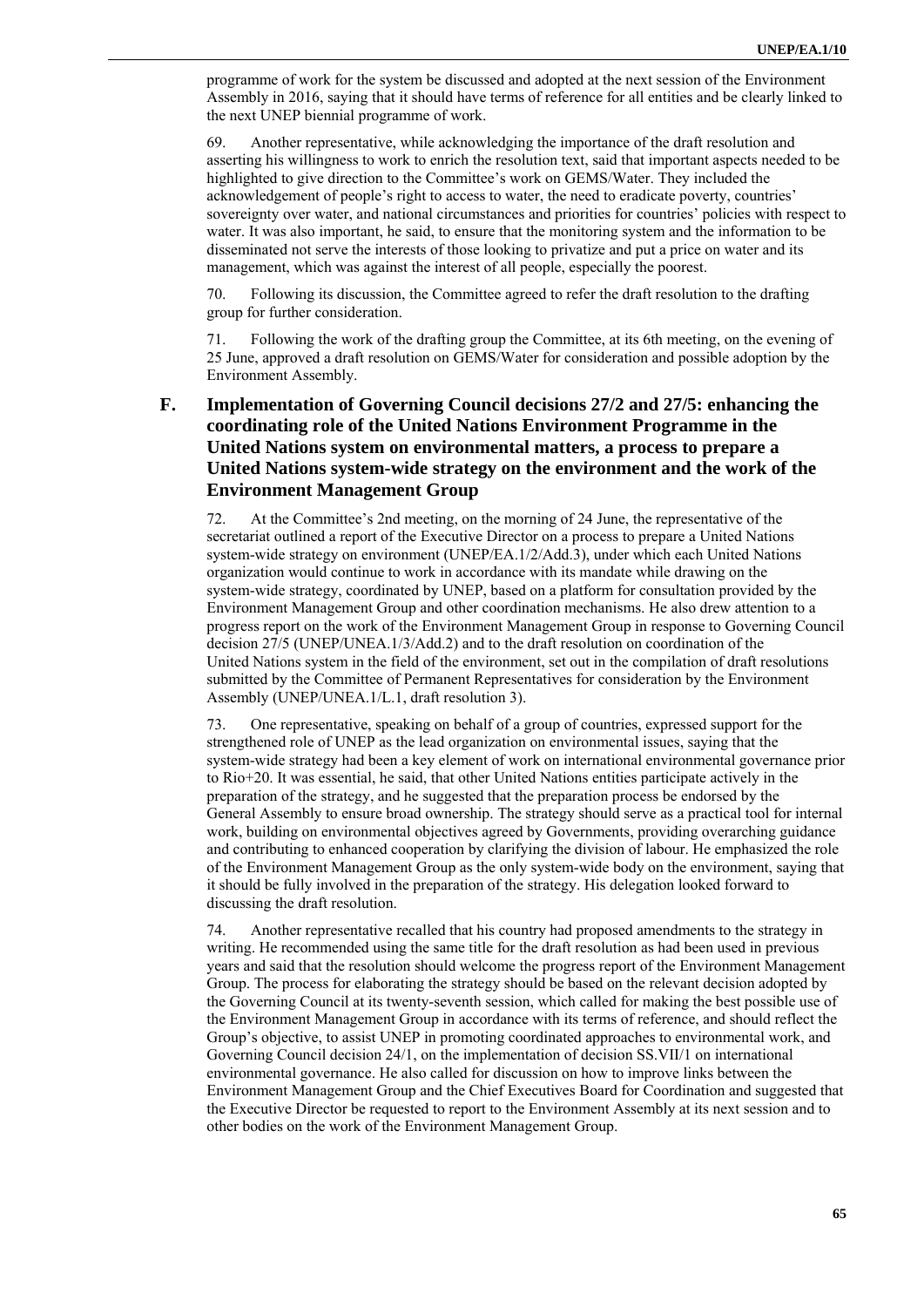programme of work for the system be discussed and adopted at the next session of the Environment Assembly in 2016, saying that it should have terms of reference for all entities and be clearly linked to the next UNEP biennial programme of work.

69. Another representative, while acknowledging the importance of the draft resolution and asserting his willingness to work to enrich the resolution text, said that important aspects needed to be highlighted to give direction to the Committee's work on GEMS/Water. They included the acknowledgement of people's right to access to water, the need to eradicate poverty, countries' sovereignty over water, and national circumstances and priorities for countries' policies with respect to water. It was also important, he said, to ensure that the monitoring system and the information to be disseminated not serve the interests of those looking to privatize and put a price on water and its management, which was against the interest of all people, especially the poorest.

70. Following its discussion, the Committee agreed to refer the draft resolution to the drafting group for further consideration.

71. Following the work of the drafting group the Committee, at its 6th meeting, on the evening of 25 June, approved a draft resolution on GEMS/Water for consideration and possible adoption by the Environment Assembly.

## F. Implementation of Governing Council decisions 27/2 and 27/5: enhancing the coordinating role of the United Nations Environment Programme in the United Nations system on environmental matters, a process to prepare a United Nations system-wide strategy on the environment and the work of the Environment Management Group

72. At the Committee's 2nd meeting, on the morning of 24 June, the representative of the secretariat outlined a report of the Executive Director on a process to prepare a United Nations system-wide strategy on environment (UNEP/EA.1/2/Add.3), under which each United Nations organization would continue to work in accordance with its mandate while drawing on the system-wide strategy, coordinated by UNEP, based on a platform for consultation provided by the Environment Management Group and other coordination mechanisms. He also drew attention to a progress report on the work of the Environment Management Group in response to Governing Council decision 27/5 (UNEP/UNEA.1/3/Add.2) and to the draft resolution on coordination of the United Nations system in the field of the environment, set out in the compilation of draft resolutions submitted by the Committee of Permanent Representatives for consideration by the Environment Assembly (UNEP/UNEA.1/L.1, draft resolution 3).

73. One representative, speaking on behalf of a group of countries, expressed support for the strengthened role of UNEP as the lead organization on environmental issues, saying that the system-wide strategy had been a key element of work on international environmental governance prior to Rio+20. It was essential, he said, that other United Nations entities participate actively in the preparation of the strategy, and he suggested that the preparation process be endorsed by the General Assembly to ensure broad ownership. The strategy should serve as a practical tool for internal work, building on environmental objectives agreed by Governments, providing overarching guidance and contributing to enhanced cooperation by clarifying the division of labour. He emphasized the role of the Environment Management Group as the only system-wide body on the environment, saying that it should be fully involved in the preparation of the strategy. His delegation looked forward to discussing the draft resolution.

74. Another representative recalled that his country had proposed amendments to the strategy in writing. He recommended using the same title for the draft resolution as had been used in previous years and said that the resolution should welcome the progress report of the Environment Management Group. The process for elaborating the strategy should be based on the relevant decision adopted by the Governing Council at its twenty-seventh session, which called for making the best possible use of the Environment Management Group in accordance with its terms of reference, and should reflect the Group's objective, to assist UNEP in promoting coordinated approaches to environmental work, and Governing Council decision 24/1, on the implementation of decision SS.VII/1 on international environmental governance. He also called for discussion on how to improve links between the Environment Management Group and the Chief Executives Board for Coordination and suggested that the Executive Director be requested to report to the Environment Assembly at its next session and to other bodies on the work of the Environment Management Group.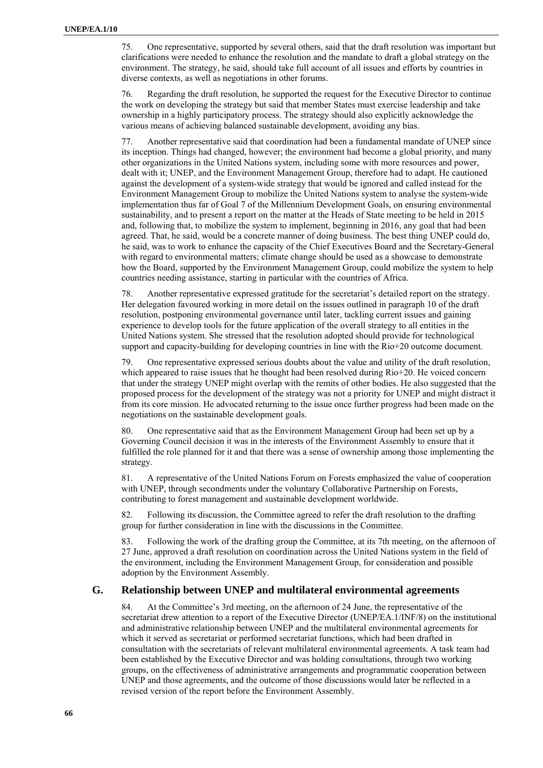75. One representative, supported by several others, said that the draft resolution was important but clarifications were needed to enhance the resolution and the mandate to draft a global strategy on the environment. The strategy, he said, should take full account of all issues and efforts by countries in diverse contexts, as well as negotiations in other forums.

76. Regarding the draft resolution, he supported the request for the Executive Director to continue the work on developing the strategy but said that member States must exercise leadership and take ownership in a highly participatory process. The strategy should also explicitly acknowledge the various means of achieving balanced sustainable development, avoiding any bias.

77. Another representative said that coordination had been a fundamental mandate of UNEP since its inception. Things had changed, however; the environment had become a global priority, and many other organizations in the United Nations system, including some with more resources and power, dealt with it; UNEP, and the Environment Management Group, therefore had to adapt. He cautioned against the development of a system-wide strategy that would be ignored and called instead for the Environment Management Group to mobilize the United Nations system to analyse the system-wide implementation thus far of Goal 7 of the Millennium Development Goals, on ensuring environmental sustainability, and to present a report on the matter at the Heads of State meeting to be held in 2015 and, following that, to mobilize the system to implement, beginning in 2016, any goal that had been agreed. That, he said, would be a concrete manner of doing business. The best thing UNEP could do, he said, was to work to enhance the capacity of the Chief Executives Board and the Secretary-General with regard to environmental matters; climate change should be used as a showcase to demonstrate how the Board, supported by the Environment Management Group, could mobilize the system to help countries needing assistance, starting in particular with the countries of Africa.

78. Another representative expressed gratitude for the secretariat's detailed report on the strategy. Her delegation favoured working in more detail on the issues outlined in paragraph 10 of the draft resolution, postponing environmental governance until later, tackling current issues and gaining experience to develop tools for the future application of the overall strategy to all entities in the United Nations system. She stressed that the resolution adopted should provide for technological support and capacity-building for developing countries in line with the Rio+20 outcome document.

79. One representative expressed serious doubts about the value and utility of the draft resolution, which appeared to raise issues that he thought had been resolved during Rio+20. He voiced concern that under the strategy UNEP might overlap with the remits of other bodies. He also suggested that the proposed process for the development of the strategy was not a priority for UNEP and might distract it from its core mission. He advocated returning to the issue once further progress had been made on the negotiations on the sustainable development goals.

80. One representative said that as the Environment Management Group had been set up by a Governing Council decision it was in the interests of the Environment Assembly to ensure that it fulfilled the role planned for it and that there was a sense of ownership among those implementing the strategy.

81. A representative of the United Nations Forum on Forests emphasized the value of cooperation with UNEP, through secondments under the voluntary Collaborative Partnership on Forests, contributing to forest management and sustainable development worldwide.

82. Following its discussion, the Committee agreed to refer the draft resolution to the drafting group for further consideration in line with the discussions in the Committee.

83. Following the work of the drafting group the Committee, at its 7th meeting, on the afternoon of 27 June, approved a draft resolution on coordination across the United Nations system in the field of the environment, including the Environment Management Group, for consideration and possible adoption by the Environment Assembly.

## G. Relationship between UNEP and multilateral environmental agreements

84. At the Committee's 3rd meeting, on the afternoon of 24 June, the representative of the secretariat drew attention to a report of the Executive Director (UNEP/EA.1/INF/8) on the institutional and administrative relationship between UNEP and the multilateral environmental agreements for which it served as secretariat or performed secretariat functions, which had been drafted in consultation with the secretariats of relevant multilateral environmental agreements. A task team had been established by the Executive Director and was holding consultations, through two working groups, on the effectiveness of administrative arrangements and programmatic cooperation between UNEP and those agreements, and the outcome of those discussions would later be reflected in a revised version of the report before the Environment Assembly.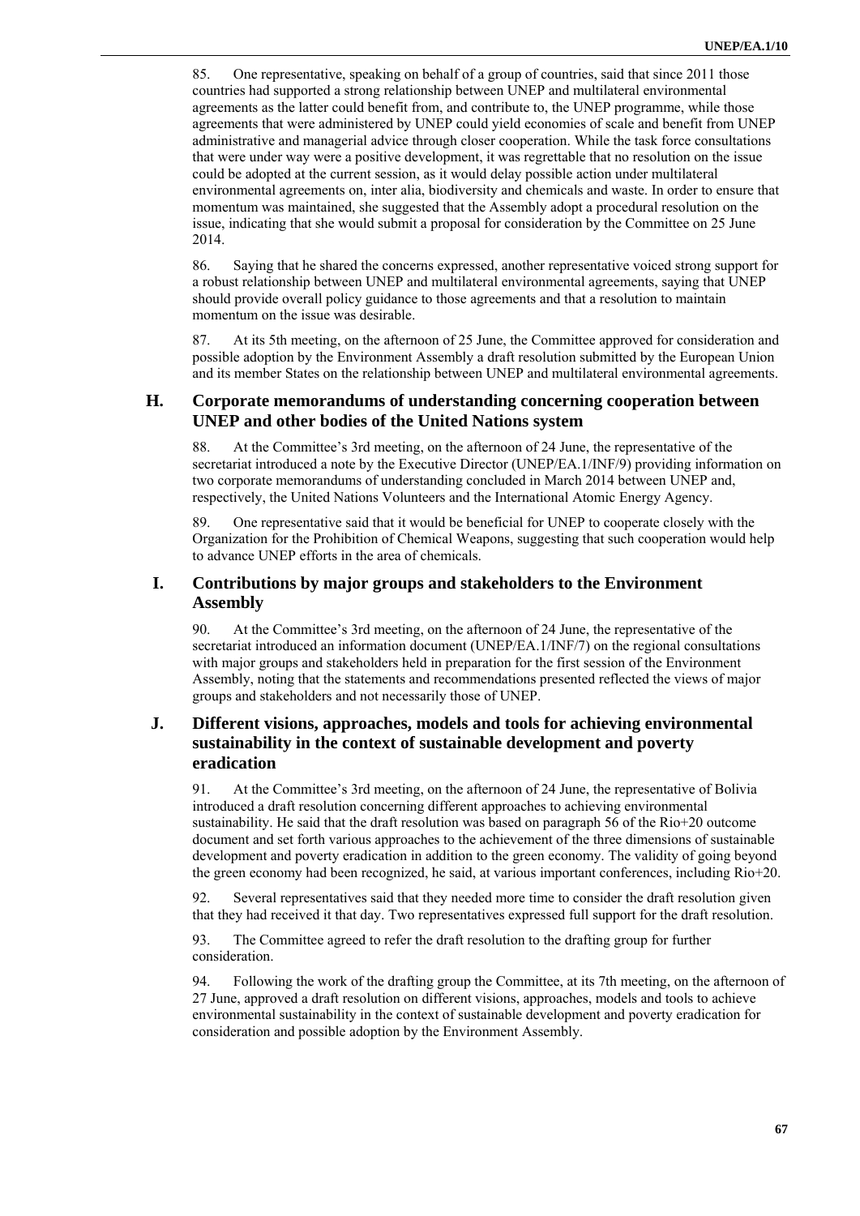85. One representative, speaking on behalf of a group of countries, said that since 2011 those countries had supported a strong relationship between UNEP and multilateral environmental agreements as the latter could benefit from, and contribute to, the UNEP programme, while those agreements that were administered by UNEP could yield economies of scale and benefit from UNEP administrative and managerial advice through closer cooperation. While the task force consultations that were under way were a positive development, it was regrettable that no resolution on the issue could be adopted at the current session, as it would delay possible action under multilateral environmental agreements on, inter alia, biodiversity and chemicals and waste. In order to ensure that momentum was maintained, she suggested that the Assembly adopt a procedural resolution on the issue, indicating that she would submit a proposal for consideration by the Committee on 25 June 2014.

86. Saying that he shared the concerns expressed, another representative voiced strong support for a robust relationship between UNEP and multilateral environmental agreements, saying that UNEP should provide overall policy guidance to those agreements and that a resolution to maintain momentum on the issue was desirable.

87. At its 5th meeting, on the afternoon of 25 June, the Committee approved for consideration and possible adoption by the Environment Assembly a draft resolution submitted by the European Union and its member States on the relationship between UNEP and multilateral environmental agreements.

## H. Corporate memorandums of understanding concerning cooperation between UNEP and other bodies of the United Nations system

88. At the Committee's 3rd meeting, on the afternoon of 24 June, the representative of the secretariat introduced a note by the Executive Director (UNEP/EA.1/INF/9) providing information on two corporate memorandums of understanding concluded in March 2014 between UNEP and, respectively, the United Nations Volunteers and the International Atomic Energy Agency.

89. One representative said that it would be beneficial for UNEP to cooperate closely with the Organization for the Prohibition of Chemical Weapons, suggesting that such cooperation would help to advance UNEP efforts in the area of chemicals.

## I. Contributions by major groups and stakeholders to the Environment Assembly

90. At the Committee's 3rd meeting, on the afternoon of 24 June, the representative of the secretariat introduced an information document (UNEP/EA.1/INF/7) on the regional consultations with major groups and stakeholders held in preparation for the first session of the Environment Assembly, noting that the statements and recommendations presented reflected the views of major groups and stakeholders and not necessarily those of UNEP.

## J. Different visions, approaches, models and tools for achieving environmental sustainability in the context of sustainable development and poverty eradication

91. At the Committee's 3rd meeting, on the afternoon of 24 June, the representative of Bolivia introduced a draft resolution concerning different approaches to achieving environmental sustainability. He said that the draft resolution was based on paragraph 56 of the Rio+20 outcome document and set forth various approaches to the achievement of the three dimensions of sustainable development and poverty eradication in addition to the green economy. The validity of going beyond the green economy had been recognized, he said, at various important conferences, including Rio+20.

92. Several representatives said that they needed more time to consider the draft resolution given that they had received it that day. Two representatives expressed full support for the draft resolution.

93. The Committee agreed to refer the draft resolution to the drafting group for further consideration.

94. Following the work of the drafting group the Committee, at its 7th meeting, on the afternoon of 27 June, approved a draft resolution on different visions, approaches, models and tools to achieve environmental sustainability in the context of sustainable development and poverty eradication for consideration and possible adoption by the Environment Assembly.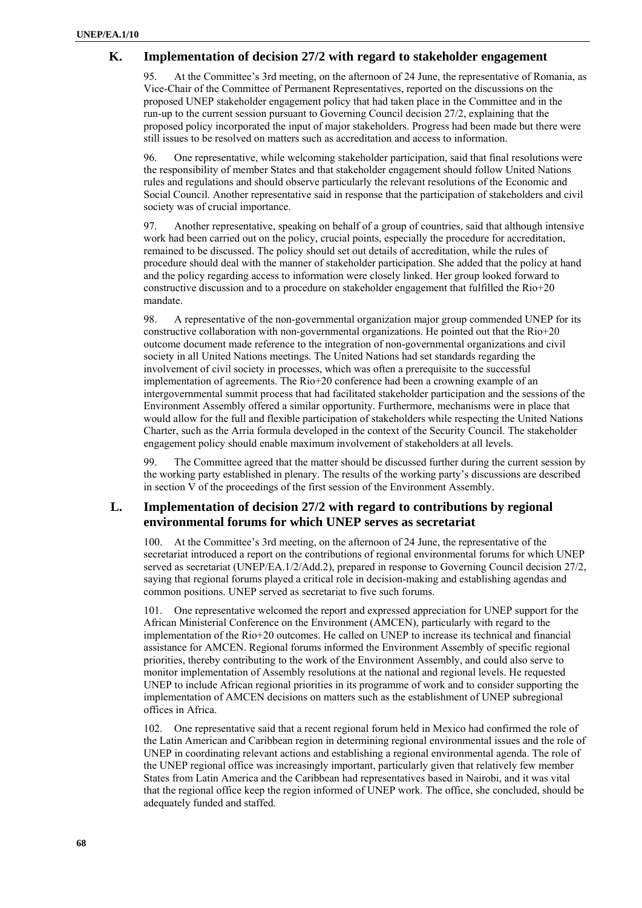## K. Implementation of decision 27/2 with regard to stakeholder engagement

95. At the Committee's 3rd meeting, on the afternoon of 24 June, the representative of Romania, as Vice-Chair of the Committee of Permanent Representatives, reported on the discussions on the proposed UNEP stakeholder engagement policy that had taken place in the Committee and in the run-up to the current session pursuant to Governing Council decision 27/2, explaining that the proposed policy incorporated the input of major stakeholders. Progress had been made but there were still issues to be resolved on matters such as accreditation and access to information.

96. One representative, while welcoming stakeholder participation, said that final resolutions were the responsibility of member States and that stakeholder engagement should follow United Nations rules and regulations and should observe particularly the relevant resolutions of the Economic and Social Council. Another representative said in response that the participation of stakeholders and civil society was of crucial importance.

97. Another representative, speaking on behalf of a group of countries, said that although intensive work had been carried out on the policy, crucial points, especially the procedure for accreditation, remained to be discussed. The policy should set out details of accreditation, while the rules of procedure should deal with the manner of stakeholder participation. She added that the policy at hand and the policy regarding access to information were closely linked. Her group looked forward to constructive discussion and to a procedure on stakeholder engagement that fulfilled the Rio+20 mandate.

98. A representative of the non-governmental organization major group commended UNEP for its constructive collaboration with non-governmental organizations. He pointed out that the Rio+20 outcome document made reference to the integration of non-governmental organizations and civil society in all United Nations meetings. The United Nations had set standards regarding the involvement of civil society in processes, which was often a prerequisite to the successful implementation of agreements. The Rio+20 conference had been a crowning example of an intergovernmental summit process that had facilitated stakeholder participation and the sessions of the Environment Assembly offered a similar opportunity. Furthermore, mechanisms were in place that would allow for the full and flexible participation of stakeholders while respecting the United Nations Charter, such as the Arria formula developed in the context of the Security Council. The stakeholder engagement policy should enable maximum involvement of stakeholders at all levels.

99. The Committee agreed that the matter should be discussed further during the current session by the working party established in plenary. The results of the working party's discussions are described in section V of the proceedings of the first session of the Environment Assembly.

## L. Implementation of decision 27/2 with regard to contributions by regional environmental forums for which UNEP serves as secretariat

100. At the Committee's 3rd meeting, on the afternoon of 24 June, the representative of the secretariat introduced a report on the contributions of regional environmental forums for which UNEP served as secretariat (UNEP/EA.1/2/Add.2), prepared in response to Governing Council decision 27/2, saying that regional forums played a critical role in decision-making and establishing agendas and common positions. UNEP served as secretariat to five such forums.

101. One representative welcomed the report and expressed appreciation for UNEP support for the African Ministerial Conference on the Environment (AMCEN), particularly with regard to the implementation of the Rio+20 outcomes. He called on UNEP to increase its technical and financial assistance for AMCEN. Regional forums informed the Environment Assembly of specific regional priorities, thereby contributing to the work of the Environment Assembly, and could also serve to monitor implementation of Assembly resolutions at the national and regional levels. He requested UNEP to include African regional priorities in its programme of work and to consider supporting the implementation of AMCEN decisions on matters such as the establishment of UNEP subregional offices in Africa.

102. One representative said that a recent regional forum held in Mexico had confirmed the role of the Latin American and Caribbean region in determining regional environmental issues and the role of UNEP in coordinating relevant actions and establishing a regional environmental agenda. The role of the UNEP regional office was increasingly important, particularly given that relatively few member States from Latin America and the Caribbean had representatives based in Nairobi, and it was vital that the regional office keep the region informed of UNEP work. The office, she concluded, should be adequately funded and staffed.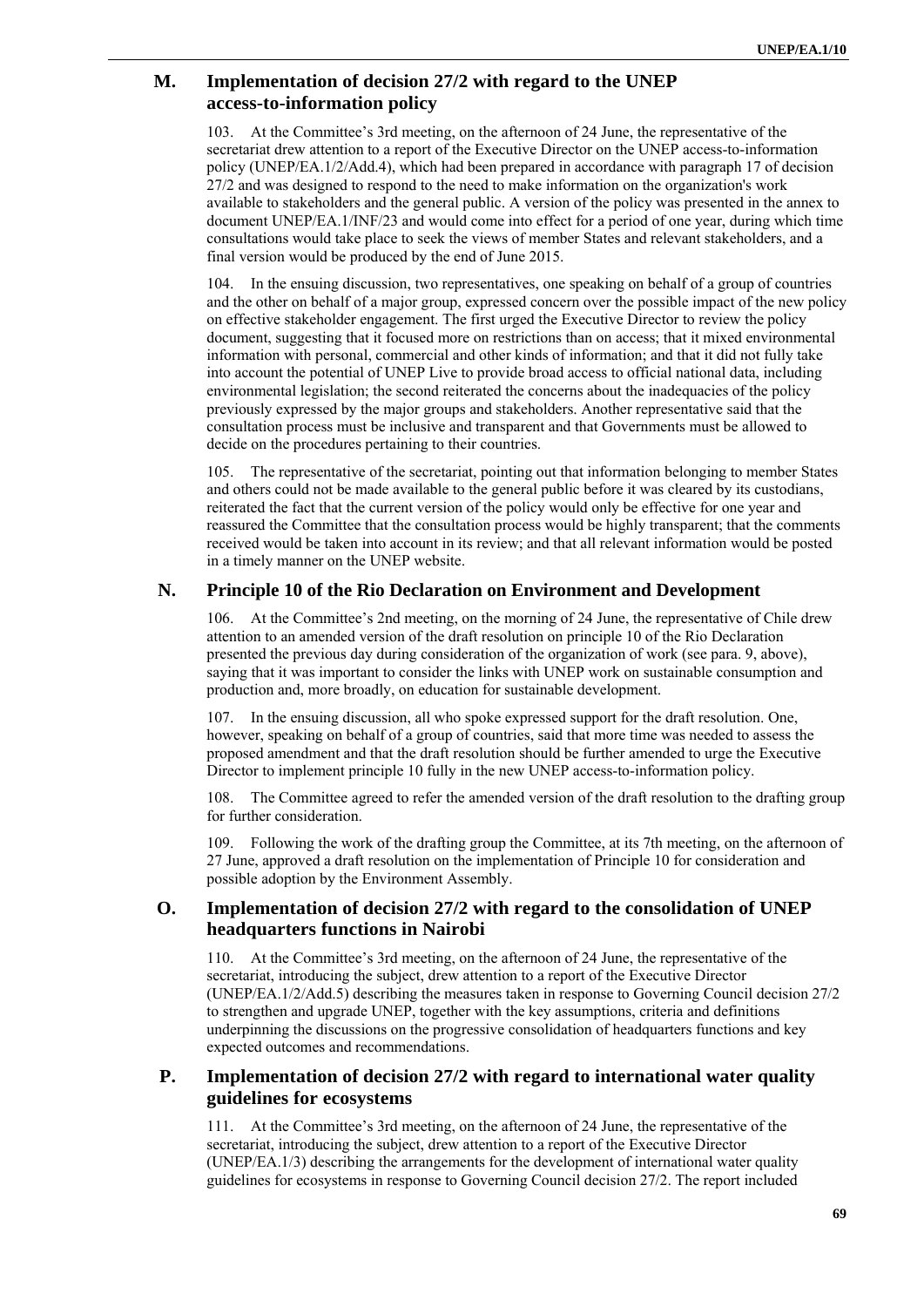## M. Implementation of decision 27/2 with regard to the UNEP access-to-information policy

103. At the Committee's 3rd meeting, on the afternoon of 24 June, the representative of the secretariat drew attention to a report of the Executive Director on the UNEP access-to-information policy (UNEP/EA.1/2/Add.4), which had been prepared in accordance with paragraph 17 of decision 27/2 and was designed to respond to the need to make information on the organization's work available to stakeholders and the general public. A version of the policy was presented in the annex to document UNEP/EA.1/INF/23 and would come into effect for a period of one year, during which time consultations would take place to seek the views of member States and relevant stakeholders, and a final version would be produced by the end of June 2015.

104. In the ensuing discussion, two representatives, one speaking on behalf of a group of countries and the other on behalf of a major group, expressed concern over the possible impact of the new policy on effective stakeholder engagement. The first urged the Executive Director to review the policy document, suggesting that it focused more on restrictions than on access; that it mixed environmental information with personal, commercial and other kinds of information; and that it did not fully take into account the potential of UNEP Live to provide broad access to official national data, including environmental legislation; the second reiterated the concerns about the inadequacies of the policy previously expressed by the major groups and stakeholders. Another representative said that the consultation process must be inclusive and transparent and that Governments must be allowed to decide on the procedures pertaining to their countries.

105. The representative of the secretariat, pointing out that information belonging to member States and others could not be made available to the general public before it was cleared by its custodians, reiterated the fact that the current version of the policy would only be effective for one year and reassured the Committee that the consultation process would be highly transparent; that the comments received would be taken into account in its review; and that all relevant information would be posted in a timely manner on the UNEP website.

## N. Principle 10 of the Rio Declaration on Environment and Development

106. At the Committee's 2nd meeting, on the morning of 24 June, the representative of Chile drew attention to an amended version of the draft resolution on principle 10 of the Rio Declaration presented the previous day during consideration of the organization of work (see para. 9, above), saying that it was important to consider the links with UNEP work on sustainable consumption and production and, more broadly, on education for sustainable development.

107. In the ensuing discussion, all who spoke expressed support for the draft resolution. One, however, speaking on behalf of a group of countries, said that more time was needed to assess the proposed amendment and that the draft resolution should be further amended to urge the Executive Director to implement principle 10 fully in the new UNEP access-to-information policy.

108. The Committee agreed to refer the amended version of the draft resolution to the drafting group for further consideration.

109. Following the work of the drafting group the Committee, at its 7th meeting, on the afternoon of 27 June, approved a draft resolution on the implementation of Principle 10 for consideration and possible adoption by the Environment Assembly.

## O. Implementation of decision 27/2 with regard to the consolidation of UNEP headquarters functions in Nairobi

110. At the Committee's 3rd meeting, on the afternoon of 24 June, the representative of the secretariat, introducing the subject, drew attention to a report of the Executive Director (UNEP/EA.1/2/Add.5) describing the measures taken in response to Governing Council decision 27/2 to strengthen and upgrade UNEP, together with the key assumptions, criteria and definitions underpinning the discussions on the progressive consolidation of headquarters functions and key expected outcomes and recommendations.

## P. Implementation of decision 27/2 with regard to international water quality guidelines for ecosystems

111. At the Committee's 3rd meeting, on the afternoon of 24 June, the representative of the secretariat, introducing the subject, drew attention to a report of the Executive Director (UNEP/EA.1/3) describing the arrangements for the development of international water quality guidelines for ecosystems in response to Governing Council decision 27/2. The report included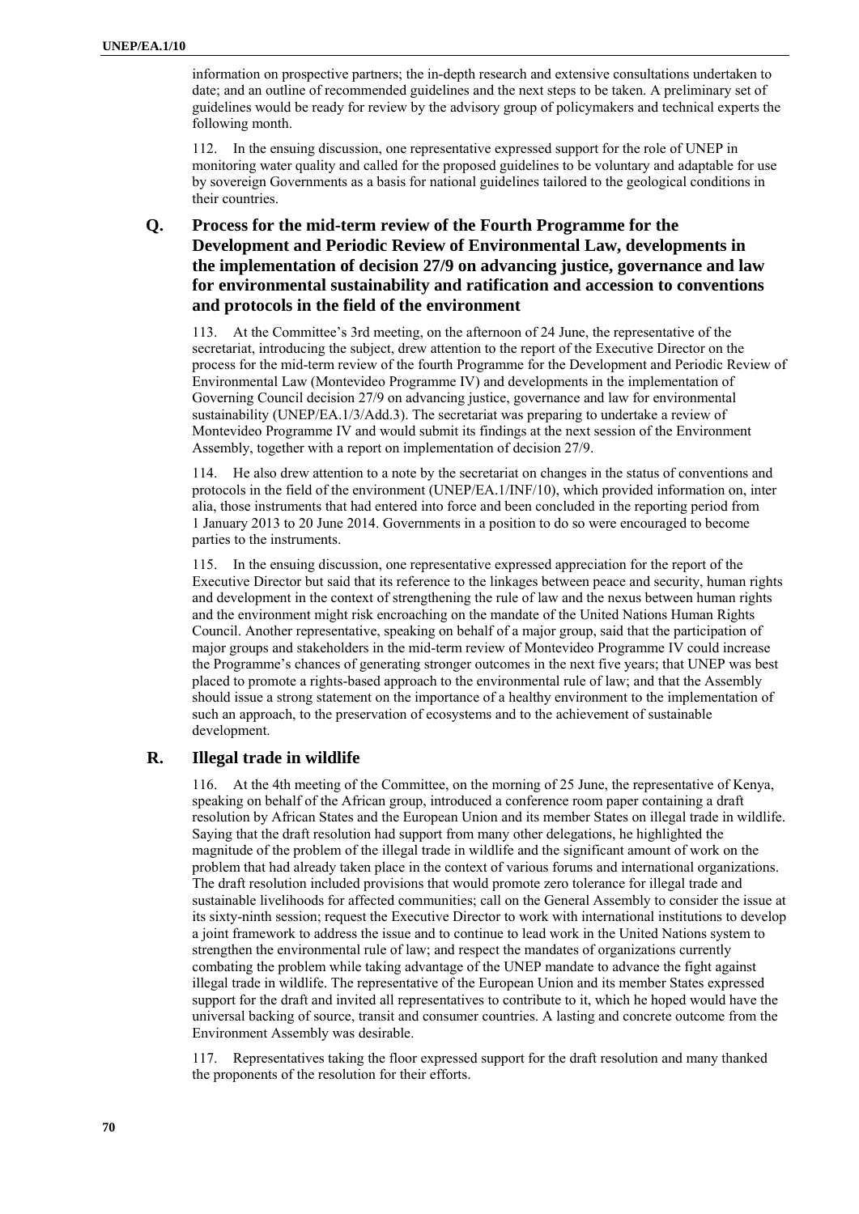information on prospective partners; the in-depth research and extensive consultations undertaken to date; and an outline of recommended guidelines and the next steps to be taken. A preliminary set of guidelines would be ready for review by the advisory group of policymakers and technical experts the following month.

112. In the ensuing discussion, one representative expressed support for the role of UNEP in monitoring water quality and called for the proposed guidelines to be voluntary and adaptable for use by sovereign Governments as a basis for national guidelines tailored to the geological conditions in their countries.

## Q. Process for the mid-term review of the Fourth Programme for the Development and Periodic Review of Environmental Law, developments in the implementation of decision 27/9 on advancing justice, governance and law for environmental sustainability and ratification and accession to conventions and protocols in the field of the environment

113. At the Committee's 3rd meeting, on the afternoon of 24 June, the representative of the secretariat, introducing the subject, drew attention to the report of the Executive Director on the process for the mid-term review of the fourth Programme for the Development and Periodic Review of Environmental Law (Montevideo Programme IV) and developments in the implementation of Governing Council decision 27/9 on advancing justice, governance and law for environmental sustainability (UNEP/EA.1/3/Add.3). The secretariat was preparing to undertake a review of Montevideo Programme IV and would submit its findings at the next session of the Environment Assembly, together with a report on implementation of decision 27/9.

114. He also drew attention to a note by the secretariat on changes in the status of conventions and protocols in the field of the environment (UNEP/EA.1/INF/10), which provided information on, inter alia, those instruments that had entered into force and been concluded in the reporting period from 1 January 2013 to 20 June 2014. Governments in a position to do so were encouraged to become parties to the instruments.

115. In the ensuing discussion, one representative expressed appreciation for the report of the Executive Director but said that its reference to the linkages between peace and security, human rights and development in the context of strengthening the rule of law and the nexus between human rights and the environment might risk encroaching on the mandate of the United Nations Human Rights Council. Another representative, speaking on behalf of a major group, said that the participation of major groups and stakeholders in the mid-term review of Montevideo Programme IV could increase the Programme's chances of generating stronger outcomes in the next five years; that UNEP was best placed to promote a rights-based approach to the environmental rule of law; and that the Assembly should issue a strong statement on the importance of a healthy environment to the implementation of such an approach, to the preservation of ecosystems and to the achievement of sustainable development.

## R. Illegal trade in wildlife

116. At the 4th meeting of the Committee, on the morning of 25 June, the representative of Kenya, speaking on behalf of the African group, introduced a conference room paper containing a draft resolution by African States and the European Union and its member States on illegal trade in wildlife. Saying that the draft resolution had support from many other delegations, he highlighted the magnitude of the problem of the illegal trade in wildlife and the significant amount of work on the problem that had already taken place in the context of various forums and international organizations. The draft resolution included provisions that would promote zero tolerance for illegal trade and sustainable livelihoods for affected communities; call on the General Assembly to consider the issue at its sixty-ninth session; request the Executive Director to work with international institutions to develop a joint framework to address the issue and to continue to lead work in the United Nations system to strengthen the environmental rule of law; and respect the mandates of organizations currently combating the problem while taking advantage of the UNEP mandate to advance the fight against illegal trade in wildlife. The representative of the European Union and its member States expressed support for the draft and invited all representatives to contribute to it, which he hoped would have the universal backing of source, transit and consumer countries. A lasting and concrete outcome from the Environment Assembly was desirable.

117. Representatives taking the floor expressed support for the draft resolution and many thanked the proponents of the resolution for their efforts.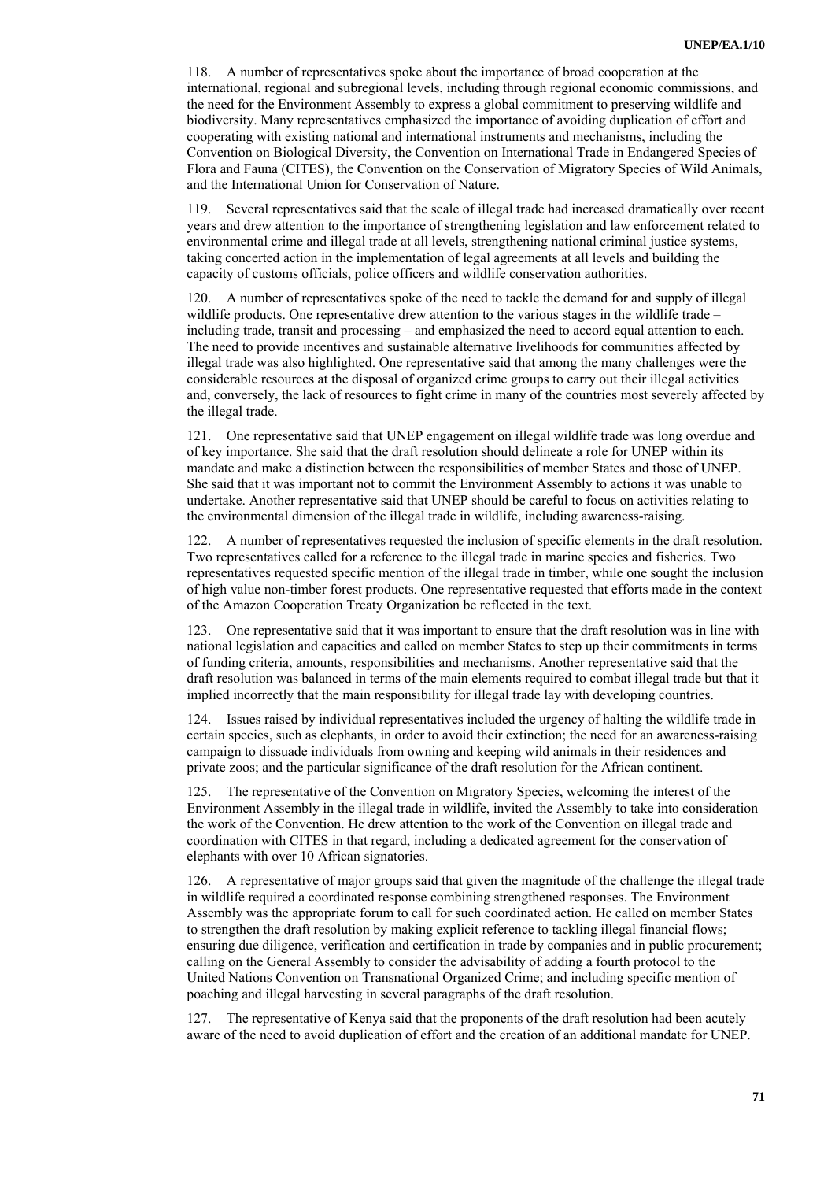118. A number of representatives spoke about the importance of broad cooperation at the international, regional and subregional levels, including through regional economic commissions, and the need for the Environment Assembly to express a global commitment to preserving wildlife and biodiversity. Many representatives emphasized the importance of avoiding duplication of effort and cooperating with existing national and international instruments and mechanisms, including the Convention on Biological Diversity, the Convention on International Trade in Endangered Species of Flora and Fauna (CITES), the Convention on the Conservation of Migratory Species of Wild Animals, and the International Union for Conservation of Nature.

119. Several representatives said that the scale of illegal trade had increased dramatically over recent years and drew attention to the importance of strengthening legislation and law enforcement related to environmental crime and illegal trade at all levels, strengthening national criminal justice systems, taking concerted action in the implementation of legal agreements at all levels and building the capacity of customs officials, police officers and wildlife conservation authorities.

120. A number of representatives spoke of the need to tackle the demand for and supply of illegal wildlife products. One representative drew attention to the various stages in the wildlife trade – including trade, transit and processing – and emphasized the need to accord equal attention to each. The need to provide incentives and sustainable alternative livelihoods for communities affected by illegal trade was also highlighted. One representative said that among the many challenges were the considerable resources at the disposal of organized crime groups to carry out their illegal activities and, conversely, the lack of resources to fight crime in many of the countries most severely affected by the illegal trade.

121. One representative said that UNEP engagement on illegal wildlife trade was long overdue and of key importance. She said that the draft resolution should delineate a role for UNEP within its mandate and make a distinction between the responsibilities of member States and those of UNEP. She said that it was important not to commit the Environment Assembly to actions it was unable to undertake. Another representative said that UNEP should be careful to focus on activities relating to the environmental dimension of the illegal trade in wildlife, including awareness-raising.

122. A number of representatives requested the inclusion of specific elements in the draft resolution. Two representatives called for a reference to the illegal trade in marine species and fisheries. Two representatives requested specific mention of the illegal trade in timber, while one sought the inclusion of high value non-timber forest products. One representative requested that efforts made in the context of the Amazon Cooperation Treaty Organization be reflected in the text.

123. One representative said that it was important to ensure that the draft resolution was in line with national legislation and capacities and called on member States to step up their commitments in terms of funding criteria, amounts, responsibilities and mechanisms. Another representative said that the draft resolution was balanced in terms of the main elements required to combat illegal trade but that it implied incorrectly that the main responsibility for illegal trade lay with developing countries.

124. Issues raised by individual representatives included the urgency of halting the wildlife trade in certain species, such as elephants, in order to avoid their extinction; the need for an awareness-raising campaign to dissuade individuals from owning and keeping wild animals in their residences and private zoos; and the particular significance of the draft resolution for the African continent.

125. The representative of the Convention on Migratory Species, welcoming the interest of the Environment Assembly in the illegal trade in wildlife, invited the Assembly to take into consideration the work of the Convention. He drew attention to the work of the Convention on illegal trade and coordination with CITES in that regard, including a dedicated agreement for the conservation of elephants with over 10 African signatories.

126. A representative of major groups said that given the magnitude of the challenge the illegal trade in wildlife required a coordinated response combining strengthened responses. The Environment Assembly was the appropriate forum to call for such coordinated action. He called on member States to strengthen the draft resolution by making explicit reference to tackling illegal financial flows; ensuring due diligence, verification and certification in trade by companies and in public procurement; calling on the General Assembly to consider the advisability of adding a fourth protocol to the United Nations Convention on Transnational Organized Crime; and including specific mention of poaching and illegal harvesting in several paragraphs of the draft resolution.

127. The representative of Kenya said that the proponents of the draft resolution had been acutely aware of the need to avoid duplication of effort and the creation of an additional mandate for UNEP.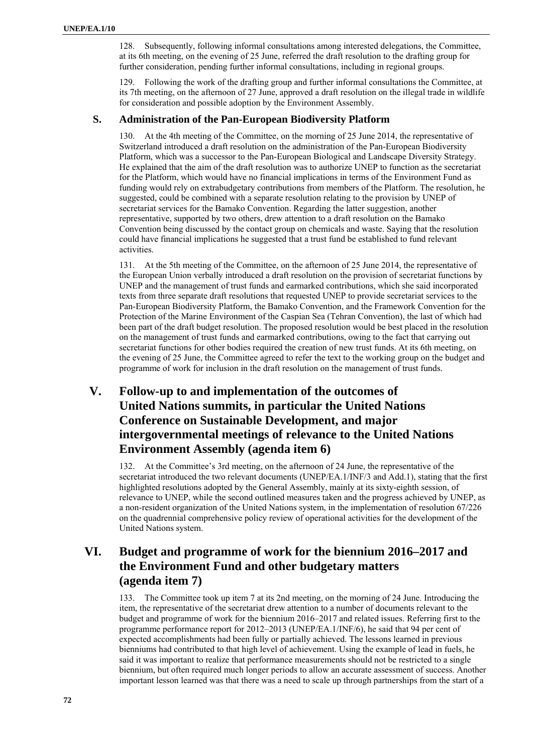128. Subsequently, following informal consultations among interested delegations, the Committee, at its 6th meeting, on the evening of 25 June, referred the draft resolution to the drafting group for further consideration, pending further informal consultations, including in regional groups.

129. Following the work of the drafting group and further informal consultations the Committee, at its 7th meeting, on the afternoon of 27 June, approved a draft resolution on the illegal trade in wildlife for consideration and possible adoption by the Environment Assembly.

### S. Administration of the Pan-European Biodiversity Platform

130. At the 4th meeting of the Committee, on the morning of 25 June 2014, the representative of Switzerland introduced a draft resolution on the administration of the Pan-European Biodiversity Platform, which was a successor to the Pan-European Biological and Landscape Diversity Strategy. He explained that the aim of the draft resolution was to authorize UNEP to function as the secretariat for the Platform, which would have no financial implications in terms of the Environment Fund as funding would rely on extrabudgetary contributions from members of the Platform. The resolution, he suggested, could be combined with a separate resolution relating to the provision by UNEP of secretariat services for the Bamako Convention. Regarding the latter suggestion, another representative, supported by two others, drew attention to a draft resolution on the Bamako Convention being discussed by the contact group on chemicals and waste. Saying that the resolution could have financial implications he suggested that a trust fund be established to fund relevant activities.

131. At the 5th meeting of the Committee, on the afternoon of 25 June 2014, the representative of the European Union verbally introduced a draft resolution on the provision of secretariat functions by UNEP and the management of trust funds and earmarked contributions, which she said incorporated texts from three separate draft resolutions that requested UNEP to provide secretariat services to the Pan-European Biodiversity Platform, the Bamako Convention, and the Framework Convention for the Protection of the Marine Environment of the Caspian Sea (Tehran Convention), the last of which had been part of the draft budget resolution. The proposed resolution would be best placed in the resolution on the management of trust funds and earmarked contributions, owing to the fact that carrying out secretariat functions for other bodies required the creation of new trust funds. At its 6th meeting, on the evening of 25 June, the Committee agreed to refer the text to the working group on the budget and programme of work for inclusion in the draft resolution on the management of trust funds.

## V. Follow-up to and implementation of the outcomes of United Nations summits, in particular the United Nations Conference on Sustainable Development, and major intergovernmental meetings of relevance to the United Nations Environment Assembly (agenda item 6)

132. At the Committee's 3rd meeting, on the afternoon of 24 June, the representative of the secretariat introduced the two relevant documents (UNEP/EA.1/INF/3 and Add.1), stating that the first highlighted resolutions adopted by the General Assembly, mainly at its sixty-eighth session, of relevance to UNEP, while the second outlined measures taken and the progress achieved by UNEP, as a non-resident organization of the United Nations system, in the implementation of resolution 67/226 on the quadrennial comprehensive policy review of operational activities for the development of the United Nations system.

## VI. Budget and programme of work for the biennium 2016–2017 and the Environment Fund and other budgetary matters (agenda item 7)

133. The Committee took up item 7 at its 2nd meeting, on the morning of 24 June. Introducing the item, the representative of the secretariat drew attention to a number of documents relevant to the budget and programme of work for the biennium 2016–2017 and related issues. Referring first to the programme performance report for 2012–2013 (UNEP/EA.1/INF/6), he said that 94 per cent of expected accomplishments had been fully or partially achieved. The lessons learned in previous bienniums had contributed to that high level of achievement. Using the example of lead in fuels, he said it was important to realize that performance measurements should not be restricted to a single biennium, but often required much longer periods to allow an accurate assessment of success. Another important lesson learned was that there was a need to scale up through partnerships from the start of a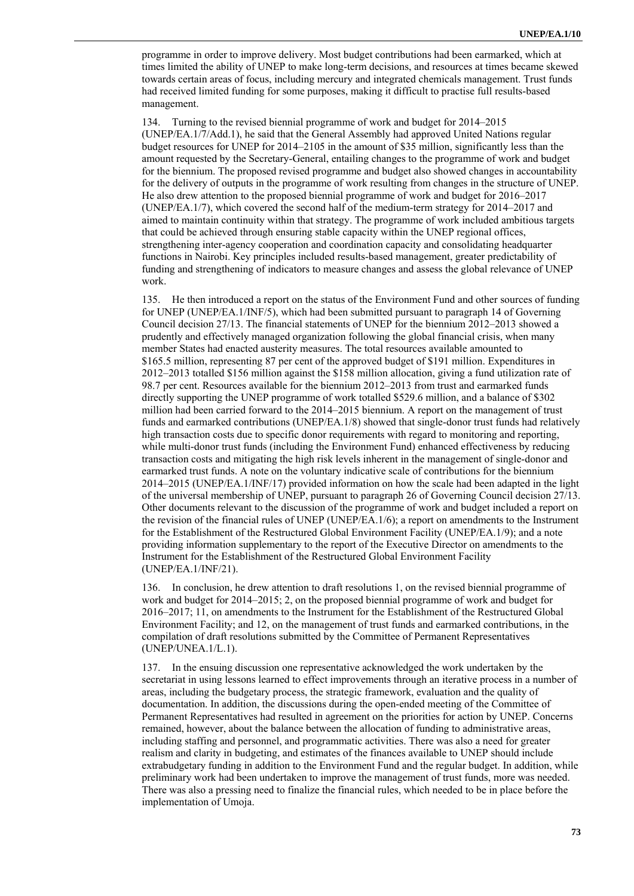programme in order to improve delivery. Most budget contributions had been earmarked, which at times limited the ability of UNEP to make long-term decisions, and resources at times became skewed towards certain areas of focus, including mercury and integrated chemicals management. Trust funds had received limited funding for some purposes, making it difficult to practise full results-based management.

134. Turning to the revised biennial programme of work and budget for 2014–2015 (UNEP/EA.1/7/Add.1), he said that the General Assembly had approved United Nations regular budget resources for UNEP for 2014–2105 in the amount of $35 million, significantly less than the amount requested by the Secretary-General, entailing changes to the programme of work and budget for the biennium. The proposed revised programme and budget also showed changes in accountability for the delivery of outputs in the programme of work resulting from changes in the structure of UNEP. He also drew attention to the proposed biennial programme of work and budget for 2016–2017 (UNEP/EA.1/7), which covered the second half of the medium-term strategy for 2014–2017 and aimed to maintain continuity within that strategy. The programme of work included ambitious targets that could be achieved through ensuring stable capacity within the UNEP regional offices, strengthening inter-agency cooperation and coordination capacity and consolidating headquarter functions in Nairobi. Key principles included results-based management, greater predictability of funding and strengthening of indicators to measure changes and assess the global relevance of UNEP work.

135. He then introduced a report on the status of the Environment Fund and other sources of funding for UNEP (UNEP/EA.1/INF/5), which had been submitted pursuant to paragraph 14 of Governing Council decision 27/13. The financial statements of UNEP for the biennium 2012–2013 showed a prudently and effectively managed organization following the global financial crisis, when many member States had enacted austerity measures. The total resources available amounted to $165.5 million, representing 87 per cent of the approved budget of $191 million. Expenditures in 2012–2013 totalled $156 million against the $158 million allocation, giving a fund utilization rate of 98.7 per cent. Resources available for the biennium 2012–2013 from trust and earmarked funds directly supporting the UNEP programme of work totalled $529.6 million, and a balance of $302 million had been carried forward to the 2014–2015 biennium. A report on the management of trust funds and earmarked contributions (UNEP/EA.1/8) showed that single-donor trust funds had relatively high transaction costs due to specific donor requirements with regard to monitoring and reporting, while multi-donor trust funds (including the Environment Fund) enhanced effectiveness by reducing transaction costs and mitigating the high risk levels inherent in the management of single-donor and earmarked trust funds. A note on the voluntary indicative scale of contributions for the biennium 2014–2015 (UNEP/EA.1/INF/17) provided information on how the scale had been adapted in the light of the universal membership of UNEP, pursuant to paragraph 26 of Governing Council decision 27/13. Other documents relevant to the discussion of the programme of work and budget included a report on the revision of the financial rules of UNEP (UNEP/EA.1/6); a report on amendments to the Instrument for the Establishment of the Restructured Global Environment Facility (UNEP/EA.1/9); and a note providing information supplementary to the report of the Executive Director on amendments to the Instrument for the Establishment of the Restructured Global Environment Facility (UNEP/EA.1/INF/21).

136. In conclusion, he drew attention to draft resolutions 1, on the revised biennial programme of work and budget for 2014–2015; 2, on the proposed biennial programme of work and budget for 2016–2017; 11, on amendments to the Instrument for the Establishment of the Restructured Global Environment Facility; and 12, on the management of trust funds and earmarked contributions, in the compilation of draft resolutions submitted by the Committee of Permanent Representatives (UNEP/UNEA.1/L.1).

137. In the ensuing discussion one representative acknowledged the work undertaken by the secretariat in using lessons learned to effect improvements through an iterative process in a number of areas, including the budgetary process, the strategic framework, evaluation and the quality of documentation. In addition, the discussions during the open-ended meeting of the Committee of Permanent Representatives had resulted in agreement on the priorities for action by UNEP. Concerns remained, however, about the balance between the allocation of funding to administrative areas, including staffing and personnel, and programmatic activities. There was also a need for greater realism and clarity in budgeting, and estimates of the finances available to UNEP should include extrabudgetary funding in addition to the Environment Fund and the regular budget. In addition, while preliminary work had been undertaken to improve the management of trust funds, more was needed. There was also a pressing need to finalize the financial rules, which needed to be in place before the implementation of Umoja.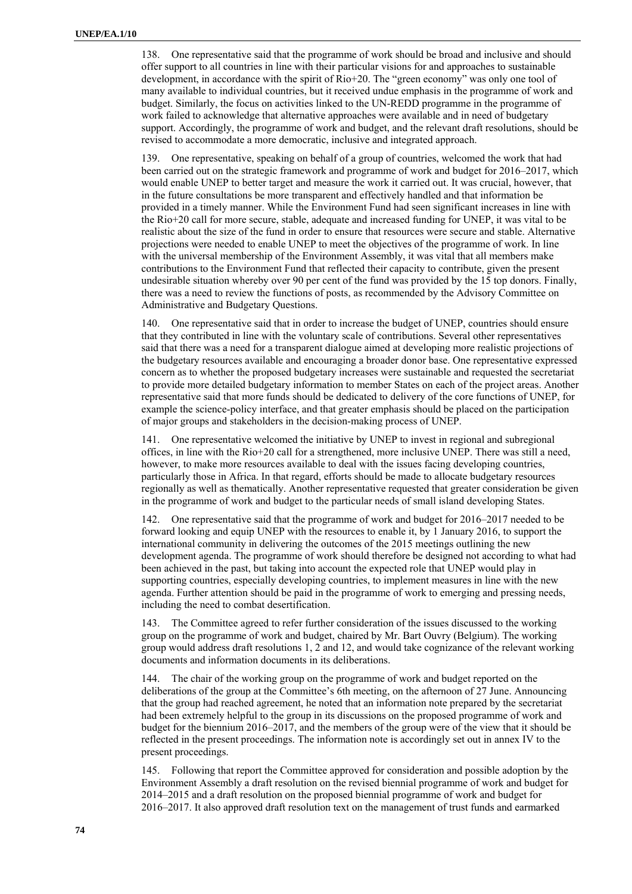138. One representative said that the programme of work should be broad and inclusive and should offer support to all countries in line with their particular visions for and approaches to sustainable development, in accordance with the spirit of Rio+20. The "green economy" was only one tool of many available to individual countries, but it received undue emphasis in the programme of work and budget. Similarly, the focus on activities linked to the UN-REDD programme in the programme of work failed to acknowledge that alternative approaches were available and in need of budgetary support. Accordingly, the programme of work and budget, and the relevant draft resolutions, should be revised to accommodate a more democratic, inclusive and integrated approach.

139. One representative, speaking on behalf of a group of countries, welcomed the work that had been carried out on the strategic framework and programme of work and budget for 2016–2017, which would enable UNEP to better target and measure the work it carried out. It was crucial, however, that in the future consultations be more transparent and effectively handled and that information be provided in a timely manner. While the Environment Fund had seen significant increases in line with the Rio+20 call for more secure, stable, adequate and increased funding for UNEP, it was vital to be realistic about the size of the fund in order to ensure that resources were secure and stable. Alternative projections were needed to enable UNEP to meet the objectives of the programme of work. In line with the universal membership of the Environment Assembly, it was vital that all members make contributions to the Environment Fund that reflected their capacity to contribute, given the present undesirable situation whereby over 90 per cent of the fund was provided by the 15 top donors. Finally, there was a need to review the functions of posts, as recommended by the Advisory Committee on Administrative and Budgetary Questions.

140. One representative said that in order to increase the budget of UNEP, countries should ensure that they contributed in line with the voluntary scale of contributions. Several other representatives said that there was a need for a transparent dialogue aimed at developing more realistic projections of the budgetary resources available and encouraging a broader donor base. One representative expressed concern as to whether the proposed budgetary increases were sustainable and requested the secretariat to provide more detailed budgetary information to member States on each of the project areas. Another representative said that more funds should be dedicated to delivery of the core functions of UNEP, for example the science-policy interface, and that greater emphasis should be placed on the participation of major groups and stakeholders in the decision-making process of UNEP.

141. One representative welcomed the initiative by UNEP to invest in regional and subregional offices, in line with the Rio+20 call for a strengthened, more inclusive UNEP. There was still a need, however, to make more resources available to deal with the issues facing developing countries, particularly those in Africa. In that regard, efforts should be made to allocate budgetary resources regionally as well as thematically. Another representative requested that greater consideration be given in the programme of work and budget to the particular needs of small island developing States.

142. One representative said that the programme of work and budget for 2016–2017 needed to be forward looking and equip UNEP with the resources to enable it, by 1 January 2016, to support the international community in delivering the outcomes of the 2015 meetings outlining the new development agenda. The programme of work should therefore be designed not according to what had been achieved in the past, but taking into account the expected role that UNEP would play in supporting countries, especially developing countries, to implement measures in line with the new agenda. Further attention should be paid in the programme of work to emerging and pressing needs, including the need to combat desertification.

143. The Committee agreed to refer further consideration of the issues discussed to the working group on the programme of work and budget, chaired by Mr. Bart Ouvry (Belgium). The working group would address draft resolutions 1, 2 and 12, and would take cognizance of the relevant working documents and information documents in its deliberations.

144. The chair of the working group on the programme of work and budget reported on the deliberations of the group at the Committee's 6th meeting, on the afternoon of 27 June. Announcing that the group had reached agreement, he noted that an information note prepared by the secretariat had been extremely helpful to the group in its discussions on the proposed programme of work and budget for the biennium 2016–2017, and the members of the group were of the view that it should be reflected in the present proceedings. The information note is accordingly set out in annex IV to the present proceedings.

145. Following that report the Committee approved for consideration and possible adoption by the Environment Assembly a draft resolution on the revised biennial programme of work and budget for 2014–2015 and a draft resolution on the proposed biennial programme of work and budget for 2016–2017. It also approved draft resolution text on the management of trust funds and earmarked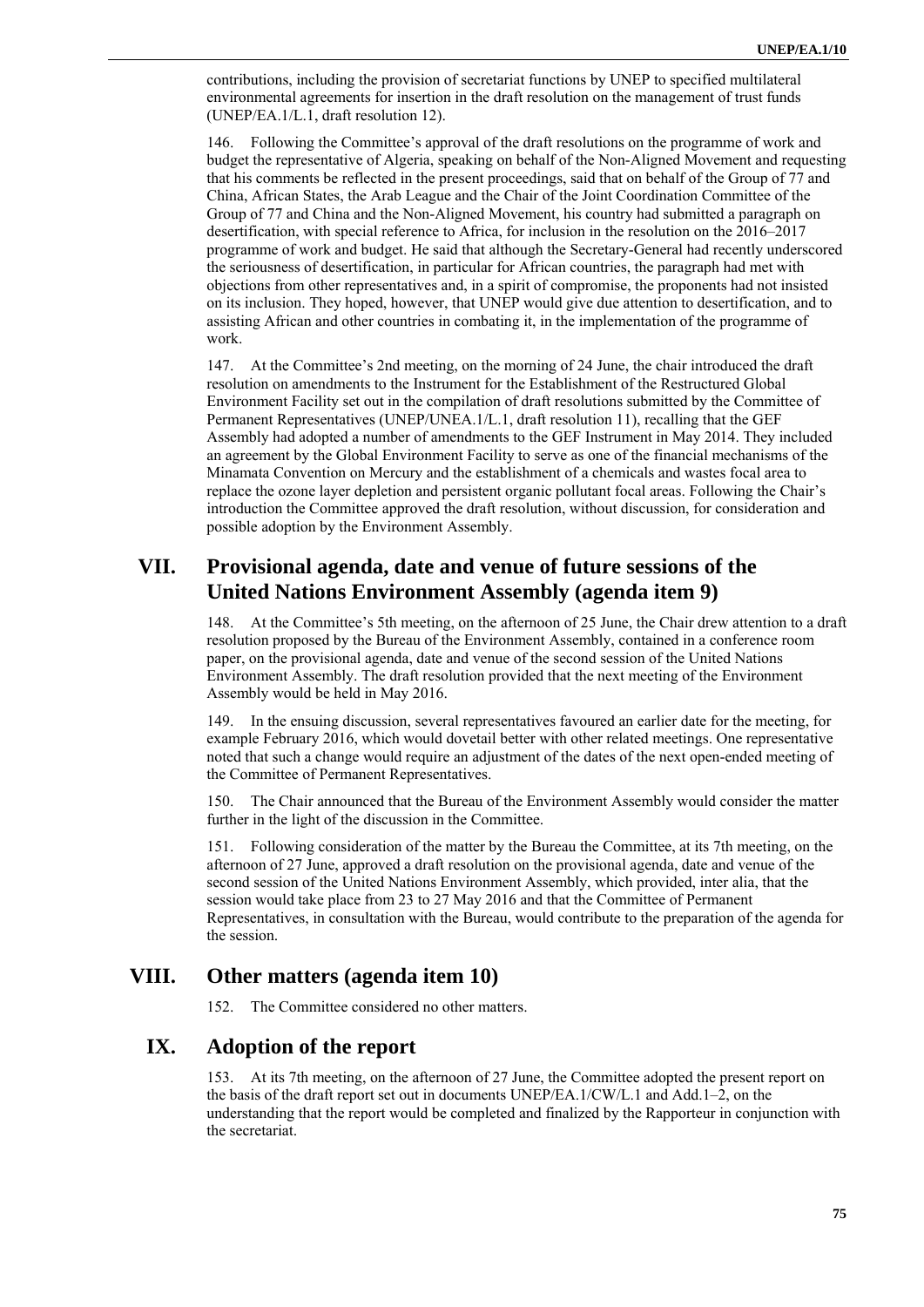contributions, including the provision of secretariat functions by UNEP to specified multilateral environmental agreements for insertion in the draft resolution on the management of trust funds (UNEP/EA.1/L.1, draft resolution 12).

146. Following the Committee's approval of the draft resolutions on the programme of work and budget the representative of Algeria, speaking on behalf of the Non-Aligned Movement and requesting that his comments be reflected in the present proceedings, said that on behalf of the Group of 77 and China, African States, the Arab League and the Chair of the Joint Coordination Committee of the Group of 77 and China and the Non-Aligned Movement, his country had submitted a paragraph on desertification, with special reference to Africa, for inclusion in the resolution on the 2016–2017 programme of work and budget. He said that although the Secretary-General had recently underscored the seriousness of desertification, in particular for African countries, the paragraph had met with objections from other representatives and, in a spirit of compromise, the proponents had not insisted on its inclusion. They hoped, however, that UNEP would give due attention to desertification, and to assisting African and other countries in combating it, in the implementation of the programme of work.

147. At the Committee's 2nd meeting, on the morning of 24 June, the chair introduced the draft resolution on amendments to the Instrument for the Establishment of the Restructured Global Environment Facility set out in the compilation of draft resolutions submitted by the Committee of Permanent Representatives (UNEP/UNEA.1/L.1, draft resolution 11), recalling that the GEF Assembly had adopted a number of amendments to the GEF Instrument in May 2014. They included an agreement by the Global Environment Facility to serve as one of the financial mechanisms of the Minamata Convention on Mercury and the establishment of a chemicals and wastes focal area to replace the ozone layer depletion and persistent organic pollutant focal areas. Following the Chair's introduction the Committee approved the draft resolution, without discussion, for consideration and possible adoption by the Environment Assembly.

## VII. Provisional agenda, date and venue of future sessions of the United Nations Environment Assembly (agenda item 9)

148. At the Committee's 5th meeting, on the afternoon of 25 June, the Chair drew attention to a draft resolution proposed by the Bureau of the Environment Assembly, contained in a conference room paper, on the provisional agenda, date and venue of the second session of the United Nations Environment Assembly. The draft resolution provided that the next meeting of the Environment Assembly would be held in May 2016.

149. In the ensuing discussion, several representatives favoured an earlier date for the meeting, for example February 2016, which would dovetail better with other related meetings. One representative noted that such a change would require an adjustment of the dates of the next open-ended meeting of the Committee of Permanent Representatives.

150. The Chair announced that the Bureau of the Environment Assembly would consider the matter further in the light of the discussion in the Committee.

151. Following consideration of the matter by the Bureau the Committee, at its 7th meeting, on the afternoon of 27 June, approved a draft resolution on the provisional agenda, date and venue of the second session of the United Nations Environment Assembly, which provided, inter alia, that the session would take place from 23 to 27 May 2016 and that the Committee of Permanent Representatives, in consultation with the Bureau, would contribute to the preparation of the agenda for the session.

## VIII. Other matters (agenda item 10)

152. The Committee considered no other matters.

## IX. Adoption of the report

153. At its 7th meeting, on the afternoon of 27 June, the Committee adopted the present report on the basis of the draft report set out in documents UNEP/EA.1/CW/L.1 and Add.1–2, on the understanding that the report would be completed and finalized by the Rapporteur in conjunction with the secretariat.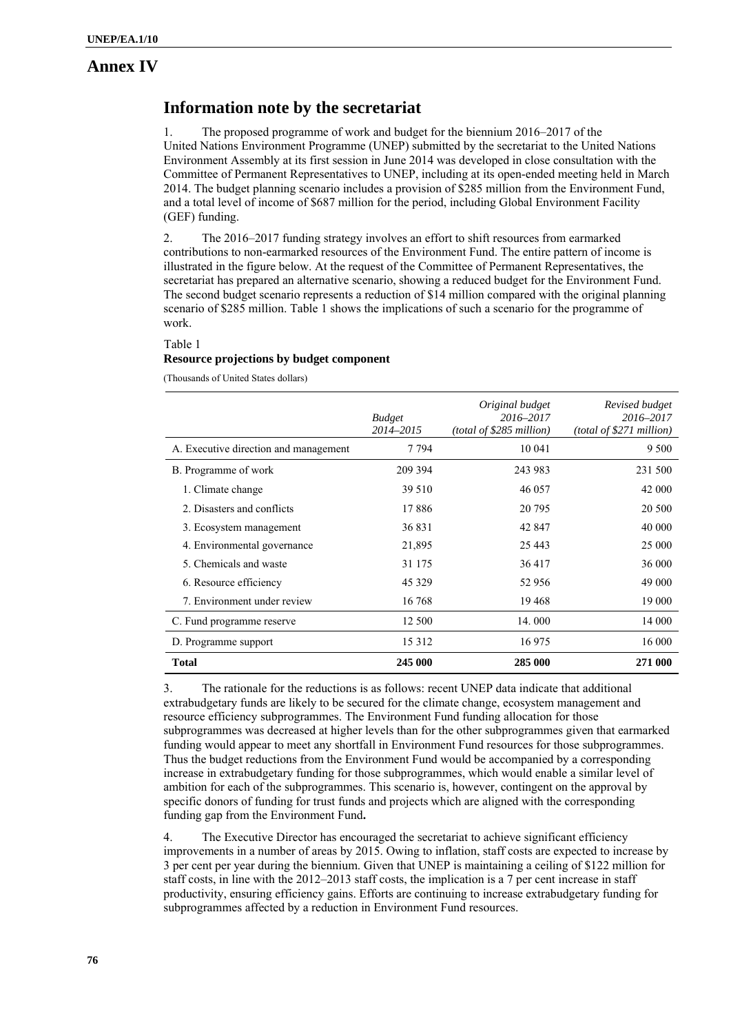# Annex IV

## Information note by the secretariat

1. The proposed programme of work and budget for the biennium 2016–2017 of the United Nations Environment Programme (UNEP) submitted by the secretariat to the United Nations Environment Assembly at its first session in June 2014 was developed in close consultation with the Committee of Permanent Representatives to UNEP, including at its open-ended meeting held in March 2014. The budget planning scenario includes a provision of $285 million from the Environment Fund, and a total level of income of $687 million for the period, including Global Environment Facility (GEF) funding.

2. The 2016–2017 funding strategy involves an effort to shift resources from earmarked contributions to non-earmarked resources of the Environment Fund. The entire pattern of income is illustrated in the figure below. At the request of the Committee of Permanent Representatives, the secretariat has prepared an alternative scenario, showing a reduced budget for the Environment Fund. The second budget scenario represents a reduction of $14 million compared with the original planning scenario of $285 million. Table 1 shows the implications of such a scenario for the programme of work.

Table 1
**Resource projections by budget component**

(Thousands of United States dollars)

| | *Budget 2014–2015* | *Original budget 2016–2017 (total of $285 million)* | *Revised budget 2016–2017 (total of $271 million)* |
|---|---|---|---|
| A. Executive direction and management | 7 794 | 10 041 | 9 500 |
| B. Programme of work | 209 394 | 243 983 | 231 500 |
| 1. Climate change | 39 510 | 46 057 | 42 000 |
| 2. Disasters and conflicts | 17 886 | 20 795 | 20 500 |
| 3. Ecosystem management | 36 831 | 42 847 | 40 000 |
| 4. Environmental governance | 21,895 | 25 443 | 25 000 |
| 5. Chemicals and waste | 31 175 | 36 417 | 36 000 |
| 6. Resource efficiency | 45 329 | 52 956 | 49 000 |
| 7. Environment under review | 16 768 | 19 468 | 19 000 |
| C. Fund programme reserve | 12 500 | 14. 000 | 14 000 |
| D. Programme support | 15 312 | 16 975 | 16 000 |
| **Total** | **245 000** | **285 000** | **271 000** |

3. The rationale for the reductions is as follows: recent UNEP data indicate that additional extrabudgetary funds are likely to be secured for the climate change, ecosystem management and resource efficiency subprogrammes. The Environment Fund funding allocation for those subprogrammes was decreased at higher levels than for the other subprogrammes given that earmarked funding would appear to meet any shortfall in Environment Fund resources for those subprogrammes. Thus the budget reductions from the Environment Fund would be accompanied by a corresponding increase in extrabudgetary funding for those subprogrammes, which would enable a similar level of ambition for each of the subprogrammes. This scenario is, however, contingent on the approval by specific donors of funding for trust funds and projects which are aligned with the corresponding funding gap from the Environment Fund**.**

4. The Executive Director has encouraged the secretariat to achieve significant efficiency improvements in a number of areas by 2015. Owing to inflation, staff costs are expected to increase by 3 per cent per year during the biennium. Given that UNEP is maintaining a ceiling of $122 million for staff costs, in line with the 2012–2013 staff costs, the implication is a 7 per cent increase in staff productivity, ensuring efficiency gains. Efforts are continuing to increase extrabudgetary funding for subprogrammes affected by a reduction in Environment Fund resources.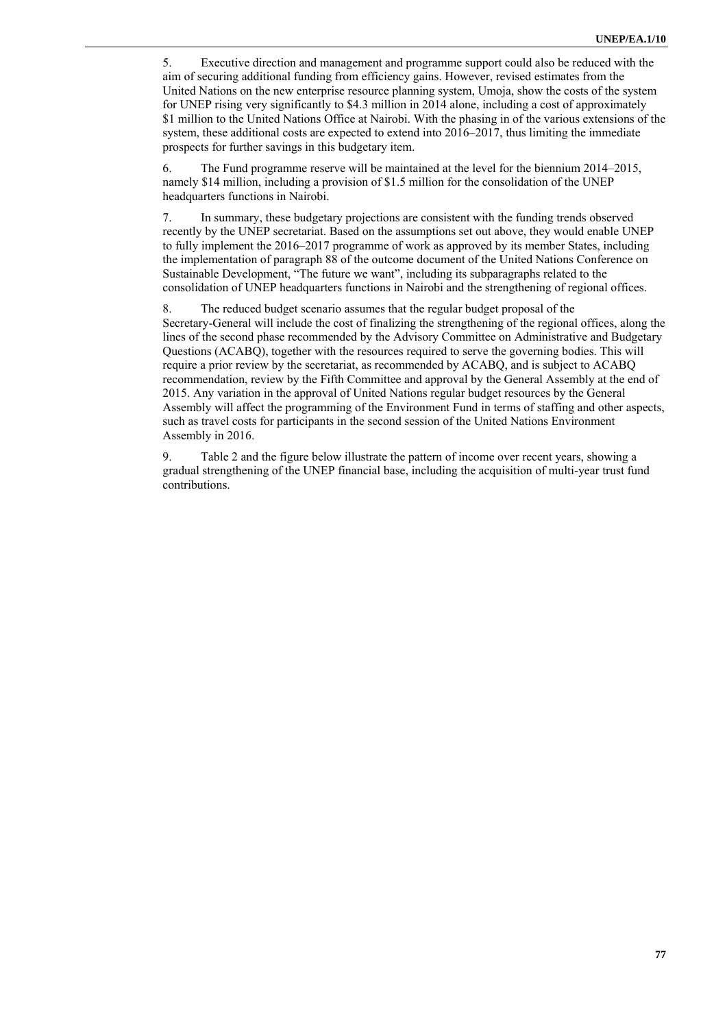5. Executive direction and management and programme support could also be reduced with the aim of securing additional funding from efficiency gains. However, revised estimates from the United Nations on the new enterprise resource planning system, Umoja, show the costs of the system for UNEP rising very significantly to $4.3 million in 2014 alone, including a cost of approximately $1 million to the United Nations Office at Nairobi. With the phasing in of the various extensions of the system, these additional costs are expected to extend into 2016–2017, thus limiting the immediate prospects for further savings in this budgetary item.

6. The Fund programme reserve will be maintained at the level for the biennium 2014–2015, namely $14 million, including a provision of $1.5 million for the consolidation of the UNEP headquarters functions in Nairobi.

7. In summary, these budgetary projections are consistent with the funding trends observed recently by the UNEP secretariat. Based on the assumptions set out above, they would enable UNEP to fully implement the 2016–2017 programme of work as approved by its member States, including the implementation of paragraph 88 of the outcome document of the United Nations Conference on Sustainable Development, "The future we want", including its subparagraphs related to the consolidation of UNEP headquarters functions in Nairobi and the strengthening of regional offices.

8. The reduced budget scenario assumes that the regular budget proposal of the Secretary-General will include the cost of finalizing the strengthening of the regional offices, along the lines of the second phase recommended by the Advisory Committee on Administrative and Budgetary Questions (ACABQ), together with the resources required to serve the governing bodies. This will require a prior review by the secretariat, as recommended by ACABQ, and is subject to ACABQ recommendation, review by the Fifth Committee and approval by the General Assembly at the end of 2015. Any variation in the approval of United Nations regular budget resources by the General Assembly will affect the programming of the Environment Fund in terms of staffing and other aspects, such as travel costs for participants in the second session of the United Nations Environment Assembly in 2016.

9. Table 2 and the figure below illustrate the pattern of income over recent years, showing a gradual strengthening of the UNEP financial base, including the acquisition of multi-year trust fund contributions.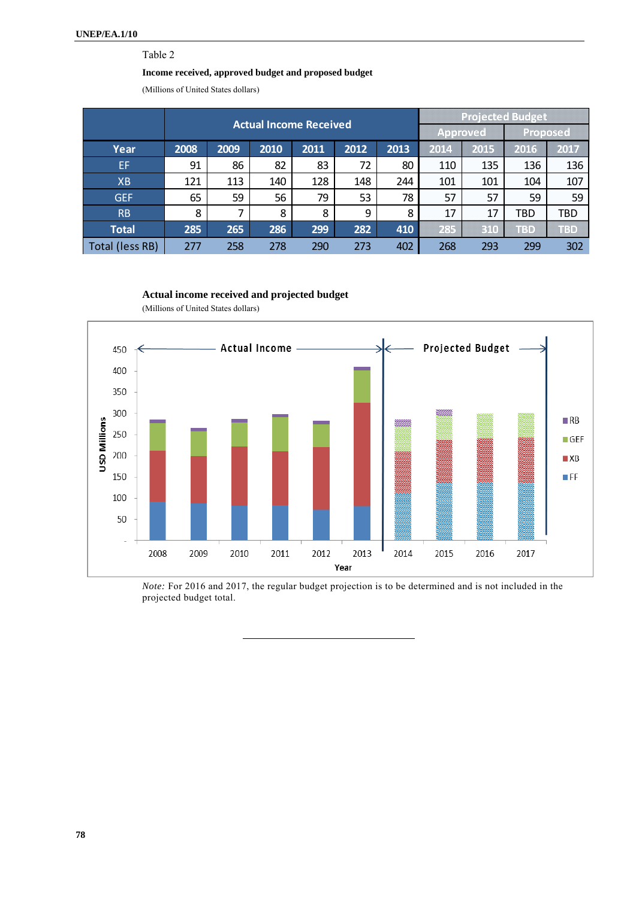Table 2

**Income received, approved budget and proposed budget**

(Millions of United States dollars)

| | Actual Income Received | | | | | | Projected Budget | | | |
|---|---|---|---|---|---|---|---|---|---|---|
| | | | | | | | Approved | | Proposed | |
| Year | 2008 | 2009 | 2010 | 2011 | 2012 | 2013 | 2014 | 2015 | 2016 | 2017 |
| EF | 91 | 86 | 82 | 83 | 72 | 80 | 110 | 135 | 136 | 136 |
| XB | 121 | 113 | 140 | 128 | 148 | 244 | 101 | 101 | 104 | 107 |
| GEF | 65 | 59 | 56 | 79 | 53 | 78 | 57 | 57 | 59 | 59 |
| RB | 8 | 7 | 8 | 8 | 9 | 8 | 17 | 17 | TBD | TBD |
| **Total** | **285** | **265** | **286** | **299** | **282** | **410** | 285 | 310 | TBD | TBD |
| Total (less RB) | 277 | 258 | 278 | 290 | 273 | 402 | 268 | 293 | 299 | 302 |

**Actual income received and projected budget**

(Millions of United States dollars)

Actual Income

Projected Budget

USD Millions

450
400
350
300
250
200
150
100
50
-

2008 2009 2010 2011 2012 2013 2014 2015 2016 2017

Year

RB
GEF
XB
FF

*Note:* For 2016 and 2017, the regular budget projection is to be determined and is not included in the projected budget total.